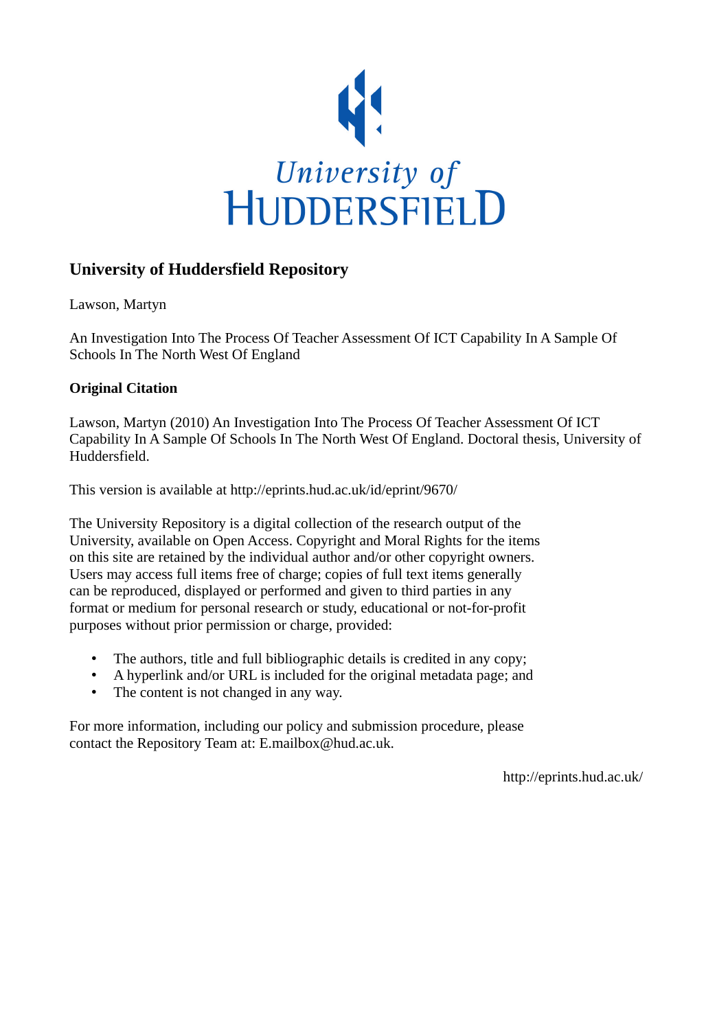University of HUDDERSFIELD

## University of Huddersfield Repository

Lawson, Martyn

An Investigation Into The Process Of Teacher Assessment Of ICT Capability In A Sample Of Schools In The North West Of England

### Original Citation

Lawson, Martyn (2010) An Investigation Into The Process Of Teacher Assessment Of ICT Capability In A Sample Of Schools In The North West Of England. Doctoral thesis, University of Huddersfield.

This version is available at http://eprints.hud.ac.uk/id/eprint/9670/

The University Repository is a digital collection of the research output of the University, available on Open Access. Copyright and Moral Rights for the items on this site are retained by the individual author and/or other copyright owners. Users may access full items free of charge; copies of full text items generally can be reproduced, displayed or performed and given to third parties in any format or medium for personal research or study, educational or not-for-profit purposes without prior permission or charge, provided:

- The authors, title and full bibliographic details is credited in any copy;
- A hyperlink and/or URL is included for the original metadata page; and
- The content is not changed in any way.

For more information, including our policy and submission procedure, please contact the Repository Team at: E.mailbox@hud.ac.uk.

http://eprints.hud.ac.uk/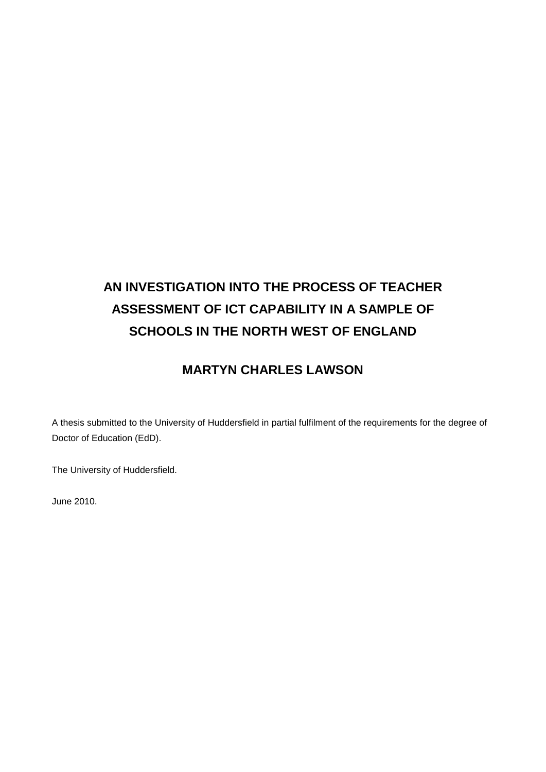# AN INVESTIGATION INTO THE PROCESS OF TEACHER ASSESSMENT OF ICT CAPABILITY IN A SAMPLE OF SCHOOLS IN THE NORTH WEST OF ENGLAND

## MARTYN CHARLES LAWSON

A thesis submitted to the University of Huddersfield in partial fulfilment of the requirements for the degree of Doctor of Education (EdD).

The University of Huddersfield.

June 2010.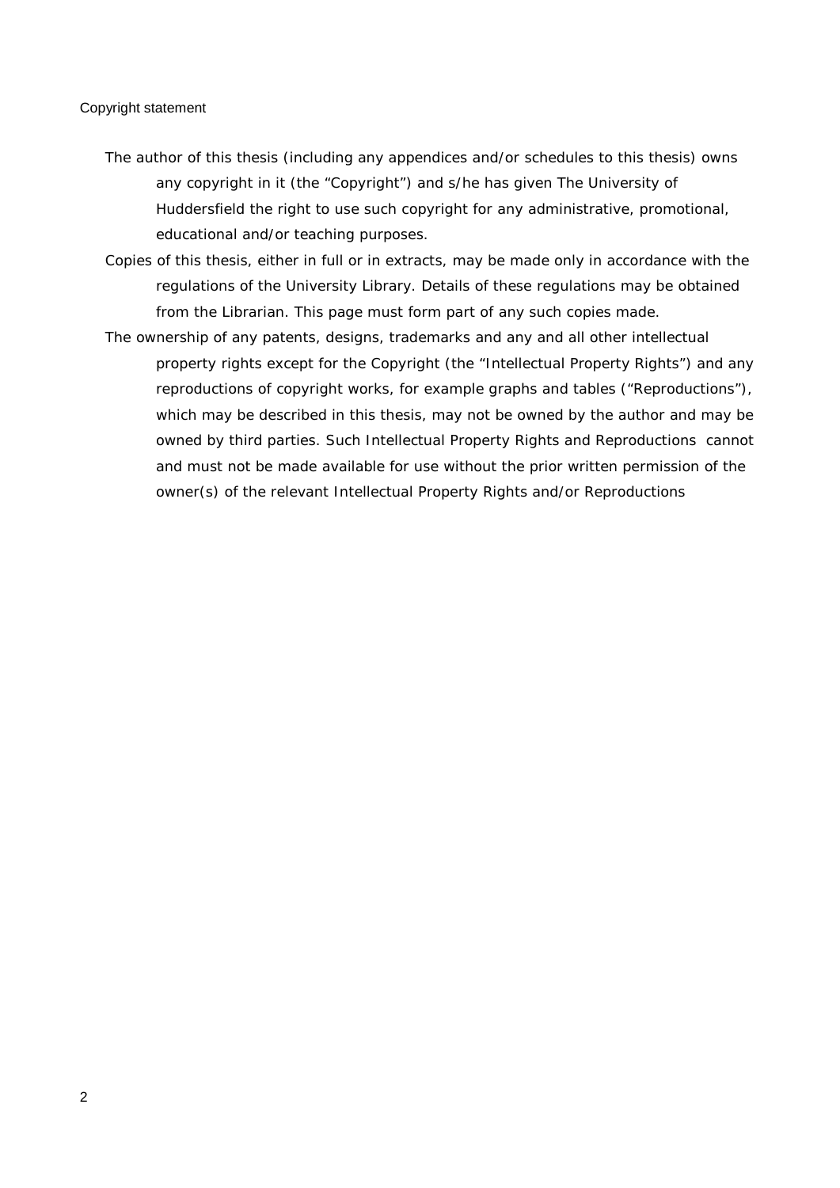Copyright statement

- The author of this thesis (including any appendices and/or schedules to this thesis) owns any copyright in it (the “Copyright”) and s/he has given The University of Huddersfield the right to use such copyright for any administrative, promotional, educational and/or teaching purposes.
- Copies of this thesis, either in full or in extracts, may be made only in accordance with the regulations of the University Library. Details of these regulations may be obtained from the Librarian. This page must form part of any such copies made.
- The ownership of any patents, designs, trademarks and any and all other intellectual property rights except for the Copyright (the “Intellectual Property Rights”) and any reproductions of copyright works, for example graphs and tables (“Reproductions”), which may be described in this thesis, may not be owned by the author and may be owned by third parties. Such Intellectual Property Rights and Reproductions cannot and must not be made available for use without the prior written permission of the owner(s) of the relevant Intellectual Property Rights and/or Reproductions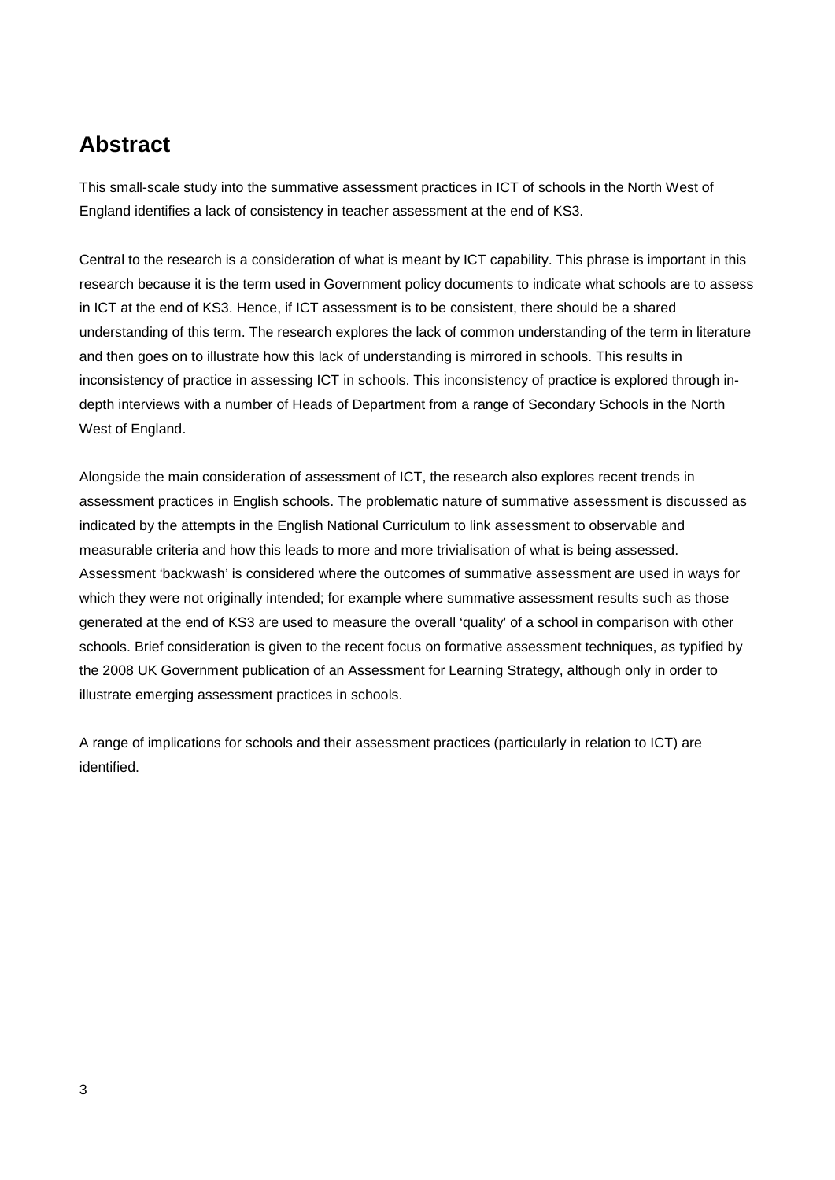## Abstract

This small-scale study into the summative assessment practices in ICT of schools in the North West of England identifies a lack of consistency in teacher assessment at the end of KS3.

Central to the research is a consideration of what is meant by ICT capability. This phrase is important in this research because it is the term used in Government policy documents to indicate what schools are to assess in ICT at the end of KS3. Hence, if ICT assessment is to be consistent, there should be a shared understanding of this term. The research explores the lack of common understanding of the term in literature and then goes on to illustrate how this lack of understanding is mirrored in schools. This results in inconsistency of practice in assessing ICT in schools. This inconsistency of practice is explored through in-depth interviews with a number of Heads of Department from a range of Secondary Schools in the North West of England.

Alongside the main consideration of assessment of ICT, the research also explores recent trends in assessment practices in English schools. The problematic nature of summative assessment is discussed as indicated by the attempts in the English National Curriculum to link assessment to observable and measurable criteria and how this leads to more and more trivialisation of what is being assessed. Assessment 'backwash' is considered where the outcomes of summative assessment are used in ways for which they were not originally intended; for example where summative assessment results such as those generated at the end of KS3 are used to measure the overall 'quality' of a school in comparison with other schools. Brief consideration is given to the recent focus on formative assessment techniques, as typified by the 2008 UK Government publication of an Assessment for Learning Strategy, although only in order to illustrate emerging assessment practices in schools.

A range of implications for schools and their assessment practices (particularly in relation to ICT) are identified.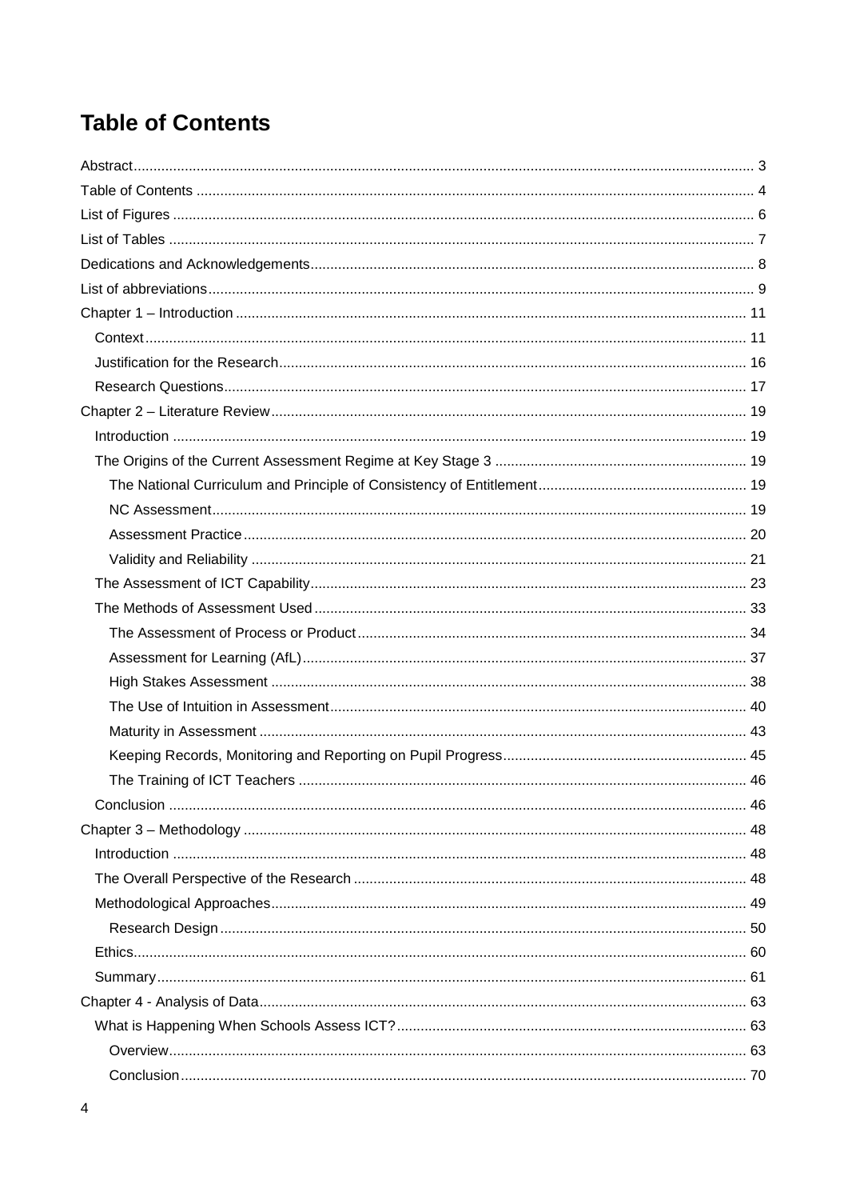# Table of Contents

Abstract ........................................................................................................................................... 3
Table of Contents ........................................................................................................................... 4
List of Figures ................................................................................................................................. 6
List of Tables ................................................................................................................................... 7
Dedications and Acknowledgements ............................................................................................... 8
List of abbreviations ......................................................................................................................... 9
Chapter 1 – Introduction ................................................................................................................ 11
- Context ....................................................................................................................................... 11
- Justification for the Research ..................................................................................................... 16
- Research Questions ................................................................................................................... 17

Chapter 2 – Literature Review ........................................................................................................ 19
- Introduction ................................................................................................................................ 19
- The Origins of the Current Assessment Regime at Key Stage 3 ............................................... 19
  - The National Curriculum and Principle of Consistency of Entitlement ..................................... 19
  - NC Assessment ...................................................................................................................... 19
  - Assessment Practice .............................................................................................................. 20
  - Validity and Reliability ............................................................................................................ 21
- The Assessment of ICT Capability ............................................................................................. 23
- The Methods of Assessment Used ............................................................................................ 33
  - The Assessment of Process or Product ................................................................................. 34
  - Assessment for Learning (AfL) ............................................................................................... 37
  - High Stakes Assessment ....................................................................................................... 38
  - The Use of Intuition in Assessment ........................................................................................ 40
  - Maturity in Assessment .......................................................................................................... 43
  - Keeping Records, Monitoring and Reporting on Pupil Progress ............................................. 45
  - The Training of ICT Teachers ................................................................................................ 46
- Conclusion ................................................................................................................................. 46

Chapter 3 – Methodology .............................................................................................................. 48
- Introduction ................................................................................................................................ 48
- The Overall Perspective of the Research .................................................................................. 48
- Methodological Approaches ....................................................................................................... 49
  - Research Design .................................................................................................................... 50
- Ethics .......................................................................................................................................... 60
- Summary .................................................................................................................................... 61

Chapter 4 - Analysis of Data .......................................................................................................... 63
- What is Happening When Schools Assess ICT? ........................................................................ 63
  - Overview ................................................................................................................................. 63
  - Conclusion .............................................................................................................................. 70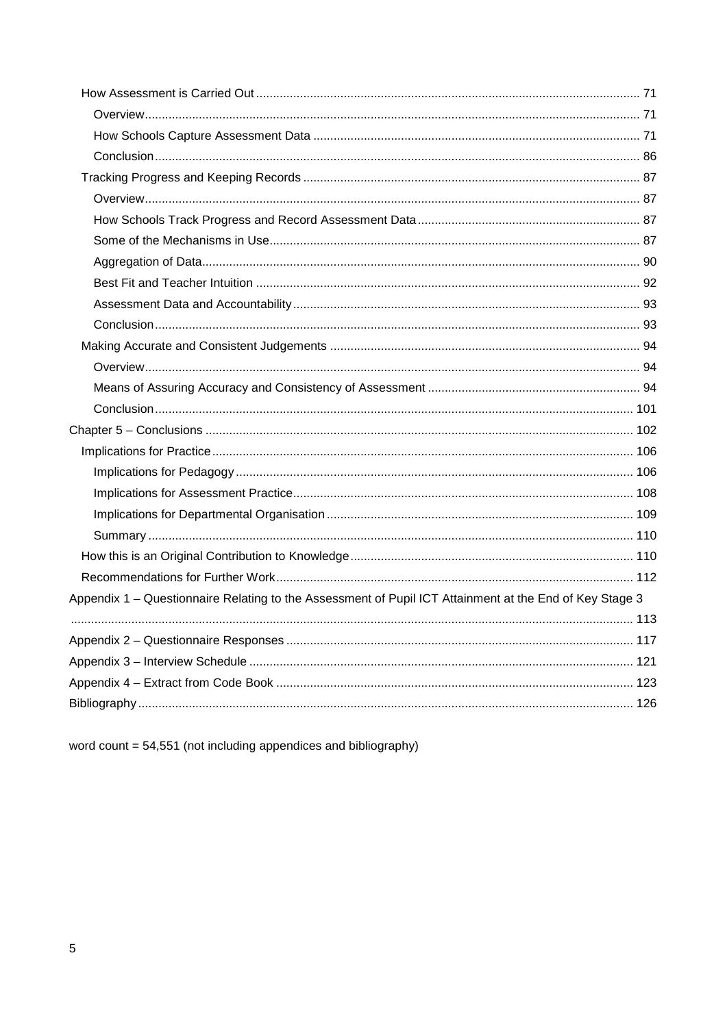- How Assessment is Carried Out ... 71
  - Overview ... 71
  - How Schools Capture Assessment Data ... 71
  - Conclusion ... 86
- Tracking Progress and Keeping Records ... 87
  - Overview ... 87
  - How Schools Track Progress and Record Assessment Data ... 87
  - Some of the Mechanisms in Use ... 87
  - Aggregation of Data ... 90
  - Best Fit and Teacher Intuition ... 92
  - Assessment Data and Accountability ... 93
  - Conclusion ... 93
- Making Accurate and Consistent Judgements ... 94
  - Overview ... 94
  - Means of Assuring Accuracy and Consistency of Assessment ... 94
  - Conclusion ... 101

Chapter 5 – Conclusions ... 102

- Implications for Practice ... 106
  - Implications for Pedagogy ... 106
  - Implications for Assessment Practice ... 108
  - Implications for Departmental Organisation ... 109
  - Summary ... 110
- How this is an Original Contribution to Knowledge ... 110
- Recommendations for Further Work ... 112

Appendix 1 – Questionnaire Relating to the Assessment of Pupil ICT Attainment at the End of Key Stage 3 ... 113

Appendix 2 – Questionnaire Responses ... 117

Appendix 3 – Interview Schedule ... 121

Appendix 4 – Extract from Code Book ... 123

Bibliography ... 126

word count = 54,551 (not including appendices and bibliography)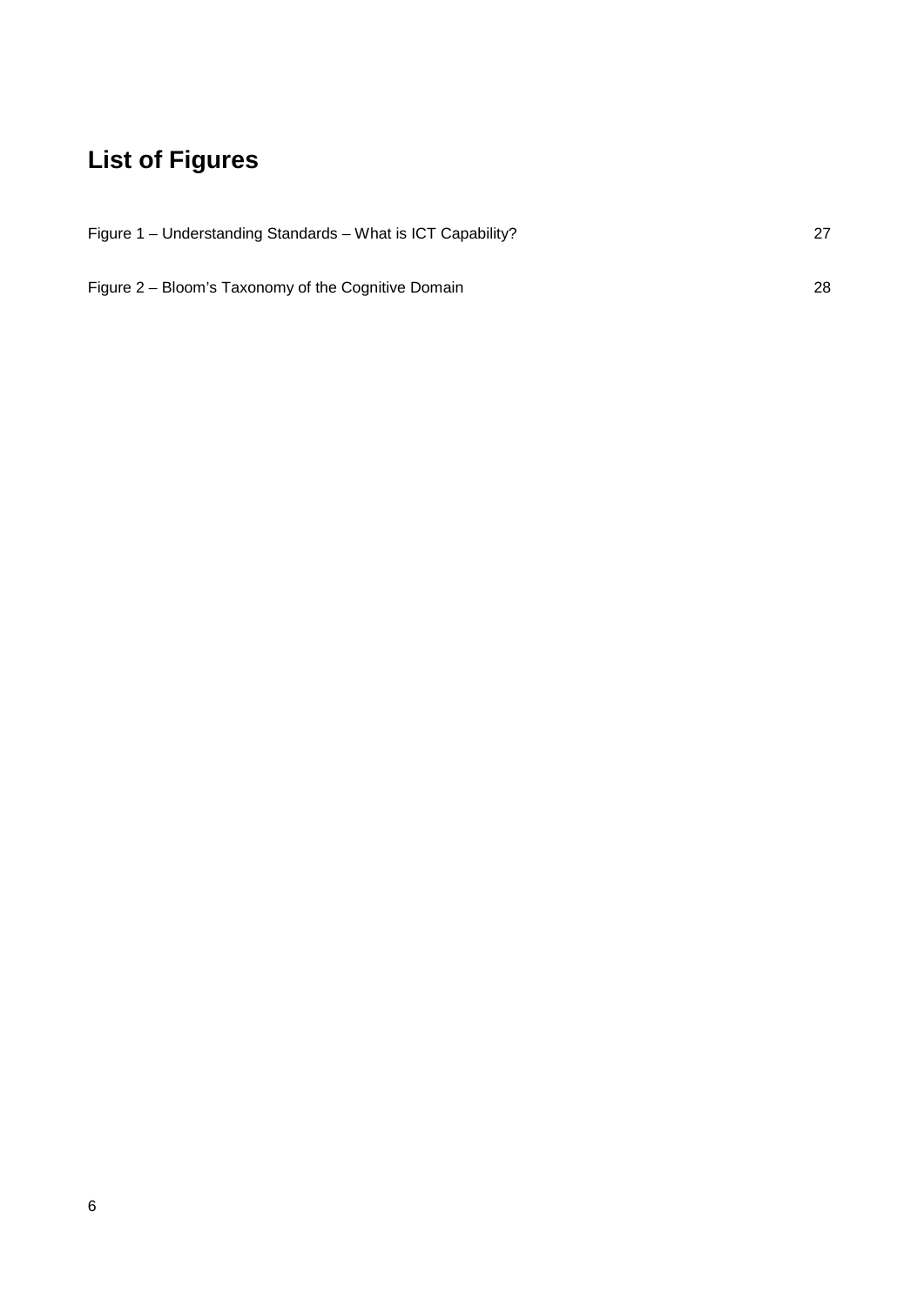# List of Figures

Figure 1 – Understanding Standards – What is ICT Capability? 27

Figure 2 – Bloom's Taxonomy of the Cognitive Domain 28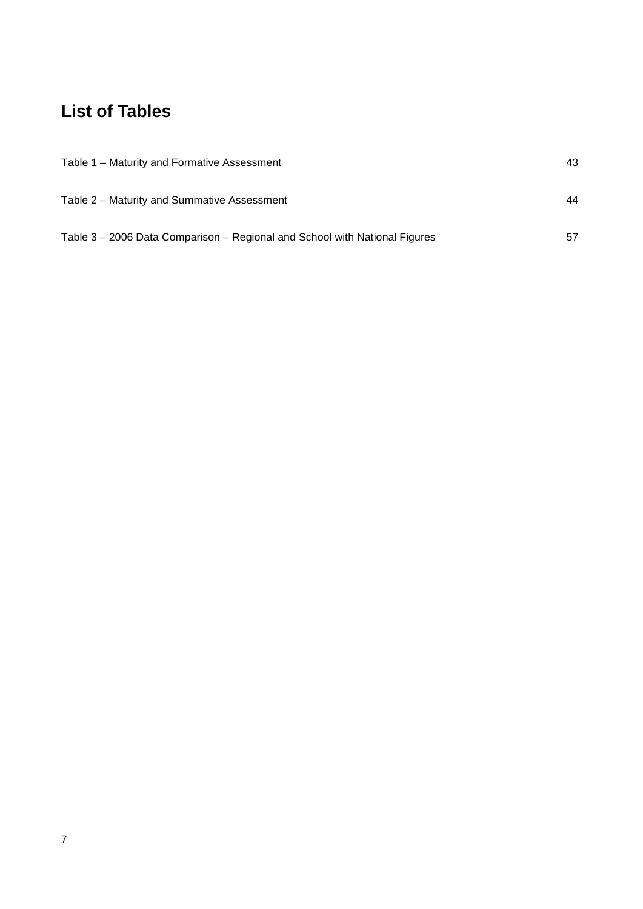## List of Tables

Table 1 – Maturity and Formative Assessment 43

Table 2 – Maturity and Summative Assessment 44

Table 3 – 2006 Data Comparison – Regional and School with National Figures 57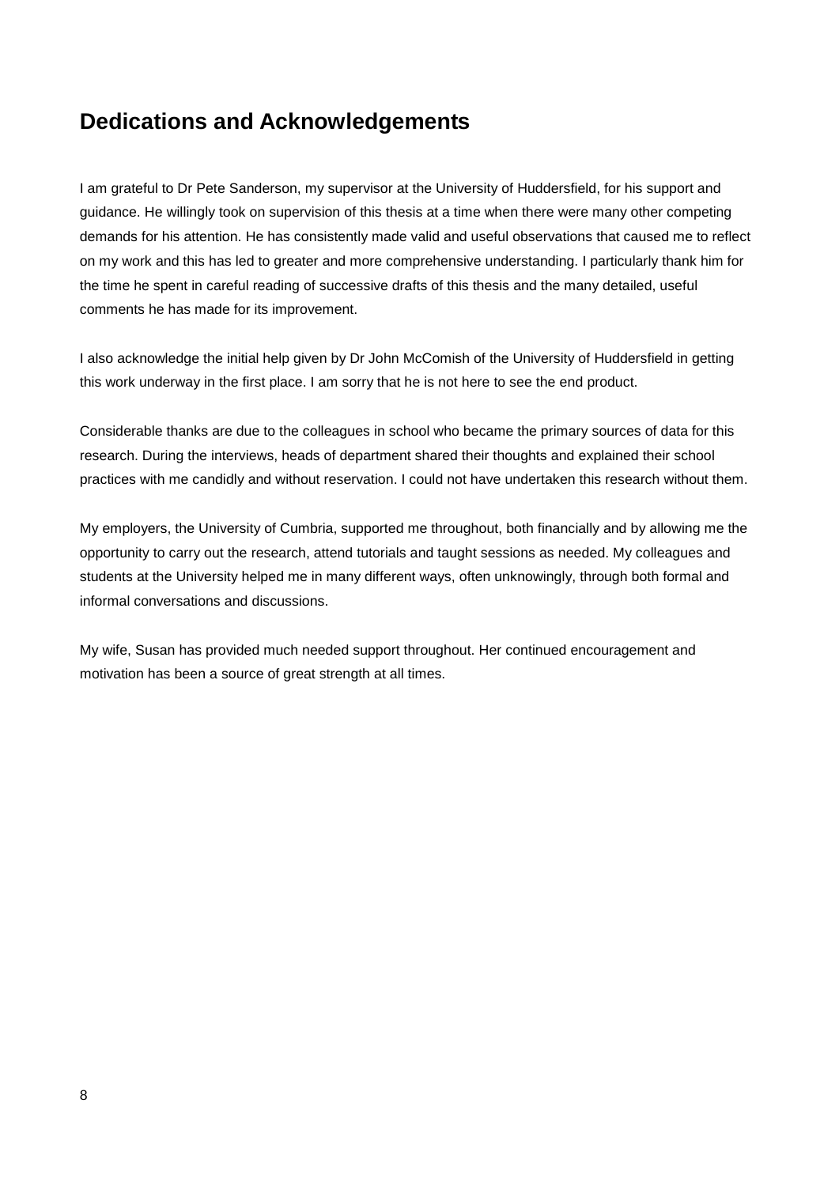## Dedications and Acknowledgements

I am grateful to Dr Pete Sanderson, my supervisor at the University of Huddersfield, for his support and guidance. He willingly took on supervision of this thesis at a time when there were many other competing demands for his attention. He has consistently made valid and useful observations that caused me to reflect on my work and this has led to greater and more comprehensive understanding. I particularly thank him for the time he spent in careful reading of successive drafts of this thesis and the many detailed, useful comments he has made for its improvement.

I also acknowledge the initial help given by Dr John McComish of the University of Huddersfield in getting this work underway in the first place. I am sorry that he is not here to see the end product.

Considerable thanks are due to the colleagues in school who became the primary sources of data for this research. During the interviews, heads of department shared their thoughts and explained their school practices with me candidly and without reservation. I could not have undertaken this research without them.

My employers, the University of Cumbria, supported me throughout, both financially and by allowing me the opportunity to carry out the research, attend tutorials and taught sessions as needed. My colleagues and students at the University helped me in many different ways, often unknowingly, through both formal and informal conversations and discussions.

My wife, Susan has provided much needed support throughout. Her continued encouragement and motivation has been a source of great strength at all times.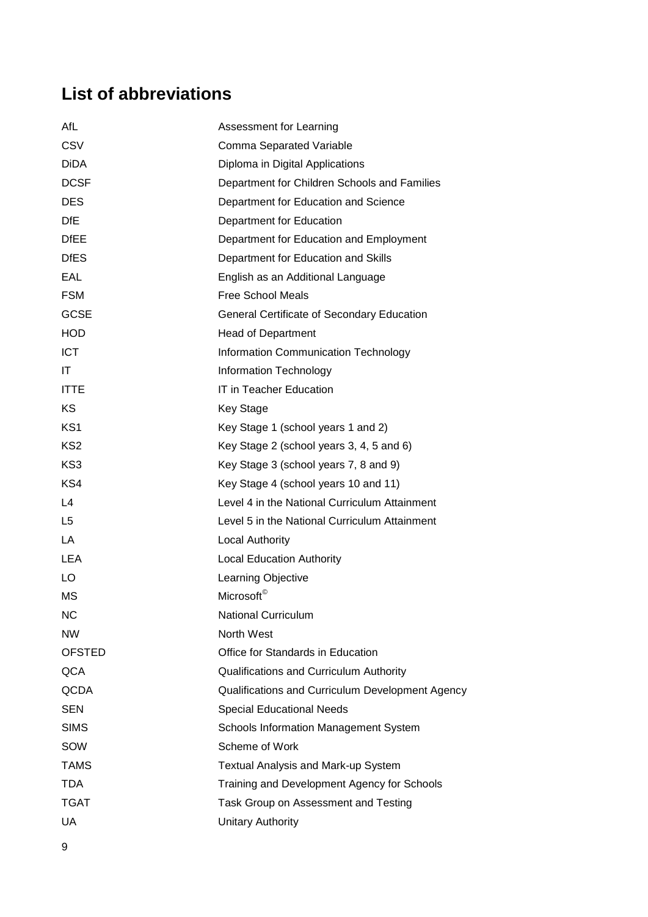## List of abbreviations

| | |
|---|---|
| AfL | Assessment for Learning |
| CSV | Comma Separated Variable |
| DiDA | Diploma in Digital Applications |
| DCSF | Department for Children Schools and Families |
| DES | Department for Education and Science |
| DfE | Department for Education |
| DfEE | Department for Education and Employment |
| DfES | Department for Education and Skills |
| EAL | English as an Additional Language |
| FSM | Free School Meals |
| GCSE | General Certificate of Secondary Education |
| HOD | Head of Department |
| ICT | Information Communication Technology |
| IT | Information Technology |
| ITTE | IT in Teacher Education |
| KS | Key Stage |
| KS1 | Key Stage 1 (school years 1 and 2) |
| KS2 | Key Stage 2 (school years 3, 4, 5 and 6) |
| KS3 | Key Stage 3 (school years 7, 8 and 9) |
| KS4 | Key Stage 4 (school years 10 and 11) |
| L4 | Level 4 in the National Curriculum Attainment |
| L5 | Level 5 in the National Curriculum Attainment |
| LA | Local Authority |
| LEA | Local Education Authority |
| LO | Learning Objective |
| MS | Microsoft© |
| NC | National Curriculum |
| NW | North West |
| OFSTED | Office for Standards in Education |
| QCA | Qualifications and Curriculum Authority |
| QCDA | Qualifications and Curriculum Development Agency |
| SEN | Special Educational Needs |
| SIMS | Schools Information Management System |
| SOW | Scheme of Work |
| TAMS | Textual Analysis and Mark-up System |
| TDA | Training and Development Agency for Schools |
| TGAT | Task Group on Assessment and Testing |
| UA | Unitary Authority |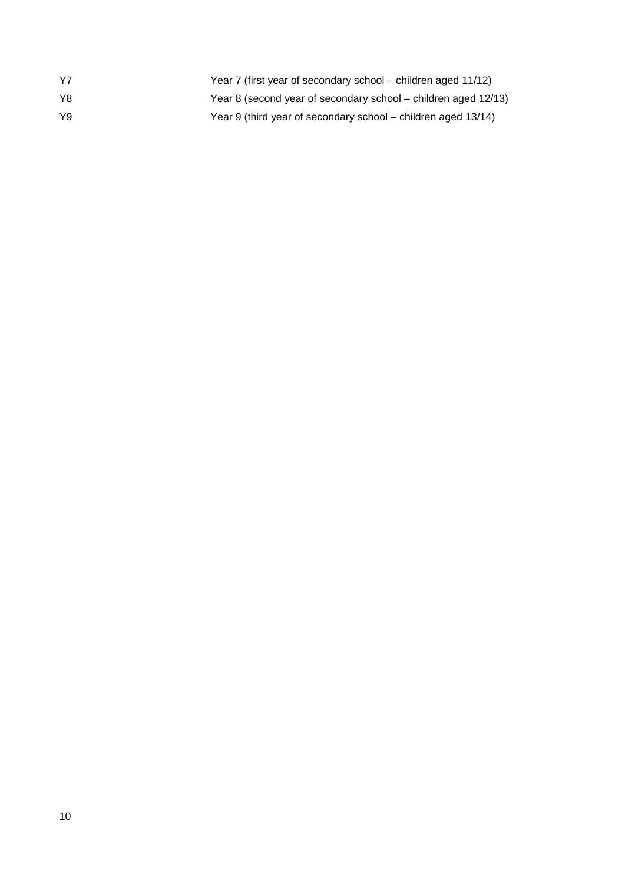| | |
|---|---|
| Y7 | Year 7 (first year of secondary school – children aged 11/12) |
| Y8 | Year 8 (second year of secondary school – children aged 12/13) |
| Y9 | Year 9 (third year of secondary school – children aged 13/14) |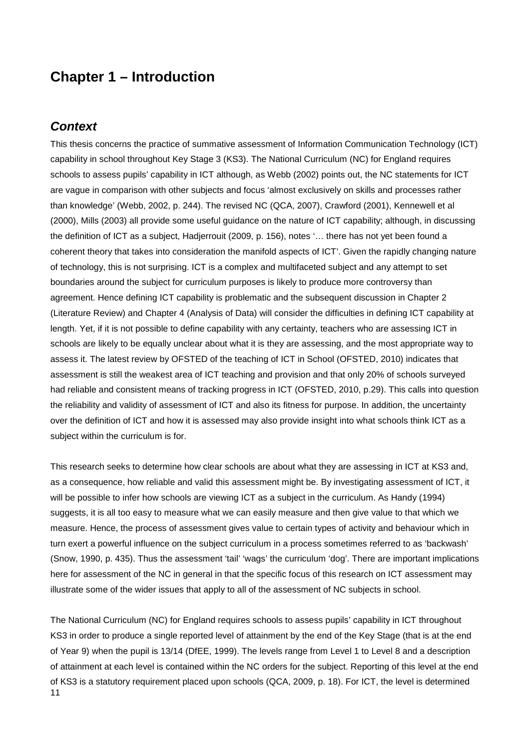# Chapter 1 – Introduction

## *Context*

This thesis concerns the practice of summative assessment of Information Communication Technology (ICT) capability in school throughout Key Stage 3 (KS3). The National Curriculum (NC) for England requires schools to assess pupils' capability in ICT although, as Webb (2002) points out, the NC statements for ICT are vague in comparison with other subjects and focus 'almost exclusively on skills and processes rather than knowledge' (Webb, 2002, p. 244). The revised NC (QCA, 2007), Crawford (2001), Kennewell et al (2000), Mills (2003) all provide some useful guidance on the nature of ICT capability; although, in discussing the definition of ICT as a subject, Hadjerrouit (2009, p. 156), notes '… there has not yet been found a coherent theory that takes into consideration the manifold aspects of ICT'. Given the rapidly changing nature of technology, this is not surprising. ICT is a complex and multifaceted subject and any attempt to set boundaries around the subject for curriculum purposes is likely to produce more controversy than agreement. Hence defining ICT capability is problematic and the subsequent discussion in Chapter 2 (Literature Review) and Chapter 4 (Analysis of Data) will consider the difficulties in defining ICT capability at length. Yet, if it is not possible to define capability with any certainty, teachers who are assessing ICT in schools are likely to be equally unclear about what it is they are assessing, and the most appropriate way to assess it. The latest review by OFSTED of the teaching of ICT in School (OFSTED, 2010) indicates that assessment is still the weakest area of ICT teaching and provision and that only 20% of schools surveyed had reliable and consistent means of tracking progress in ICT (OFSTED, 2010, p.29). This calls into question the reliability and validity of assessment of ICT and also its fitness for purpose. In addition, the uncertainty over the definition of ICT and how it is assessed may also provide insight into what schools think ICT as a subject within the curriculum is for.

This research seeks to determine how clear schools are about what they are assessing in ICT at KS3 and, as a consequence, how reliable and valid this assessment might be. By investigating assessment of ICT, it will be possible to infer how schools are viewing ICT as a subject in the curriculum. As Handy (1994) suggests, it is all too easy to measure what we can easily measure and then give value to that which we measure. Hence, the process of assessment gives value to certain types of activity and behaviour which in turn exert a powerful influence on the subject curriculum in a process sometimes referred to as 'backwash' (Snow, 1990, p. 435). Thus the assessment 'tail' 'wags' the curriculum 'dog'. There are important implications here for assessment of the NC in general in that the specific focus of this research on ICT assessment may illustrate some of the wider issues that apply to all of the assessment of NC subjects in school.

The National Curriculum (NC) for England requires schools to assess pupils' capability in ICT throughout KS3 in order to produce a single reported level of attainment by the end of the Key Stage (that is at the end of Year 9) when the pupil is 13/14 (DfEE, 1999). The levels range from Level 1 to Level 8 and a description of attainment at each level is contained within the NC orders for the subject. Reporting of this level at the end of KS3 is a statutory requirement placed upon schools (QCA, 2009, p. 18). For ICT, the level is determined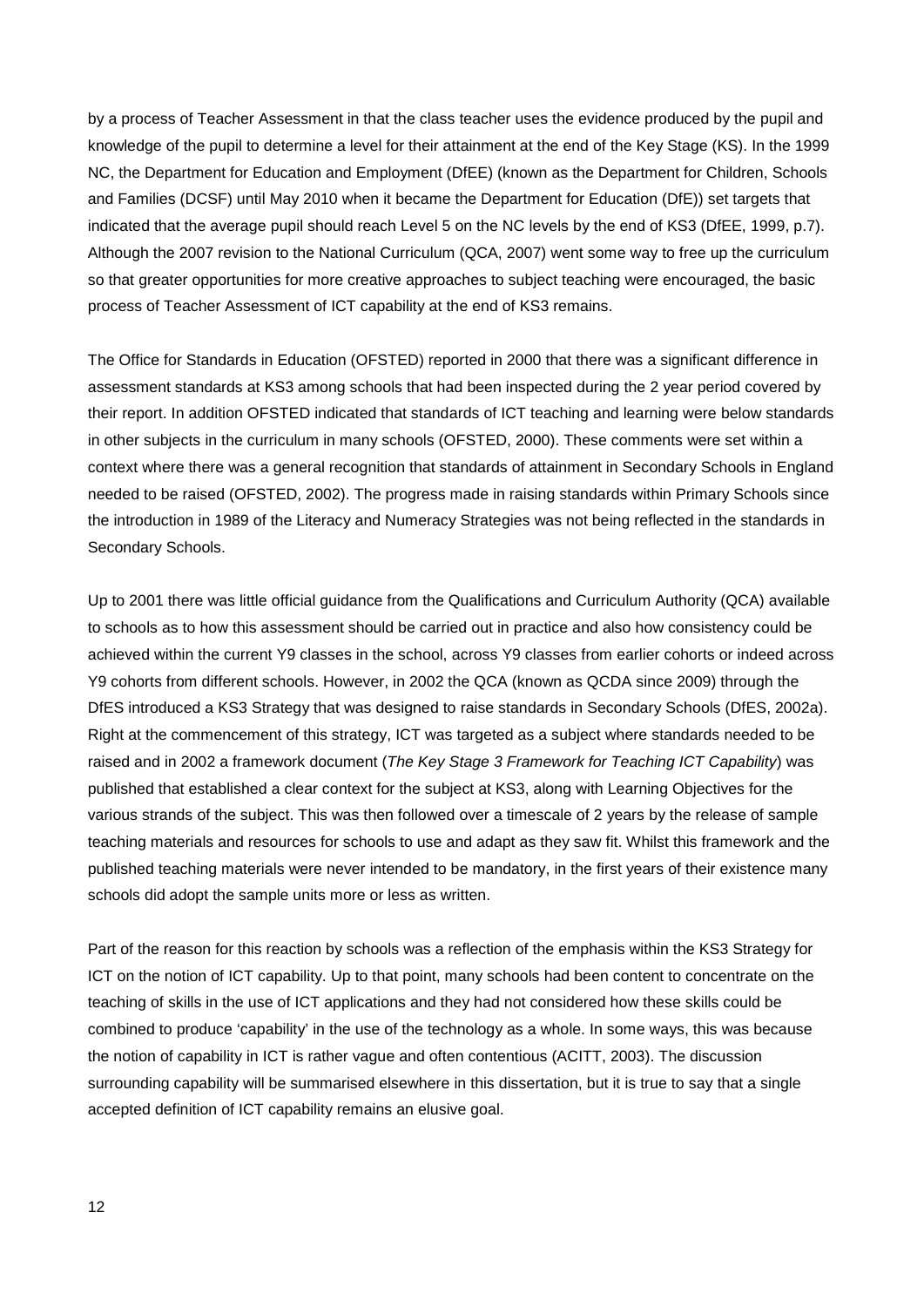by a process of Teacher Assessment in that the class teacher uses the evidence produced by the pupil and knowledge of the pupil to determine a level for their attainment at the end of the Key Stage (KS). In the 1999 NC, the Department for Education and Employment (DfEE) (known as the Department for Children, Schools and Families (DCSF) until May 2010 when it became the Department for Education (DfE)) set targets that indicated that the average pupil should reach Level 5 on the NC levels by the end of KS3 (DfEE, 1999, p.7). Although the 2007 revision to the National Curriculum (QCA, 2007) went some way to free up the curriculum so that greater opportunities for more creative approaches to subject teaching were encouraged, the basic process of Teacher Assessment of ICT capability at the end of KS3 remains.

The Office for Standards in Education (OFSTED) reported in 2000 that there was a significant difference in assessment standards at KS3 among schools that had been inspected during the 2 year period covered by their report. In addition OFSTED indicated that standards of ICT teaching and learning were below standards in other subjects in the curriculum in many schools (OFSTED, 2000). These comments were set within a context where there was a general recognition that standards of attainment in Secondary Schools in England needed to be raised (OFSTED, 2002). The progress made in raising standards within Primary Schools since the introduction in 1989 of the Literacy and Numeracy Strategies was not being reflected in the standards in Secondary Schools.

Up to 2001 there was little official guidance from the Qualifications and Curriculum Authority (QCA) available to schools as to how this assessment should be carried out in practice and also how consistency could be achieved within the current Y9 classes in the school, across Y9 classes from earlier cohorts or indeed across Y9 cohorts from different schools. However, in 2002 the QCA (known as QCDA since 2009) through the DfES introduced a KS3 Strategy that was designed to raise standards in Secondary Schools (DfES, 2002a). Right at the commencement of this strategy, ICT was targeted as a subject where standards needed to be raised and in 2002 a framework document (*The Key Stage 3 Framework for Teaching ICT Capability*) was published that established a clear context for the subject at KS3, along with Learning Objectives for the various strands of the subject. This was then followed over a timescale of 2 years by the release of sample teaching materials and resources for schools to use and adapt as they saw fit. Whilst this framework and the published teaching materials were never intended to be mandatory, in the first years of their existence many schools did adopt the sample units more or less as written.

Part of the reason for this reaction by schools was a reflection of the emphasis within the KS3 Strategy for ICT on the notion of ICT capability. Up to that point, many schools had been content to concentrate on the teaching of skills in the use of ICT applications and they had not considered how these skills could be combined to produce 'capability' in the use of the technology as a whole. In some ways, this was because the notion of capability in ICT is rather vague and often contentious (ACITT, 2003). The discussion surrounding capability will be summarised elsewhere in this dissertation, but it is true to say that a single accepted definition of ICT capability remains an elusive goal.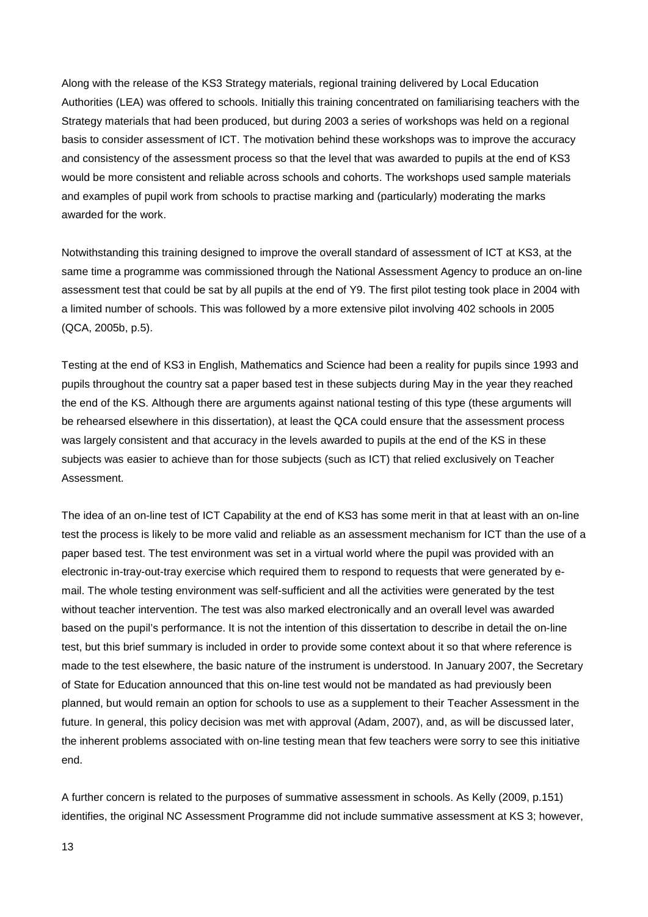Along with the release of the KS3 Strategy materials, regional training delivered by Local Education Authorities (LEA) was offered to schools. Initially this training concentrated on familiarising teachers with the Strategy materials that had been produced, but during 2003 a series of workshops was held on a regional basis to consider assessment of ICT. The motivation behind these workshops was to improve the accuracy and consistency of the assessment process so that the level that was awarded to pupils at the end of KS3 would be more consistent and reliable across schools and cohorts. The workshops used sample materials and examples of pupil work from schools to practise marking and (particularly) moderating the marks awarded for the work.

Notwithstanding this training designed to improve the overall standard of assessment of ICT at KS3, at the same time a programme was commissioned through the National Assessment Agency to produce an on-line assessment test that could be sat by all pupils at the end of Y9. The first pilot testing took place in 2004 with a limited number of schools. This was followed by a more extensive pilot involving 402 schools in 2005 (QCA, 2005b, p.5).

Testing at the end of KS3 in English, Mathematics and Science had been a reality for pupils since 1993 and pupils throughout the country sat a paper based test in these subjects during May in the year they reached the end of the KS. Although there are arguments against national testing of this type (these arguments will be rehearsed elsewhere in this dissertation), at least the QCA could ensure that the assessment process was largely consistent and that accuracy in the levels awarded to pupils at the end of the KS in these subjects was easier to achieve than for those subjects (such as ICT) that relied exclusively on Teacher Assessment.

The idea of an on-line test of ICT Capability at the end of KS3 has some merit in that at least with an on-line test the process is likely to be more valid and reliable as an assessment mechanism for ICT than the use of a paper based test. The test environment was set in a virtual world where the pupil was provided with an electronic in-tray-out-tray exercise which required them to respond to requests that were generated by e-mail. The whole testing environment was self-sufficient and all the activities were generated by the test without teacher intervention. The test was also marked electronically and an overall level was awarded based on the pupil's performance. It is not the intention of this dissertation to describe in detail the on-line test, but this brief summary is included in order to provide some context about it so that where reference is made to the test elsewhere, the basic nature of the instrument is understood. In January 2007, the Secretary of State for Education announced that this on-line test would not be mandated as had previously been planned, but would remain an option for schools to use as a supplement to their Teacher Assessment in the future. In general, this policy decision was met with approval (Adam, 2007), and, as will be discussed later, the inherent problems associated with on-line testing mean that few teachers were sorry to see this initiative end.

A further concern is related to the purposes of summative assessment in schools. As Kelly (2009, p.151) identifies, the original NC Assessment Programme did not include summative assessment at KS 3; however,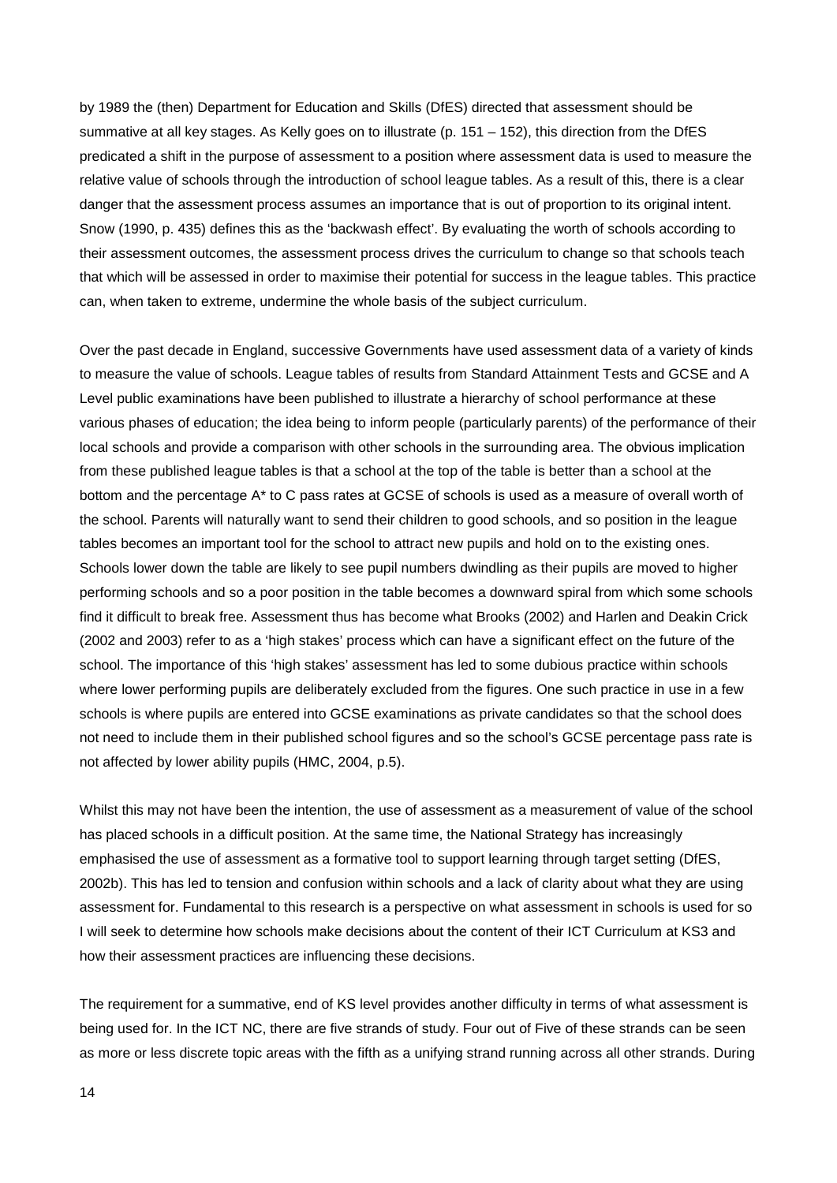by 1989 the (then) Department for Education and Skills (DfES) directed that assessment should be summative at all key stages. As Kelly goes on to illustrate (p. 151 – 152), this direction from the DfES predicated a shift in the purpose of assessment to a position where assessment data is used to measure the relative value of schools through the introduction of school league tables. As a result of this, there is a clear danger that the assessment process assumes an importance that is out of proportion to its original intent. Snow (1990, p. 435) defines this as the 'backwash effect'. By evaluating the worth of schools according to their assessment outcomes, the assessment process drives the curriculum to change so that schools teach that which will be assessed in order to maximise their potential for success in the league tables. This practice can, when taken to extreme, undermine the whole basis of the subject curriculum.

Over the past decade in England, successive Governments have used assessment data of a variety of kinds to measure the value of schools. League tables of results from Standard Attainment Tests and GCSE and A Level public examinations have been published to illustrate a hierarchy of school performance at these various phases of education; the idea being to inform people (particularly parents) of the performance of their local schools and provide a comparison with other schools in the surrounding area. The obvious implication from these published league tables is that a school at the top of the table is better than a school at the bottom and the percentage A* to C pass rates at GCSE of schools is used as a measure of overall worth of the school. Parents will naturally want to send their children to good schools, and so position in the league tables becomes an important tool for the school to attract new pupils and hold on to the existing ones. Schools lower down the table are likely to see pupil numbers dwindling as their pupils are moved to higher performing schools and so a poor position in the table becomes a downward spiral from which some schools find it difficult to break free. Assessment thus has become what Brooks (2002) and Harlen and Deakin Crick (2002 and 2003) refer to as a 'high stakes' process which can have a significant effect on the future of the school. The importance of this 'high stakes' assessment has led to some dubious practice within schools where lower performing pupils are deliberately excluded from the figures. One such practice in use in a few schools is where pupils are entered into GCSE examinations as private candidates so that the school does not need to include them in their published school figures and so the school's GCSE percentage pass rate is not affected by lower ability pupils (HMC, 2004, p.5).

Whilst this may not have been the intention, the use of assessment as a measurement of value of the school has placed schools in a difficult position. At the same time, the National Strategy has increasingly emphasised the use of assessment as a formative tool to support learning through target setting (DfES, 2002b). This has led to tension and confusion within schools and a lack of clarity about what they are using assessment for. Fundamental to this research is a perspective on what assessment in schools is used for so I will seek to determine how schools make decisions about the content of their ICT Curriculum at KS3 and how their assessment practices are influencing these decisions.

The requirement for a summative, end of KS level provides another difficulty in terms of what assessment is being used for. In the ICT NC, there are five strands of study. Four out of Five of these strands can be seen as more or less discrete topic areas with the fifth as a unifying strand running across all other strands. During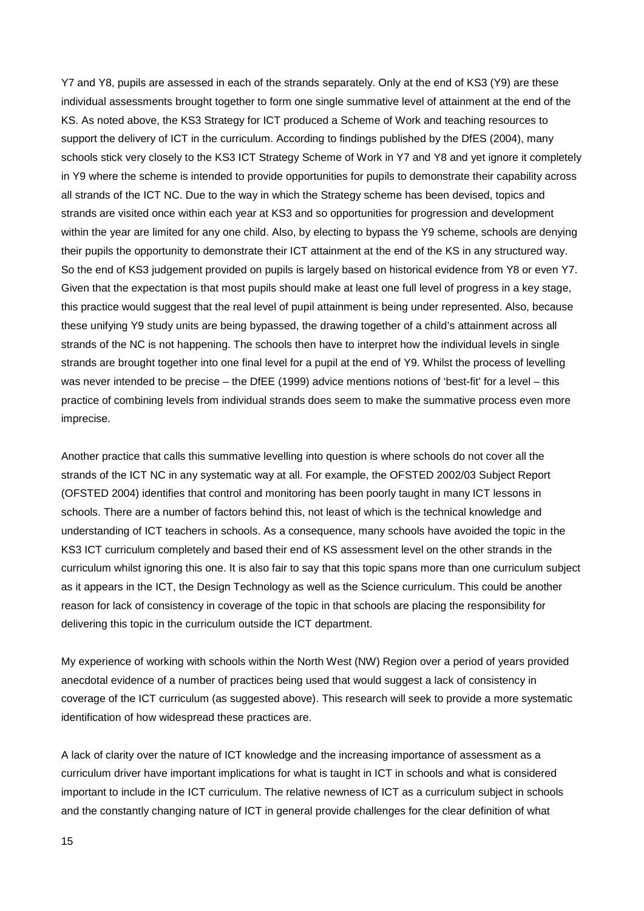Y7 and Y8, pupils are assessed in each of the strands separately. Only at the end of KS3 (Y9) are these individual assessments brought together to form one single summative level of attainment at the end of the KS. As noted above, the KS3 Strategy for ICT produced a Scheme of Work and teaching resources to support the delivery of ICT in the curriculum. According to findings published by the DfES (2004), many schools stick very closely to the KS3 ICT Strategy Scheme of Work in Y7 and Y8 and yet ignore it completely in Y9 where the scheme is intended to provide opportunities for pupils to demonstrate their capability across all strands of the ICT NC. Due to the way in which the Strategy scheme has been devised, topics and strands are visited once within each year at KS3 and so opportunities for progression and development within the year are limited for any one child. Also, by electing to bypass the Y9 scheme, schools are denying their pupils the opportunity to demonstrate their ICT attainment at the end of the KS in any structured way. So the end of KS3 judgement provided on pupils is largely based on historical evidence from Y8 or even Y7. Given that the expectation is that most pupils should make at least one full level of progress in a key stage, this practice would suggest that the real level of pupil attainment is being under represented. Also, because these unifying Y9 study units are being bypassed, the drawing together of a child's attainment across all strands of the NC is not happening. The schools then have to interpret how the individual levels in single strands are brought together into one final level for a pupil at the end of Y9. Whilst the process of levelling was never intended to be precise – the DfEE (1999) advice mentions notions of 'best-fit' for a level – this practice of combining levels from individual strands does seem to make the summative process even more imprecise.

Another practice that calls this summative levelling into question is where schools do not cover all the strands of the ICT NC in any systematic way at all. For example, the OFSTED 2002/03 Subject Report (OFSTED 2004) identifies that control and monitoring has been poorly taught in many ICT lessons in schools. There are a number of factors behind this, not least of which is the technical knowledge and understanding of ICT teachers in schools. As a consequence, many schools have avoided the topic in the KS3 ICT curriculum completely and based their end of KS assessment level on the other strands in the curriculum whilst ignoring this one. It is also fair to say that this topic spans more than one curriculum subject as it appears in the ICT, the Design Technology as well as the Science curriculum. This could be another reason for lack of consistency in coverage of the topic in that schools are placing the responsibility for delivering this topic in the curriculum outside the ICT department.

My experience of working with schools within the North West (NW) Region over a period of years provided anecdotal evidence of a number of practices being used that would suggest a lack of consistency in coverage of the ICT curriculum (as suggested above). This research will seek to provide a more systematic identification of how widespread these practices are.

A lack of clarity over the nature of ICT knowledge and the increasing importance of assessment as a curriculum driver have important implications for what is taught in ICT in schools and what is considered important to include in the ICT curriculum. The relative newness of ICT as a curriculum subject in schools and the constantly changing nature of ICT in general provide challenges for the clear definition of what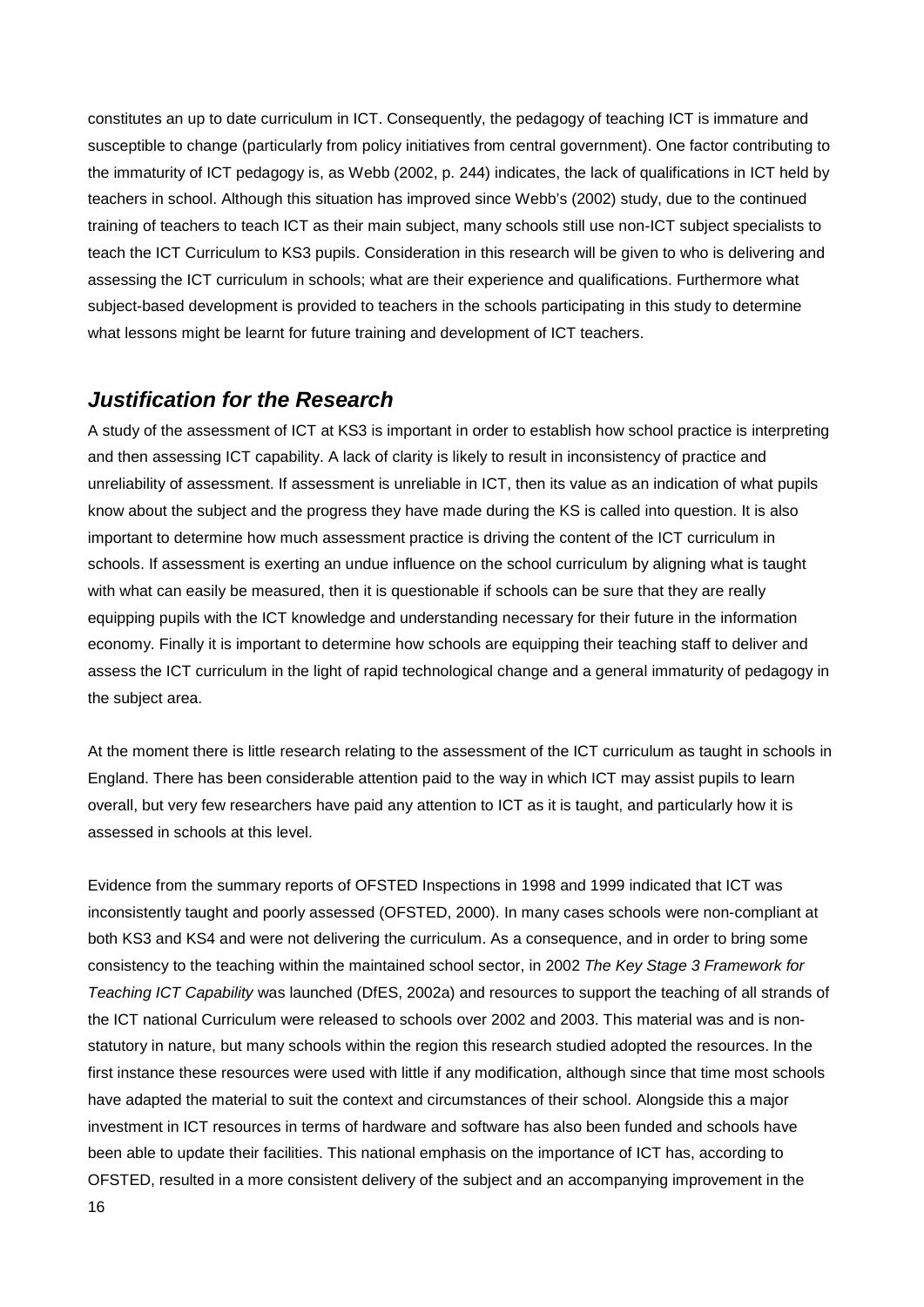constitutes an up to date curriculum in ICT. Consequently, the pedagogy of teaching ICT is immature and susceptible to change (particularly from policy initiatives from central government). One factor contributing to the immaturity of ICT pedagogy is, as Webb (2002, p. 244) indicates, the lack of qualifications in ICT held by teachers in school. Although this situation has improved since Webb's (2002) study, due to the continued training of teachers to teach ICT as their main subject, many schools still use non-ICT subject specialists to teach the ICT Curriculum to KS3 pupils. Consideration in this research will be given to who is delivering and assessing the ICT curriculum in schools; what are their experience and qualifications. Furthermore what subject-based development is provided to teachers in the schools participating in this study to determine what lessons might be learnt for future training and development of ICT teachers.

## *Justification for the Research*

A study of the assessment of ICT at KS3 is important in order to establish how school practice is interpreting and then assessing ICT capability. A lack of clarity is likely to result in inconsistency of practice and unreliability of assessment. If assessment is unreliable in ICT, then its value as an indication of what pupils know about the subject and the progress they have made during the KS is called into question. It is also important to determine how much assessment practice is driving the content of the ICT curriculum in schools. If assessment is exerting an undue influence on the school curriculum by aligning what is taught with what can easily be measured, then it is questionable if schools can be sure that they are really equipping pupils with the ICT knowledge and understanding necessary for their future in the information economy. Finally it is important to determine how schools are equipping their teaching staff to deliver and assess the ICT curriculum in the light of rapid technological change and a general immaturity of pedagogy in the subject area.

At the moment there is little research relating to the assessment of the ICT curriculum as taught in schools in England. There has been considerable attention paid to the way in which ICT may assist pupils to learn overall, but very few researchers have paid any attention to ICT as it is taught, and particularly how it is assessed in schools at this level.

Evidence from the summary reports of OFSTED Inspections in 1998 and 1999 indicated that ICT was inconsistently taught and poorly assessed (OFSTED, 2000). In many cases schools were non-compliant at both KS3 and KS4 and were not delivering the curriculum. As a consequence, and in order to bring some consistency to the teaching within the maintained school sector, in 2002 *The Key Stage 3 Framework for Teaching ICT Capability* was launched (DfES, 2002a) and resources to support the teaching of all strands of the ICT national Curriculum were released to schools over 2002 and 2003. This material was and is non-statutory in nature, but many schools within the region this research studied adopted the resources. In the first instance these resources were used with little if any modification, although since that time most schools have adapted the material to suit the context and circumstances of their school. Alongside this a major investment in ICT resources in terms of hardware and software has also been funded and schools have been able to update their facilities. This national emphasis on the importance of ICT has, according to OFSTED, resulted in a more consistent delivery of the subject and an accompanying improvement in the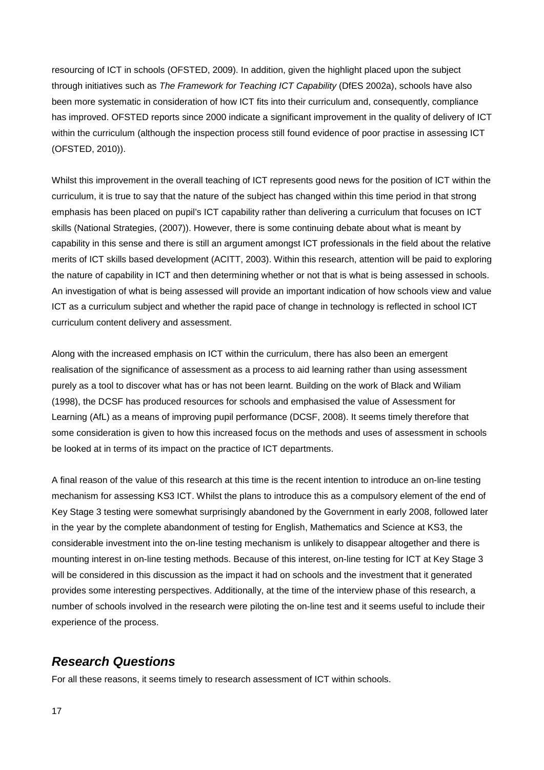resourcing of ICT in schools (OFSTED, 2009). In addition, given the highlight placed upon the subject through initiatives such as *The Framework for Teaching ICT Capability* (DfES 2002a), schools have also been more systematic in consideration of how ICT fits into their curriculum and, consequently, compliance has improved. OFSTED reports since 2000 indicate a significant improvement in the quality of delivery of ICT within the curriculum (although the inspection process still found evidence of poor practise in assessing ICT (OFSTED, 2010)).

Whilst this improvement in the overall teaching of ICT represents good news for the position of ICT within the curriculum, it is true to say that the nature of the subject has changed within this time period in that strong emphasis has been placed on pupil's ICT capability rather than delivering a curriculum that focuses on ICT skills (National Strategies, (2007)). However, there is some continuing debate about what is meant by capability in this sense and there is still an argument amongst ICT professionals in the field about the relative merits of ICT skills based development (ACITT, 2003). Within this research, attention will be paid to exploring the nature of capability in ICT and then determining whether or not that is what is being assessed in schools. An investigation of what is being assessed will provide an important indication of how schools view and value ICT as a curriculum subject and whether the rapid pace of change in technology is reflected in school ICT curriculum content delivery and assessment.

Along with the increased emphasis on ICT within the curriculum, there has also been an emergent realisation of the significance of assessment as a process to aid learning rather than using assessment purely as a tool to discover what has or has not been learnt. Building on the work of Black and Wiliam (1998), the DCSF has produced resources for schools and emphasised the value of Assessment for Learning (AfL) as a means of improving pupil performance (DCSF, 2008). It seems timely therefore that some consideration is given to how this increased focus on the methods and uses of assessment in schools be looked at in terms of its impact on the practice of ICT departments.

A final reason of the value of this research at this time is the recent intention to introduce an on-line testing mechanism for assessing KS3 ICT. Whilst the plans to introduce this as a compulsory element of the end of Key Stage 3 testing were somewhat surprisingly abandoned by the Government in early 2008, followed later in the year by the complete abandonment of testing for English, Mathematics and Science at KS3, the considerable investment into the on-line testing mechanism is unlikely to disappear altogether and there is mounting interest in on-line testing methods. Because of this interest, on-line testing for ICT at Key Stage 3 will be considered in this discussion as the impact it had on schools and the investment that it generated provides some interesting perspectives. Additionally, at the time of the interview phase of this research, a number of schools involved in the research were piloting the on-line test and it seems useful to include their experience of the process.

## *Research Questions*

For all these reasons, it seems timely to research assessment of ICT within schools.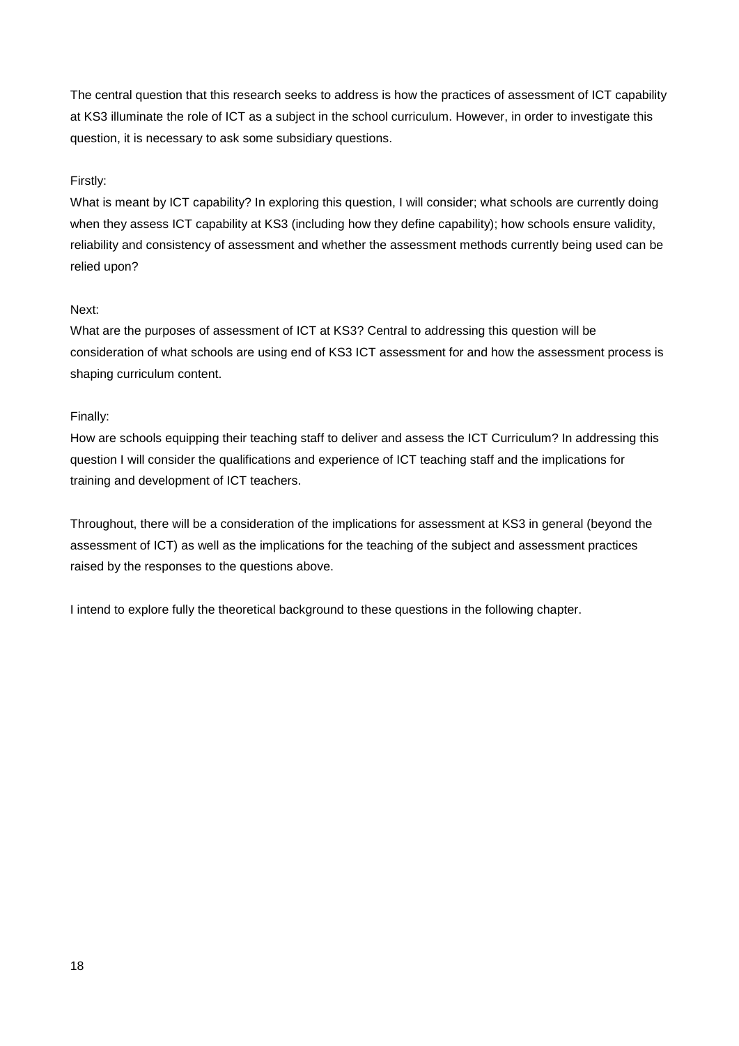The central question that this research seeks to address is how the practices of assessment of ICT capability at KS3 illuminate the role of ICT as a subject in the school curriculum. However, in order to investigate this question, it is necessary to ask some subsidiary questions.

Firstly:

What is meant by ICT capability? In exploring this question, I will consider; what schools are currently doing when they assess ICT capability at KS3 (including how they define capability); how schools ensure validity, reliability and consistency of assessment and whether the assessment methods currently being used can be relied upon?

Next:

What are the purposes of assessment of ICT at KS3? Central to addressing this question will be consideration of what schools are using end of KS3 ICT assessment for and how the assessment process is shaping curriculum content.

Finally:

How are schools equipping their teaching staff to deliver and assess the ICT Curriculum? In addressing this question I will consider the qualifications and experience of ICT teaching staff and the implications for training and development of ICT teachers.

Throughout, there will be a consideration of the implications for assessment at KS3 in general (beyond the assessment of ICT) as well as the implications for the teaching of the subject and assessment practices raised by the responses to the questions above.

I intend to explore fully the theoretical background to these questions in the following chapter.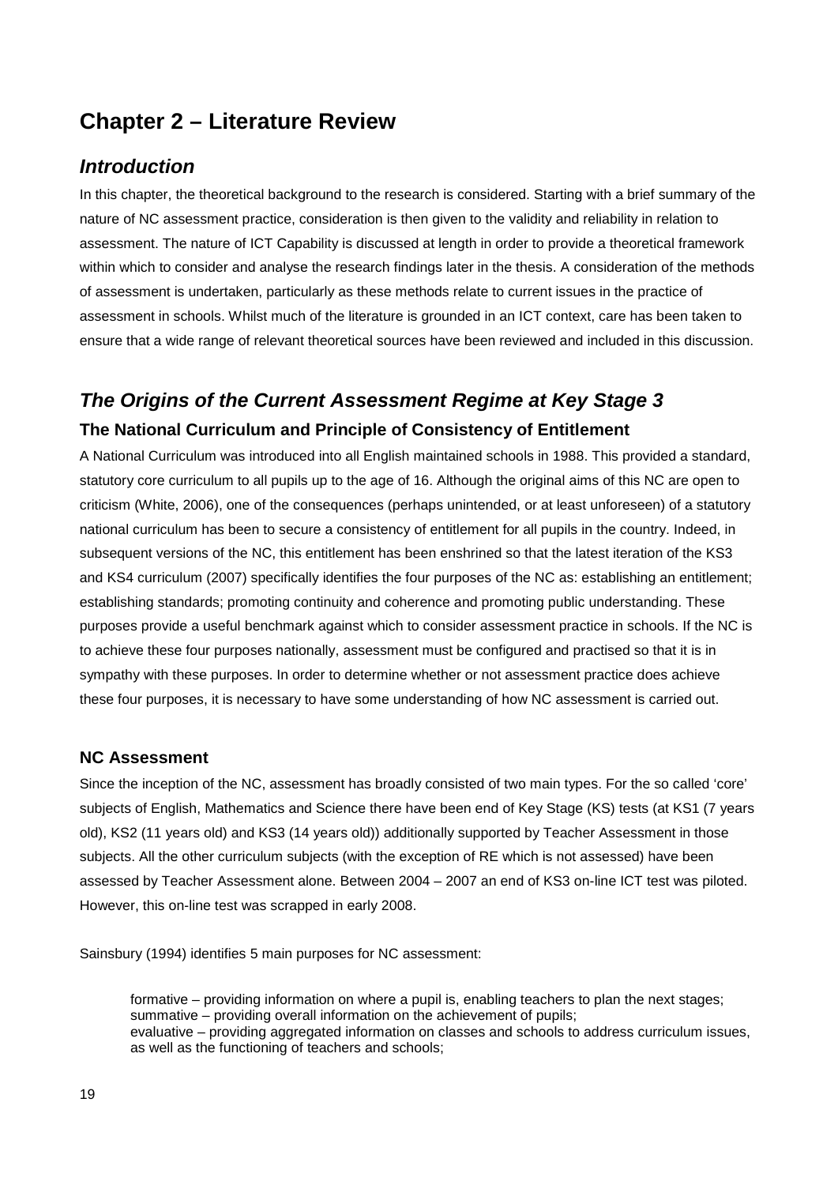# Chapter 2 – Literature Review

## *Introduction*

In this chapter, the theoretical background to the research is considered. Starting with a brief summary of the nature of NC assessment practice, consideration is then given to the validity and reliability in relation to assessment. The nature of ICT Capability is discussed at length in order to provide a theoretical framework within which to consider and analyse the research findings later in the thesis. A consideration of the methods of assessment is undertaken, particularly as these methods relate to current issues in the practice of assessment in schools. Whilst much of the literature is grounded in an ICT context, care has been taken to ensure that a wide range of relevant theoretical sources have been reviewed and included in this discussion.

## *The Origins of the Current Assessment Regime at Key Stage 3*

### The National Curriculum and Principle of Consistency of Entitlement

A National Curriculum was introduced into all English maintained schools in 1988. This provided a standard, statutory core curriculum to all pupils up to the age of 16. Although the original aims of this NC are open to criticism (White, 2006), one of the consequences (perhaps unintended, or at least unforeseen) of a statutory national curriculum has been to secure a consistency of entitlement for all pupils in the country. Indeed, in subsequent versions of the NC, this entitlement has been enshrined so that the latest iteration of the KS3 and KS4 curriculum (2007) specifically identifies the four purposes of the NC as: establishing an entitlement; establishing standards; promoting continuity and coherence and promoting public understanding. These purposes provide a useful benchmark against which to consider assessment practice in schools. If the NC is to achieve these four purposes nationally, assessment must be configured and practised so that it is in sympathy with these purposes. In order to determine whether or not assessment practice does achieve these four purposes, it is necessary to have some understanding of how NC assessment is carried out.

### NC Assessment

Since the inception of the NC, assessment has broadly consisted of two main types. For the so called 'core' subjects of English, Mathematics and Science there have been end of Key Stage (KS) tests (at KS1 (7 years old), KS2 (11 years old) and KS3 (14 years old)) additionally supported by Teacher Assessment in those subjects. All the other curriculum subjects (with the exception of RE which is not assessed) have been assessed by Teacher Assessment alone. Between 2004 – 2007 an end of KS3 on-line ICT test was piloted. However, this on-line test was scrapped in early 2008.

Sainsbury (1994) identifies 5 main purposes for NC assessment:

> formative – providing information on where a pupil is, enabling teachers to plan the next stages;
> summative – providing overall information on the achievement of pupils;
> evaluative – providing aggregated information on classes and schools to address curriculum issues, as well as the functioning of teachers and schools;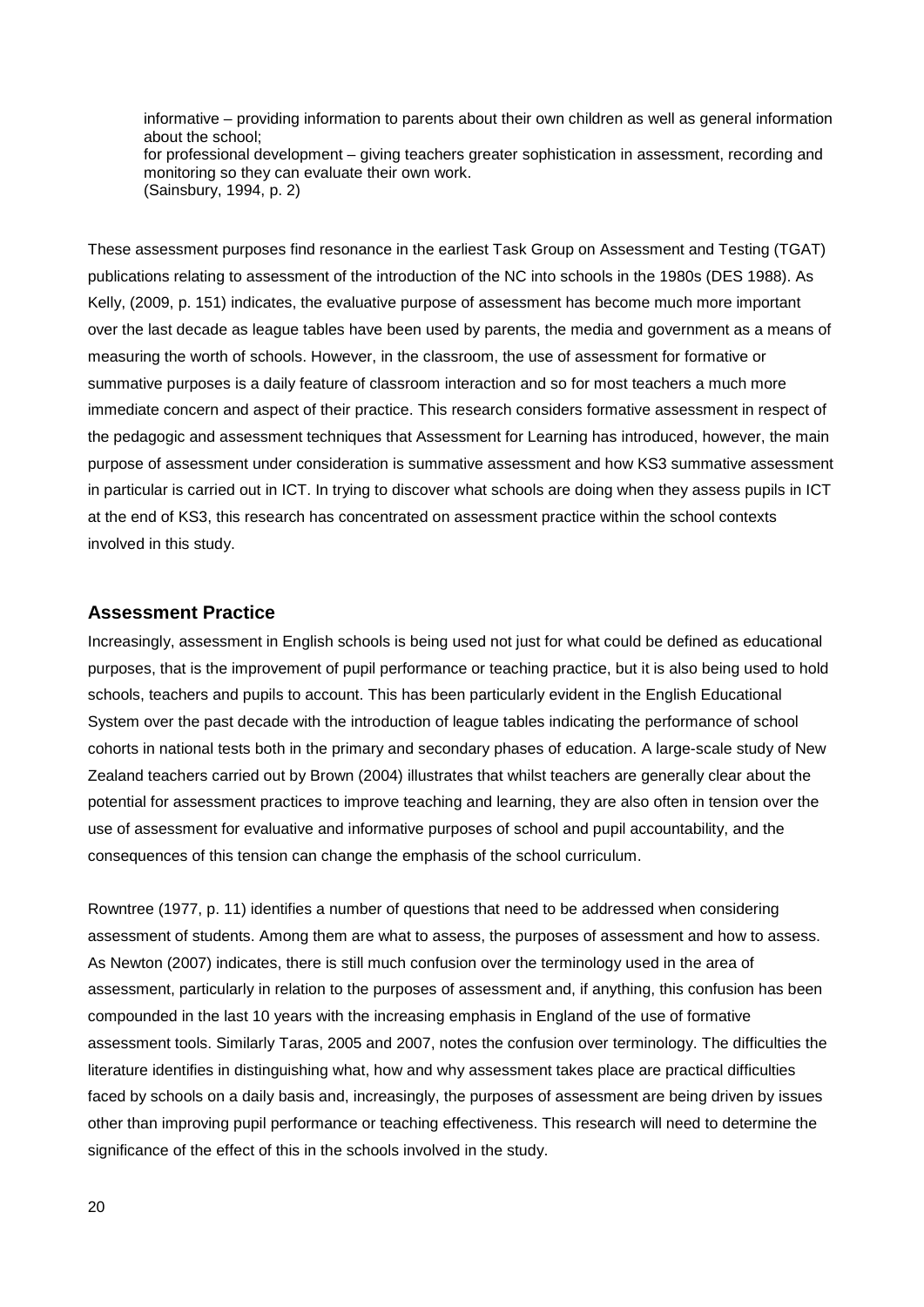> informative – providing information to parents about their own children as well as general information about the school;
> for professional development – giving teachers greater sophistication in assessment, recording and monitoring so they can evaluate their own work.
> (Sainsbury, 1994, p. 2)

These assessment purposes find resonance in the earliest Task Group on Assessment and Testing (TGAT) publications relating to assessment of the introduction of the NC into schools in the 1980s (DES 1988). As Kelly, (2009, p. 151) indicates, the evaluative purpose of assessment has become much more important over the last decade as league tables have been used by parents, the media and government as a means of measuring the worth of schools. However, in the classroom, the use of assessment for formative or summative purposes is a daily feature of classroom interaction and so for most teachers a much more immediate concern and aspect of their practice. This research considers formative assessment in respect of the pedagogic and assessment techniques that Assessment for Learning has introduced, however, the main purpose of assessment under consideration is summative assessment and how KS3 summative assessment in particular is carried out in ICT. In trying to discover what schools are doing when they assess pupils in ICT at the end of KS3, this research has concentrated on assessment practice within the school contexts involved in this study.

## Assessment Practice

Increasingly, assessment in English schools is being used not just for what could be defined as educational purposes, that is the improvement of pupil performance or teaching practice, but it is also being used to hold schools, teachers and pupils to account. This has been particularly evident in the English Educational System over the past decade with the introduction of league tables indicating the performance of school cohorts in national tests both in the primary and secondary phases of education. A large-scale study of New Zealand teachers carried out by Brown (2004) illustrates that whilst teachers are generally clear about the potential for assessment practices to improve teaching and learning, they are also often in tension over the use of assessment for evaluative and informative purposes of school and pupil accountability, and the consequences of this tension can change the emphasis of the school curriculum.

Rowntree (1977, p. 11) identifies a number of questions that need to be addressed when considering assessment of students. Among them are what to assess, the purposes of assessment and how to assess. As Newton (2007) indicates, there is still much confusion over the terminology used in the area of assessment, particularly in relation to the purposes of assessment and, if anything, this confusion has been compounded in the last 10 years with the increasing emphasis in England of the use of formative assessment tools. Similarly Taras, 2005 and 2007, notes the confusion over terminology. The difficulties the literature identifies in distinguishing what, how and why assessment takes place are practical difficulties faced by schools on a daily basis and, increasingly, the purposes of assessment are being driven by issues other than improving pupil performance or teaching effectiveness. This research will need to determine the significance of the effect of this in the schools involved in the study.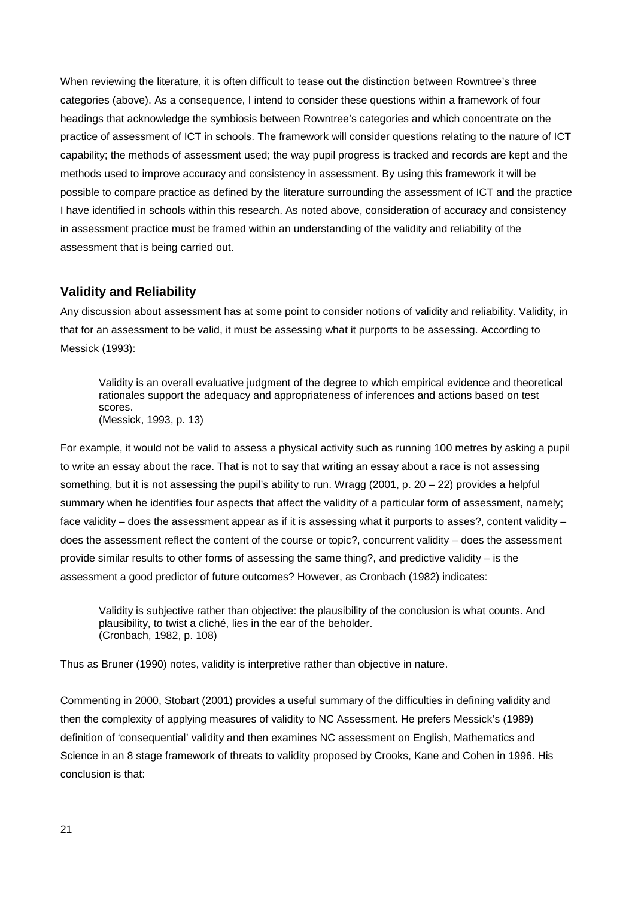When reviewing the literature, it is often difficult to tease out the distinction between Rowntree's three categories (above). As a consequence, I intend to consider these questions within a framework of four headings that acknowledge the symbiosis between Rowntree's categories and which concentrate on the practice of assessment of ICT in schools. The framework will consider questions relating to the nature of ICT capability; the methods of assessment used; the way pupil progress is tracked and records are kept and the methods used to improve accuracy and consistency in assessment. By using this framework it will be possible to compare practice as defined by the literature surrounding the assessment of ICT and the practice I have identified in schools within this research. As noted above, consideration of accuracy and consistency in assessment practice must be framed within an understanding of the validity and reliability of the assessment that is being carried out.

## Validity and Reliability

Any discussion about assessment has at some point to consider notions of validity and reliability. Validity, in that for an assessment to be valid, it must be assessing what it purports to be assessing. According to Messick (1993):

> Validity is an overall evaluative judgment of the degree to which empirical evidence and theoretical rationales support the adequacy and appropriateness of inferences and actions based on test scores.
> (Messick, 1993, p. 13)

For example, it would not be valid to assess a physical activity such as running 100 metres by asking a pupil to write an essay about the race. That is not to say that writing an essay about a race is not assessing something, but it is not assessing the pupil's ability to run. Wragg (2001, p. 20 – 22) provides a helpful summary when he identifies four aspects that affect the validity of a particular form of assessment, namely; face validity – does the assessment appear as if it is assessing what it purports to asses?, content validity – does the assessment reflect the content of the course or topic?, concurrent validity – does the assessment provide similar results to other forms of assessing the same thing?, and predictive validity – is the assessment a good predictor of future outcomes? However, as Cronbach (1982) indicates:

> Validity is subjective rather than objective: the plausibility of the conclusion is what counts. And plausibility, to twist a cliché, lies in the ear of the beholder.
> (Cronbach, 1982, p. 108)

Thus as Bruner (1990) notes, validity is interpretive rather than objective in nature.

Commenting in 2000, Stobart (2001) provides a useful summary of the difficulties in defining validity and then the complexity of applying measures of validity to NC Assessment. He prefers Messick's (1989) definition of 'consequential' validity and then examines NC assessment on English, Mathematics and Science in an 8 stage framework of threats to validity proposed by Crooks, Kane and Cohen in 1996. His conclusion is that: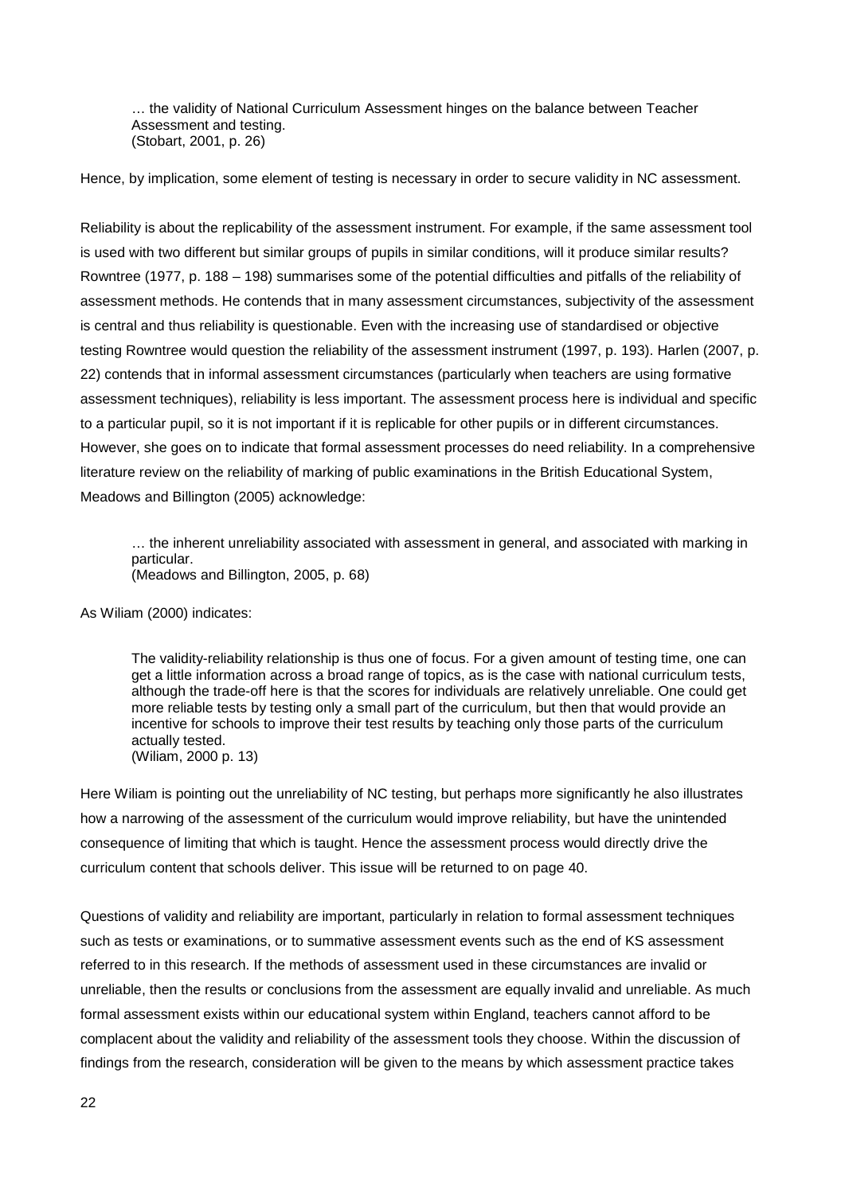> … the validity of National Curriculum Assessment hinges on the balance between Teacher Assessment and testing.
> (Stobart, 2001, p. 26)

Hence, by implication, some element of testing is necessary in order to secure validity in NC assessment.

Reliability is about the replicability of the assessment instrument. For example, if the same assessment tool is used with two different but similar groups of pupils in similar conditions, will it produce similar results? Rowntree (1977, p. 188 – 198) summarises some of the potential difficulties and pitfalls of the reliability of assessment methods. He contends that in many assessment circumstances, subjectivity of the assessment is central and thus reliability is questionable. Even with the increasing use of standardised or objective testing Rowntree would question the reliability of the assessment instrument (1997, p. 193). Harlen (2007, p. 22) contends that in informal assessment circumstances (particularly when teachers are using formative assessment techniques), reliability is less important. The assessment process here is individual and specific to a particular pupil, so it is not important if it is replicable for other pupils or in different circumstances. However, she goes on to indicate that formal assessment processes do need reliability. In a comprehensive literature review on the reliability of marking of public examinations in the British Educational System, Meadows and Billington (2005) acknowledge:

> … the inherent unreliability associated with assessment in general, and associated with marking in particular.
> (Meadows and Billington, 2005, p. 68)

As Wiliam (2000) indicates:

> The validity-reliability relationship is thus one of focus. For a given amount of testing time, one can get a little information across a broad range of topics, as is the case with national curriculum tests, although the trade-off here is that the scores for individuals are relatively unreliable. One could get more reliable tests by testing only a small part of the curriculum, but then that would provide an incentive for schools to improve their test results by teaching only those parts of the curriculum actually tested.
> (Wiliam, 2000 p. 13)

Here Wiliam is pointing out the unreliability of NC testing, but perhaps more significantly he also illustrates how a narrowing of the assessment of the curriculum would improve reliability, but have the unintended consequence of limiting that which is taught. Hence the assessment process would directly drive the curriculum content that schools deliver. This issue will be returned to on page 40.

Questions of validity and reliability are important, particularly in relation to formal assessment techniques such as tests or examinations, or to summative assessment events such as the end of KS assessment referred to in this research. If the methods of assessment used in these circumstances are invalid or unreliable, then the results or conclusions from the assessment are equally invalid and unreliable. As much formal assessment exists within our educational system within England, teachers cannot afford to be complacent about the validity and reliability of the assessment tools they choose. Within the discussion of findings from the research, consideration will be given to the means by which assessment practice takes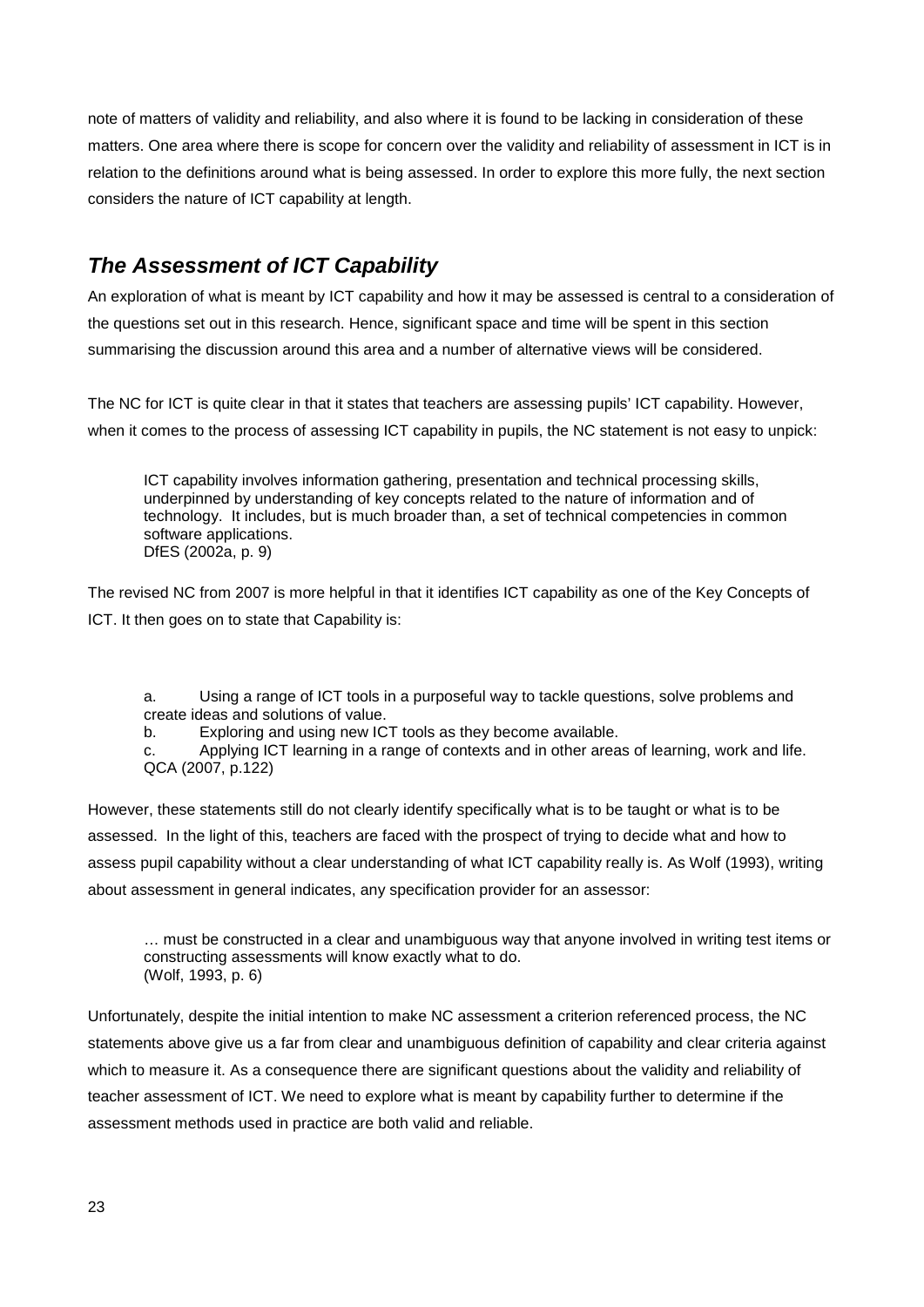note of matters of validity and reliability, and also where it is found to be lacking in consideration of these matters. One area where there is scope for concern over the validity and reliability of assessment in ICT is in relation to the definitions around what is being assessed. In order to explore this more fully, the next section considers the nature of ICT capability at length.

## *The Assessment of ICT Capability*

An exploration of what is meant by ICT capability and how it may be assessed is central to a consideration of the questions set out in this research. Hence, significant space and time will be spent in this section summarising the discussion around this area and a number of alternative views will be considered.

The NC for ICT is quite clear in that it states that teachers are assessing pupils' ICT capability. However, when it comes to the process of assessing ICT capability in pupils, the NC statement is not easy to unpick:

> ICT capability involves information gathering, presentation and technical processing skills, underpinned by understanding of key concepts related to the nature of information and of technology. It includes, but is much broader than, a set of technical competencies in common software applications.
> DfES (2002a, p. 9)

The revised NC from 2007 is more helpful in that it identifies ICT capability as one of the Key Concepts of ICT. It then goes on to state that Capability is:

> a. Using a range of ICT tools in a purposeful way to tackle questions, solve problems and create ideas and solutions of value.
> b. Exploring and using new ICT tools as they become available.
> c. Applying ICT learning in a range of contexts and in other areas of learning, work and life.
> QCA (2007, p.122)

However, these statements still do not clearly identify specifically what is to be taught or what is to be assessed. In the light of this, teachers are faced with the prospect of trying to decide what and how to assess pupil capability without a clear understanding of what ICT capability really is. As Wolf (1993), writing about assessment in general indicates, any specification provider for an assessor:

> … must be constructed in a clear and unambiguous way that anyone involved in writing test items or constructing assessments will know exactly what to do.
> (Wolf, 1993, p. 6)

Unfortunately, despite the initial intention to make NC assessment a criterion referenced process, the NC statements above give us a far from clear and unambiguous definition of capability and clear criteria against which to measure it. As a consequence there are significant questions about the validity and reliability of teacher assessment of ICT. We need to explore what is meant by capability further to determine if the assessment methods used in practice are both valid and reliable.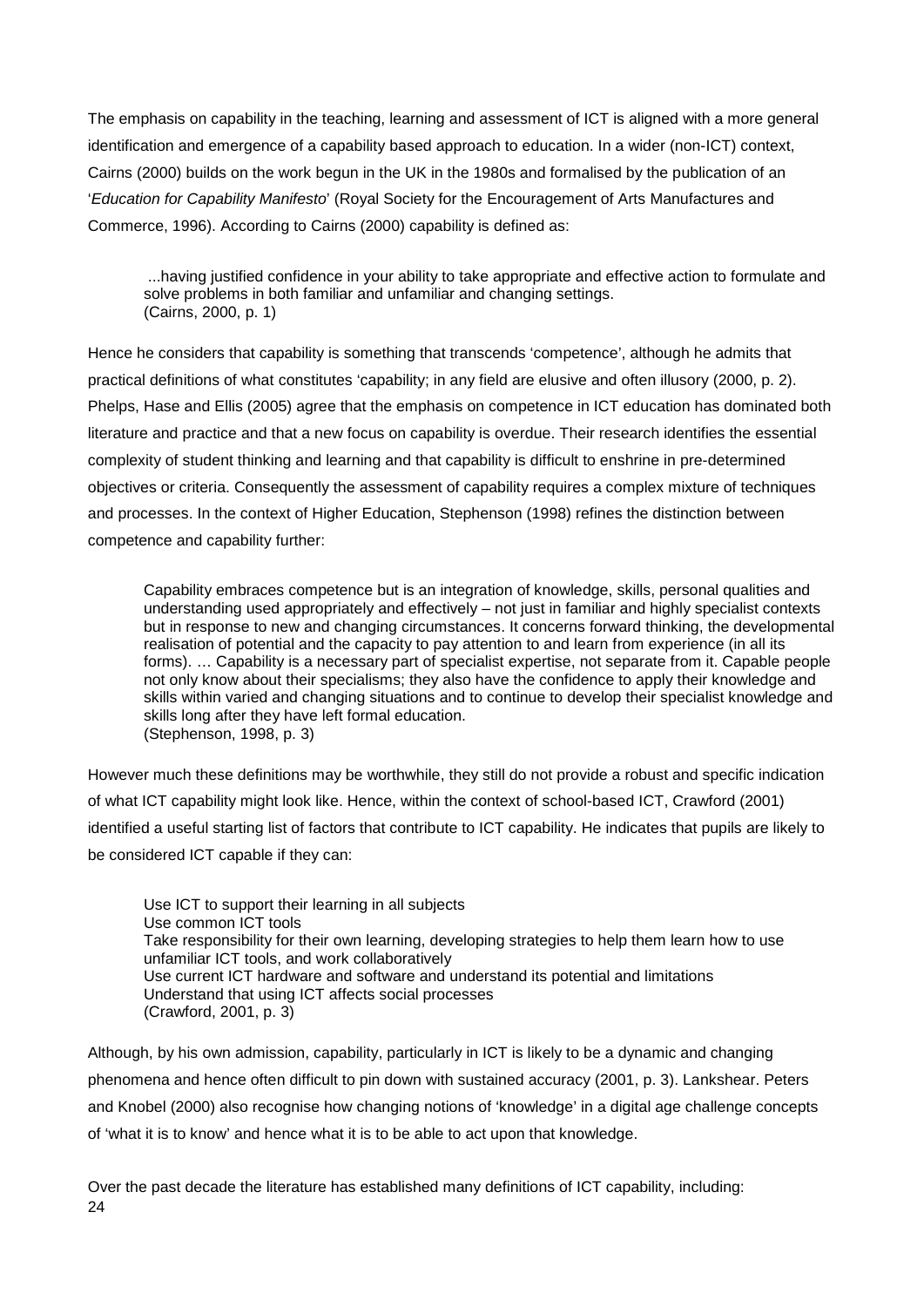The emphasis on capability in the teaching, learning and assessment of ICT is aligned with a more general identification and emergence of a capability based approach to education. In a wider (non-ICT) context, Cairns (2000) builds on the work begun in the UK in the 1980s and formalised by the publication of an '*Education for Capability Manifesto*' (Royal Society for the Encouragement of Arts Manufactures and Commerce, 1996). According to Cairns (2000) capability is defined as:

> ...having justified confidence in your ability to take appropriate and effective action to formulate and solve problems in both familiar and unfamiliar and changing settings.
> (Cairns, 2000, p. 1)

Hence he considers that capability is something that transcends 'competence', although he admits that practical definitions of what constitutes 'capability; in any field are elusive and often illusory (2000, p. 2). Phelps, Hase and Ellis (2005) agree that the emphasis on competence in ICT education has dominated both literature and practice and that a new focus on capability is overdue. Their research identifies the essential complexity of student thinking and learning and that capability is difficult to enshrine in pre-determined objectives or criteria. Consequently the assessment of capability requires a complex mixture of techniques and processes. In the context of Higher Education, Stephenson (1998) refines the distinction between competence and capability further:

> Capability embraces competence but is an integration of knowledge, skills, personal qualities and understanding used appropriately and effectively – not just in familiar and highly specialist contexts but in response to new and changing circumstances. It concerns forward thinking, the developmental realisation of potential and the capacity to pay attention to and learn from experience (in all its forms). … Capability is a necessary part of specialist expertise, not separate from it. Capable people not only know about their specialisms; they also have the confidence to apply their knowledge and skills within varied and changing situations and to continue to develop their specialist knowledge and skills long after they have left formal education.
> (Stephenson, 1998, p. 3)

However much these definitions may be worthwhile, they still do not provide a robust and specific indication of what ICT capability might look like. Hence, within the context of school-based ICT, Crawford (2001) identified a useful starting list of factors that contribute to ICT capability. He indicates that pupils are likely to be considered ICT capable if they can:

> Use ICT to support their learning in all subjects
> Use common ICT tools
> Take responsibility for their own learning, developing strategies to help them learn how to use unfamiliar ICT tools, and work collaboratively
> Use current ICT hardware and software and understand its potential and limitations
> Understand that using ICT affects social processes
> (Crawford, 2001, p. 3)

Although, by his own admission, capability, particularly in ICT is likely to be a dynamic and changing phenomena and hence often difficult to pin down with sustained accuracy (2001, p. 3). Lankshear. Peters and Knobel (2000) also recognise how changing notions of 'knowledge' in a digital age challenge concepts of 'what it is to know' and hence what it is to be able to act upon that knowledge.

Over the past decade the literature has established many definitions of ICT capability, including: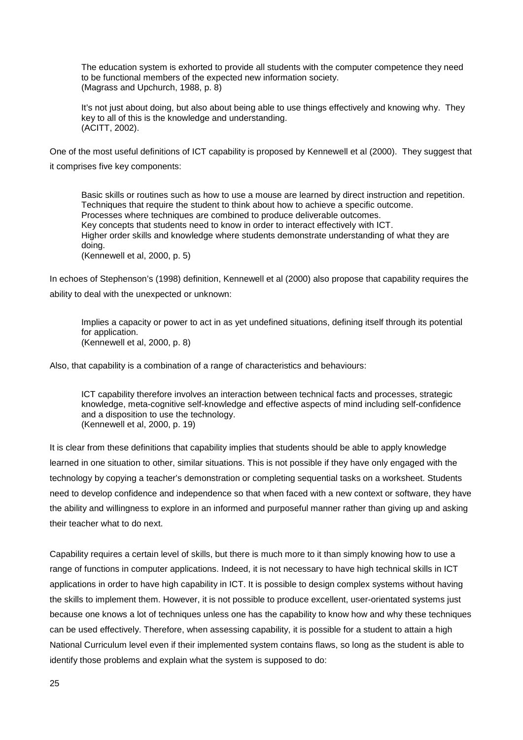> The education system is exhorted to provide all students with the computer competence they need to be functional members of the expected new information society.
> (Magrass and Upchurch, 1988, p. 8)

> It's not just about doing, but also about being able to use things effectively and knowing why. They key to all of this is the knowledge and understanding.
> (ACITT, 2002).

One of the most useful definitions of ICT capability is proposed by Kennewell et al (2000). They suggest that it comprises five key components:

> Basic skills or routines such as how to use a mouse are learned by direct instruction and repetition.
> Techniques that require the student to think about how to achieve a specific outcome.
> Processes where techniques are combined to produce deliverable outcomes.
> Key concepts that students need to know in order to interact effectively with ICT.
> Higher order skills and knowledge where students demonstrate understanding of what they are doing.
> (Kennewell et al, 2000, p. 5)

In echoes of Stephenson's (1998) definition, Kennewell et al (2000) also propose that capability requires the ability to deal with the unexpected or unknown:

> Implies a capacity or power to act in as yet undefined situations, defining itself through its potential for application.
> (Kennewell et al, 2000, p. 8)

Also, that capability is a combination of a range of characteristics and behaviours:

> ICT capability therefore involves an interaction between technical facts and processes, strategic knowledge, meta-cognitive self-knowledge and effective aspects of mind including self-confidence and a disposition to use the technology.
> (Kennewell et al, 2000, p. 19)

It is clear from these definitions that capability implies that students should be able to apply knowledge learned in one situation to other, similar situations. This is not possible if they have only engaged with the technology by copying a teacher's demonstration or completing sequential tasks on a worksheet. Students need to develop confidence and independence so that when faced with a new context or software, they have the ability and willingness to explore in an informed and purposeful manner rather than giving up and asking their teacher what to do next.

Capability requires a certain level of skills, but there is much more to it than simply knowing how to use a range of functions in computer applications. Indeed, it is not necessary to have high technical skills in ICT applications in order to have high capability in ICT. It is possible to design complex systems without having the skills to implement them. However, it is not possible to produce excellent, user-orientated systems just because one knows a lot of techniques unless one has the capability to know how and why these techniques can be used effectively. Therefore, when assessing capability, it is possible for a student to attain a high National Curriculum level even if their implemented system contains flaws, so long as the student is able to identify those problems and explain what the system is supposed to do: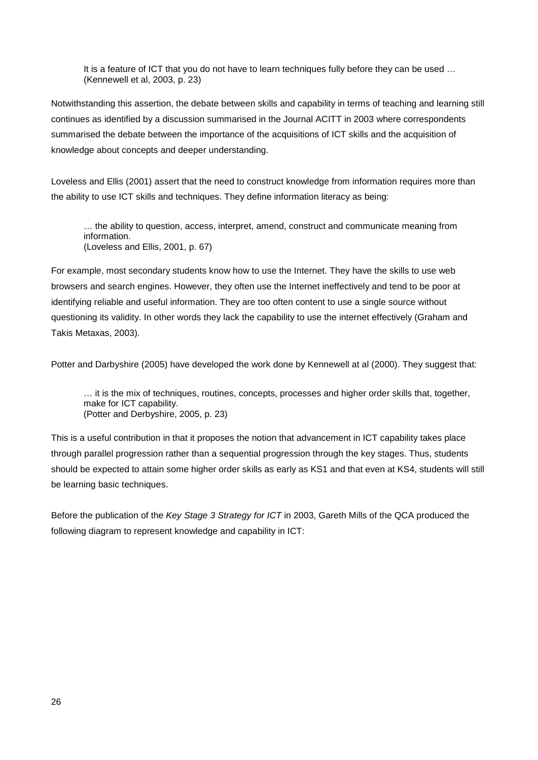> It is a feature of ICT that you do not have to learn techniques fully before they can be used …
> (Kennewell et al, 2003, p. 23)

Notwithstanding this assertion, the debate between skills and capability in terms of teaching and learning still continues as identified by a discussion summarised in the Journal ACITT in 2003 where correspondents summarised the debate between the importance of the acquisitions of ICT skills and the acquisition of knowledge about concepts and deeper understanding.

Loveless and Ellis (2001) assert that the need to construct knowledge from information requires more than the ability to use ICT skills and techniques. They define information literacy as being:

> … the ability to question, access, interpret, amend, construct and communicate meaning from information.
> (Loveless and Ellis, 2001, p. 67)

For example, most secondary students know how to use the Internet. They have the skills to use web browsers and search engines. However, they often use the Internet ineffectively and tend to be poor at identifying reliable and useful information. They are too often content to use a single source without questioning its validity. In other words they lack the capability to use the internet effectively (Graham and Takis Metaxas, 2003).

Potter and Darbyshire (2005) have developed the work done by Kennewell at al (2000). They suggest that:

> … it is the mix of techniques, routines, concepts, processes and higher order skills that, together, make for ICT capability.
> (Potter and Derbyshire, 2005, p. 23)

This is a useful contribution in that it proposes the notion that advancement in ICT capability takes place through parallel progression rather than a sequential progression through the key stages. Thus, students should be expected to attain some higher order skills as early as KS1 and that even at KS4, students will still be learning basic techniques.

Before the publication of the *Key Stage 3 Strategy for ICT* in 2003, Gareth Mills of the QCA produced the following diagram to represent knowledge and capability in ICT: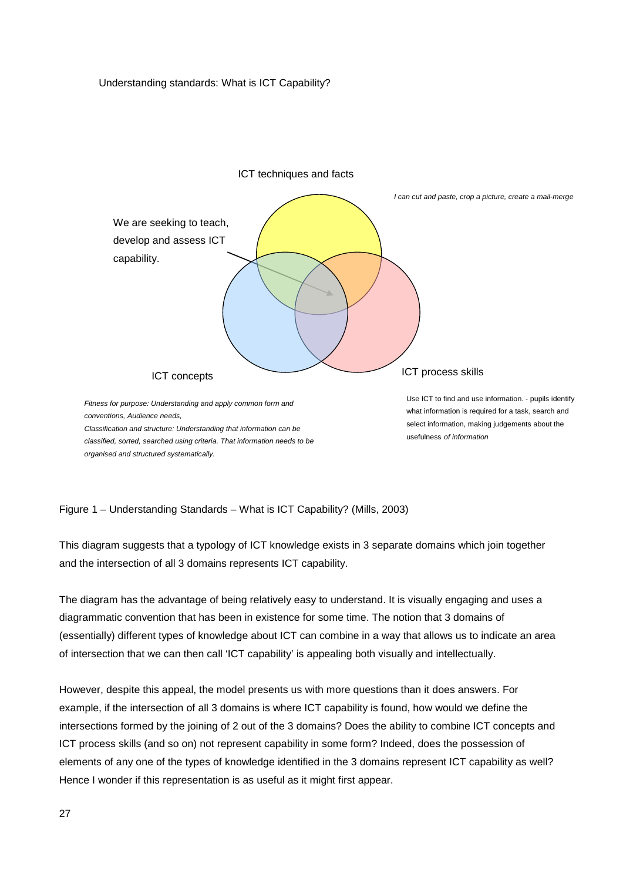Understanding standards: What is ICT Capability?

ICT techniques and facts

*I can cut and paste, crop a picture, create a mail-merge*

We are seeking to teach, develop and assess ICT capability.

ICT concepts

ICT process skills

*Fitness for purpose: Understanding and apply common form and conventions, Audience needs,*
*Classification and structure: Understanding that information can be classified, sorted, searched using criteria. That information needs to be organised and structured systematically.*

Use ICT to find and use information. - pupils identify what information is required for a task, search and select information, making judgements about the usefulness *of information*

Figure 1 – Understanding Standards – What is ICT Capability? (Mills, 2003)

This diagram suggests that a typology of ICT knowledge exists in 3 separate domains which join together and the intersection of all 3 domains represents ICT capability.

The diagram has the advantage of being relatively easy to understand. It is visually engaging and uses a diagrammatic convention that has been in existence for some time. The notion that 3 domains of (essentially) different types of knowledge about ICT can combine in a way that allows us to indicate an area of intersection that we can then call 'ICT capability' is appealing both visually and intellectually.

However, despite this appeal, the model presents us with more questions than it does answers. For example, if the intersection of all 3 domains is where ICT capability is found, how would we define the intersections formed by the joining of 2 out of the 3 domains? Does the ability to combine ICT concepts and ICT process skills (and so on) not represent capability in some form? Indeed, does the possession of elements of any one of the types of knowledge identified in the 3 domains represent ICT capability as well? Hence I wonder if this representation is as useful as it might first appear.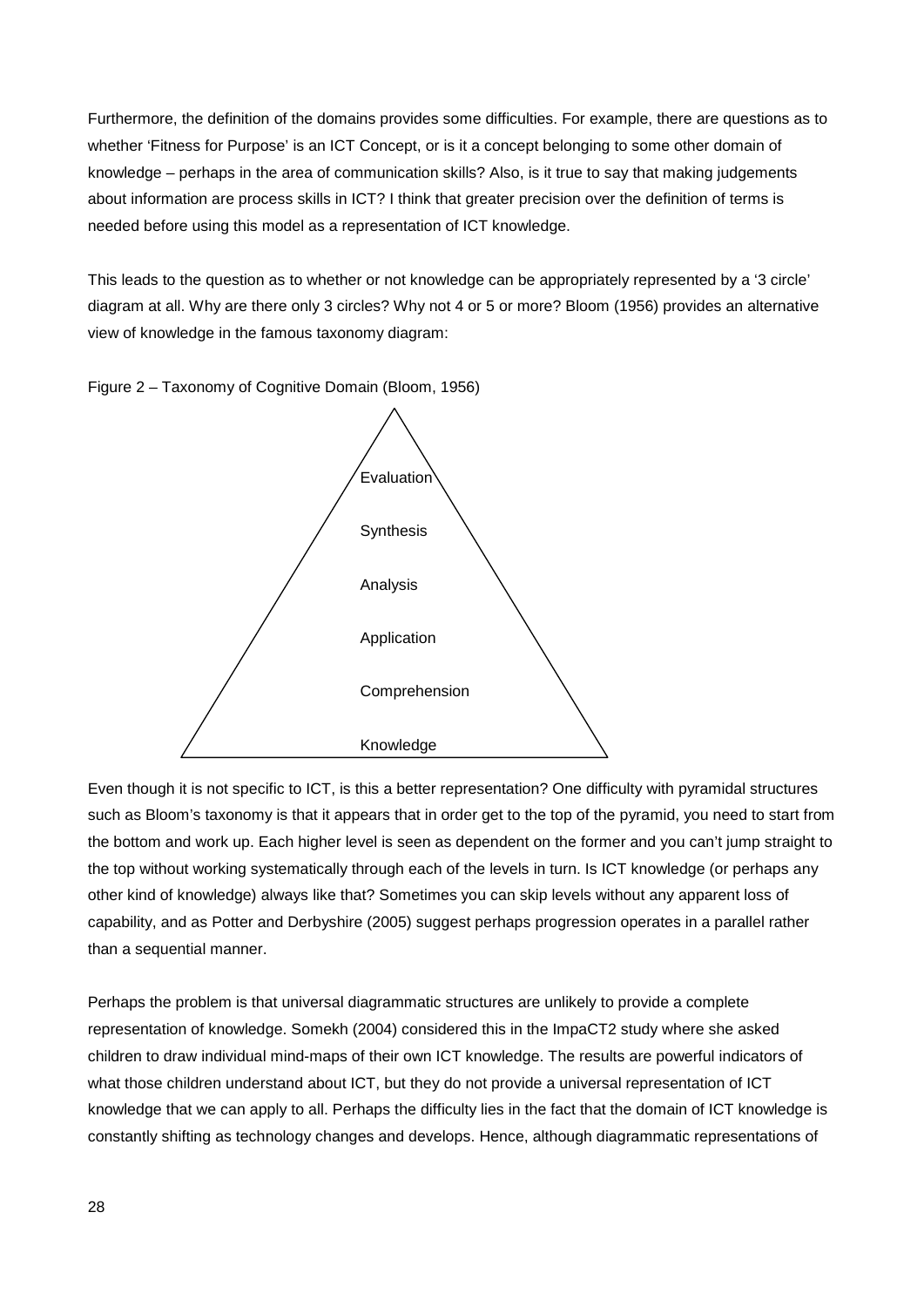Furthermore, the definition of the domains provides some difficulties. For example, there are questions as to whether 'Fitness for Purpose' is an ICT Concept, or is it a concept belonging to some other domain of knowledge – perhaps in the area of communication skills? Also, is it true to say that making judgements about information are process skills in ICT? I think that greater precision over the definition of terms is needed before using this model as a representation of ICT knowledge.

This leads to the question as to whether or not knowledge can be appropriately represented by a '3 circle' diagram at all. Why are there only 3 circles? Why not 4 or 5 or more? Bloom (1956) provides an alternative view of knowledge in the famous taxonomy diagram:

Figure 2 – Taxonomy of Cognitive Domain (Bloom, 1956)

Evaluation

Synthesis

Analysis

Application

Comprehension

Knowledge

Even though it is not specific to ICT, is this a better representation? One difficulty with pyramidal structures such as Bloom's taxonomy is that it appears that in order get to the top of the pyramid, you need to start from the bottom and work up. Each higher level is seen as dependent on the former and you can't jump straight to the top without working systematically through each of the levels in turn. Is ICT knowledge (or perhaps any other kind of knowledge) always like that? Sometimes you can skip levels without any apparent loss of capability, and as Potter and Derbyshire (2005) suggest perhaps progression operates in a parallel rather than a sequential manner.

Perhaps the problem is that universal diagrammatic structures are unlikely to provide a complete representation of knowledge. Somekh (2004) considered this in the ImpaCT2 study where she asked children to draw individual mind-maps of their own ICT knowledge. The results are powerful indicators of what those children understand about ICT, but they do not provide a universal representation of ICT knowledge that we can apply to all. Perhaps the difficulty lies in the fact that the domain of ICT knowledge is constantly shifting as technology changes and develops. Hence, although diagrammatic representations of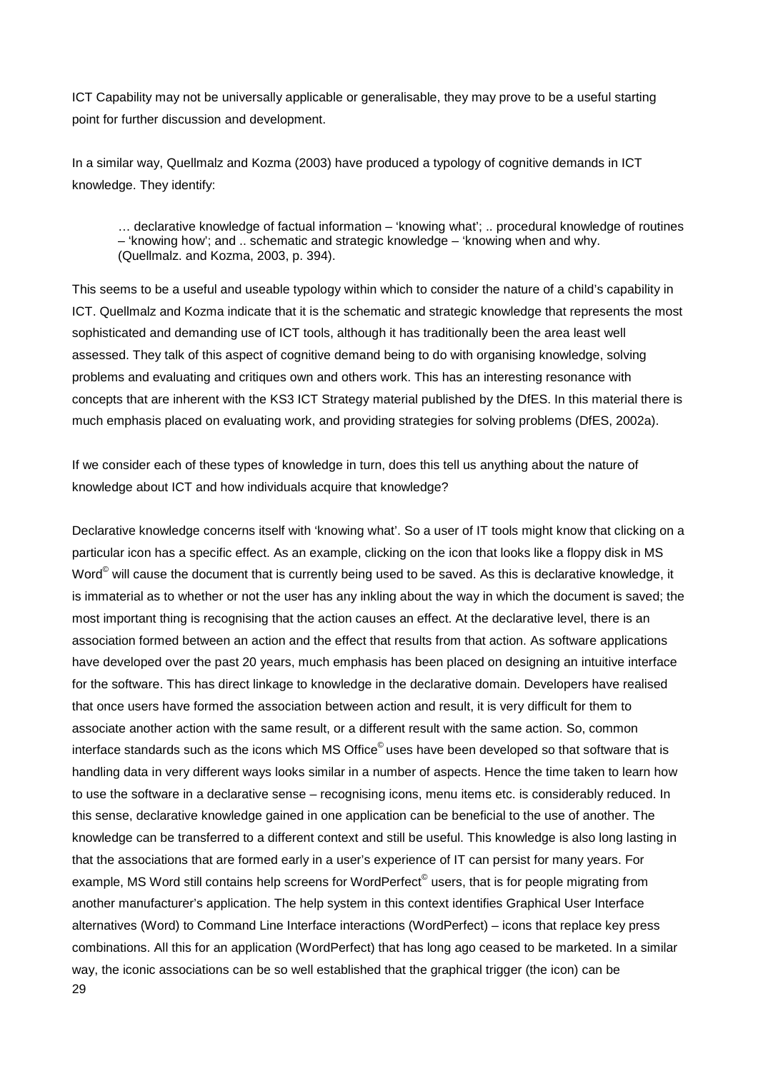ICT Capability may not be universally applicable or generalisable, they may prove to be a useful starting point for further discussion and development.

In a similar way, Quellmalz and Kozma (2003) have produced a typology of cognitive demands in ICT knowledge. They identify:

> … declarative knowledge of factual information – 'knowing what'; .. procedural knowledge of routines – 'knowing how'; and .. schematic and strategic knowledge – 'knowing when and why.
> (Quellmalz. and Kozma, 2003, p. 394).

This seems to be a useful and useable typology within which to consider the nature of a child's capability in ICT. Quellmalz and Kozma indicate that it is the schematic and strategic knowledge that represents the most sophisticated and demanding use of ICT tools, although it has traditionally been the area least well assessed. They talk of this aspect of cognitive demand being to do with organising knowledge, solving problems and evaluating and critiques own and others work. This has an interesting resonance with concepts that are inherent with the KS3 ICT Strategy material published by the DfES. In this material there is much emphasis placed on evaluating work, and providing strategies for solving problems (DfES, 2002a).

If we consider each of these types of knowledge in turn, does this tell us anything about the nature of knowledge about ICT and how individuals acquire that knowledge?

Declarative knowledge concerns itself with 'knowing what'. So a user of IT tools might know that clicking on a particular icon has a specific effect. As an example, clicking on the icon that looks like a floppy disk in MS Word© will cause the document that is currently being used to be saved. As this is declarative knowledge, it is immaterial as to whether or not the user has any inkling about the way in which the document is saved; the most important thing is recognising that the action causes an effect. At the declarative level, there is an association formed between an action and the effect that results from that action. As software applications have developed over the past 20 years, much emphasis has been placed on designing an intuitive interface for the software. This has direct linkage to knowledge in the declarative domain. Developers have realised that once users have formed the association between action and result, it is very difficult for them to associate another action with the same result, or a different result with the same action. So, common interface standards such as the icons which MS Office© uses have been developed so that software that is handling data in very different ways looks similar in a number of aspects. Hence the time taken to learn how to use the software in a declarative sense – recognising icons, menu items etc. is considerably reduced. In this sense, declarative knowledge gained in one application can be beneficial to the use of another. The knowledge can be transferred to a different context and still be useful. This knowledge is also long lasting in that the associations that are formed early in a user's experience of IT can persist for many years. For example, MS Word still contains help screens for WordPerfect© users, that is for people migrating from another manufacturer's application. The help system in this context identifies Graphical User Interface alternatives (Word) to Command Line Interface interactions (WordPerfect) – icons that replace key press combinations. All this for an application (WordPerfect) that has long ago ceased to be marketed. In a similar way, the iconic associations can be so well established that the graphical trigger (the icon) can be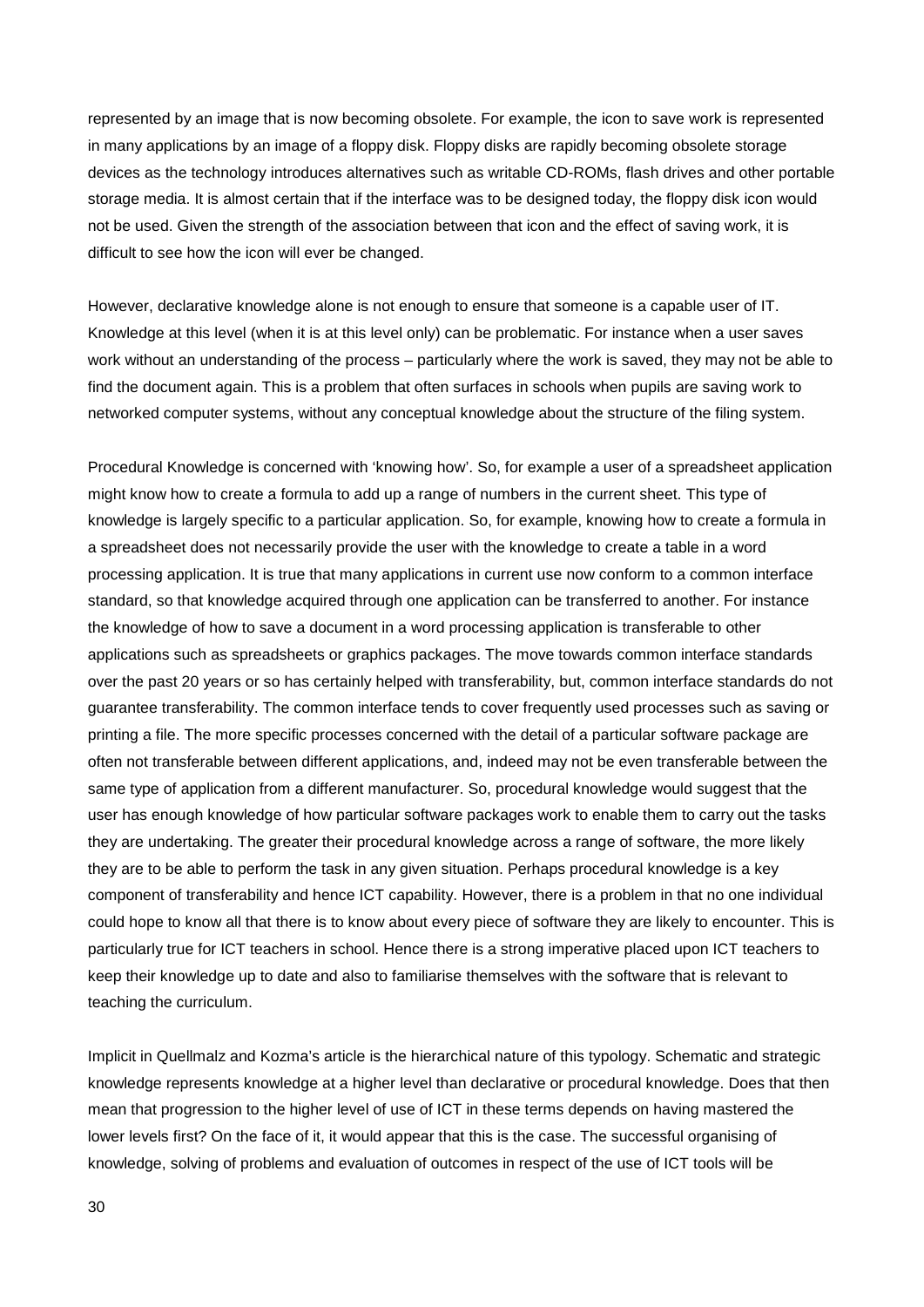represented by an image that is now becoming obsolete. For example, the icon to save work is represented in many applications by an image of a floppy disk. Floppy disks are rapidly becoming obsolete storage devices as the technology introduces alternatives such as writable CD-ROMs, flash drives and other portable storage media. It is almost certain that if the interface was to be designed today, the floppy disk icon would not be used. Given the strength of the association between that icon and the effect of saving work, it is difficult to see how the icon will ever be changed.

However, declarative knowledge alone is not enough to ensure that someone is a capable user of IT. Knowledge at this level (when it is at this level only) can be problematic. For instance when a user saves work without an understanding of the process – particularly where the work is saved, they may not be able to find the document again. This is a problem that often surfaces in schools when pupils are saving work to networked computer systems, without any conceptual knowledge about the structure of the filing system.

Procedural Knowledge is concerned with 'knowing how'. So, for example a user of a spreadsheet application might know how to create a formula to add up a range of numbers in the current sheet. This type of knowledge is largely specific to a particular application. So, for example, knowing how to create a formula in a spreadsheet does not necessarily provide the user with the knowledge to create a table in a word processing application. It is true that many applications in current use now conform to a common interface standard, so that knowledge acquired through one application can be transferred to another. For instance the knowledge of how to save a document in a word processing application is transferable to other applications such as spreadsheets or graphics packages. The move towards common interface standards over the past 20 years or so has certainly helped with transferability, but, common interface standards do not guarantee transferability. The common interface tends to cover frequently used processes such as saving or printing a file. The more specific processes concerned with the detail of a particular software package are often not transferable between different applications, and, indeed may not be even transferable between the same type of application from a different manufacturer. So, procedural knowledge would suggest that the user has enough knowledge of how particular software packages work to enable them to carry out the tasks they are undertaking. The greater their procedural knowledge across a range of software, the more likely they are to be able to perform the task in any given situation. Perhaps procedural knowledge is a key component of transferability and hence ICT capability. However, there is a problem in that no one individual could hope to know all that there is to know about every piece of software they are likely to encounter. This is particularly true for ICT teachers in school. Hence there is a strong imperative placed upon ICT teachers to keep their knowledge up to date and also to familiarise themselves with the software that is relevant to teaching the curriculum.

Implicit in Quellmalz and Kozma's article is the hierarchical nature of this typology. Schematic and strategic knowledge represents knowledge at a higher level than declarative or procedural knowledge. Does that then mean that progression to the higher level of use of ICT in these terms depends on having mastered the lower levels first? On the face of it, it would appear that this is the case. The successful organising of knowledge, solving of problems and evaluation of outcomes in respect of the use of ICT tools will be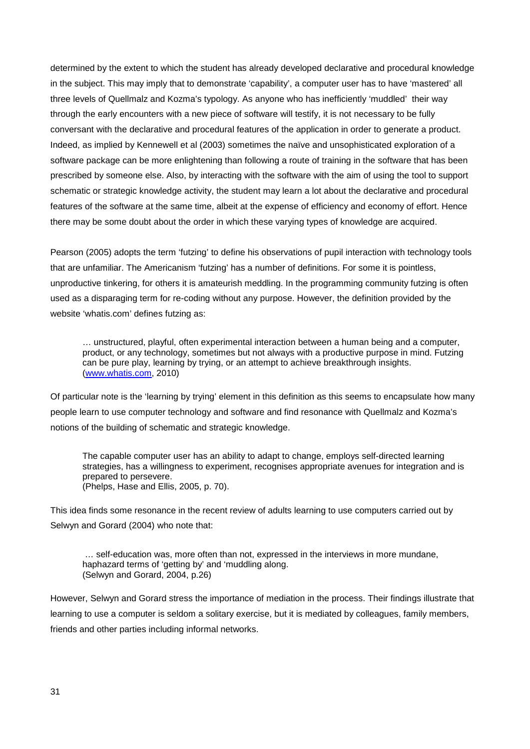determined by the extent to which the student has already developed declarative and procedural knowledge in the subject. This may imply that to demonstrate 'capability', a computer user has to have 'mastered' all three levels of Quellmalz and Kozma's typology. As anyone who has inefficiently 'muddled' their way through the early encounters with a new piece of software will testify, it is not necessary to be fully conversant with the declarative and procedural features of the application in order to generate a product. Indeed, as implied by Kennewell et al (2003) sometimes the naïve and unsophisticated exploration of a software package can be more enlightening than following a route of training in the software that has been prescribed by someone else. Also, by interacting with the software with the aim of using the tool to support schematic or strategic knowledge activity, the student may learn a lot about the declarative and procedural features of the software at the same time, albeit at the expense of efficiency and economy of effort. Hence there may be some doubt about the order in which these varying types of knowledge are acquired.

Pearson (2005) adopts the term 'futzing' to define his observations of pupil interaction with technology tools that are unfamiliar. The Americanism 'futzing' has a number of definitions. For some it is pointless, unproductive tinkering, for others it is amateurish meddling. In the programming community futzing is often used as a disparaging term for re-coding without any purpose. However, the definition provided by the website 'whatis.com' defines futzing as:

> … unstructured, playful, often experimental interaction between a human being and a computer, product, or any technology, sometimes but not always with a productive purpose in mind. Futzing can be pure play, learning by trying, or an attempt to achieve breakthrough insights.
> (www.whatis.com, 2010)

Of particular note is the 'learning by trying' element in this definition as this seems to encapsulate how many people learn to use computer technology and software and find resonance with Quellmalz and Kozma's notions of the building of schematic and strategic knowledge.

> The capable computer user has an ability to adapt to change, employs self-directed learning strategies, has a willingness to experiment, recognises appropriate avenues for integration and is prepared to persevere.
> (Phelps, Hase and Ellis, 2005, p. 70).

This idea finds some resonance in the recent review of adults learning to use computers carried out by Selwyn and Gorard (2004) who note that:

> … self-education was, more often than not, expressed in the interviews in more mundane, haphazard terms of 'getting by' and 'muddling along.
> (Selwyn and Gorard, 2004, p.26)

However, Selwyn and Gorard stress the importance of mediation in the process. Their findings illustrate that learning to use a computer is seldom a solitary exercise, but it is mediated by colleagues, family members, friends and other parties including informal networks.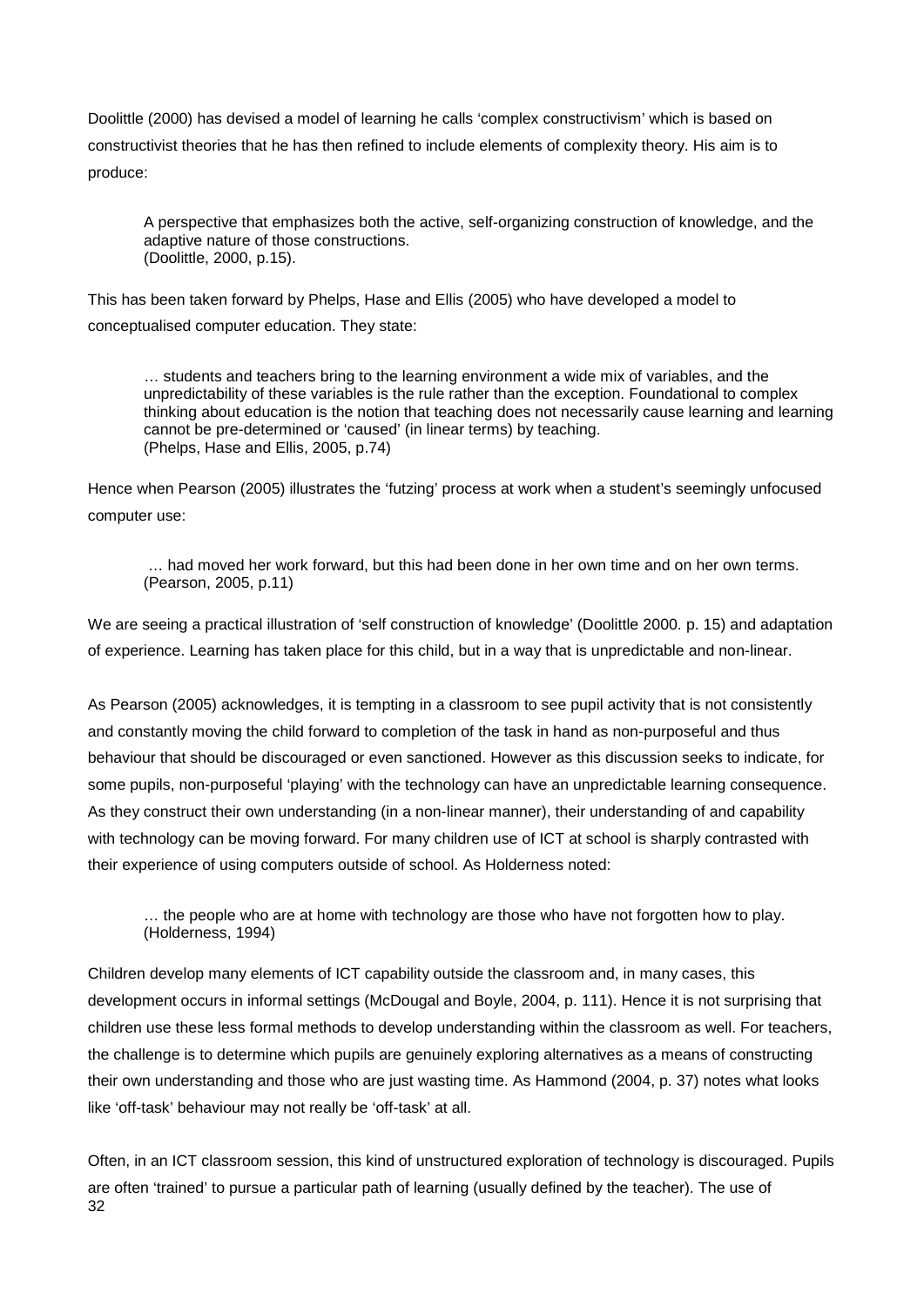Doolittle (2000) has devised a model of learning he calls 'complex constructivism' which is based on constructivist theories that he has then refined to include elements of complexity theory. His aim is to produce:

> A perspective that emphasizes both the active, self-organizing construction of knowledge, and the adaptive nature of those constructions.
> (Doolittle, 2000, p.15).

This has been taken forward by Phelps, Hase and Ellis (2005) who have developed a model to conceptualised computer education. They state:

> … students and teachers bring to the learning environment a wide mix of variables, and the unpredictability of these variables is the rule rather than the exception. Foundational to complex thinking about education is the notion that teaching does not necessarily cause learning and learning cannot be pre-determined or 'caused' (in linear terms) by teaching.
> (Phelps, Hase and Ellis, 2005, p.74)

Hence when Pearson (2005) illustrates the 'futzing' process at work when a student's seemingly unfocused computer use:

> … had moved her work forward, but this had been done in her own time and on her own terms.
> (Pearson, 2005, p.11)

We are seeing a practical illustration of 'self construction of knowledge' (Doolittle 2000. p. 15) and adaptation of experience. Learning has taken place for this child, but in a way that is unpredictable and non-linear.

As Pearson (2005) acknowledges, it is tempting in a classroom to see pupil activity that is not consistently and constantly moving the child forward to completion of the task in hand as non-purposeful and thus behaviour that should be discouraged or even sanctioned. However as this discussion seeks to indicate, for some pupils, non-purposeful 'playing' with the technology can have an unpredictable learning consequence. As they construct their own understanding (in a non-linear manner), their understanding of and capability with technology can be moving forward. For many children use of ICT at school is sharply contrasted with their experience of using computers outside of school. As Holderness noted:

> … the people who are at home with technology are those who have not forgotten how to play.
> (Holderness, 1994)

Children develop many elements of ICT capability outside the classroom and, in many cases, this development occurs in informal settings (McDougal and Boyle, 2004, p. 111). Hence it is not surprising that children use these less formal methods to develop understanding within the classroom as well. For teachers, the challenge is to determine which pupils are genuinely exploring alternatives as a means of constructing their own understanding and those who are just wasting time. As Hammond (2004, p. 37) notes what looks like 'off-task' behaviour may not really be 'off-task' at all.

Often, in an ICT classroom session, this kind of unstructured exploration of technology is discouraged. Pupils are often 'trained' to pursue a particular path of learning (usually defined by the teacher). The use of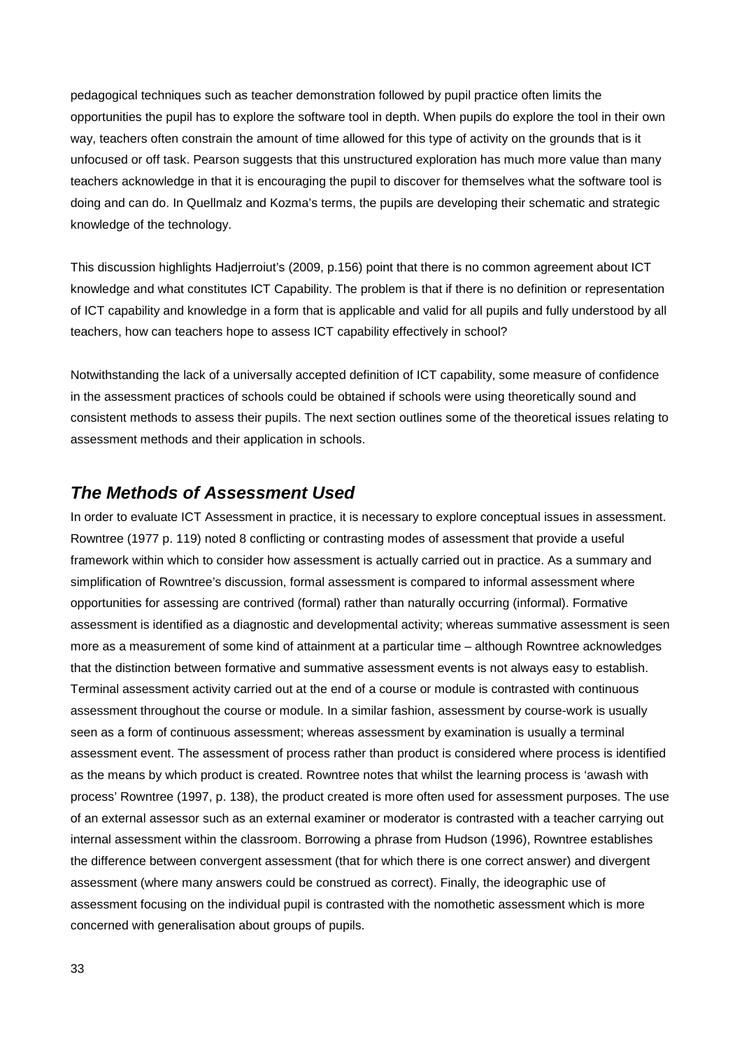pedagogical techniques such as teacher demonstration followed by pupil practice often limits the opportunities the pupil has to explore the software tool in depth. When pupils do explore the tool in their own way, teachers often constrain the amount of time allowed for this type of activity on the grounds that is it unfocused or off task. Pearson suggests that this unstructured exploration has much more value than many teachers acknowledge in that it is encouraging the pupil to discover for themselves what the software tool is doing and can do. In Quellmalz and Kozma's terms, the pupils are developing their schematic and strategic knowledge of the technology.

This discussion highlights Hadjerroiut's (2009, p.156) point that there is no common agreement about ICT knowledge and what constitutes ICT Capability. The problem is that if there is no definition or representation of ICT capability and knowledge in a form that is applicable and valid for all pupils and fully understood by all teachers, how can teachers hope to assess ICT capability effectively in school?

Notwithstanding the lack of a universally accepted definition of ICT capability, some measure of confidence in the assessment practices of schools could be obtained if schools were using theoretically sound and consistent methods to assess their pupils. The next section outlines some of the theoretical issues relating to assessment methods and their application in schools.

## *The Methods of Assessment Used*

In order to evaluate ICT Assessment in practice, it is necessary to explore conceptual issues in assessment. Rowntree (1977 p. 119) noted 8 conflicting or contrasting modes of assessment that provide a useful framework within which to consider how assessment is actually carried out in practice. As a summary and simplification of Rowntree's discussion, formal assessment is compared to informal assessment where opportunities for assessing are contrived (formal) rather than naturally occurring (informal). Formative assessment is identified as a diagnostic and developmental activity; whereas summative assessment is seen more as a measurement of some kind of attainment at a particular time – although Rowntree acknowledges that the distinction between formative and summative assessment events is not always easy to establish. Terminal assessment activity carried out at the end of a course or module is contrasted with continuous assessment throughout the course or module. In a similar fashion, assessment by course-work is usually seen as a form of continuous assessment; whereas assessment by examination is usually a terminal assessment event. The assessment of process rather than product is considered where process is identified as the means by which product is created. Rowntree notes that whilst the learning process is 'awash with process' Rowntree (1997, p. 138), the product created is more often used for assessment purposes. The use of an external assessor such as an external examiner or moderator is contrasted with a teacher carrying out internal assessment within the classroom. Borrowing a phrase from Hudson (1996), Rowntree establishes the difference between convergent assessment (that for which there is one correct answer) and divergent assessment (where many answers could be construed as correct). Finally, the ideographic use of assessment focusing on the individual pupil is contrasted with the nomothetic assessment which is more concerned with generalisation about groups of pupils.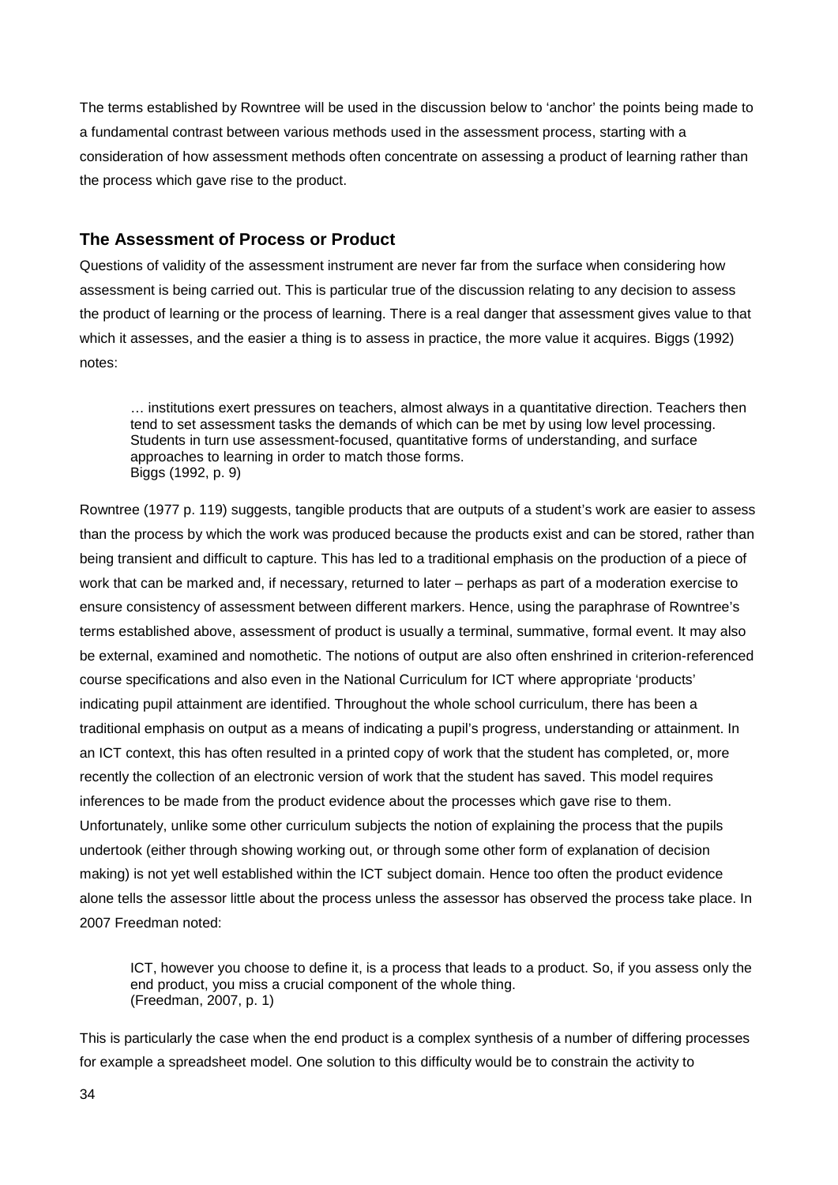The terms established by Rowntree will be used in the discussion below to 'anchor' the points being made to a fundamental contrast between various methods used in the assessment process, starting with a consideration of how assessment methods often concentrate on assessing a product of learning rather than the process which gave rise to the product.

### The Assessment of Process or Product

Questions of validity of the assessment instrument are never far from the surface when considering how assessment is being carried out. This is particular true of the discussion relating to any decision to assess the product of learning or the process of learning. There is a real danger that assessment gives value to that which it assesses, and the easier a thing is to assess in practice, the more value it acquires. Biggs (1992) notes:

> … institutions exert pressures on teachers, almost always in a quantitative direction. Teachers then tend to set assessment tasks the demands of which can be met by using low level processing. Students in turn use assessment-focused, quantitative forms of understanding, and surface approaches to learning in order to match those forms.
> Biggs (1992, p. 9)

Rowntree (1977 p. 119) suggests, tangible products that are outputs of a student's work are easier to assess than the process by which the work was produced because the products exist and can be stored, rather than being transient and difficult to capture. This has led to a traditional emphasis on the production of a piece of work that can be marked and, if necessary, returned to later – perhaps as part of a moderation exercise to ensure consistency of assessment between different markers. Hence, using the paraphrase of Rowntree's terms established above, assessment of product is usually a terminal, summative, formal event. It may also be external, examined and nomothetic. The notions of output are also often enshrined in criterion-referenced course specifications and also even in the National Curriculum for ICT where appropriate 'products' indicating pupil attainment are identified. Throughout the whole school curriculum, there has been a traditional emphasis on output as a means of indicating a pupil's progress, understanding or attainment. In an ICT context, this has often resulted in a printed copy of work that the student has completed, or, more recently the collection of an electronic version of work that the student has saved. This model requires inferences to be made from the product evidence about the processes which gave rise to them. Unfortunately, unlike some other curriculum subjects the notion of explaining the process that the pupils undertook (either through showing working out, or through some other form of explanation of decision making) is not yet well established within the ICT subject domain. Hence too often the product evidence alone tells the assessor little about the process unless the assessor has observed the process take place. In 2007 Freedman noted:

> ICT, however you choose to define it, is a process that leads to a product. So, if you assess only the end product, you miss a crucial component of the whole thing.
> (Freedman, 2007, p. 1)

This is particularly the case when the end product is a complex synthesis of a number of differing processes for example a spreadsheet model. One solution to this difficulty would be to constrain the activity to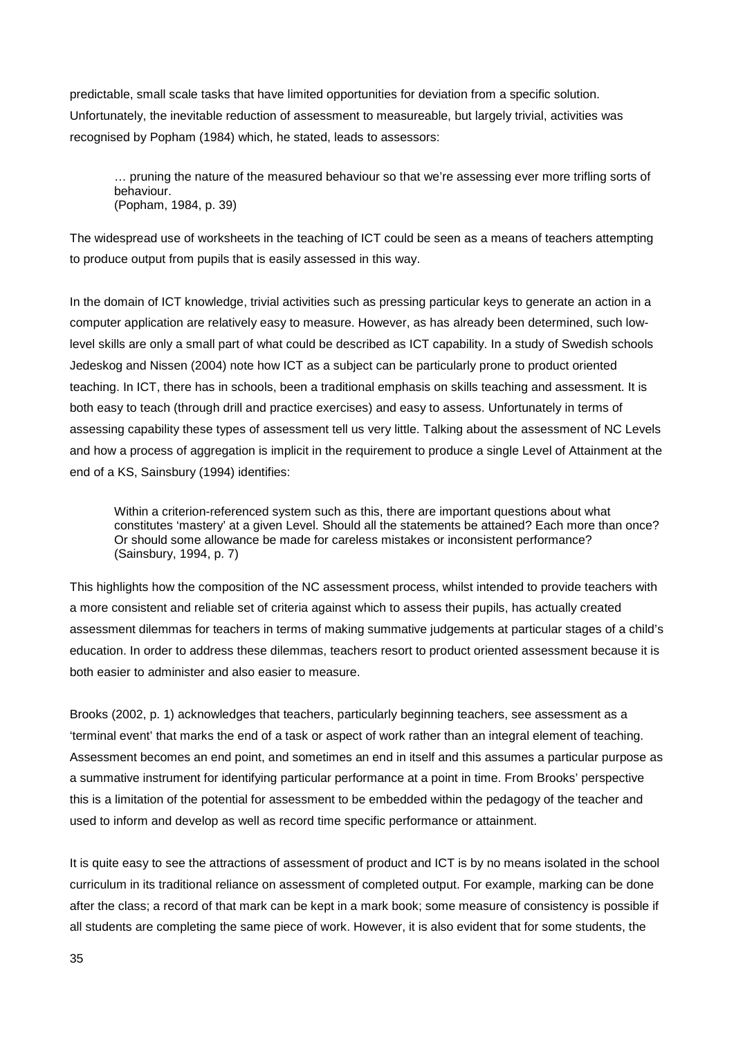predictable, small scale tasks that have limited opportunities for deviation from a specific solution. Unfortunately, the inevitable reduction of assessment to measureable, but largely trivial, activities was recognised by Popham (1984) which, he stated, leads to assessors:

> … pruning the nature of the measured behaviour so that we're assessing ever more trifling sorts of behaviour.
> (Popham, 1984, p. 39)

The widespread use of worksheets in the teaching of ICT could be seen as a means of teachers attempting to produce output from pupils that is easily assessed in this way.

In the domain of ICT knowledge, trivial activities such as pressing particular keys to generate an action in a computer application are relatively easy to measure. However, as has already been determined, such low-level skills are only a small part of what could be described as ICT capability. In a study of Swedish schools Jedeskog and Nissen (2004) note how ICT as a subject can be particularly prone to product oriented teaching. In ICT, there has in schools, been a traditional emphasis on skills teaching and assessment. It is both easy to teach (through drill and practice exercises) and easy to assess. Unfortunately in terms of assessing capability these types of assessment tell us very little. Talking about the assessment of NC Levels and how a process of aggregation is implicit in the requirement to produce a single Level of Attainment at the end of a KS, Sainsbury (1994) identifies:

> Within a criterion-referenced system such as this, there are important questions about what constitutes 'mastery' at a given Level. Should all the statements be attained? Each more than once? Or should some allowance be made for careless mistakes or inconsistent performance?
> (Sainsbury, 1994, p. 7)

This highlights how the composition of the NC assessment process, whilst intended to provide teachers with a more consistent and reliable set of criteria against which to assess their pupils, has actually created assessment dilemmas for teachers in terms of making summative judgements at particular stages of a child's education. In order to address these dilemmas, teachers resort to product oriented assessment because it is both easier to administer and also easier to measure.

Brooks (2002, p. 1) acknowledges that teachers, particularly beginning teachers, see assessment as a 'terminal event' that marks the end of a task or aspect of work rather than an integral element of teaching. Assessment becomes an end point, and sometimes an end in itself and this assumes a particular purpose as a summative instrument for identifying particular performance at a point in time. From Brooks' perspective this is a limitation of the potential for assessment to be embedded within the pedagogy of the teacher and used to inform and develop as well as record time specific performance or attainment.

It is quite easy to see the attractions of assessment of product and ICT is by no means isolated in the school curriculum in its traditional reliance on assessment of completed output. For example, marking can be done after the class; a record of that mark can be kept in a mark book; some measure of consistency is possible if all students are completing the same piece of work. However, it is also evident that for some students, the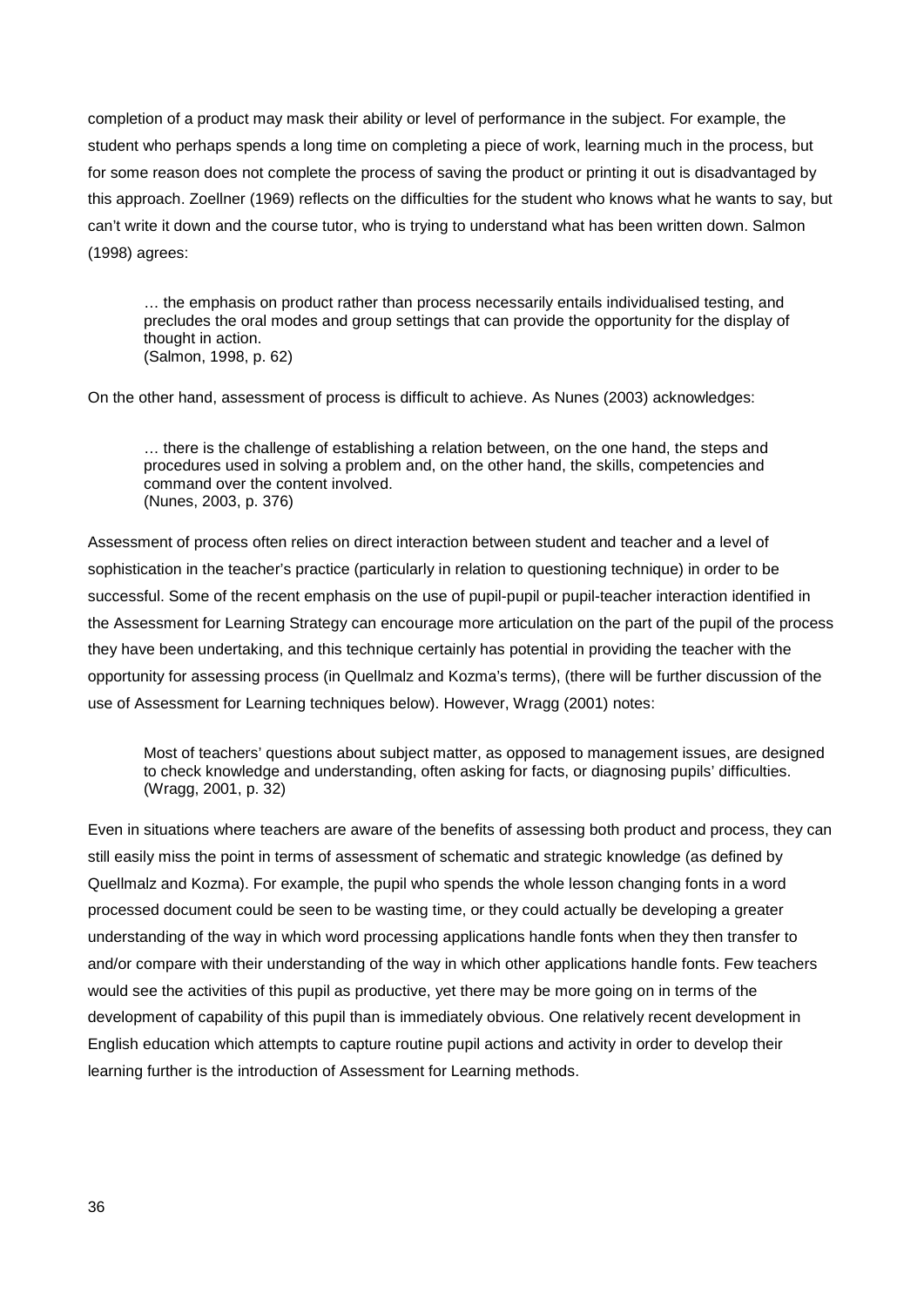completion of a product may mask their ability or level of performance in the subject. For example, the student who perhaps spends a long time on completing a piece of work, learning much in the process, but for some reason does not complete the process of saving the product or printing it out is disadvantaged by this approach. Zoellner (1969) reflects on the difficulties for the student who knows what he wants to say, but can't write it down and the course tutor, who is trying to understand what has been written down. Salmon (1998) agrees:

> … the emphasis on product rather than process necessarily entails individualised testing, and precludes the oral modes and group settings that can provide the opportunity for the display of thought in action.
> (Salmon, 1998, p. 62)

On the other hand, assessment of process is difficult to achieve. As Nunes (2003) acknowledges:

> … there is the challenge of establishing a relation between, on the one hand, the steps and procedures used in solving a problem and, on the other hand, the skills, competencies and command over the content involved.
> (Nunes, 2003, p. 376)

Assessment of process often relies on direct interaction between student and teacher and a level of sophistication in the teacher's practice (particularly in relation to questioning technique) in order to be successful. Some of the recent emphasis on the use of pupil-pupil or pupil-teacher interaction identified in the Assessment for Learning Strategy can encourage more articulation on the part of the pupil of the process they have been undertaking, and this technique certainly has potential in providing the teacher with the opportunity for assessing process (in Quellmalz and Kozma's terms), (there will be further discussion of the use of Assessment for Learning techniques below). However, Wragg (2001) notes:

> Most of teachers' questions about subject matter, as opposed to management issues, are designed to check knowledge and understanding, often asking for facts, or diagnosing pupils' difficulties.
> (Wragg, 2001, p. 32)

Even in situations where teachers are aware of the benefits of assessing both product and process, they can still easily miss the point in terms of assessment of schematic and strategic knowledge (as defined by Quellmalz and Kozma). For example, the pupil who spends the whole lesson changing fonts in a word processed document could be seen to be wasting time, or they could actually be developing a greater understanding of the way in which word processing applications handle fonts when they then transfer to and/or compare with their understanding of the way in which other applications handle fonts. Few teachers would see the activities of this pupil as productive, yet there may be more going on in terms of the development of capability of this pupil than is immediately obvious. One relatively recent development in English education which attempts to capture routine pupil actions and activity in order to develop their learning further is the introduction of Assessment for Learning methods.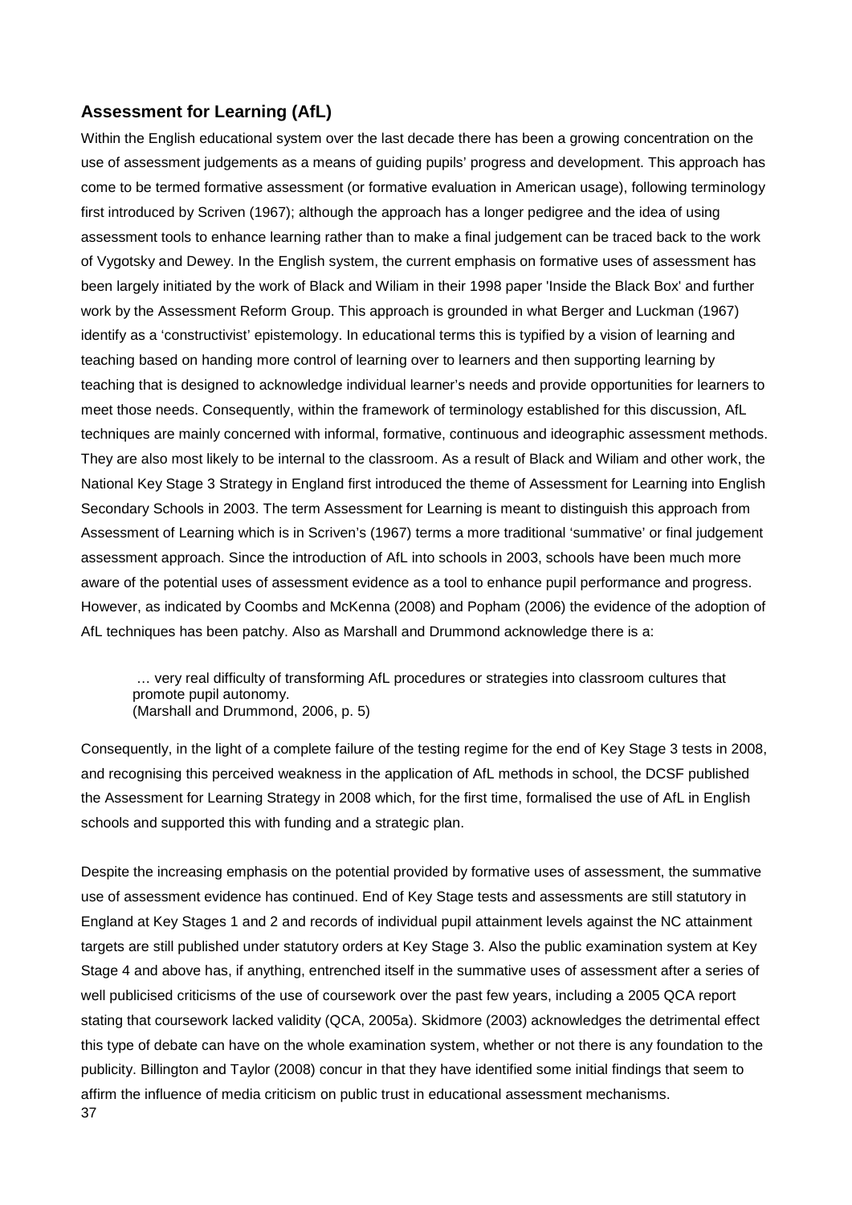## Assessment for Learning (AfL)

Within the English educational system over the last decade there has been a growing concentration on the use of assessment judgements as a means of guiding pupils' progress and development. This approach has come to be termed formative assessment (or formative evaluation in American usage), following terminology first introduced by Scriven (1967); although the approach has a longer pedigree and the idea of using assessment tools to enhance learning rather than to make a final judgement can be traced back to the work of Vygotsky and Dewey. In the English system, the current emphasis on formative uses of assessment has been largely initiated by the work of Black and Wiliam in their 1998 paper 'Inside the Black Box' and further work by the Assessment Reform Group. This approach is grounded in what Berger and Luckman (1967) identify as a 'constructivist' epistemology. In educational terms this is typified by a vision of learning and teaching based on handing more control of learning over to learners and then supporting learning by teaching that is designed to acknowledge individual learner's needs and provide opportunities for learners to meet those needs. Consequently, within the framework of terminology established for this discussion, AfL techniques are mainly concerned with informal, formative, continuous and ideographic assessment methods. They are also most likely to be internal to the classroom. As a result of Black and Wiliam and other work, the National Key Stage 3 Strategy in England first introduced the theme of Assessment for Learning into English Secondary Schools in 2003. The term Assessment for Learning is meant to distinguish this approach from Assessment of Learning which is in Scriven's (1967) terms a more traditional 'summative' or final judgement assessment approach. Since the introduction of AfL into schools in 2003, schools have been much more aware of the potential uses of assessment evidence as a tool to enhance pupil performance and progress. However, as indicated by Coombs and McKenna (2008) and Popham (2006) the evidence of the adoption of AfL techniques has been patchy. Also as Marshall and Drummond acknowledge there is a:

> … very real difficulty of transforming AfL procedures or strategies into classroom cultures that promote pupil autonomy.
> (Marshall and Drummond, 2006, p. 5)

Consequently, in the light of a complete failure of the testing regime for the end of Key Stage 3 tests in 2008, and recognising this perceived weakness in the application of AfL methods in school, the DCSF published the Assessment for Learning Strategy in 2008 which, for the first time, formalised the use of AfL in English schools and supported this with funding and a strategic plan.

Despite the increasing emphasis on the potential provided by formative uses of assessment, the summative use of assessment evidence has continued. End of Key Stage tests and assessments are still statutory in England at Key Stages 1 and 2 and records of individual pupil attainment levels against the NC attainment targets are still published under statutory orders at Key Stage 3. Also the public examination system at Key Stage 4 and above has, if anything, entrenched itself in the summative uses of assessment after a series of well publicised criticisms of the use of coursework over the past few years, including a 2005 QCA report stating that coursework lacked validity (QCA, 2005a). Skidmore (2003) acknowledges the detrimental effect this type of debate can have on the whole examination system, whether or not there is any foundation to the publicity. Billington and Taylor (2008) concur in that they have identified some initial findings that seem to affirm the influence of media criticism on public trust in educational assessment mechanisms.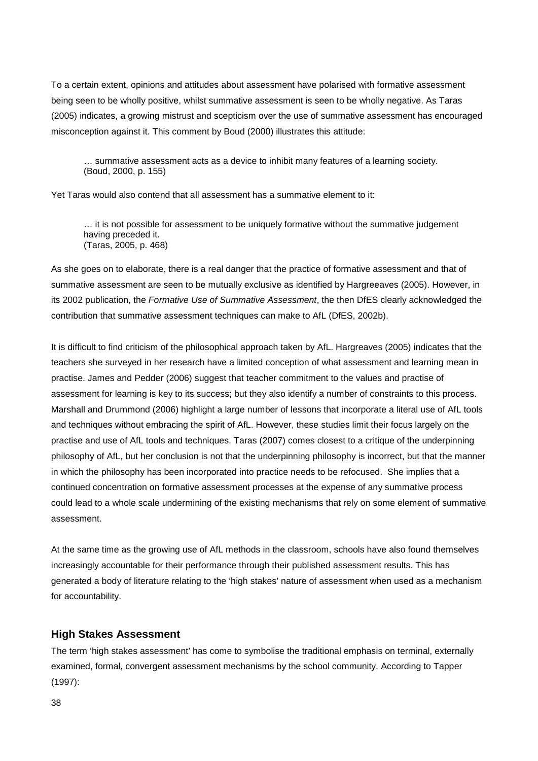To a certain extent, opinions and attitudes about assessment have polarised with formative assessment being seen to be wholly positive, whilst summative assessment is seen to be wholly negative. As Taras (2005) indicates, a growing mistrust and scepticism over the use of summative assessment has encouraged misconception against it. This comment by Boud (2000) illustrates this attitude:

> … summative assessment acts as a device to inhibit many features of a learning society.
> (Boud, 2000, p. 155)

Yet Taras would also contend that all assessment has a summative element to it:

> … it is not possible for assessment to be uniquely formative without the summative judgement having preceded it.
> (Taras, 2005, p. 468)

As she goes on to elaborate, there is a real danger that the practice of formative assessment and that of summative assessment are seen to be mutually exclusive as identified by Hargreeaves (2005). However, in its 2002 publication, the *Formative Use of Summative Assessment*, the then DfES clearly acknowledged the contribution that summative assessment techniques can make to AfL (DfES, 2002b).

It is difficult to find criticism of the philosophical approach taken by AfL. Hargreaves (2005) indicates that the teachers she surveyed in her research have a limited conception of what assessment and learning mean in practise. James and Pedder (2006) suggest that teacher commitment to the values and practise of assessment for learning is key to its success; but they also identify a number of constraints to this process. Marshall and Drummond (2006) highlight a large number of lessons that incorporate a literal use of AfL tools and techniques without embracing the spirit of AfL. However, these studies limit their focus largely on the practise and use of AfL tools and techniques. Taras (2007) comes closest to a critique of the underpinning philosophy of AfL, but her conclusion is not that the underpinning philosophy is incorrect, but that the manner in which the philosophy has been incorporated into practice needs to be refocused. She implies that a continued concentration on formative assessment processes at the expense of any summative process could lead to a whole scale undermining of the existing mechanisms that rely on some element of summative assessment.

At the same time as the growing use of AfL methods in the classroom, schools have also found themselves increasingly accountable for their performance through their published assessment results. This has generated a body of literature relating to the 'high stakes' nature of assessment when used as a mechanism for accountability.

## High Stakes Assessment

The term 'high stakes assessment' has come to symbolise the traditional emphasis on terminal, externally examined, formal, convergent assessment mechanisms by the school community. According to Tapper (1997):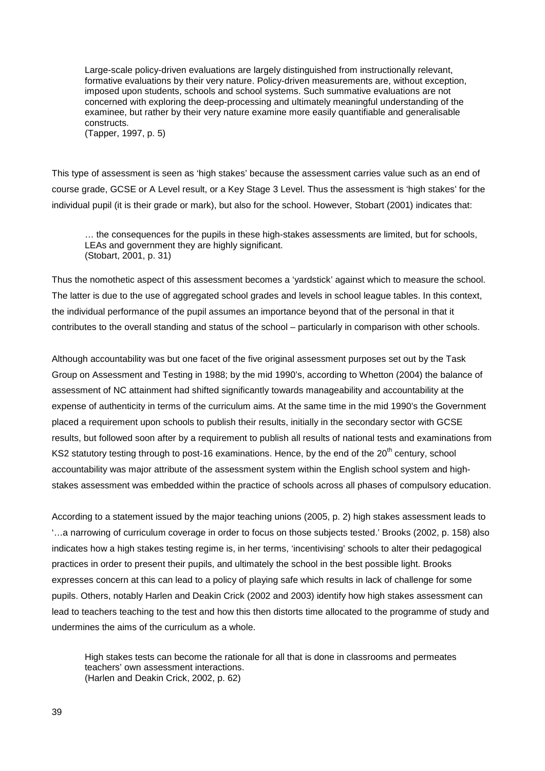> Large-scale policy-driven evaluations are largely distinguished from instructionally relevant, formative evaluations by their very nature. Policy-driven measurements are, without exception, imposed upon students, schools and school systems. Such summative evaluations are not concerned with exploring the deep-processing and ultimately meaningful understanding of the examinee, but rather by their very nature examine more easily quantifiable and generalisable constructs.
> (Tapper, 1997, p. 5)

This type of assessment is seen as 'high stakes' because the assessment carries value such as an end of course grade, GCSE or A Level result, or a Key Stage 3 Level. Thus the assessment is 'high stakes' for the individual pupil (it is their grade or mark), but also for the school. However, Stobart (2001) indicates that:

> … the consequences for the pupils in these high-stakes assessments are limited, but for schools, LEAs and government they are highly significant.
> (Stobart, 2001, p. 31)

Thus the nomothetic aspect of this assessment becomes a 'yardstick' against which to measure the school. The latter is due to the use of aggregated school grades and levels in school league tables. In this context, the individual performance of the pupil assumes an importance beyond that of the personal in that it contributes to the overall standing and status of the school – particularly in comparison with other schools.

Although accountability was but one facet of the five original assessment purposes set out by the Task Group on Assessment and Testing in 1988; by the mid 1990's, according to Whetton (2004) the balance of assessment of NC attainment had shifted significantly towards manageability and accountability at the expense of authenticity in terms of the curriculum aims. At the same time in the mid 1990's the Government placed a requirement upon schools to publish their results, initially in the secondary sector with GCSE results, but followed soon after by a requirement to publish all results of national tests and examinations from KS2 statutory testing through to post-16 examinations. Hence, by the end of the 20th century, school accountability was major attribute of the assessment system within the English school system and high-stakes assessment was embedded within the practice of schools across all phases of compulsory education.

According to a statement issued by the major teaching unions (2005, p. 2) high stakes assessment leads to '…a narrowing of curriculum coverage in order to focus on those subjects tested.' Brooks (2002, p. 158) also indicates how a high stakes testing regime is, in her terms, 'incentivising' schools to alter their pedagogical practices in order to present their pupils, and ultimately the school in the best possible light. Brooks expresses concern at this can lead to a policy of playing safe which results in lack of challenge for some pupils. Others, notably Harlen and Deakin Crick (2002 and 2003) identify how high stakes assessment can lead to teachers teaching to the test and how this then distorts time allocated to the programme of study and undermines the aims of the curriculum as a whole.

> High stakes tests can become the rationale for all that is done in classrooms and permeates teachers' own assessment interactions.
> (Harlen and Deakin Crick, 2002, p. 62)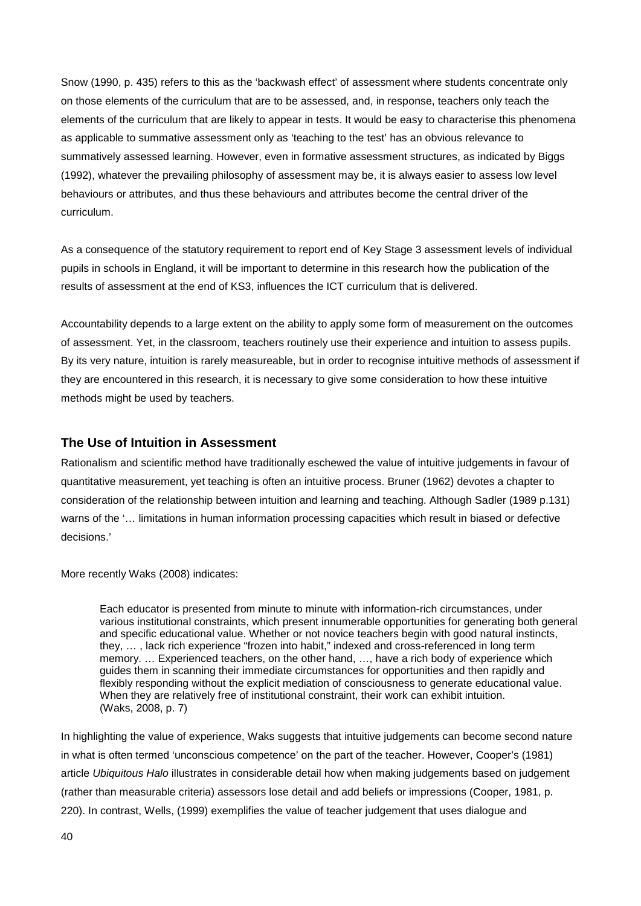Snow (1990, p. 435) refers to this as the 'backwash effect' of assessment where students concentrate only on those elements of the curriculum that are to be assessed, and, in response, teachers only teach the elements of the curriculum that are likely to appear in tests. It would be easy to characterise this phenomena as applicable to summative assessment only as 'teaching to the test' has an obvious relevance to summatively assessed learning. However, even in formative assessment structures, as indicated by Biggs (1992), whatever the prevailing philosophy of assessment may be, it is always easier to assess low level behaviours or attributes, and thus these behaviours and attributes become the central driver of the curriculum.

As a consequence of the statutory requirement to report end of Key Stage 3 assessment levels of individual pupils in schools in England, it will be important to determine in this research how the publication of the results of assessment at the end of KS3, influences the ICT curriculum that is delivered.

Accountability depends to a large extent on the ability to apply some form of measurement on the outcomes of assessment. Yet, in the classroom, teachers routinely use their experience and intuition to assess pupils. By its very nature, intuition is rarely measureable, but in order to recognise intuitive methods of assessment if they are encountered in this research, it is necessary to give some consideration to how these intuitive methods might be used by teachers.

## The Use of Intuition in Assessment

Rationalism and scientific method have traditionally eschewed the value of intuitive judgements in favour of quantitative measurement, yet teaching is often an intuitive process. Bruner (1962) devotes a chapter to consideration of the relationship between intuition and learning and teaching. Although Sadler (1989 p.131) warns of the '… limitations in human information processing capacities which result in biased or defective decisions.'

More recently Waks (2008) indicates:

> Each educator is presented from minute to minute with information-rich circumstances, under various institutional constraints, which present innumerable opportunities for generating both general and specific educational value. Whether or not novice teachers begin with good natural instincts, they, … , lack rich experience "frozen into habit," indexed and cross-referenced in long term memory. … Experienced teachers, on the other hand, …, have a rich body of experience which guides them in scanning their immediate circumstances for opportunities and then rapidly and flexibly responding without the explicit mediation of consciousness to generate educational value. When they are relatively free of institutional constraint, their work can exhibit intuition.
> (Waks, 2008, p. 7)

In highlighting the value of experience, Waks suggests that intuitive judgements can become second nature in what is often termed 'unconscious competence' on the part of the teacher. However, Cooper's (1981) article *Ubiquitous Halo* illustrates in considerable detail how when making judgements based on judgement (rather than measurable criteria) assessors lose detail and add beliefs or impressions (Cooper, 1981, p. 220). In contrast, Wells, (1999) exemplifies the value of teacher judgement that uses dialogue and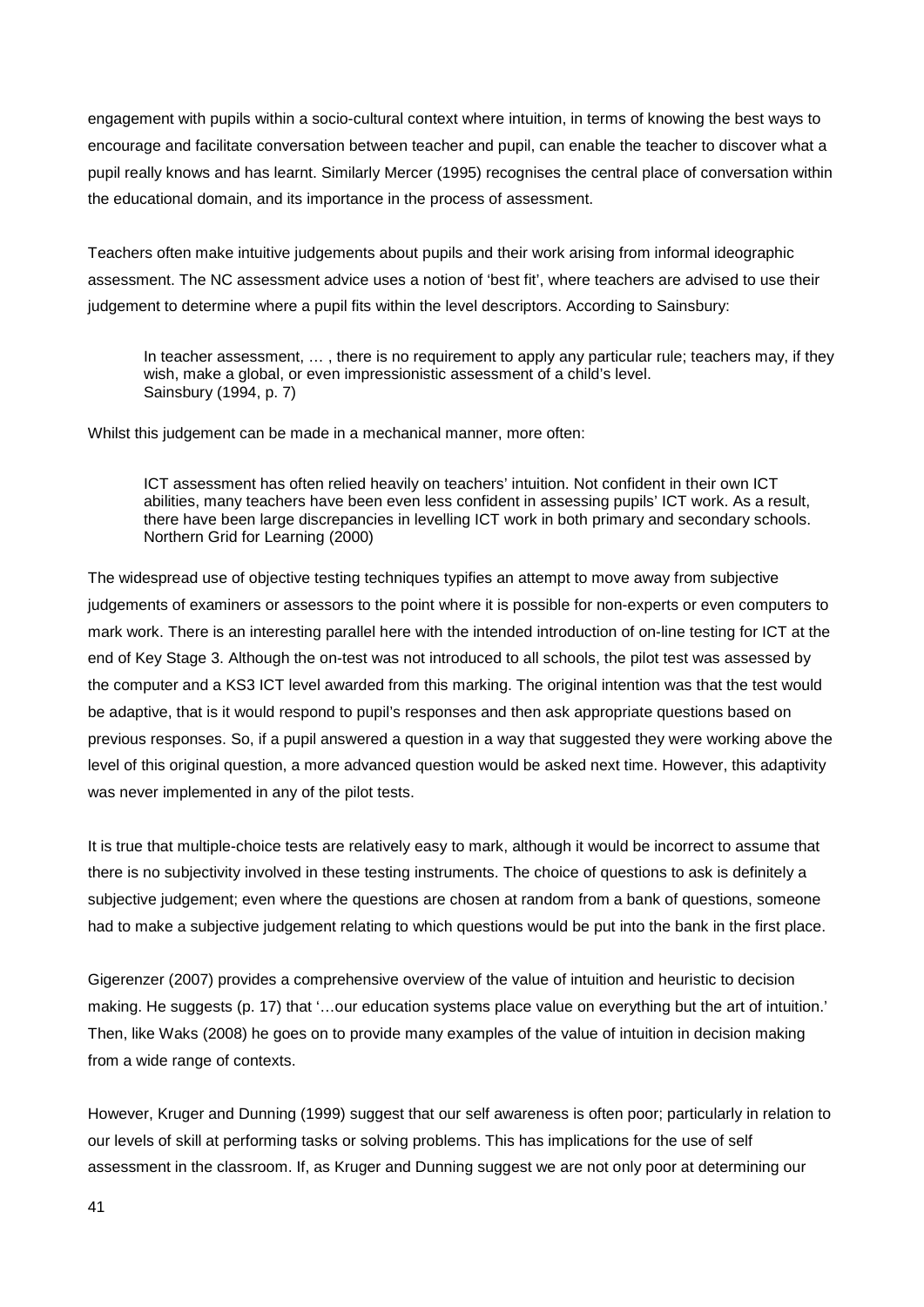engagement with pupils within a socio-cultural context where intuition, in terms of knowing the best ways to encourage and facilitate conversation between teacher and pupil, can enable the teacher to discover what a pupil really knows and has learnt. Similarly Mercer (1995) recognises the central place of conversation within the educational domain, and its importance in the process of assessment.

Teachers often make intuitive judgements about pupils and their work arising from informal ideographic assessment. The NC assessment advice uses a notion of 'best fit', where teachers are advised to use their judgement to determine where a pupil fits within the level descriptors. According to Sainsbury:

> In teacher assessment, … , there is no requirement to apply any particular rule; teachers may, if they wish, make a global, or even impressionistic assessment of a child's level.
> Sainsbury (1994, p. 7)

Whilst this judgement can be made in a mechanical manner, more often:

> ICT assessment has often relied heavily on teachers' intuition. Not confident in their own ICT abilities, many teachers have been even less confident in assessing pupils' ICT work. As a result, there have been large discrepancies in levelling ICT work in both primary and secondary schools.
> Northern Grid for Learning (2000)

The widespread use of objective testing techniques typifies an attempt to move away from subjective judgements of examiners or assessors to the point where it is possible for non-experts or even computers to mark work. There is an interesting parallel here with the intended introduction of on-line testing for ICT at the end of Key Stage 3. Although the on-test was not introduced to all schools, the pilot test was assessed by the computer and a KS3 ICT level awarded from this marking. The original intention was that the test would be adaptive, that is it would respond to pupil's responses and then ask appropriate questions based on previous responses. So, if a pupil answered a question in a way that suggested they were working above the level of this original question, a more advanced question would be asked next time. However, this adaptivity was never implemented in any of the pilot tests.

It is true that multiple-choice tests are relatively easy to mark, although it would be incorrect to assume that there is no subjectivity involved in these testing instruments. The choice of questions to ask is definitely a subjective judgement; even where the questions are chosen at random from a bank of questions, someone had to make a subjective judgement relating to which questions would be put into the bank in the first place.

Gigerenzer (2007) provides a comprehensive overview of the value of intuition and heuristic to decision making. He suggests (p. 17) that '…our education systems place value on everything but the art of intuition.' Then, like Waks (2008) he goes on to provide many examples of the value of intuition in decision making from a wide range of contexts.

However, Kruger and Dunning (1999) suggest that our self awareness is often poor; particularly in relation to our levels of skill at performing tasks or solving problems. This has implications for the use of self assessment in the classroom. If, as Kruger and Dunning suggest we are not only poor at determining our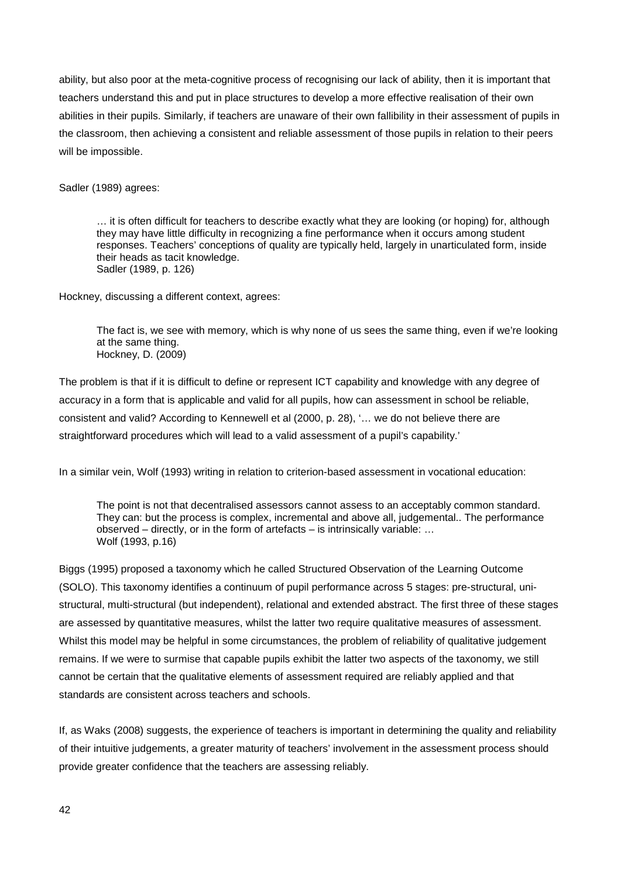ability, but also poor at the meta-cognitive process of recognising our lack of ability, then it is important that teachers understand this and put in place structures to develop a more effective realisation of their own abilities in their pupils. Similarly, if teachers are unaware of their own fallibility in their assessment of pupils in the classroom, then achieving a consistent and reliable assessment of those pupils in relation to their peers will be impossible.

Sadler (1989) agrees:

> … it is often difficult for teachers to describe exactly what they are looking (or hoping) for, although they may have little difficulty in recognizing a fine performance when it occurs among student responses. Teachers' conceptions of quality are typically held, largely in unarticulated form, inside their heads as tacit knowledge.
> Sadler (1989, p. 126)

Hockney, discussing a different context, agrees:

> The fact is, we see with memory, which is why none of us sees the same thing, even if we're looking at the same thing.
> Hockney, D. (2009)

The problem is that if it is difficult to define or represent ICT capability and knowledge with any degree of accuracy in a form that is applicable and valid for all pupils, how can assessment in school be reliable, consistent and valid? According to Kennewell et al (2000, p. 28), '… we do not believe there are straightforward procedures which will lead to a valid assessment of a pupil's capability.'

In a similar vein, Wolf (1993) writing in relation to criterion-based assessment in vocational education:

> The point is not that decentralised assessors cannot assess to an acceptably common standard. They can: but the process is complex, incremental and above all, judgemental.. The performance observed – directly, or in the form of artefacts – is intrinsically variable: …
> Wolf (1993, p.16)

Biggs (1995) proposed a taxonomy which he called Structured Observation of the Learning Outcome (SOLO). This taxonomy identifies a continuum of pupil performance across 5 stages: pre-structural, uni-structural, multi-structural (but independent), relational and extended abstract. The first three of these stages are assessed by quantitative measures, whilst the latter two require qualitative measures of assessment. Whilst this model may be helpful in some circumstances, the problem of reliability of qualitative judgement remains. If we were to surmise that capable pupils exhibit the latter two aspects of the taxonomy, we still cannot be certain that the qualitative elements of assessment required are reliably applied and that standards are consistent across teachers and schools.

If, as Waks (2008) suggests, the experience of teachers is important in determining the quality and reliability of their intuitive judgements, a greater maturity of teachers' involvement in the assessment process should provide greater confidence that the teachers are assessing reliably.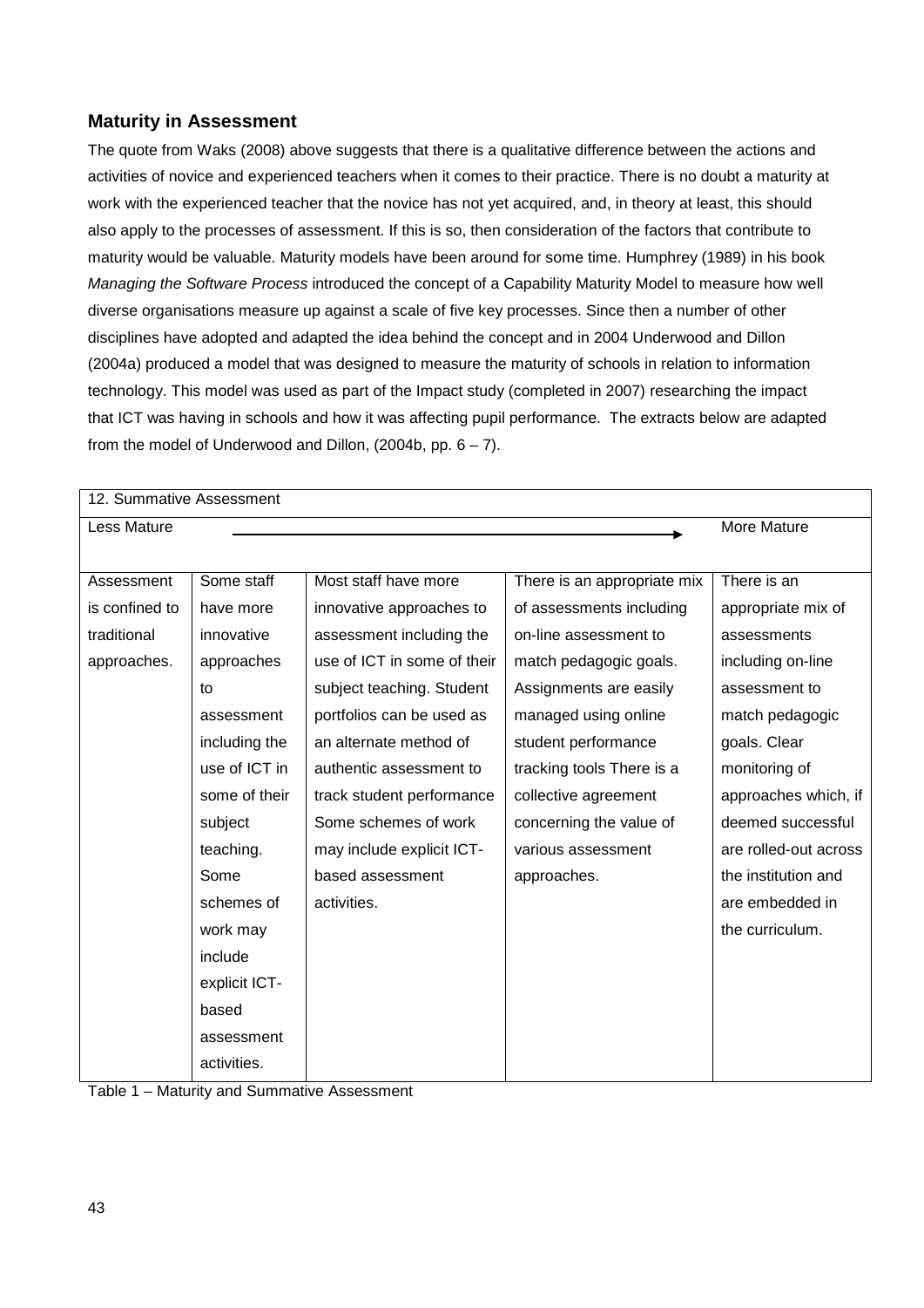## Maturity in Assessment

The quote from Waks (2008) above suggests that there is a qualitative difference between the actions and activities of novice and experienced teachers when it comes to their practice. There is no doubt a maturity at work with the experienced teacher that the novice has not yet acquired, and, in theory at least, this should also apply to the processes of assessment. If this is so, then consideration of the factors that contribute to maturity would be valuable. Maturity models have been around for some time. Humphrey (1989) in his book *Managing the Software Process* introduced the concept of a Capability Maturity Model to measure how well diverse organisations measure up against a scale of five key processes. Since then a number of other disciplines have adopted and adapted the idea behind the concept and in 2004 Underwood and Dillon (2004a) produced a model that was designed to measure the maturity of schools in relation to information technology. This model was used as part of the Impact study (completed in 2007) researching the impact that ICT was having in schools and how it was affecting pupil performance. The extracts below are adapted from the model of Underwood and Dillon, (2004b, pp. 6 – 7).

| 12. Summative Assessment | | | | |
|---|---|---|---|---|
| Less Mature | → | → | → | More Mature |
| Assessment is confined to traditional approaches. | Some staff have more innovative approaches to assessment including the use of ICT in some of their subject teaching. Some schemes of work may include explicit ICT-based assessment activities. | Most staff have more innovative approaches to assessment including the use of ICT in some of their subject teaching. Student portfolios can be used as an alternate method of authentic assessment to track student performance Some schemes of work may include explicit ICT-based assessment activities. | There is an appropriate mix of assessments including on-line assessment to match pedagogic goals. Assignments are easily managed using online student performance tracking tools There is a collective agreement concerning the value of various assessment approaches. | There is an appropriate mix of assessments including on-line assessment to match pedagogic goals. Clear monitoring of approaches which, if deemed successful are rolled-out across the institution and are embedded in the curriculum. |

Table 1 – Maturity and Summative Assessment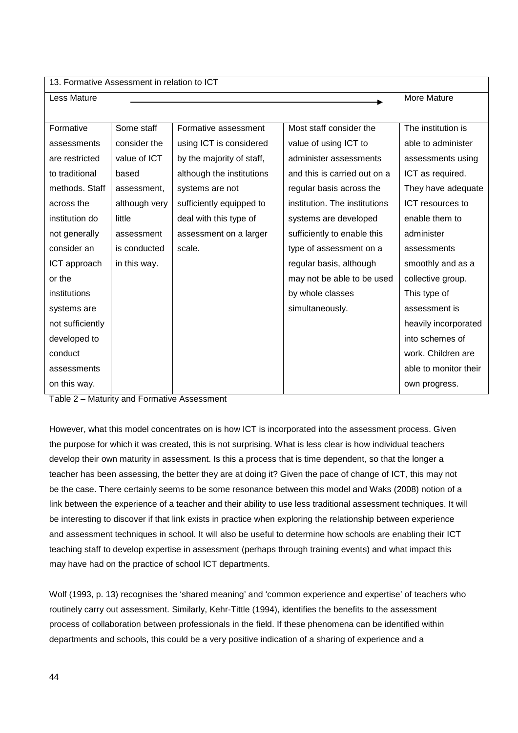| 13. Formative Assessment in relation to ICT | | | | |
|---|---|---|---|---|
| Less Mature → | | | | More Mature |
| Formative assessments are restricted to traditional methods. Staff across the institution do not generally consider an ICT approach or the institutions systems are not sufficiently developed to conduct assessments on this way. | Some staff consider the value of ICT based assessment, although very little assessment is conducted in this way. | Formative assessment using ICT is considered by the majority of staff, although the institutions systems are not sufficiently equipped to deal with this type of assessment on a larger scale. | Most staff consider the value of using ICT to administer assessments and this is carried out on a regular basis across the institution. The institutions systems are developed sufficiently to enable this type of assessment on a regular basis, although may not be able to be used by whole classes simultaneously. | The institution is able to administer assessments using ICT as required. They have adequate ICT resources to enable them to administer assessments smoothly and as a collective group. This type of assessment is heavily incorporated into schemes of work. Children are able to monitor their own progress. |

Table 2 – Maturity and Formative Assessment

However, what this model concentrates on is how ICT is incorporated into the assessment process. Given the purpose for which it was created, this is not surprising. What is less clear is how individual teachers develop their own maturity in assessment. Is this a process that is time dependent, so that the longer a teacher has been assessing, the better they are at doing it? Given the pace of change of ICT, this may not be the case. There certainly seems to be some resonance between this model and Waks (2008) notion of a link between the experience of a teacher and their ability to use less traditional assessment techniques. It will be interesting to discover if that link exists in practice when exploring the relationship between experience and assessment techniques in school. It will also be useful to determine how schools are enabling their ICT teaching staff to develop expertise in assessment (perhaps through training events) and what impact this may have had on the practice of school ICT departments.

Wolf (1993, p. 13) recognises the 'shared meaning' and 'common experience and expertise' of teachers who routinely carry out assessment. Similarly, Kehr-Tittle (1994), identifies the benefits to the assessment process of collaboration between professionals in the field. If these phenomena can be identified within departments and schools, this could be a very positive indication of a sharing of experience and a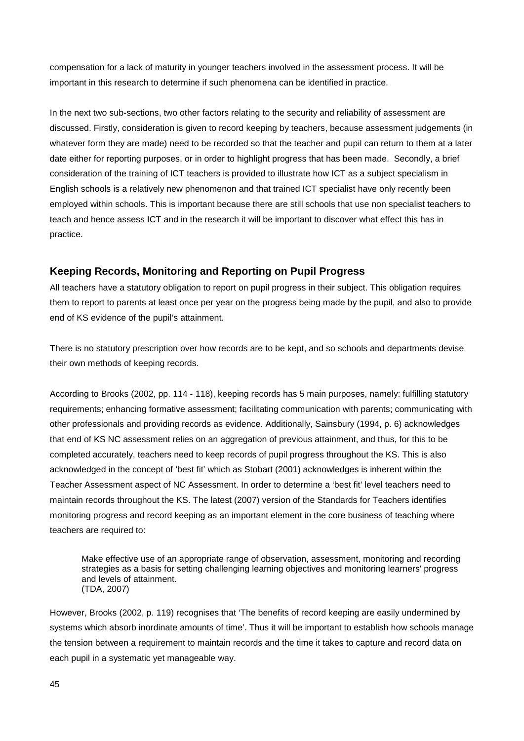compensation for a lack of maturity in younger teachers involved in the assessment process. It will be important in this research to determine if such phenomena can be identified in practice.

In the next two sub-sections, two other factors relating to the security and reliability of assessment are discussed. Firstly, consideration is given to record keeping by teachers, because assessment judgements (in whatever form they are made) need to be recorded so that the teacher and pupil can return to them at a later date either for reporting purposes, or in order to highlight progress that has been made. Secondly, a brief consideration of the training of ICT teachers is provided to illustrate how ICT as a subject specialism in English schools is a relatively new phenomenon and that trained ICT specialist have only recently been employed within schools. This is important because there are still schools that use non specialist teachers to teach and hence assess ICT and in the research it will be important to discover what effect this has in practice.

## Keeping Records, Monitoring and Reporting on Pupil Progress

All teachers have a statutory obligation to report on pupil progress in their subject. This obligation requires them to report to parents at least once per year on the progress being made by the pupil, and also to provide end of KS evidence of the pupil's attainment.

There is no statutory prescription over how records are to be kept, and so schools and departments devise their own methods of keeping records.

According to Brooks (2002, pp. 114 - 118), keeping records has 5 main purposes, namely: fulfilling statutory requirements; enhancing formative assessment; facilitating communication with parents; communicating with other professionals and providing records as evidence. Additionally, Sainsbury (1994, p. 6) acknowledges that end of KS NC assessment relies on an aggregation of previous attainment, and thus, for this to be completed accurately, teachers need to keep records of pupil progress throughout the KS. This is also acknowledged in the concept of 'best fit' which as Stobart (2001) acknowledges is inherent within the Teacher Assessment aspect of NC Assessment. In order to determine a 'best fit' level teachers need to maintain records throughout the KS. The latest (2007) version of the Standards for Teachers identifies monitoring progress and record keeping as an important element in the core business of teaching where teachers are required to:

> Make effective use of an appropriate range of observation, assessment, monitoring and recording strategies as a basis for setting challenging learning objectives and monitoring learners' progress and levels of attainment.
> (TDA, 2007)

However, Brooks (2002, p. 119) recognises that 'The benefits of record keeping are easily undermined by systems which absorb inordinate amounts of time'. Thus it will be important to establish how schools manage the tension between a requirement to maintain records and the time it takes to capture and record data on each pupil in a systematic yet manageable way.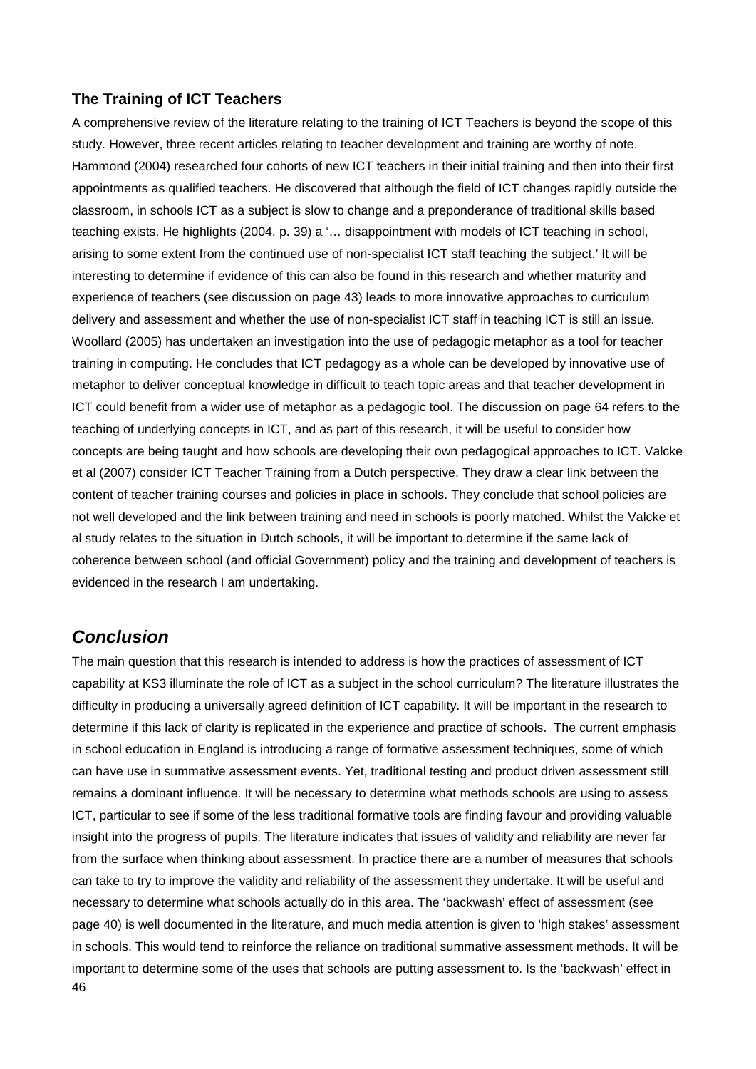### The Training of ICT Teachers

A comprehensive review of the literature relating to the training of ICT Teachers is beyond the scope of this study. However, three recent articles relating to teacher development and training are worthy of note. Hammond (2004) researched four cohorts of new ICT teachers in their initial training and then into their first appointments as qualified teachers. He discovered that although the field of ICT changes rapidly outside the classroom, in schools ICT as a subject is slow to change and a preponderance of traditional skills based teaching exists. He highlights (2004, p. 39) a '… disappointment with models of ICT teaching in school, arising to some extent from the continued use of non-specialist ICT staff teaching the subject.' It will be interesting to determine if evidence of this can also be found in this research and whether maturity and experience of teachers (see discussion on page 43) leads to more innovative approaches to curriculum delivery and assessment and whether the use of non-specialist ICT staff in teaching ICT is still an issue. Woollard (2005) has undertaken an investigation into the use of pedagogic metaphor as a tool for teacher training in computing. He concludes that ICT pedagogy as a whole can be developed by innovative use of metaphor to deliver conceptual knowledge in difficult to teach topic areas and that teacher development in ICT could benefit from a wider use of metaphor as a pedagogic tool. The discussion on page 64 refers to the teaching of underlying concepts in ICT, and as part of this research, it will be useful to consider how concepts are being taught and how schools are developing their own pedagogical approaches to ICT. Valcke et al (2007) consider ICT Teacher Training from a Dutch perspective. They draw a clear link between the content of teacher training courses and policies in place in schools. They conclude that school policies are not well developed and the link between training and need in schools is poorly matched. Whilst the Valcke et al study relates to the situation in Dutch schools, it will be important to determine if the same lack of coherence between school (and official Government) policy and the training and development of teachers is evidenced in the research I am undertaking.

## *Conclusion*

The main question that this research is intended to address is how the practices of assessment of ICT capability at KS3 illuminate the role of ICT as a subject in the school curriculum? The literature illustrates the difficulty in producing a universally agreed definition of ICT capability. It will be important in the research to determine if this lack of clarity is replicated in the experience and practice of schools. The current emphasis in school education in England is introducing a range of formative assessment techniques, some of which can have use in summative assessment events. Yet, traditional testing and product driven assessment still remains a dominant influence. It will be necessary to determine what methods schools are using to assess ICT, particular to see if some of the less traditional formative tools are finding favour and providing valuable insight into the progress of pupils. The literature indicates that issues of validity and reliability are never far from the surface when thinking about assessment. In practice there are a number of measures that schools can take to try to improve the validity and reliability of the assessment they undertake. It will be useful and necessary to determine what schools actually do in this area. The 'backwash' effect of assessment (see page 40) is well documented in the literature, and much media attention is given to 'high stakes' assessment in schools. This would tend to reinforce the reliance on traditional summative assessment methods. It will be important to determine some of the uses that schools are putting assessment to. Is the 'backwash' effect in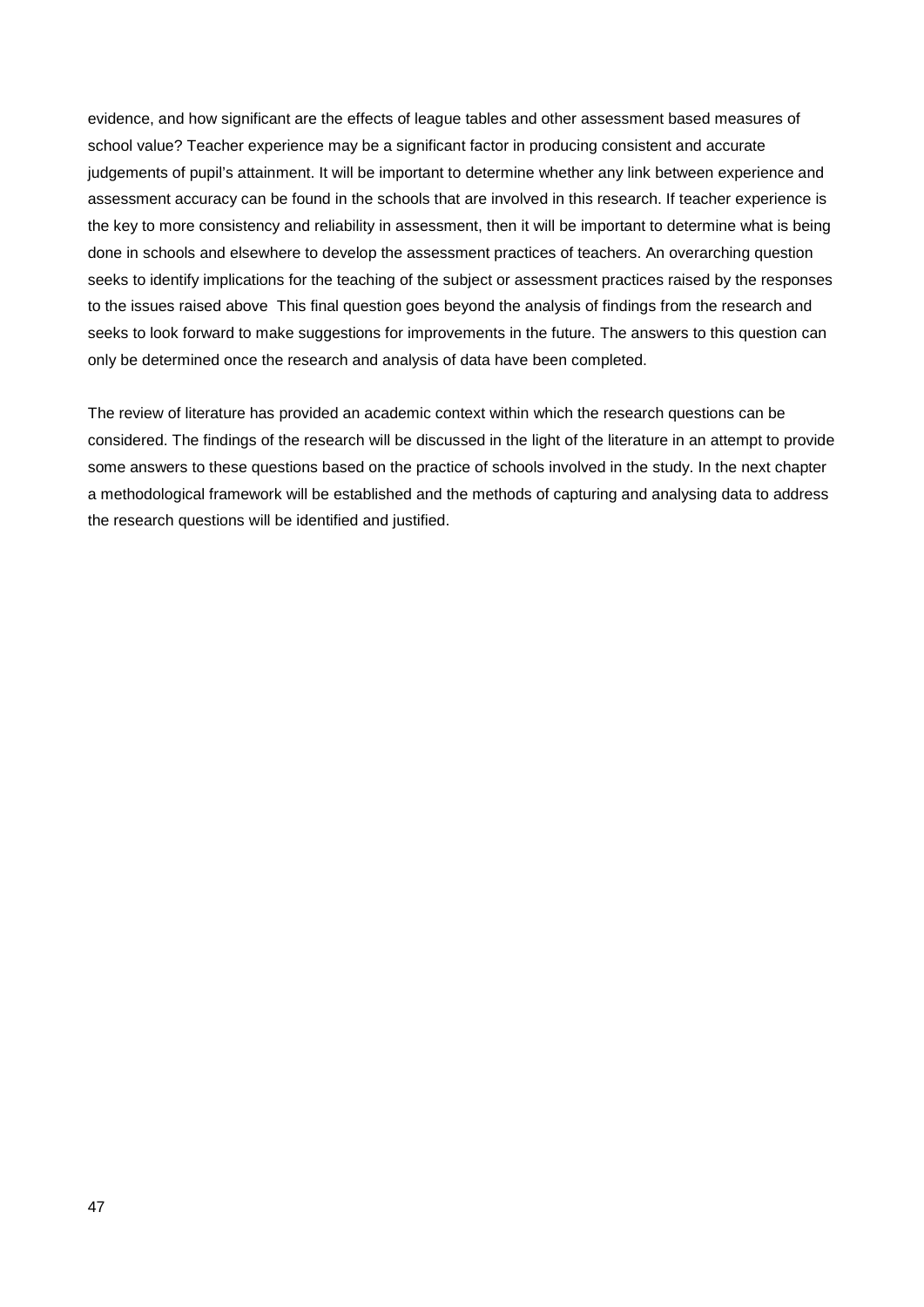evidence, and how significant are the effects of league tables and other assessment based measures of school value? Teacher experience may be a significant factor in producing consistent and accurate judgements of pupil's attainment. It will be important to determine whether any link between experience and assessment accuracy can be found in the schools that are involved in this research. If teacher experience is the key to more consistency and reliability in assessment, then it will be important to determine what is being done in schools and elsewhere to develop the assessment practices of teachers. An overarching question seeks to identify implications for the teaching of the subject or assessment practices raised by the responses to the issues raised above  This final question goes beyond the analysis of findings from the research and seeks to look forward to make suggestions for improvements in the future. The answers to this question can only be determined once the research and analysis of data have been completed.

The review of literature has provided an academic context within which the research questions can be considered. The findings of the research will be discussed in the light of the literature in an attempt to provide some answers to these questions based on the practice of schools involved in the study. In the next chapter a methodological framework will be established and the methods of capturing and analysing data to address the research questions will be identified and justified.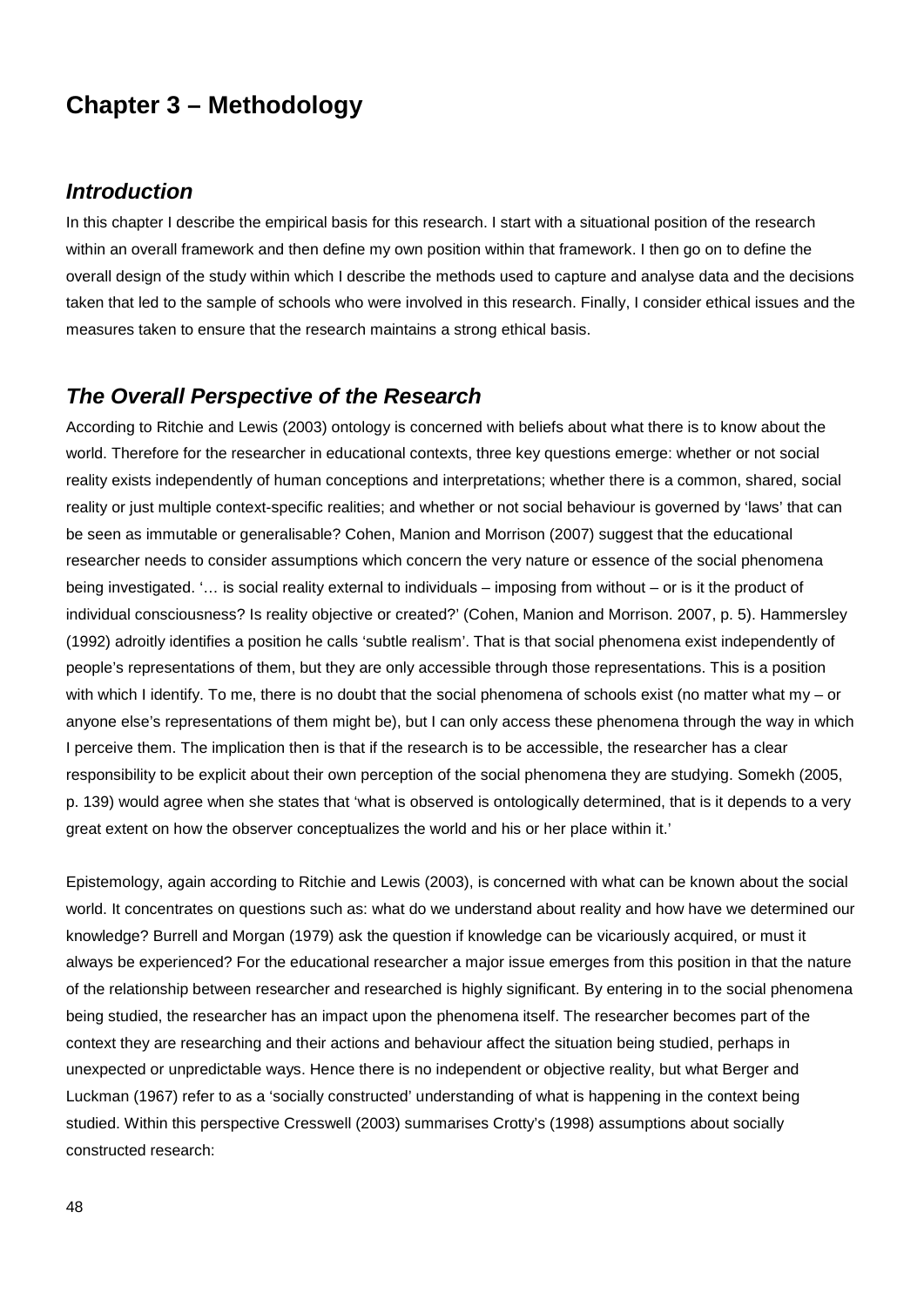# Chapter 3 – Methodology

## *Introduction*

In this chapter I describe the empirical basis for this research. I start with a situational position of the research within an overall framework and then define my own position within that framework. I then go on to define the overall design of the study within which I describe the methods used to capture and analyse data and the decisions taken that led to the sample of schools who were involved in this research. Finally, I consider ethical issues and the measures taken to ensure that the research maintains a strong ethical basis.

## *The Overall Perspective of the Research*

According to Ritchie and Lewis (2003) ontology is concerned with beliefs about what there is to know about the world. Therefore for the researcher in educational contexts, three key questions emerge: whether or not social reality exists independently of human conceptions and interpretations; whether there is a common, shared, social reality or just multiple context-specific realities; and whether or not social behaviour is governed by 'laws' that can be seen as immutable or generalisable? Cohen, Manion and Morrison (2007) suggest that the educational researcher needs to consider assumptions which concern the very nature or essence of the social phenomena being investigated. '… is social reality external to individuals – imposing from without – or is it the product of individual consciousness? Is reality objective or created?' (Cohen, Manion and Morrison. 2007, p. 5). Hammersley (1992) adroitly identifies a position he calls 'subtle realism'. That is that social phenomena exist independently of people's representations of them, but they are only accessible through those representations. This is a position with which I identify. To me, there is no doubt that the social phenomena of schools exist (no matter what my – or anyone else's representations of them might be), but I can only access these phenomena through the way in which I perceive them. The implication then is that if the research is to be accessible, the researcher has a clear responsibility to be explicit about their own perception of the social phenomena they are studying. Somekh (2005, p. 139) would agree when she states that 'what is observed is ontologically determined, that is it depends to a very great extent on how the observer conceptualizes the world and his or her place within it.'

Epistemology, again according to Ritchie and Lewis (2003), is concerned with what can be known about the social world. It concentrates on questions such as: what do we understand about reality and how have we determined our knowledge? Burrell and Morgan (1979) ask the question if knowledge can be vicariously acquired, or must it always be experienced? For the educational researcher a major issue emerges from this position in that the nature of the relationship between researcher and researched is highly significant. By entering in to the social phenomena being studied, the researcher has an impact upon the phenomena itself. The researcher becomes part of the context they are researching and their actions and behaviour affect the situation being studied, perhaps in unexpected or unpredictable ways. Hence there is no independent or objective reality, but what Berger and Luckman (1967) refer to as a 'socially constructed' understanding of what is happening in the context being studied. Within this perspective Cresswell (2003) summarises Crotty's (1998) assumptions about socially constructed research: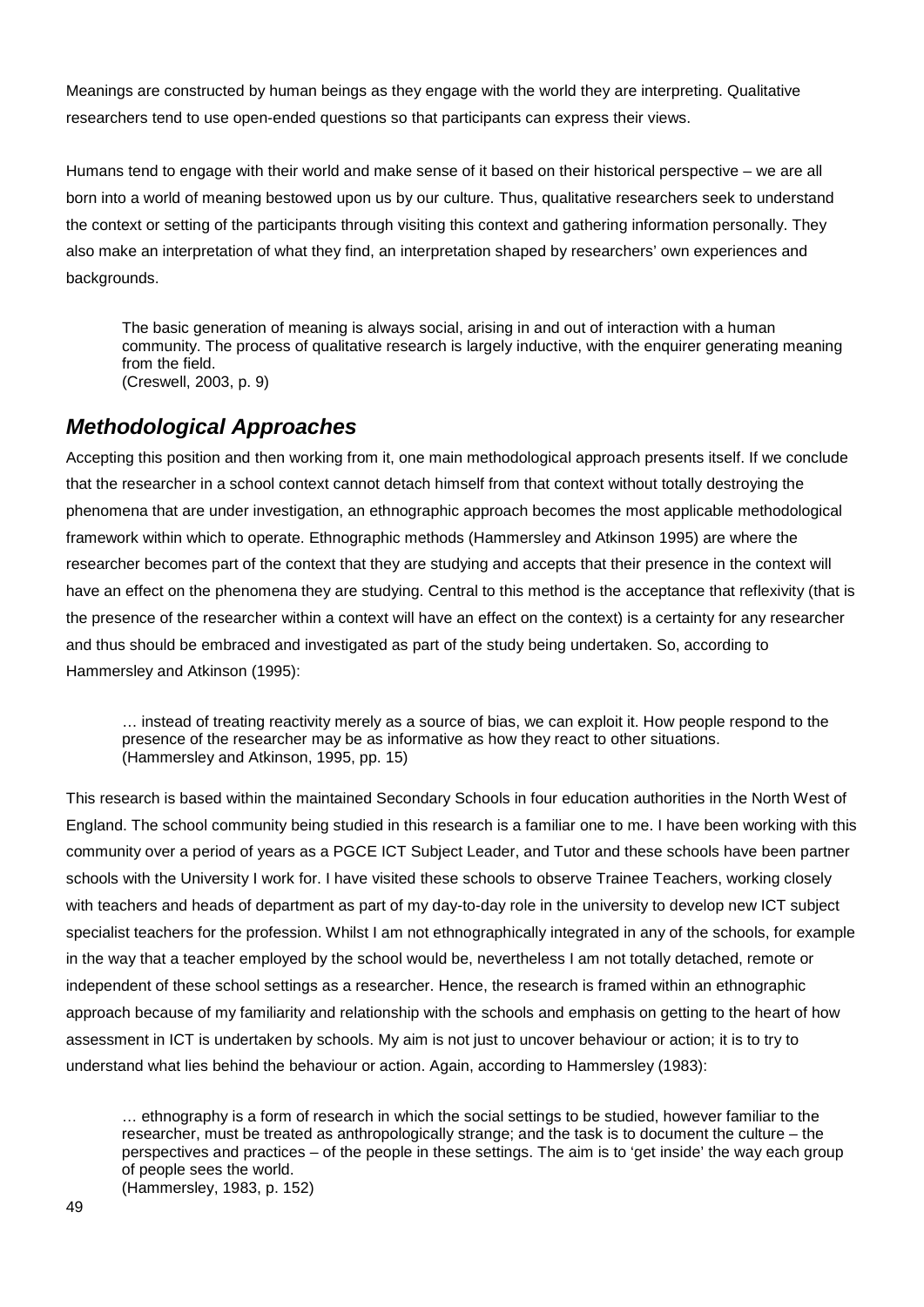Meanings are constructed by human beings as they engage with the world they are interpreting. Qualitative researchers tend to use open-ended questions so that participants can express their views.

Humans tend to engage with their world and make sense of it based on their historical perspective – we are all born into a world of meaning bestowed upon us by our culture. Thus, qualitative researchers seek to understand the context or setting of the participants through visiting this context and gathering information personally. They also make an interpretation of what they find, an interpretation shaped by researchers' own experiences and backgrounds.

> The basic generation of meaning is always social, arising in and out of interaction with a human community. The process of qualitative research is largely inductive, with the enquirer generating meaning from the field.
> (Creswell, 2003, p. 9)

## ***Methodological Approaches***

Accepting this position and then working from it, one main methodological approach presents itself. If we conclude that the researcher in a school context cannot detach himself from that context without totally destroying the phenomena that are under investigation, an ethnographic approach becomes the most applicable methodological framework within which to operate. Ethnographic methods (Hammersley and Atkinson 1995) are where the researcher becomes part of the context that they are studying and accepts that their presence in the context will have an effect on the phenomena they are studying. Central to this method is the acceptance that reflexivity (that is the presence of the researcher within a context will have an effect on the context) is a certainty for any researcher and thus should be embraced and investigated as part of the study being undertaken. So, according to Hammersley and Atkinson (1995):

> … instead of treating reactivity merely as a source of bias, we can exploit it. How people respond to the presence of the researcher may be as informative as how they react to other situations.
> (Hammersley and Atkinson, 1995, pp. 15)

This research is based within the maintained Secondary Schools in four education authorities in the North West of England. The school community being studied in this research is a familiar one to me. I have been working with this community over a period of years as a PGCE ICT Subject Leader, and Tutor and these schools have been partner schools with the University I work for. I have visited these schools to observe Trainee Teachers, working closely with teachers and heads of department as part of my day-to-day role in the university to develop new ICT subject specialist teachers for the profession. Whilst I am not ethnographically integrated in any of the schools, for example in the way that a teacher employed by the school would be, nevertheless I am not totally detached, remote or independent of these school settings as a researcher. Hence, the research is framed within an ethnographic approach because of my familiarity and relationship with the schools and emphasis on getting to the heart of how assessment in ICT is undertaken by schools. My aim is not just to uncover behaviour or action; it is to try to understand what lies behind the behaviour or action. Again, according to Hammersley (1983):

> … ethnography is a form of research in which the social settings to be studied, however familiar to the researcher, must be treated as anthropologically strange; and the task is to document the culture – the perspectives and practices – of the people in these settings. The aim is to 'get inside' the way each group of people sees the world.
> (Hammersley, 1983, p. 152)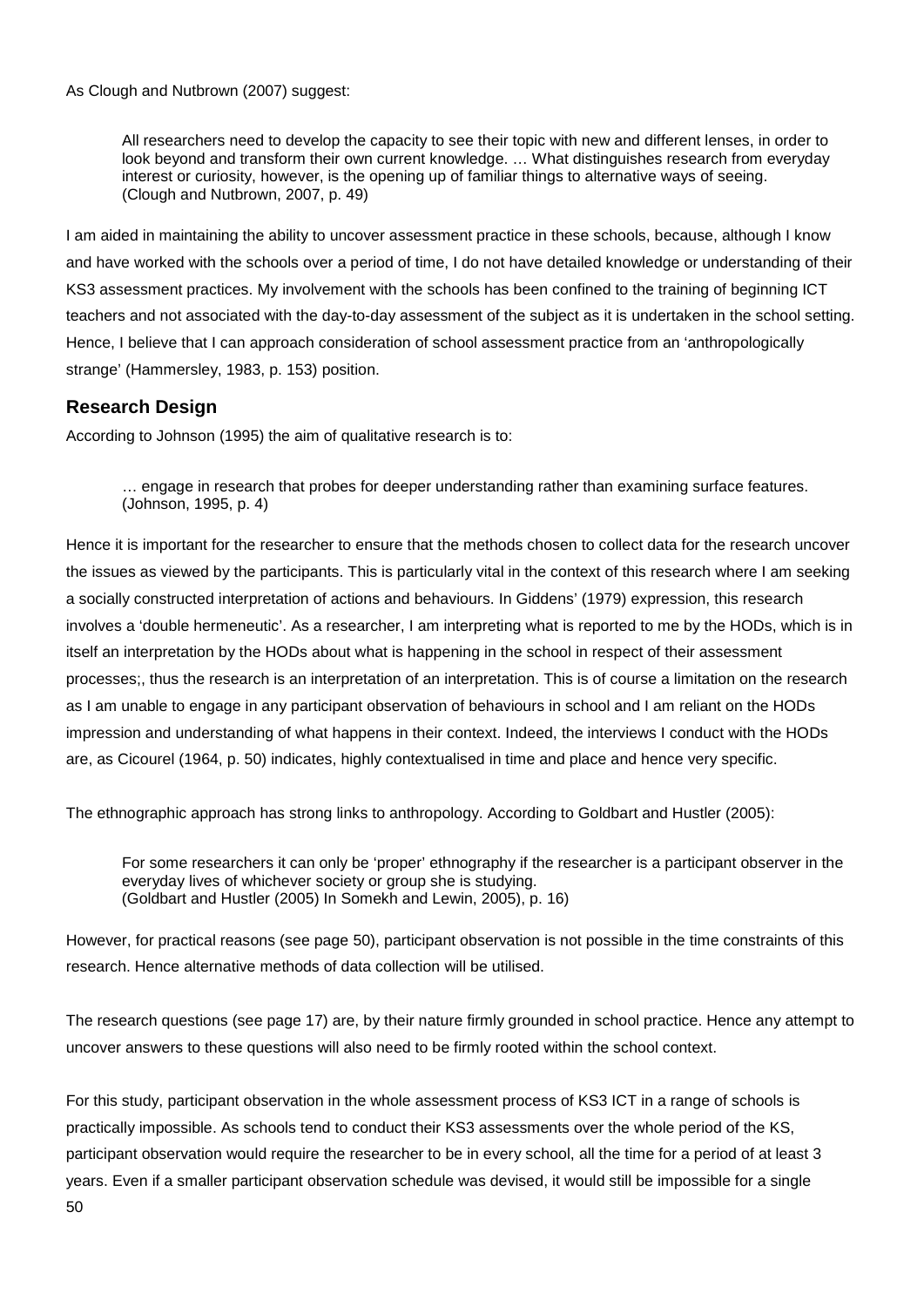As Clough and Nutbrown (2007) suggest:

> All researchers need to develop the capacity to see their topic with new and different lenses, in order to look beyond and transform their own current knowledge. … What distinguishes research from everyday interest or curiosity, however, is the opening up of familiar things to alternative ways of seeing.
> (Clough and Nutbrown, 2007, p. 49)

I am aided in maintaining the ability to uncover assessment practice in these schools, because, although I know and have worked with the schools over a period of time, I do not have detailed knowledge or understanding of their KS3 assessment practices. My involvement with the schools has been confined to the training of beginning ICT teachers and not associated with the day-to-day assessment of the subject as it is undertaken in the school setting. Hence, I believe that I can approach consideration of school assessment practice from an 'anthropologically strange' (Hammersley, 1983, p. 153) position.

## Research Design

According to Johnson (1995) the aim of qualitative research is to:

> … engage in research that probes for deeper understanding rather than examining surface features.
> (Johnson, 1995, p. 4)

Hence it is important for the researcher to ensure that the methods chosen to collect data for the research uncover the issues as viewed by the participants. This is particularly vital in the context of this research where I am seeking a socially constructed interpretation of actions and behaviours. In Giddens' (1979) expression, this research involves a 'double hermeneutic'. As a researcher, I am interpreting what is reported to me by the HODs, which is in itself an interpretation by the HODs about what is happening in the school in respect of their assessment processes;, thus the research is an interpretation of an interpretation. This is of course a limitation on the research as I am unable to engage in any participant observation of behaviours in school and I am reliant on the HODs impression and understanding of what happens in their context. Indeed, the interviews I conduct with the HODs are, as Cicourel (1964, p. 50) indicates, highly contextualised in time and place and hence very specific.

The ethnographic approach has strong links to anthropology. According to Goldbart and Hustler (2005):

> For some researchers it can only be 'proper' ethnography if the researcher is a participant observer in the everyday lives of whichever society or group she is studying.
> (Goldbart and Hustler (2005) In Somekh and Lewin, 2005), p. 16)

However, for practical reasons (see page 50), participant observation is not possible in the time constraints of this research. Hence alternative methods of data collection will be utilised.

The research questions (see page 17) are, by their nature firmly grounded in school practice. Hence any attempt to uncover answers to these questions will also need to be firmly rooted within the school context.

For this study, participant observation in the whole assessment process of KS3 ICT in a range of schools is practically impossible. As schools tend to conduct their KS3 assessments over the whole period of the KS, participant observation would require the researcher to be in every school, all the time for a period of at least 3 years. Even if a smaller participant observation schedule was devised, it would still be impossible for a single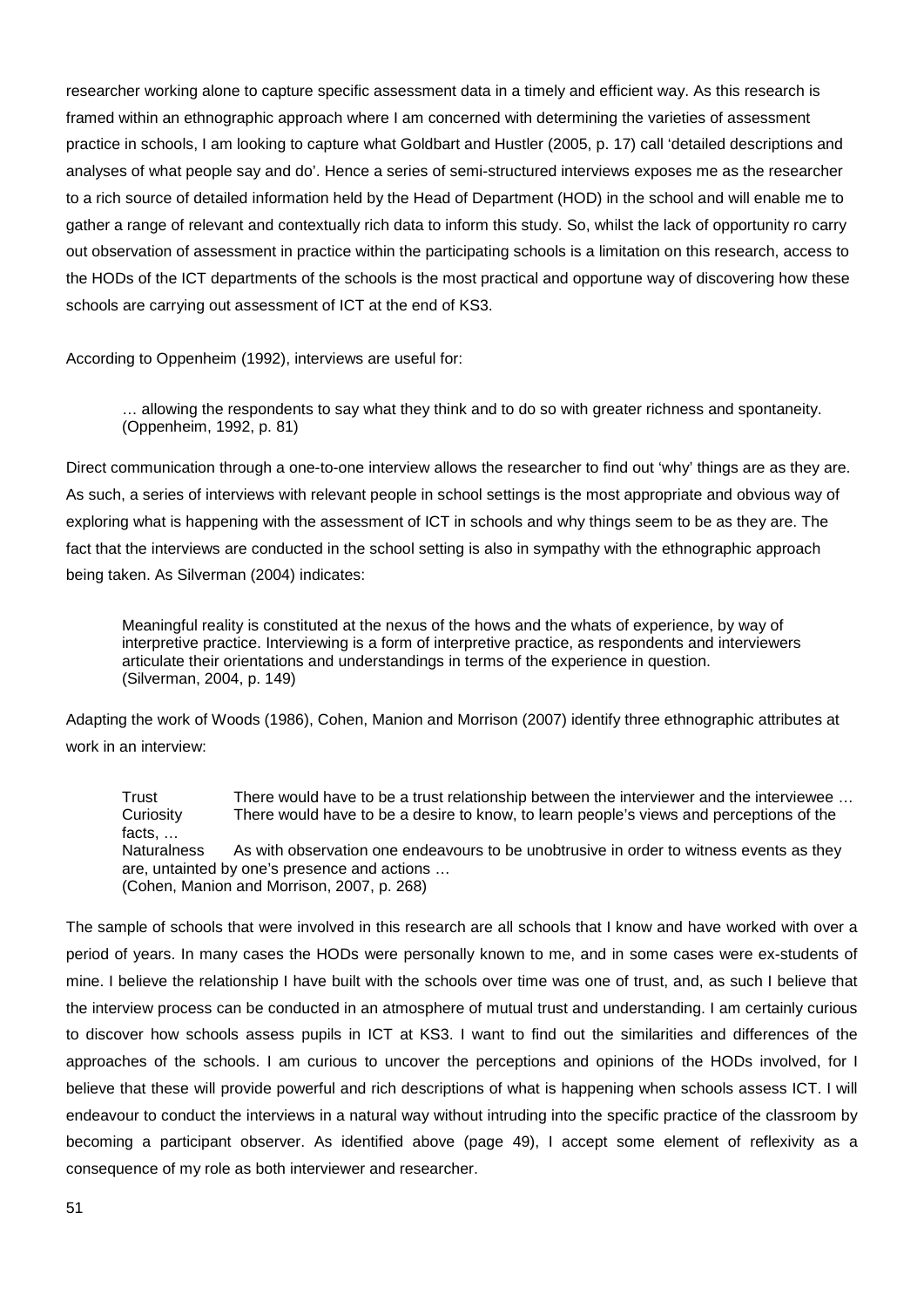researcher working alone to capture specific assessment data in a timely and efficient way. As this research is framed within an ethnographic approach where I am concerned with determining the varieties of assessment practice in schools, I am looking to capture what Goldbart and Hustler (2005, p. 17) call 'detailed descriptions and analyses of what people say and do'. Hence a series of semi-structured interviews exposes me as the researcher to a rich source of detailed information held by the Head of Department (HOD) in the school and will enable me to gather a range of relevant and contextually rich data to inform this study. So, whilst the lack of opportunity ro carry out observation of assessment in practice within the participating schools is a limitation on this research, access to the HODs of the ICT departments of the schools is the most practical and opportune way of discovering how these schools are carrying out assessment of ICT at the end of KS3.

According to Oppenheim (1992), interviews are useful for:

> … allowing the respondents to say what they think and to do so with greater richness and spontaneity.
> (Oppenheim, 1992, p. 81)

Direct communication through a one-to-one interview allows the researcher to find out 'why' things are as they are. As such, a series of interviews with relevant people in school settings is the most appropriate and obvious way of exploring what is happening with the assessment of ICT in schools and why things seem to be as they are. The fact that the interviews are conducted in the school setting is also in sympathy with the ethnographic approach being taken. As Silverman (2004) indicates:

> Meaningful reality is constituted at the nexus of the hows and the whats of experience, by way of interpretive practice. Interviewing is a form of interpretive practice, as respondents and interviewers articulate their orientations and understandings in terms of the experience in question.
> (Silverman, 2004, p. 149)

Adapting the work of Woods (1986), Cohen, Manion and Morrison (2007) identify three ethnographic attributes at work in an interview:

> Trust There would have to be a trust relationship between the interviewer and the interviewee …
> Curiosity There would have to be a desire to know, to learn people's views and perceptions of the facts, …
> Naturalness As with observation one endeavours to be unobtrusive in order to witness events as they are, untainted by one's presence and actions …
> (Cohen, Manion and Morrison, 2007, p. 268)

The sample of schools that were involved in this research are all schools that I know and have worked with over a period of years. In many cases the HODs were personally known to me, and in some cases were ex-students of mine. I believe the relationship I have built with the schools over time was one of trust, and, as such I believe that the interview process can be conducted in an atmosphere of mutual trust and understanding. I am certainly curious to discover how schools assess pupils in ICT at KS3. I want to find out the similarities and differences of the approaches of the schools. I am curious to uncover the perceptions and opinions of the HODs involved, for I believe that these will provide powerful and rich descriptions of what is happening when schools assess ICT. I will endeavour to conduct the interviews in a natural way without intruding into the specific practice of the classroom by becoming a participant observer. As identified above (page 49), I accept some element of reflexivity as a consequence of my role as both interviewer and researcher.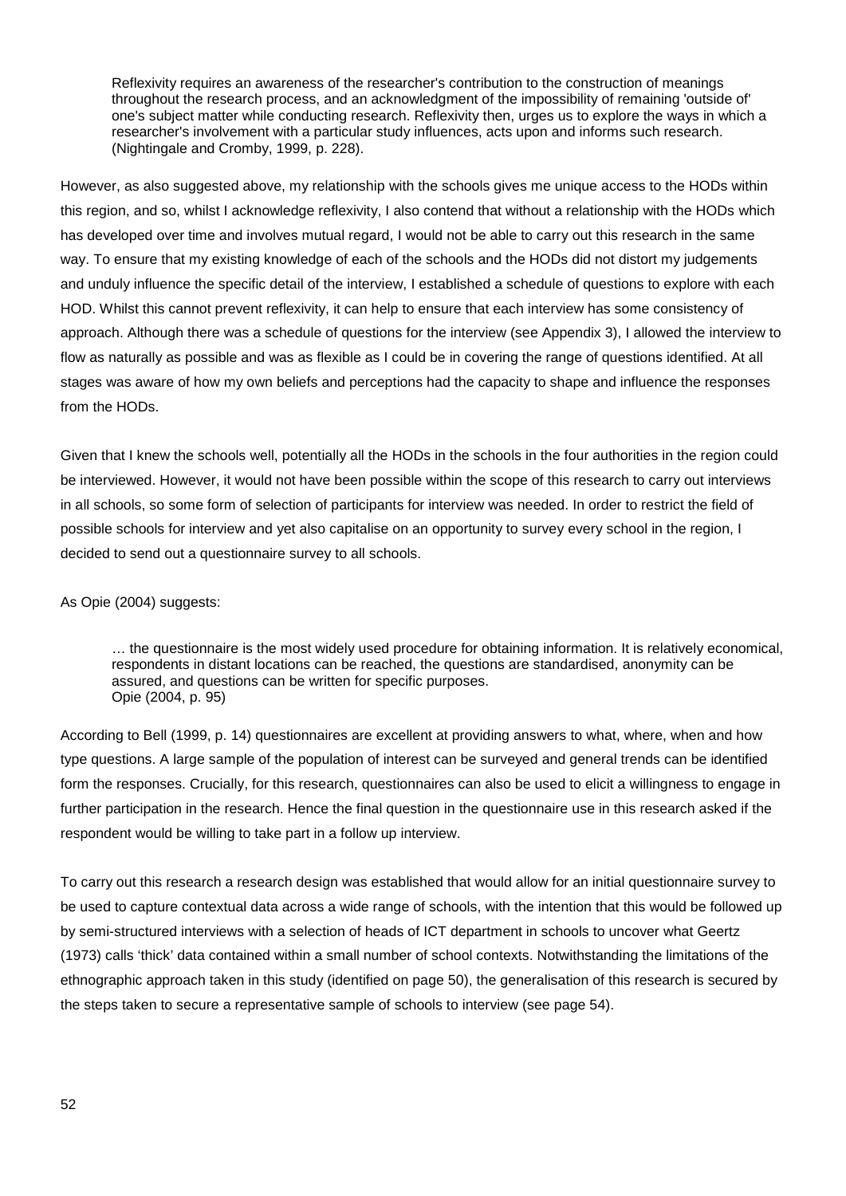> Reflexivity requires an awareness of the researcher's contribution to the construction of meanings throughout the research process, and an acknowledgment of the impossibility of remaining 'outside of' one's subject matter while conducting research. Reflexivity then, urges us to explore the ways in which a researcher's involvement with a particular study influences, acts upon and informs such research.
> (Nightingale and Cromby, 1999, p. 228).

However, as also suggested above, my relationship with the schools gives me unique access to the HODs within this region, and so, whilst I acknowledge reflexivity, I also contend that without a relationship with the HODs which has developed over time and involves mutual regard, I would not be able to carry out this research in the same way. To ensure that my existing knowledge of each of the schools and the HODs did not distort my judgements and unduly influence the specific detail of the interview, I established a schedule of questions to explore with each HOD. Whilst this cannot prevent reflexivity, it can help to ensure that each interview has some consistency of approach. Although there was a schedule of questions for the interview (see Appendix 3), I allowed the interview to flow as naturally as possible and was as flexible as I could be in covering the range of questions identified. At all stages was aware of how my own beliefs and perceptions had the capacity to shape and influence the responses from the HODs.

Given that I knew the schools well, potentially all the HODs in the schools in the four authorities in the region could be interviewed. However, it would not have been possible within the scope of this research to carry out interviews in all schools, so some form of selection of participants for interview was needed. In order to restrict the field of possible schools for interview and yet also capitalise on an opportunity to survey every school in the region, I decided to send out a questionnaire survey to all schools.

As Opie (2004) suggests:

> … the questionnaire is the most widely used procedure for obtaining information. It is relatively economical, respondents in distant locations can be reached, the questions are standardised, anonymity can be assured, and questions can be written for specific purposes.
> Opie (2004, p. 95)

According to Bell (1999, p. 14) questionnaires are excellent at providing answers to what, where, when and how type questions. A large sample of the population of interest can be surveyed and general trends can be identified form the responses. Crucially, for this research, questionnaires can also be used to elicit a willingness to engage in further participation in the research. Hence the final question in the questionnaire use in this research asked if the respondent would be willing to take part in a follow up interview.

To carry out this research a research design was established that would allow for an initial questionnaire survey to be used to capture contextual data across a wide range of schools, with the intention that this would be followed up by semi-structured interviews with a selection of heads of ICT department in schools to uncover what Geertz (1973) calls 'thick' data contained within a small number of school contexts. Notwithstanding the limitations of the ethnographic approach taken in this study (identified on page 50), the generalisation of this research is secured by the steps taken to secure a representative sample of schools to interview (see page 54).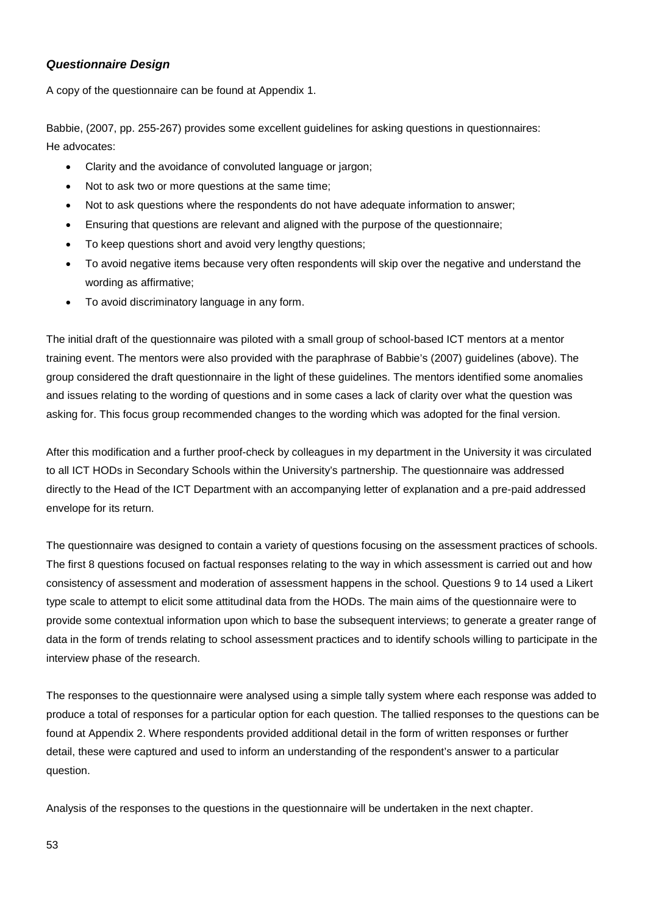### *Questionnaire Design*

A copy of the questionnaire can be found at Appendix 1.

Babbie, (2007, pp. 255-267) provides some excellent guidelines for asking questions in questionnaires:
He advocates:

- Clarity and the avoidance of convoluted language or jargon;
- Not to ask two or more questions at the same time;
- Not to ask questions where the respondents do not have adequate information to answer;
- Ensuring that questions are relevant and aligned with the purpose of the questionnaire;
- To keep questions short and avoid very lengthy questions;
- To avoid negative items because very often respondents will skip over the negative and understand the wording as affirmative;
- To avoid discriminatory language in any form.

The initial draft of the questionnaire was piloted with a small group of school-based ICT mentors at a mentor training event. The mentors were also provided with the paraphrase of Babbie's (2007) guidelines (above). The group considered the draft questionnaire in the light of these guidelines. The mentors identified some anomalies and issues relating to the wording of questions and in some cases a lack of clarity over what the question was asking for. This focus group recommended changes to the wording which was adopted for the final version.

After this modification and a further proof-check by colleagues in my department in the University it was circulated to all ICT HODs in Secondary Schools within the University's partnership. The questionnaire was addressed directly to the Head of the ICT Department with an accompanying letter of explanation and a pre-paid addressed envelope for its return.

The questionnaire was designed to contain a variety of questions focusing on the assessment practices of schools. The first 8 questions focused on factual responses relating to the way in which assessment is carried out and how consistency of assessment and moderation of assessment happens in the school. Questions 9 to 14 used a Likert type scale to attempt to elicit some attitudinal data from the HODs. The main aims of the questionnaire were to provide some contextual information upon which to base the subsequent interviews; to generate a greater range of data in the form of trends relating to school assessment practices and to identify schools willing to participate in the interview phase of the research.

The responses to the questionnaire were analysed using a simple tally system where each response was added to produce a total of responses for a particular option for each question. The tallied responses to the questions can be found at Appendix 2. Where respondents provided additional detail in the form of written responses or further detail, these were captured and used to inform an understanding of the respondent's answer to a particular question.

Analysis of the responses to the questions in the questionnaire will be undertaken in the next chapter.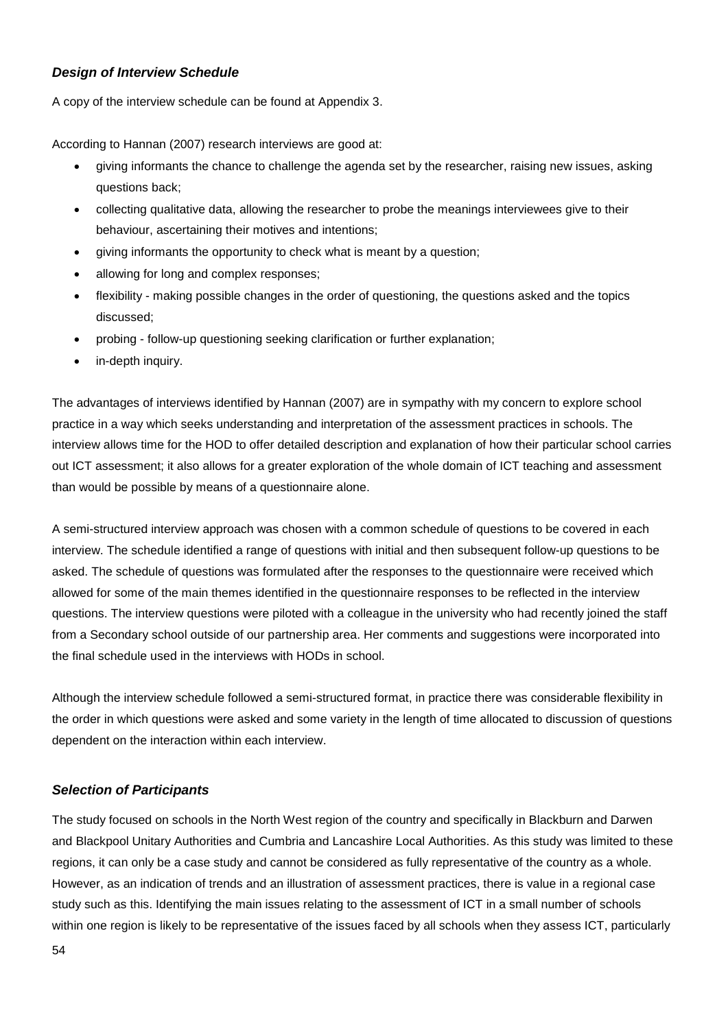### *Design of Interview Schedule*

A copy of the interview schedule can be found at Appendix 3.

According to Hannan (2007) research interviews are good at:

- giving informants the chance to challenge the agenda set by the researcher, raising new issues, asking questions back;
- collecting qualitative data, allowing the researcher to probe the meanings interviewees give to their behaviour, ascertaining their motives and intentions;
- giving informants the opportunity to check what is meant by a question;
- allowing for long and complex responses;
- flexibility - making possible changes in the order of questioning, the questions asked and the topics discussed;
- probing - follow-up questioning seeking clarification or further explanation;
- in-depth inquiry.

The advantages of interviews identified by Hannan (2007) are in sympathy with my concern to explore school practice in a way which seeks understanding and interpretation of the assessment practices in schools. The interview allows time for the HOD to offer detailed description and explanation of how their particular school carries out ICT assessment; it also allows for a greater exploration of the whole domain of ICT teaching and assessment than would be possible by means of a questionnaire alone.

A semi-structured interview approach was chosen with a common schedule of questions to be covered in each interview. The schedule identified a range of questions with initial and then subsequent follow-up questions to be asked. The schedule of questions was formulated after the responses to the questionnaire were received which allowed for some of the main themes identified in the questionnaire responses to be reflected in the interview questions. The interview questions were piloted with a colleague in the university who had recently joined the staff from a Secondary school outside of our partnership area. Her comments and suggestions were incorporated into the final schedule used in the interviews with HODs in school.

Although the interview schedule followed a semi-structured format, in practice there was considerable flexibility in the order in which questions were asked and some variety in the length of time allocated to discussion of questions dependent on the interaction within each interview.

### *Selection of Participants*

The study focused on schools in the North West region of the country and specifically in Blackburn and Darwen and Blackpool Unitary Authorities and Cumbria and Lancashire Local Authorities. As this study was limited to these regions, it can only be a case study and cannot be considered as fully representative of the country as a whole. However, as an indication of trends and an illustration of assessment practices, there is value in a regional case study such as this. Identifying the main issues relating to the assessment of ICT in a small number of schools within one region is likely to be representative of the issues faced by all schools when they assess ICT, particularly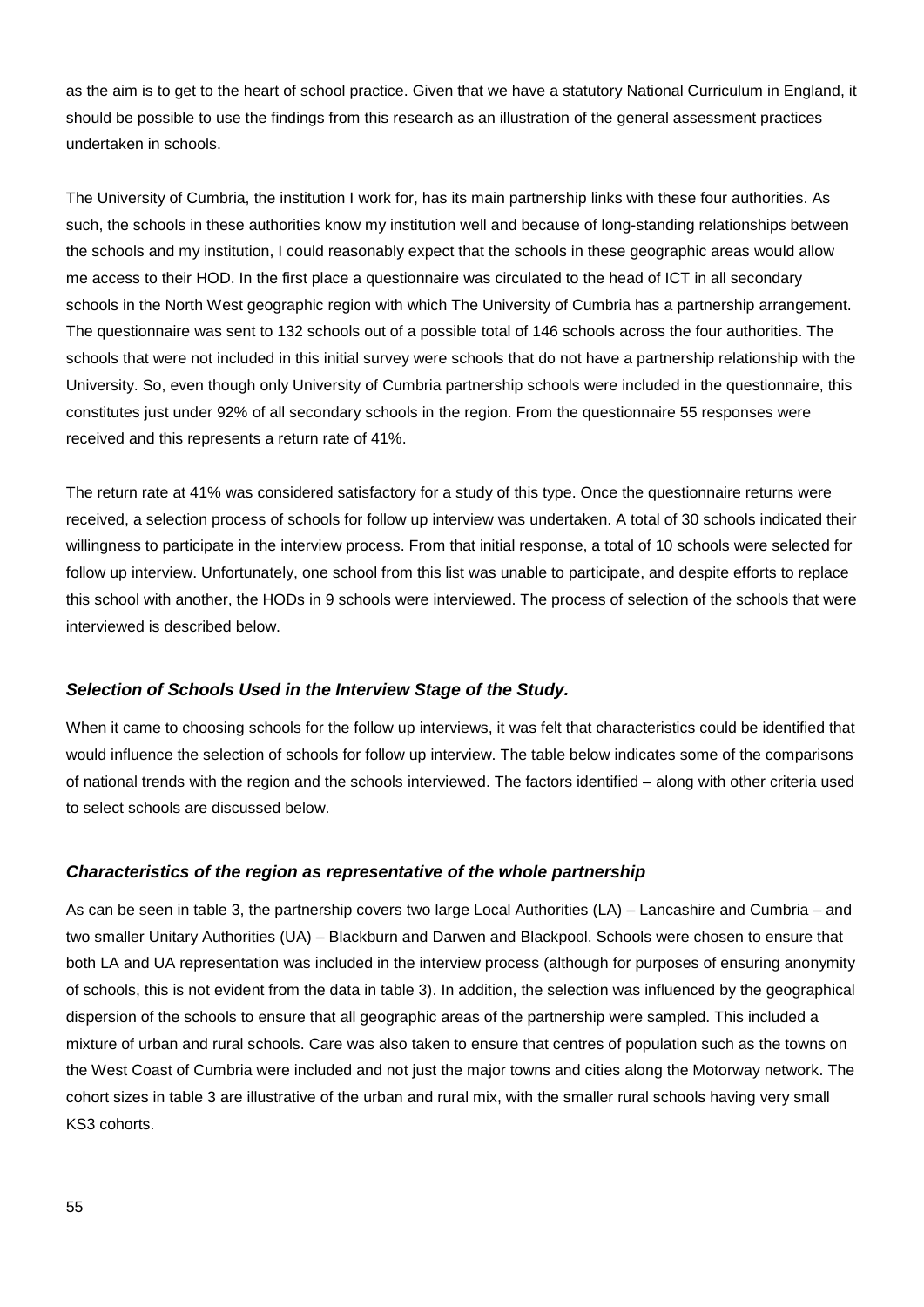as the aim is to get to the heart of school practice. Given that we have a statutory National Curriculum in England, it should be possible to use the findings from this research as an illustration of the general assessment practices undertaken in schools.

The University of Cumbria, the institution I work for, has its main partnership links with these four authorities. As such, the schools in these authorities know my institution well and because of long-standing relationships between the schools and my institution, I could reasonably expect that the schools in these geographic areas would allow me access to their HOD. In the first place a questionnaire was circulated to the head of ICT in all secondary schools in the North West geographic region with which The University of Cumbria has a partnership arrangement. The questionnaire was sent to 132 schools out of a possible total of 146 schools across the four authorities. The schools that were not included in this initial survey were schools that do not have a partnership relationship with the University. So, even though only University of Cumbria partnership schools were included in the questionnaire, this constitutes just under 92% of all secondary schools in the region. From the questionnaire 55 responses were received and this represents a return rate of 41%.

The return rate at 41% was considered satisfactory for a study of this type. Once the questionnaire returns were received, a selection process of schools for follow up interview was undertaken. A total of 30 schools indicated their willingness to participate in the interview process. From that initial response, a total of 10 schools were selected for follow up interview. Unfortunately, one school from this list was unable to participate, and despite efforts to replace this school with another, the HODs in 9 schools were interviewed. The process of selection of the schools that were interviewed is described below.

### *Selection of Schools Used in the Interview Stage of the Study.*

When it came to choosing schools for the follow up interviews, it was felt that characteristics could be identified that would influence the selection of schools for follow up interview. The table below indicates some of the comparisons of national trends with the region and the schools interviewed. The factors identified – along with other criteria used to select schools are discussed below.

### *Characteristics of the region as representative of the whole partnership*

As can be seen in table 3, the partnership covers two large Local Authorities (LA) – Lancashire and Cumbria – and two smaller Unitary Authorities (UA) – Blackburn and Darwen and Blackpool. Schools were chosen to ensure that both LA and UA representation was included in the interview process (although for purposes of ensuring anonymity of schools, this is not evident from the data in table 3). In addition, the selection was influenced by the geographical dispersion of the schools to ensure that all geographic areas of the partnership were sampled. This included a mixture of urban and rural schools. Care was also taken to ensure that centres of population such as the towns on the West Coast of Cumbria were included and not just the major towns and cities along the Motorway network. The cohort sizes in table 3 are illustrative of the urban and rural mix, with the smaller rural schools having very small KS3 cohorts.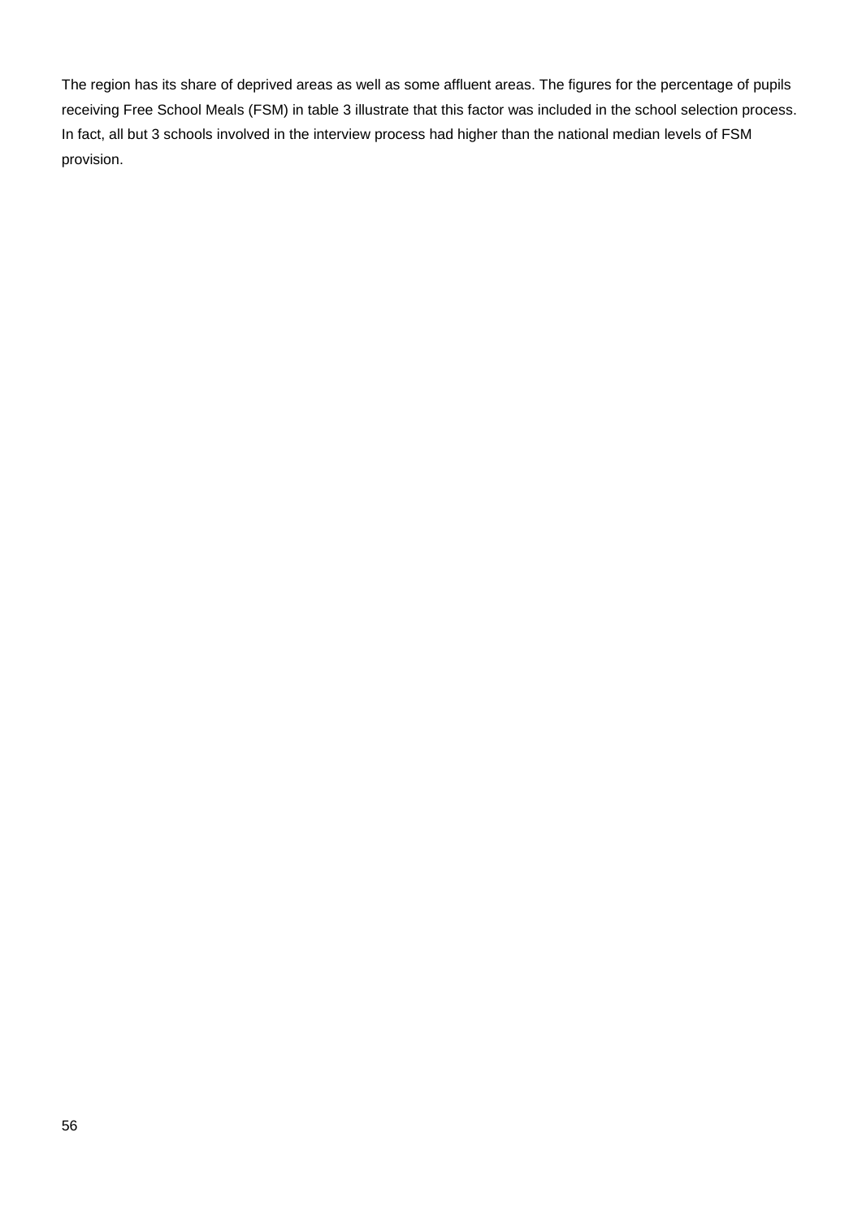The region has its share of deprived areas as well as some affluent areas. The figures for the percentage of pupils receiving Free School Meals (FSM) in table 3 illustrate that this factor was included in the school selection process. In fact, all but 3 schools involved in the interview process had higher than the national median levels of FSM provision.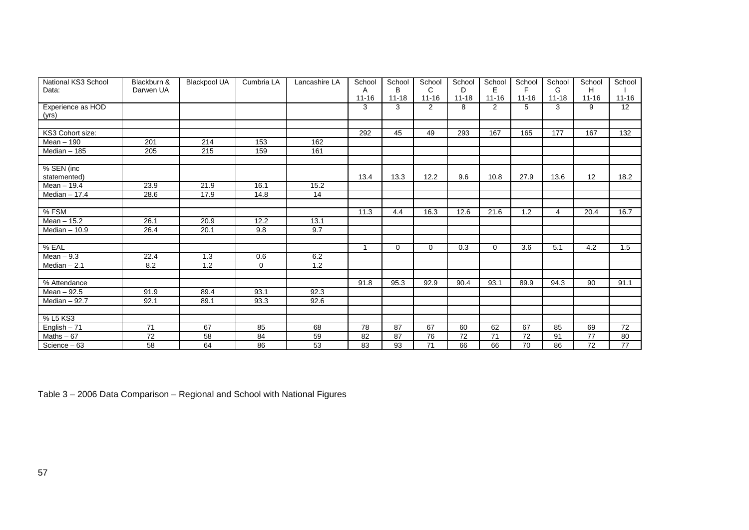| National KS3 School Data: | Blackburn & Darwen UA | Blackpool UA | Cumbria LA | Lancashire LA | School A 11-16 | School B 11-18 | School C 11-16 | School D 11-18 | School E 11-16 | School F 11-16 | School G 11-18 | School H 11-16 | School I 11-16 |
|---|---|---|---|---|---|---|---|---|---|---|---|---|---|
| Experience as HOD (yrs) | | | | | 3 | 3 | 2 | 8 | 2 | 5 | 3 | 9 | 12 |
| | | | | | | | | | | | | | |
| KS3 Cohort size: | | | | | 292 | 45 | 49 | 293 | 167 | 165 | 177 | 167 | 132 |
| Mean – 190 | 201 | 214 | 153 | 162 | | | | | | | | | |
| Median – 185 | 205 | 215 | 159 | 161 | | | | | | | | | |
| | | | | | | | | | | | | | |
| % SEN (inc statemented) | | | | | 13.4 | 13.3 | 12.2 | 9.6 | 10.8 | 27.9 | 13.6 | 12 | 18.2 |
| Mean – 19.4 | 23.9 | 21.9 | 16.1 | 15.2 | | | | | | | | | |
| Median – 17.4 | 28.6 | 17.9 | 14.8 | 14 | | | | | | | | | |
| | | | | | | | | | | | | | |
| % FSM | | | | | 11.3 | 4.4 | 16.3 | 12.6 | 21.6 | 1.2 | 4 | 20.4 | 16.7 |
| Mean – 15.2 | 26.1 | 20.9 | 12.2 | 13.1 | | | | | | | | | |
| Median – 10.9 | 26.4 | 20.1 | 9.8 | 9.7 | | | | | | | | | |
| | | | | | | | | | | | | | |
| % EAL | | | | | 1 | 0 | 0 | 0.3 | 0 | 3.6 | 5.1 | 4.2 | 1.5 |
| Mean – 9.3 | 22.4 | 1.3 | 0.6 | 6.2 | | | | | | | | | |
| Median – 2.1 | 8.2 | 1.2 | 0 | 1.2 | | | | | | | | | |
| | | | | | | | | | | | | | |
| % Attendance | | | | | 91.8 | 95.3 | 92.9 | 90.4 | 93.1 | 89.9 | 94.3 | 90 | 91.1 |
| Mean – 92.5 | 91.9 | 89.4 | 93.1 | 92.3 | | | | | | | | | |
| Median – 92.7 | 92.1 | 89.1 | 93.3 | 92.6 | | | | | | | | | |
| | | | | | | | | | | | | | |
| % L5 KS3 | | | | | | | | | | | | | |
| English – 71 | 71 | 67 | 85 | 68 | 78 | 87 | 67 | 60 | 62 | 67 | 85 | 69 | 72 |
| Maths – 67 | 72 | 58 | 84 | 59 | 82 | 87 | 76 | 72 | 71 | 72 | 91 | 77 | 80 |
| Science – 63 | 58 | 64 | 86 | 53 | 83 | 93 | 71 | 66 | 66 | 70 | 86 | 72 | 77 |

Table 3 – 2006 Data Comparison – Regional and School with National Figures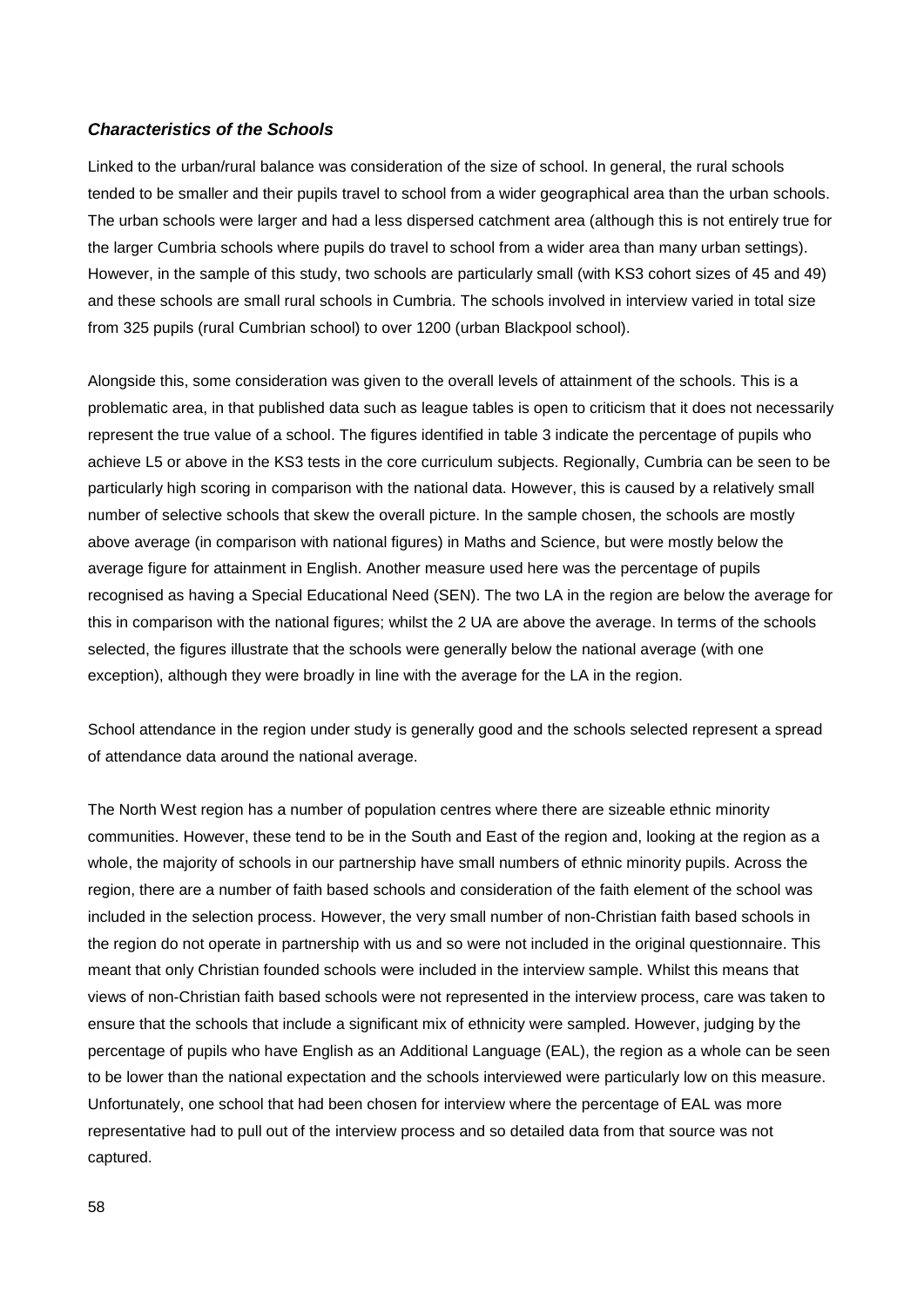### *Characteristics of the Schools*

Linked to the urban/rural balance was consideration of the size of school. In general, the rural schools tended to be smaller and their pupils travel to school from a wider geographical area than the urban schools. The urban schools were larger and had a less dispersed catchment area (although this is not entirely true for the larger Cumbria schools where pupils do travel to school from a wider area than many urban settings). However, in the sample of this study, two schools are particularly small (with KS3 cohort sizes of 45 and 49) and these schools are small rural schools in Cumbria. The schools involved in interview varied in total size from 325 pupils (rural Cumbrian school) to over 1200 (urban Blackpool school).

Alongside this, some consideration was given to the overall levels of attainment of the schools. This is a problematic area, in that published data such as league tables is open to criticism that it does not necessarily represent the true value of a school. The figures identified in table 3 indicate the percentage of pupils who achieve L5 or above in the KS3 tests in the core curriculum subjects. Regionally, Cumbria can be seen to be particularly high scoring in comparison with the national data. However, this is caused by a relatively small number of selective schools that skew the overall picture. In the sample chosen, the schools are mostly above average (in comparison with national figures) in Maths and Science, but were mostly below the average figure for attainment in English. Another measure used here was the percentage of pupils recognised as having a Special Educational Need (SEN). The two LA in the region are below the average for this in comparison with the national figures; whilst the 2 UA are above the average. In terms of the schools selected, the figures illustrate that the schools were generally below the national average (with one exception), although they were broadly in line with the average for the LA in the region.

School attendance in the region under study is generally good and the schools selected represent a spread of attendance data around the national average.

The North West region has a number of population centres where there are sizeable ethnic minority communities. However, these tend to be in the South and East of the region and, looking at the region as a whole, the majority of schools in our partnership have small numbers of ethnic minority pupils. Across the region, there are a number of faith based schools and consideration of the faith element of the school was included in the selection process. However, the very small number of non-Christian faith based schools in the region do not operate in partnership with us and so were not included in the original questionnaire. This meant that only Christian founded schools were included in the interview sample. Whilst this means that views of non-Christian faith based schools were not represented in the interview process, care was taken to ensure that the schools that include a significant mix of ethnicity were sampled. However, judging by the percentage of pupils who have English as an Additional Language (EAL), the region as a whole can be seen to be lower than the national expectation and the schools interviewed were particularly low on this measure. Unfortunately, one school that had been chosen for interview where the percentage of EAL was more representative had to pull out of the interview process and so detailed data from that source was not captured.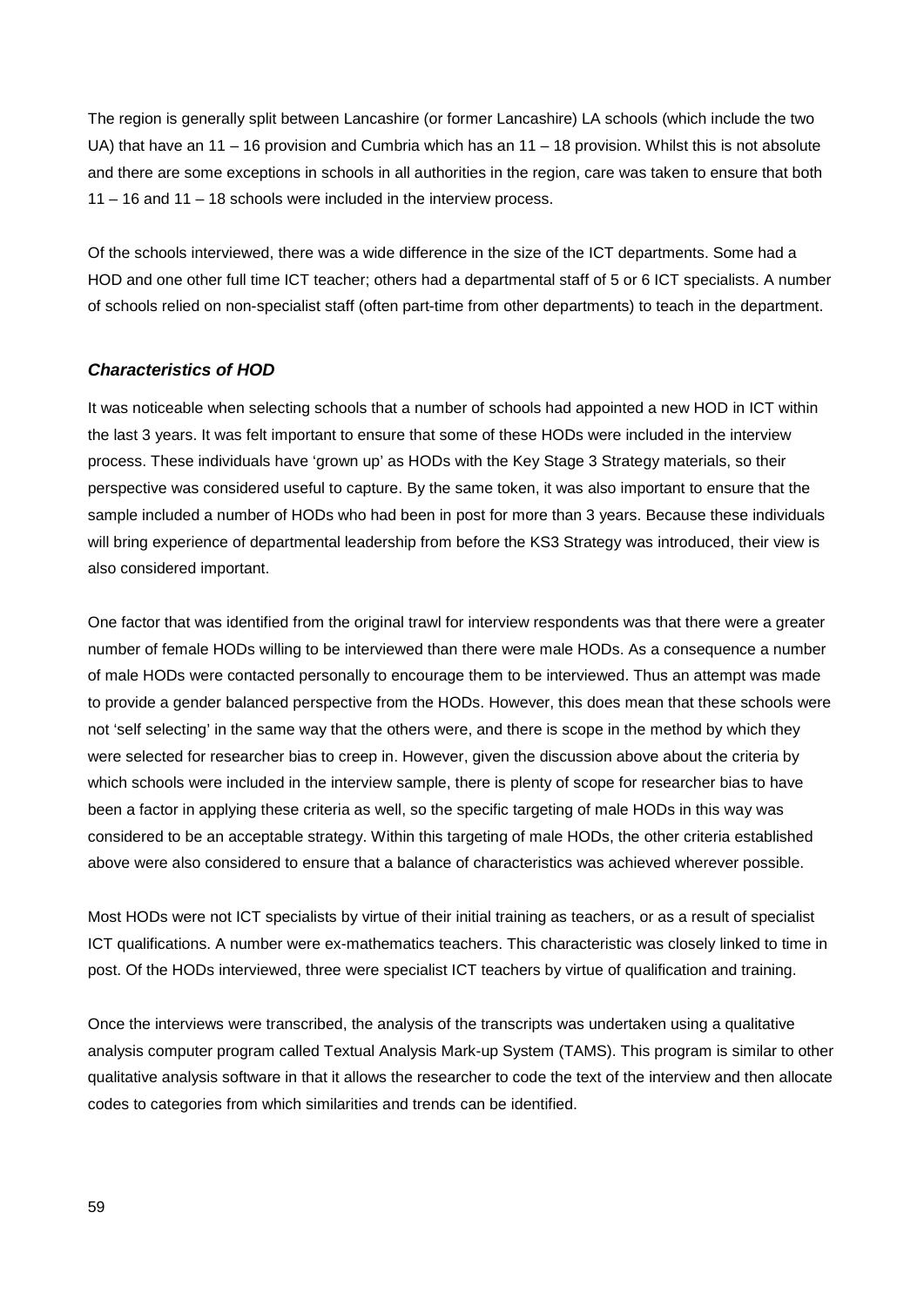The region is generally split between Lancashire (or former Lancashire) LA schools (which include the two UA) that have an 11 – 16 provision and Cumbria which has an 11 – 18 provision. Whilst this is not absolute and there are some exceptions in schools in all authorities in the region, care was taken to ensure that both 11 – 16 and 11 – 18 schools were included in the interview process.

Of the schools interviewed, there was a wide difference in the size of the ICT departments. Some had a HOD and one other full time ICT teacher; others had a departmental staff of 5 or 6 ICT specialists. A number of schools relied on non-specialist staff (often part-time from other departments) to teach in the department.

### *Characteristics of HOD*

It was noticeable when selecting schools that a number of schools had appointed a new HOD in ICT within the last 3 years. It was felt important to ensure that some of these HODs were included in the interview process. These individuals have 'grown up' as HODs with the Key Stage 3 Strategy materials, so their perspective was considered useful to capture. By the same token, it was also important to ensure that the sample included a number of HODs who had been in post for more than 3 years. Because these individuals will bring experience of departmental leadership from before the KS3 Strategy was introduced, their view is also considered important.

One factor that was identified from the original trawl for interview respondents was that there were a greater number of female HODs willing to be interviewed than there were male HODs. As a consequence a number of male HODs were contacted personally to encourage them to be interviewed. Thus an attempt was made to provide a gender balanced perspective from the HODs. However, this does mean that these schools were not 'self selecting' in the same way that the others were, and there is scope in the method by which they were selected for researcher bias to creep in. However, given the discussion above about the criteria by which schools were included in the interview sample, there is plenty of scope for researcher bias to have been a factor in applying these criteria as well, so the specific targeting of male HODs in this way was considered to be an acceptable strategy. Within this targeting of male HODs, the other criteria established above were also considered to ensure that a balance of characteristics was achieved wherever possible.

Most HODs were not ICT specialists by virtue of their initial training as teachers, or as a result of specialist ICT qualifications. A number were ex-mathematics teachers. This characteristic was closely linked to time in post. Of the HODs interviewed, three were specialist ICT teachers by virtue of qualification and training.

Once the interviews were transcribed, the analysis of the transcripts was undertaken using a qualitative analysis computer program called Textual Analysis Mark-up System (TAMS). This program is similar to other qualitative analysis software in that it allows the researcher to code the text of the interview and then allocate codes to categories from which similarities and trends can be identified.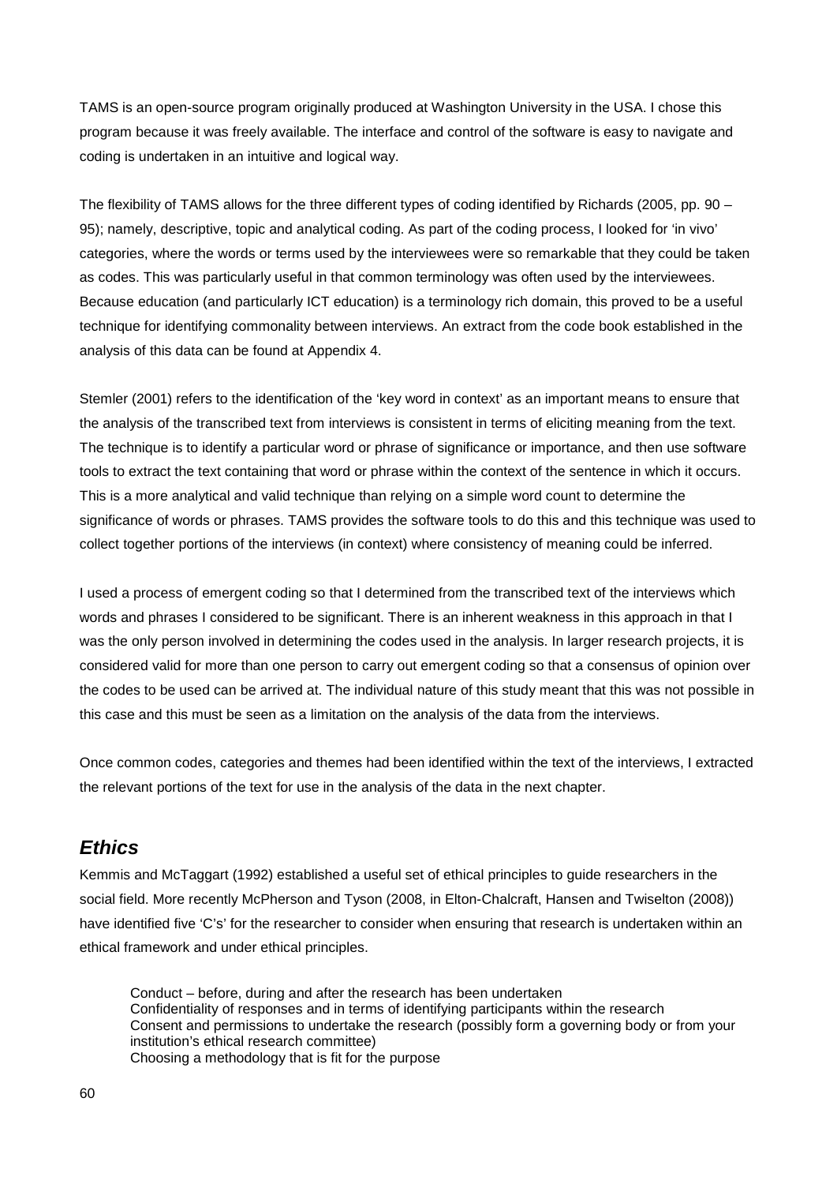TAMS is an open-source program originally produced at Washington University in the USA. I chose this program because it was freely available. The interface and control of the software is easy to navigate and coding is undertaken in an intuitive and logical way.

The flexibility of TAMS allows for the three different types of coding identified by Richards (2005, pp. 90 – 95); namely, descriptive, topic and analytical coding. As part of the coding process, I looked for 'in vivo' categories, where the words or terms used by the interviewees were so remarkable that they could be taken as codes. This was particularly useful in that common terminology was often used by the interviewees. Because education (and particularly ICT education) is a terminology rich domain, this proved to be a useful technique for identifying commonality between interviews. An extract from the code book established in the analysis of this data can be found at Appendix 4.

Stemler (2001) refers to the identification of the 'key word in context' as an important means to ensure that the analysis of the transcribed text from interviews is consistent in terms of eliciting meaning from the text. The technique is to identify a particular word or phrase of significance or importance, and then use software tools to extract the text containing that word or phrase within the context of the sentence in which it occurs. This is a more analytical and valid technique than relying on a simple word count to determine the significance of words or phrases. TAMS provides the software tools to do this and this technique was used to collect together portions of the interviews (in context) where consistency of meaning could be inferred.

I used a process of emergent coding so that I determined from the transcribed text of the interviews which words and phrases I considered to be significant. There is an inherent weakness in this approach in that I was the only person involved in determining the codes used in the analysis. In larger research projects, it is considered valid for more than one person to carry out emergent coding so that a consensus of opinion over the codes to be used can be arrived at. The individual nature of this study meant that this was not possible in this case and this must be seen as a limitation on the analysis of the data from the interviews.

Once common codes, categories and themes had been identified within the text of the interviews, I extracted the relevant portions of the text for use in the analysis of the data in the next chapter.

## *Ethics*

Kemmis and McTaggart (1992) established a useful set of ethical principles to guide researchers in the social field. More recently McPherson and Tyson (2008, in Elton-Chalcraft, Hansen and Twiselton (2008)) have identified five 'C's' for the researcher to consider when ensuring that research is undertaken within an ethical framework and under ethical principles.

> Conduct – before, during and after the research has been undertaken
> Confidentiality of responses and in terms of identifying participants within the research
> Consent and permissions to undertake the research (possibly form a governing body or from your institution's ethical research committee)
> Choosing a methodology that is fit for the purpose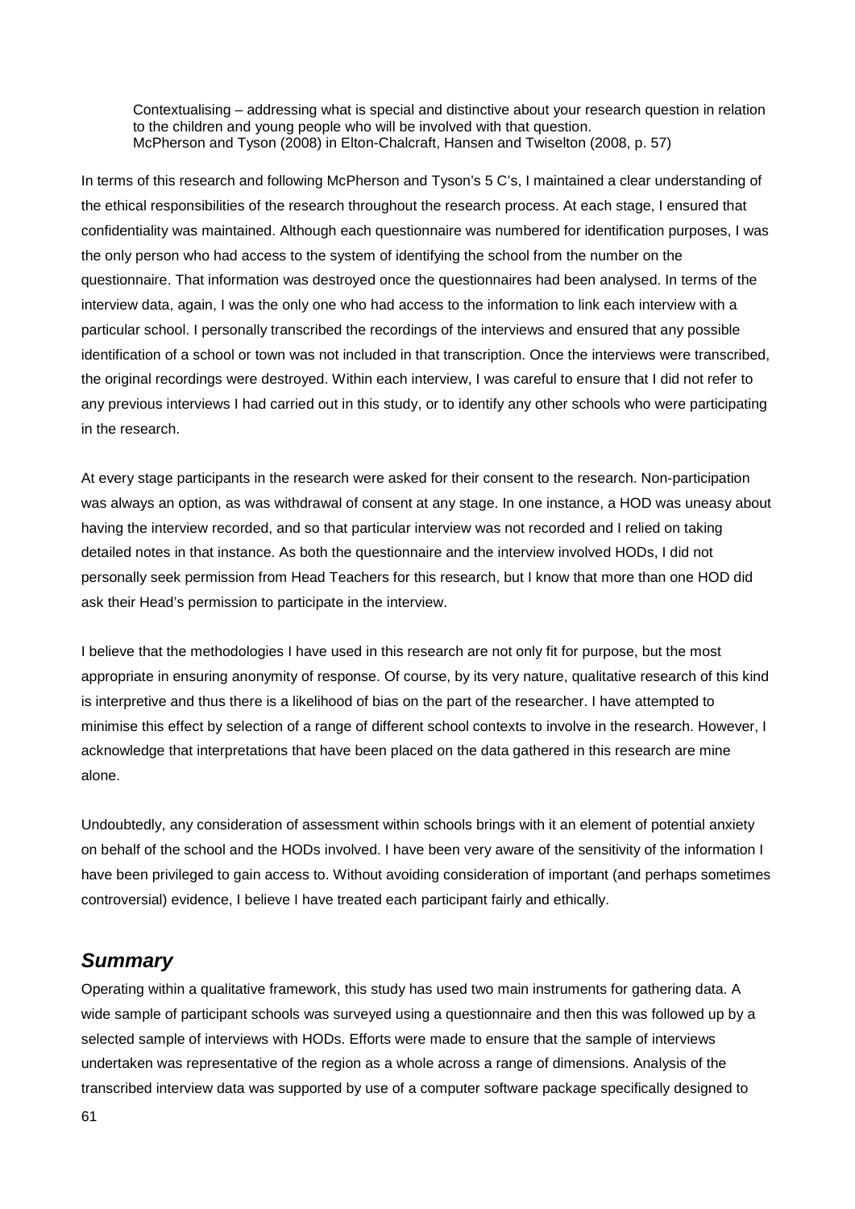> Contextualising – addressing what is special and distinctive about your research question in relation to the children and young people who will be involved with that question.
> McPherson and Tyson (2008) in Elton-Chalcraft, Hansen and Twiselton (2008, p. 57)

In terms of this research and following McPherson and Tyson's 5 C's, I maintained a clear understanding of the ethical responsibilities of the research throughout the research process. At each stage, I ensured that confidentiality was maintained. Although each questionnaire was numbered for identification purposes, I was the only person who had access to the system of identifying the school from the number on the questionnaire. That information was destroyed once the questionnaires had been analysed. In terms of the interview data, again, I was the only one who had access to the information to link each interview with a particular school. I personally transcribed the recordings of the interviews and ensured that any possible identification of a school or town was not included in that transcription. Once the interviews were transcribed, the original recordings were destroyed. Within each interview, I was careful to ensure that I did not refer to any previous interviews I had carried out in this study, or to identify any other schools who were participating in the research.

At every stage participants in the research were asked for their consent to the research. Non-participation was always an option, as was withdrawal of consent at any stage. In one instance, a HOD was uneasy about having the interview recorded, and so that particular interview was not recorded and I relied on taking detailed notes in that instance. As both the questionnaire and the interview involved HODs, I did not personally seek permission from Head Teachers for this research, but I know that more than one HOD did ask their Head's permission to participate in the interview.

I believe that the methodologies I have used in this research are not only fit for purpose, but the most appropriate in ensuring anonymity of response. Of course, by its very nature, qualitative research of this kind is interpretive and thus there is a likelihood of bias on the part of the researcher. I have attempted to minimise this effect by selection of a range of different school contexts to involve in the research. However, I acknowledge that interpretations that have been placed on the data gathered in this research are mine alone.

Undoubtedly, any consideration of assessment within schools brings with it an element of potential anxiety on behalf of the school and the HODs involved. I have been very aware of the sensitivity of the information I have been privileged to gain access to. Without avoiding consideration of important (and perhaps sometimes controversial) evidence, I believe I have treated each participant fairly and ethically.

## *Summary*

Operating within a qualitative framework, this study has used two main instruments for gathering data. A wide sample of participant schools was surveyed using a questionnaire and then this was followed up by a selected sample of interviews with HODs. Efforts were made to ensure that the sample of interviews undertaken was representative of the region as a whole across a range of dimensions. Analysis of the transcribed interview data was supported by use of a computer software package specifically designed to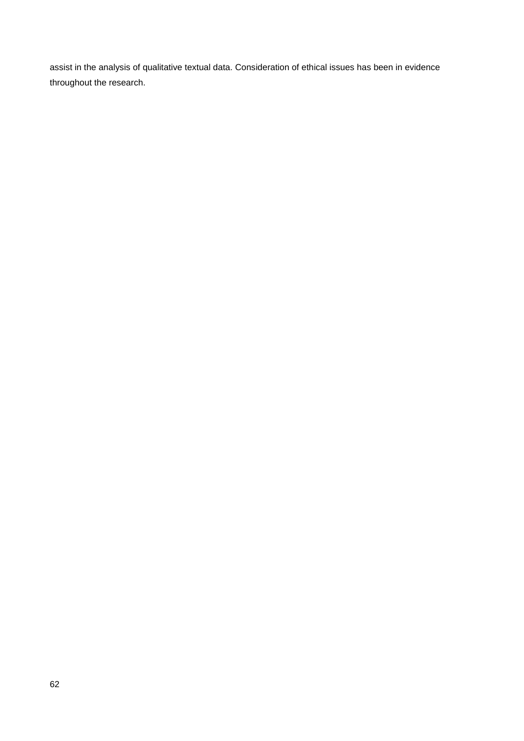assist in the analysis of qualitative textual data. Consideration of ethical issues has been in evidence throughout the research.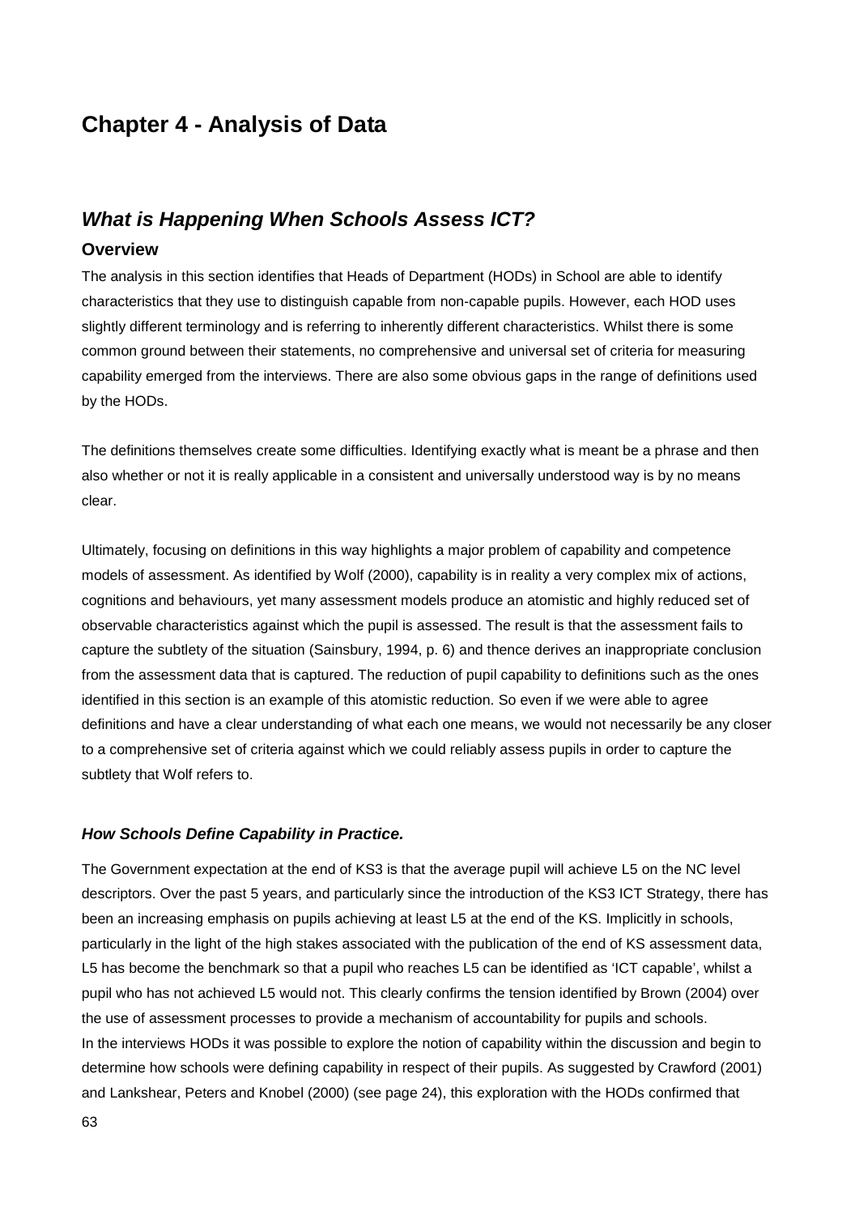# Chapter 4 - Analysis of Data

## *What is Happening When Schools Assess ICT?*

### Overview

The analysis in this section identifies that Heads of Department (HODs) in School are able to identify characteristics that they use to distinguish capable from non-capable pupils. However, each HOD uses slightly different terminology and is referring to inherently different characteristics. Whilst there is some common ground between their statements, no comprehensive and universal set of criteria for measuring capability emerged from the interviews. There are also some obvious gaps in the range of definitions used by the HODs.

The definitions themselves create some difficulties. Identifying exactly what is meant be a phrase and then also whether or not it is really applicable in a consistent and universally understood way is by no means clear.

Ultimately, focusing on definitions in this way highlights a major problem of capability and competence models of assessment. As identified by Wolf (2000), capability is in reality a very complex mix of actions, cognitions and behaviours, yet many assessment models produce an atomistic and highly reduced set of observable characteristics against which the pupil is assessed. The result is that the assessment fails to capture the subtlety of the situation (Sainsbury, 1994, p. 6) and thence derives an inappropriate conclusion from the assessment data that is captured. The reduction of pupil capability to definitions such as the ones identified in this section is an example of this atomistic reduction. So even if we were able to agree definitions and have a clear understanding of what each one means, we would not necessarily be any closer to a comprehensive set of criteria against which we could reliably assess pupils in order to capture the subtlety that Wolf refers to.

### *How Schools Define Capability in Practice.*

The Government expectation at the end of KS3 is that the average pupil will achieve L5 on the NC level descriptors. Over the past 5 years, and particularly since the introduction of the KS3 ICT Strategy, there has been an increasing emphasis on pupils achieving at least L5 at the end of the KS. Implicitly in schools, particularly in the light of the high stakes associated with the publication of the end of KS assessment data, L5 has become the benchmark so that a pupil who reaches L5 can be identified as 'ICT capable', whilst a pupil who has not achieved L5 would not. This clearly confirms the tension identified by Brown (2004) over the use of assessment processes to provide a mechanism of accountability for pupils and schools.
In the interviews HODs it was possible to explore the notion of capability within the discussion and begin to determine how schools were defining capability in respect of their pupils. As suggested by Crawford (2001) and Lankshear, Peters and Knobel (2000) (see page 24), this exploration with the HODs confirmed that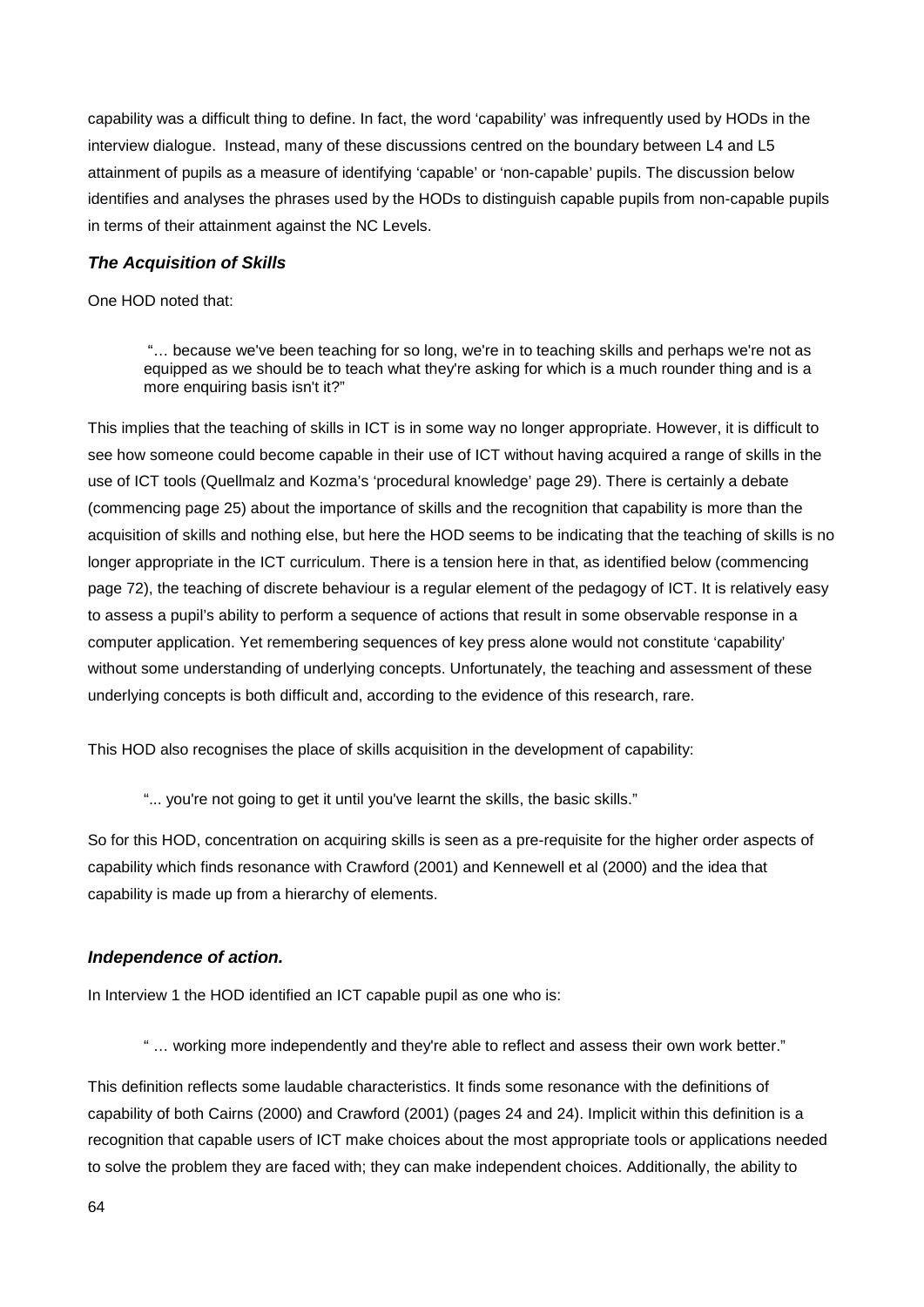capability was a difficult thing to define. In fact, the word 'capability' was infrequently used by HODs in the interview dialogue. Instead, many of these discussions centred on the boundary between L4 and L5 attainment of pupils as a measure of identifying 'capable' or 'non-capable' pupils. The discussion below identifies and analyses the phrases used by the HODs to distinguish capable pupils from non-capable pupils in terms of their attainment against the NC Levels.

### *The Acquisition of Skills*

One HOD noted that:

> "… because we've been teaching for so long, we're in to teaching skills and perhaps we're not as equipped as we should be to teach what they're asking for which is a much rounder thing and is a more enquiring basis isn't it?"

This implies that the teaching of skills in ICT is in some way no longer appropriate. However, it is difficult to see how someone could become capable in their use of ICT without having acquired a range of skills in the use of ICT tools (Quellmalz and Kozma's 'procedural knowledge' page 29). There is certainly a debate (commencing page 25) about the importance of skills and the recognition that capability is more than the acquisition of skills and nothing else, but here the HOD seems to be indicating that the teaching of skills is no longer appropriate in the ICT curriculum. There is a tension here in that, as identified below (commencing page 72), the teaching of discrete behaviour is a regular element of the pedagogy of ICT. It is relatively easy to assess a pupil's ability to perform a sequence of actions that result in some observable response in a computer application. Yet remembering sequences of key press alone would not constitute 'capability' without some understanding of underlying concepts. Unfortunately, the teaching and assessment of these underlying concepts is both difficult and, according to the evidence of this research, rare.

This HOD also recognises the place of skills acquisition in the development of capability:

> "... you're not going to get it until you've learnt the skills, the basic skills."

So for this HOD, concentration on acquiring skills is seen as a pre-requisite for the higher order aspects of capability which finds resonance with Crawford (2001) and Kennewell et al (2000) and the idea that capability is made up from a hierarchy of elements.

### *Independence of action.*

In Interview 1 the HOD identified an ICT capable pupil as one who is:

> " … working more independently and they're able to reflect and assess their own work better."

This definition reflects some laudable characteristics. It finds some resonance with the definitions of capability of both Cairns (2000) and Crawford (2001) (pages 24 and 24). Implicit within this definition is a recognition that capable users of ICT make choices about the most appropriate tools or applications needed to solve the problem they are faced with; they can make independent choices. Additionally, the ability to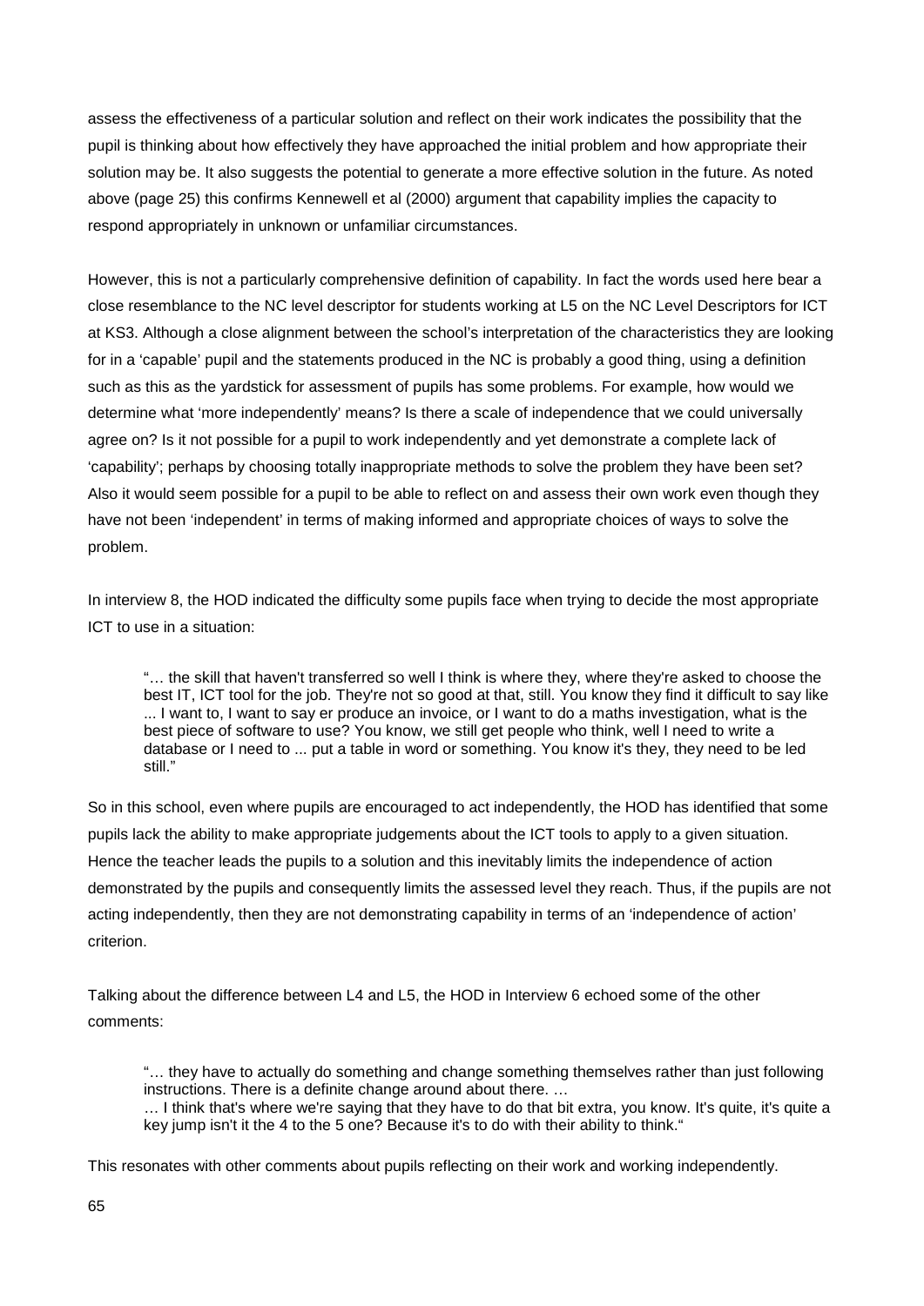assess the effectiveness of a particular solution and reflect on their work indicates the possibility that the pupil is thinking about how effectively they have approached the initial problem and how appropriate their solution may be. It also suggests the potential to generate a more effective solution in the future. As noted above (page 25) this confirms Kennewell et al (2000) argument that capability implies the capacity to respond appropriately in unknown or unfamiliar circumstances.

However, this is not a particularly comprehensive definition of capability. In fact the words used here bear a close resemblance to the NC level descriptor for students working at L5 on the NC Level Descriptors for ICT at KS3. Although a close alignment between the school's interpretation of the characteristics they are looking for in a 'capable' pupil and the statements produced in the NC is probably a good thing, using a definition such as this as the yardstick for assessment of pupils has some problems. For example, how would we determine what 'more independently' means? Is there a scale of independence that we could universally agree on? Is it not possible for a pupil to work independently and yet demonstrate a complete lack of 'capability'; perhaps by choosing totally inappropriate methods to solve the problem they have been set? Also it would seem possible for a pupil to be able to reflect on and assess their own work even though they have not been 'independent' in terms of making informed and appropriate choices of ways to solve the problem.

In interview 8, the HOD indicated the difficulty some pupils face when trying to decide the most appropriate ICT to use in a situation:

> "… the skill that haven't transferred so well I think is where they, where they're asked to choose the best IT, ICT tool for the job. They're not so good at that, still. You know they find it difficult to say like ... I want to, I want to say er produce an invoice, or I want to do a maths investigation, what is the best piece of software to use? You know, we still get people who think, well I need to write a database or I need to ... put a table in word or something. You know it's they, they need to be led still."

So in this school, even where pupils are encouraged to act independently, the HOD has identified that some pupils lack the ability to make appropriate judgements about the ICT tools to apply to a given situation. Hence the teacher leads the pupils to a solution and this inevitably limits the independence of action demonstrated by the pupils and consequently limits the assessed level they reach. Thus, if the pupils are not acting independently, then they are not demonstrating capability in terms of an 'independence of action' criterion.

Talking about the difference between L4 and L5, the HOD in Interview 6 echoed some of the other comments:

> "… they have to actually do something and change something themselves rather than just following instructions. There is a definite change around about there. …
> … I think that's where we're saying that they have to do that bit extra, you know. It's quite, it's quite a key jump isn't it the 4 to the 5 one? Because it's to do with their ability to think."

This resonates with other comments about pupils reflecting on their work and working independently.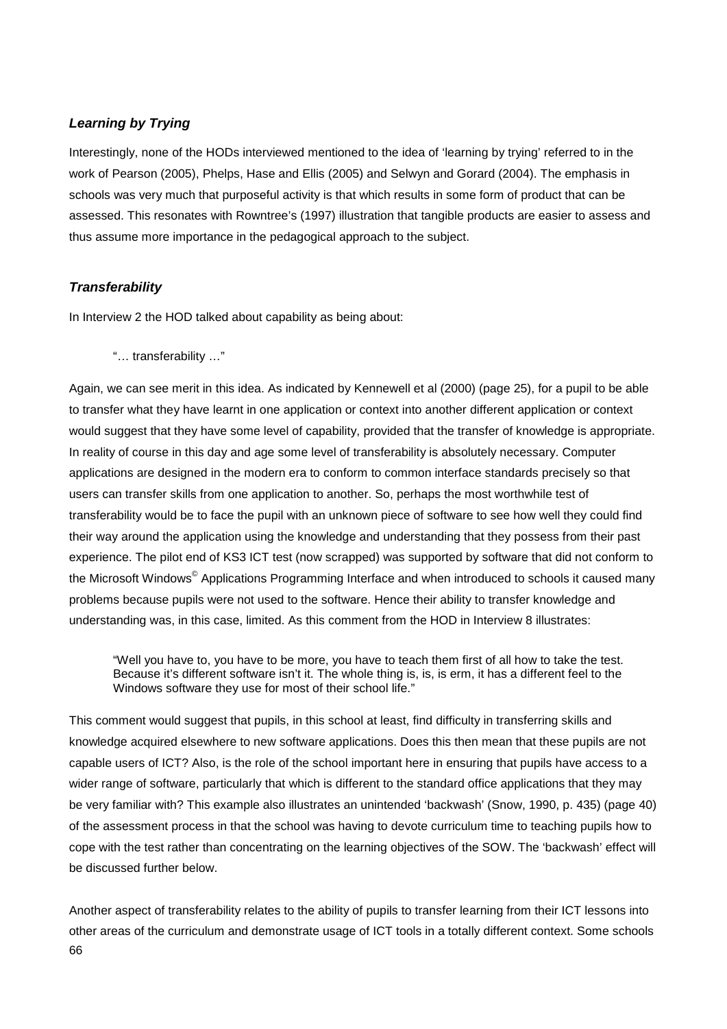### ***Learning by Trying***

Interestingly, none of the HODs interviewed mentioned to the idea of 'learning by trying' referred to in the work of Pearson (2005), Phelps, Hase and Ellis (2005) and Selwyn and Gorard (2004). The emphasis in schools was very much that purposeful activity is that which results in some form of product that can be assessed. This resonates with Rowntree's (1997) illustration that tangible products are easier to assess and thus assume more importance in the pedagogical approach to the subject.

### ***Transferability***

In Interview 2 the HOD talked about capability as being about:

> "… transferability …"

Again, we can see merit in this idea. As indicated by Kennewell et al (2000) (page 25), for a pupil to be able to transfer what they have learnt in one application or context into another different application or context would suggest that they have some level of capability, provided that the transfer of knowledge is appropriate. In reality of course in this day and age some level of transferability is absolutely necessary. Computer applications are designed in the modern era to conform to common interface standards precisely so that users can transfer skills from one application to another. So, perhaps the most worthwhile test of transferability would be to face the pupil with an unknown piece of software to see how well they could find their way around the application using the knowledge and understanding that they possess from their past experience. The pilot end of KS3 ICT test (now scrapped) was supported by software that did not conform to the Microsoft Windows© Applications Programming Interface and when introduced to schools it caused many problems because pupils were not used to the software. Hence their ability to transfer knowledge and understanding was, in this case, limited. As this comment from the HOD in Interview 8 illustrates:

> "Well you have to, you have to be more, you have to teach them first of all how to take the test. Because it's different software isn't it. The whole thing is, is, is erm, it has a different feel to the Windows software they use for most of their school life."

This comment would suggest that pupils, in this school at least, find difficulty in transferring skills and knowledge acquired elsewhere to new software applications. Does this then mean that these pupils are not capable users of ICT? Also, is the role of the school important here in ensuring that pupils have access to a wider range of software, particularly that which is different to the standard office applications that they may be very familiar with? This example also illustrates an unintended 'backwash' (Snow, 1990, p. 435) (page 40) of the assessment process in that the school was having to devote curriculum time to teaching pupils how to cope with the test rather than concentrating on the learning objectives of the SOW. The 'backwash' effect will be discussed further below.

Another aspect of transferability relates to the ability of pupils to transfer learning from their ICT lessons into other areas of the curriculum and demonstrate usage of ICT tools in a totally different context. Some schools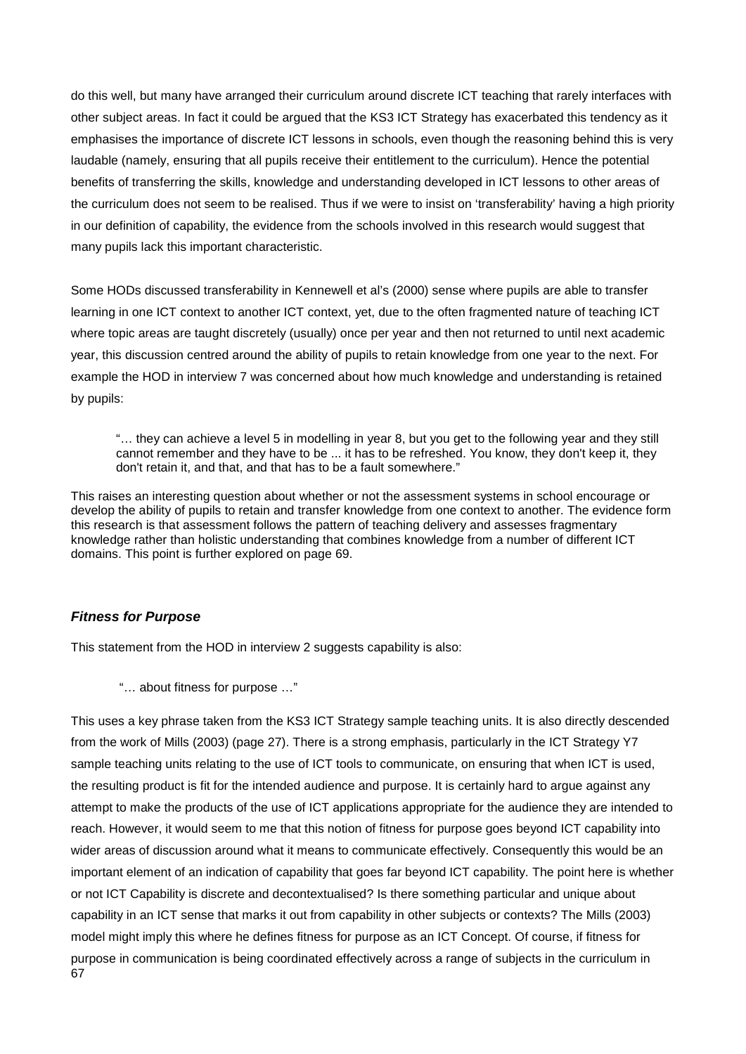do this well, but many have arranged their curriculum around discrete ICT teaching that rarely interfaces with other subject areas. In fact it could be argued that the KS3 ICT Strategy has exacerbated this tendency as it emphasises the importance of discrete ICT lessons in schools, even though the reasoning behind this is very laudable (namely, ensuring that all pupils receive their entitlement to the curriculum). Hence the potential benefits of transferring the skills, knowledge and understanding developed in ICT lessons to other areas of the curriculum does not seem to be realised. Thus if we were to insist on 'transferability' having a high priority in our definition of capability, the evidence from the schools involved in this research would suggest that many pupils lack this important characteristic.

Some HODs discussed transferability in Kennewell et al's (2000) sense where pupils are able to transfer learning in one ICT context to another ICT context, yet, due to the often fragmented nature of teaching ICT where topic areas are taught discretely (usually) once per year and then not returned to until next academic year, this discussion centred around the ability of pupils to retain knowledge from one year to the next. For example the HOD in interview 7 was concerned about how much knowledge and understanding is retained by pupils:

> "… they can achieve a level 5 in modelling in year 8, but you get to the following year and they still cannot remember and they have to be ... it has to be refreshed. You know, they don't keep it, they don't retain it, and that, and that has to be a fault somewhere."

This raises an interesting question about whether or not the assessment systems in school encourage or develop the ability of pupils to retain and transfer knowledge from one context to another. The evidence form this research is that assessment follows the pattern of teaching delivery and assesses fragmentary knowledge rather than holistic understanding that combines knowledge from a number of different ICT domains. This point is further explored on page 69.

### ***Fitness for Purpose***

This statement from the HOD in interview 2 suggests capability is also:

> "… about fitness for purpose …"

This uses a key phrase taken from the KS3 ICT Strategy sample teaching units. It is also directly descended from the work of Mills (2003) (page 27). There is a strong emphasis, particularly in the ICT Strategy Y7 sample teaching units relating to the use of ICT tools to communicate, on ensuring that when ICT is used, the resulting product is fit for the intended audience and purpose. It is certainly hard to argue against any attempt to make the products of the use of ICT applications appropriate for the audience they are intended to reach. However, it would seem to me that this notion of fitness for purpose goes beyond ICT capability into wider areas of discussion around what it means to communicate effectively. Consequently this would be an important element of an indication of capability that goes far beyond ICT capability. The point here is whether or not ICT Capability is discrete and decontextualised? Is there something particular and unique about capability in an ICT sense that marks it out from capability in other subjects or contexts? The Mills (2003) model might imply this where he defines fitness for purpose as an ICT Concept. Of course, if fitness for purpose in communication is being coordinated effectively across a range of subjects in the curriculum in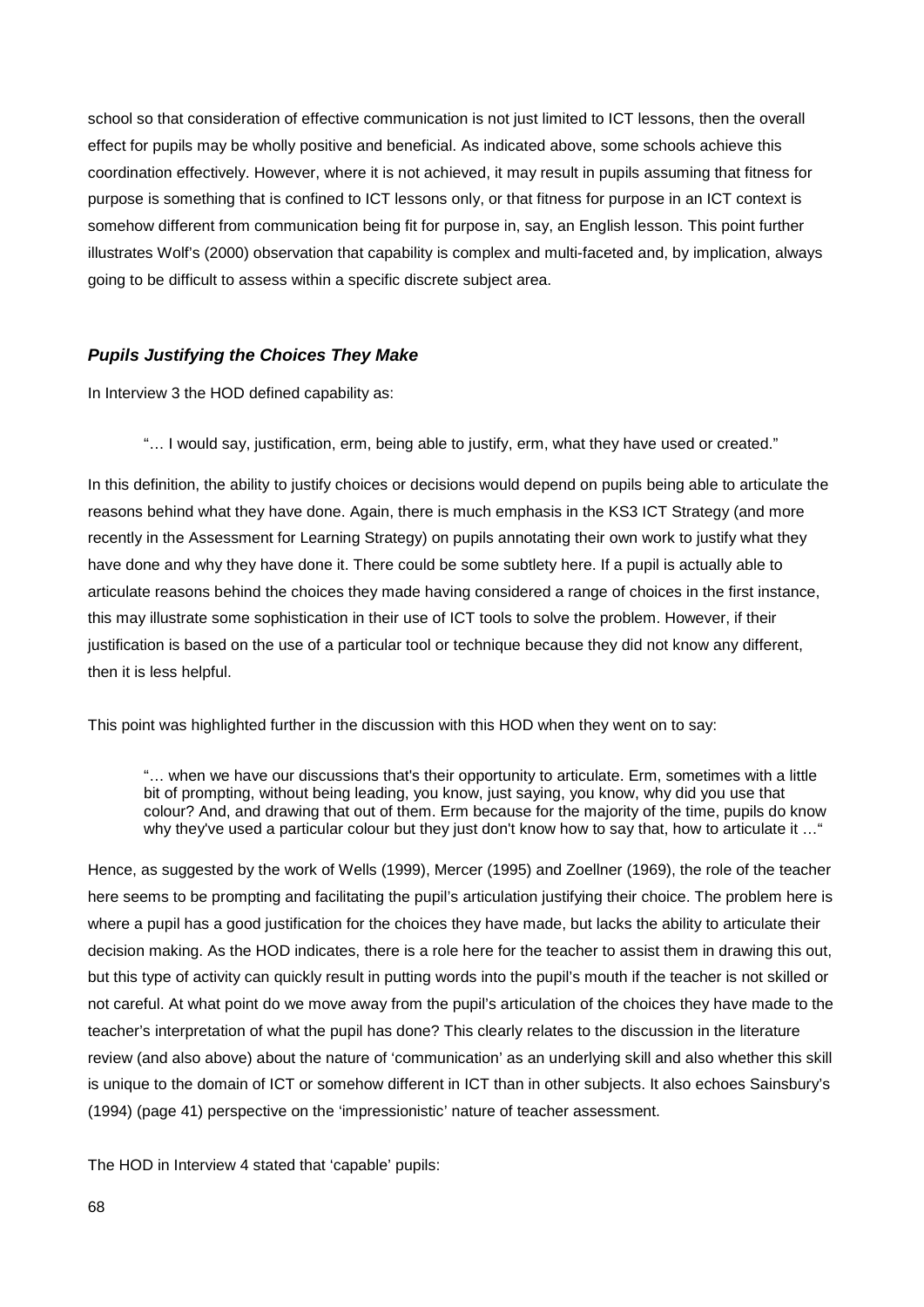school so that consideration of effective communication is not just limited to ICT lessons, then the overall effect for pupils may be wholly positive and beneficial. As indicated above, some schools achieve this coordination effectively. However, where it is not achieved, it may result in pupils assuming that fitness for purpose is something that is confined to ICT lessons only, or that fitness for purpose in an ICT context is somehow different from communication being fit for purpose in, say, an English lesson. This point further illustrates Wolf's (2000) observation that capability is complex and multi-faceted and, by implication, always going to be difficult to assess within a specific discrete subject area.

### *Pupils Justifying the Choices They Make*

In Interview 3 the HOD defined capability as:

> "… I would say, justification, erm, being able to justify, erm, what they have used or created."

In this definition, the ability to justify choices or decisions would depend on pupils being able to articulate the reasons behind what they have done. Again, there is much emphasis in the KS3 ICT Strategy (and more recently in the Assessment for Learning Strategy) on pupils annotating their own work to justify what they have done and why they have done it. There could be some subtlety here. If a pupil is actually able to articulate reasons behind the choices they made having considered a range of choices in the first instance, this may illustrate some sophistication in their use of ICT tools to solve the problem. However, if their justification is based on the use of a particular tool or technique because they did not know any different, then it is less helpful.

This point was highlighted further in the discussion with this HOD when they went on to say:

> "… when we have our discussions that's their opportunity to articulate. Erm, sometimes with a little bit of prompting, without being leading, you know, just saying, you know, why did you use that colour? And, and drawing that out of them. Erm because for the majority of the time, pupils do know why they've used a particular colour but they just don't know how to say that, how to articulate it …"

Hence, as suggested by the work of Wells (1999), Mercer (1995) and Zoellner (1969), the role of the teacher here seems to be prompting and facilitating the pupil's articulation justifying their choice. The problem here is where a pupil has a good justification for the choices they have made, but lacks the ability to articulate their decision making. As the HOD indicates, there is a role here for the teacher to assist them in drawing this out, but this type of activity can quickly result in putting words into the pupil's mouth if the teacher is not skilled or not careful. At what point do we move away from the pupil's articulation of the choices they have made to the teacher's interpretation of what the pupil has done? This clearly relates to the discussion in the literature review (and also above) about the nature of 'communication' as an underlying skill and also whether this skill is unique to the domain of ICT or somehow different in ICT than in other subjects. It also echoes Sainsbury's (1994) (page 41) perspective on the 'impressionistic' nature of teacher assessment.

The HOD in Interview 4 stated that 'capable' pupils: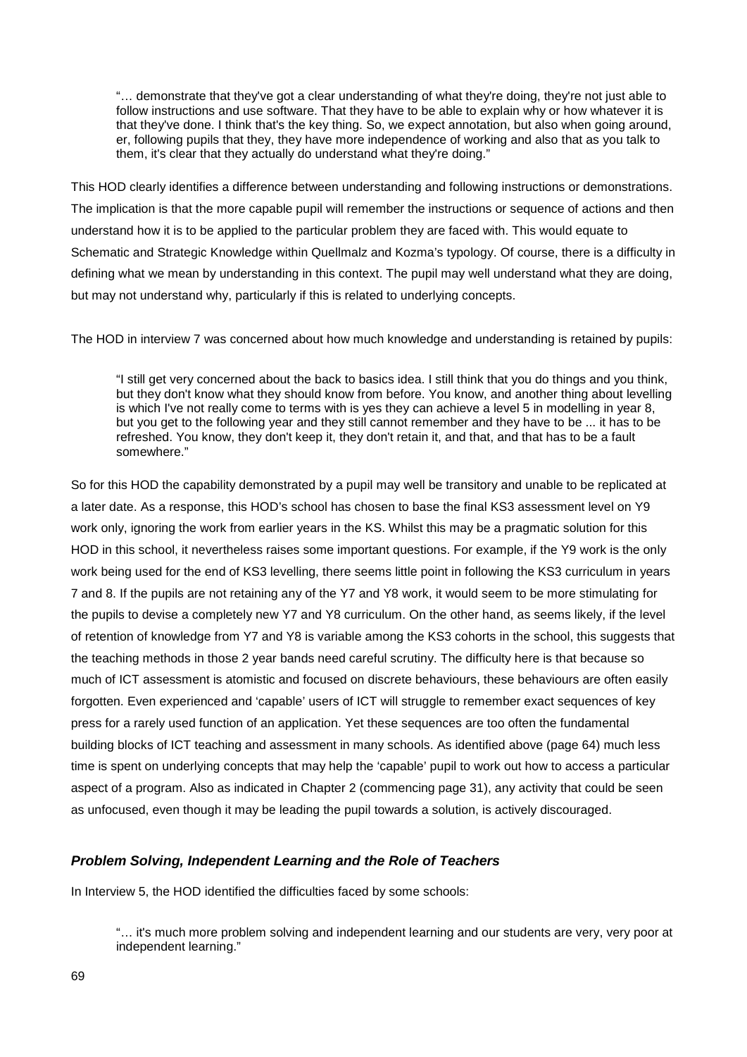> "… demonstrate that they've got a clear understanding of what they're doing, they're not just able to follow instructions and use software. That they have to be able to explain why or how whatever it is that they've done. I think that's the key thing. So, we expect annotation, but also when going around, er, following pupils that they, they have more independence of working and also that as you talk to them, it's clear that they actually do understand what they're doing."

This HOD clearly identifies a difference between understanding and following instructions or demonstrations. The implication is that the more capable pupil will remember the instructions or sequence of actions and then understand how it is to be applied to the particular problem they are faced with. This would equate to Schematic and Strategic Knowledge within Quellmalz and Kozma's typology. Of course, there is a difficulty in defining what we mean by understanding in this context. The pupil may well understand what they are doing, but may not understand why, particularly if this is related to underlying concepts.

The HOD in interview 7 was concerned about how much knowledge and understanding is retained by pupils:

> "I still get very concerned about the back to basics idea. I still think that you do things and you think, but they don't know what they should know from before. You know, and another thing about levelling is which I've not really come to terms with is yes they can achieve a level 5 in modelling in year 8, but you get to the following year and they still cannot remember and they have to be ... it has to be refreshed. You know, they don't keep it, they don't retain it, and that, and that has to be a fault somewhere."

So for this HOD the capability demonstrated by a pupil may well be transitory and unable to be replicated at a later date. As a response, this HOD's school has chosen to base the final KS3 assessment level on Y9 work only, ignoring the work from earlier years in the KS. Whilst this may be a pragmatic solution for this HOD in this school, it nevertheless raises some important questions. For example, if the Y9 work is the only work being used for the end of KS3 levelling, there seems little point in following the KS3 curriculum in years 7 and 8. If the pupils are not retaining any of the Y7 and Y8 work, it would seem to be more stimulating for the pupils to devise a completely new Y7 and Y8 curriculum. On the other hand, as seems likely, if the level of retention of knowledge from Y7 and Y8 is variable among the KS3 cohorts in the school, this suggests that the teaching methods in those 2 year bands need careful scrutiny. The difficulty here is that because so much of ICT assessment is atomistic and focused on discrete behaviours, these behaviours are often easily forgotten. Even experienced and 'capable' users of ICT will struggle to remember exact sequences of key press for a rarely used function of an application. Yet these sequences are too often the fundamental building blocks of ICT teaching and assessment in many schools. As identified above (page 64) much less time is spent on underlying concepts that may help the 'capable' pupil to work out how to access a particular aspect of a program. Also as indicated in Chapter 2 (commencing page 31), any activity that could be seen as unfocused, even though it may be leading the pupil towards a solution, is actively discouraged.

### *Problem Solving, Independent Learning and the Role of Teachers*

In Interview 5, the HOD identified the difficulties faced by some schools:

> "… it's much more problem solving and independent learning and our students are very, very poor at independent learning."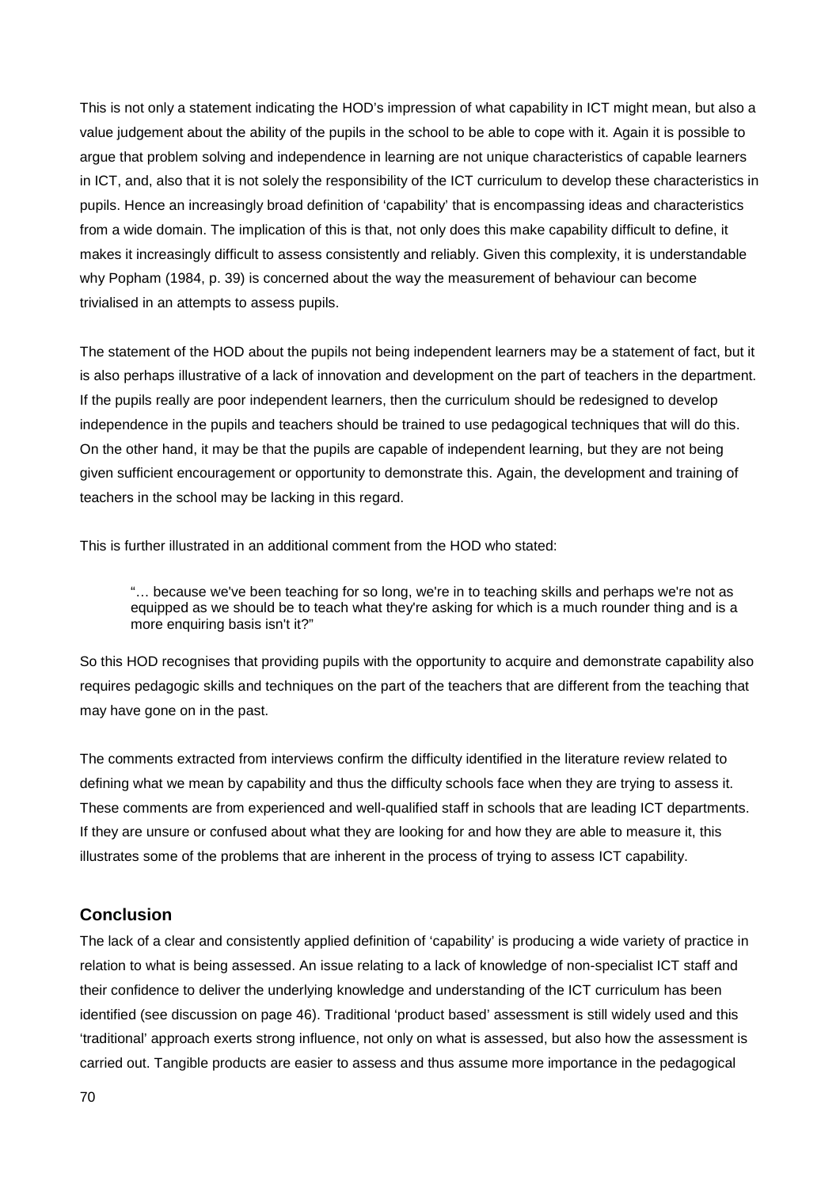This is not only a statement indicating the HOD's impression of what capability in ICT might mean, but also a value judgement about the ability of the pupils in the school to be able to cope with it. Again it is possible to argue that problem solving and independence in learning are not unique characteristics of capable learners in ICT, and, also that it is not solely the responsibility of the ICT curriculum to develop these characteristics in pupils. Hence an increasingly broad definition of 'capability' that is encompassing ideas and characteristics from a wide domain. The implication of this is that, not only does this make capability difficult to define, it makes it increasingly difficult to assess consistently and reliably. Given this complexity, it is understandable why Popham (1984, p. 39) is concerned about the way the measurement of behaviour can become trivialised in an attempts to assess pupils.

The statement of the HOD about the pupils not being independent learners may be a statement of fact, but it is also perhaps illustrative of a lack of innovation and development on the part of teachers in the department. If the pupils really are poor independent learners, then the curriculum should be redesigned to develop independence in the pupils and teachers should be trained to use pedagogical techniques that will do this. On the other hand, it may be that the pupils are capable of independent learning, but they are not being given sufficient encouragement or opportunity to demonstrate this. Again, the development and training of teachers in the school may be lacking in this regard.

This is further illustrated in an additional comment from the HOD who stated:

> "… because we've been teaching for so long, we're in to teaching skills and perhaps we're not as equipped as we should be to teach what they're asking for which is a much rounder thing and is a more enquiring basis isn't it?"

So this HOD recognises that providing pupils with the opportunity to acquire and demonstrate capability also requires pedagogic skills and techniques on the part of the teachers that are different from the teaching that may have gone on in the past.

The comments extracted from interviews confirm the difficulty identified in the literature review related to defining what we mean by capability and thus the difficulty schools face when they are trying to assess it. These comments are from experienced and well-qualified staff in schools that are leading ICT departments. If they are unsure or confused about what they are looking for and how they are able to measure it, this illustrates some of the problems that are inherent in the process of trying to assess ICT capability.

## Conclusion

The lack of a clear and consistently applied definition of 'capability' is producing a wide variety of practice in relation to what is being assessed. An issue relating to a lack of knowledge of non-specialist ICT staff and their confidence to deliver the underlying knowledge and understanding of the ICT curriculum has been identified (see discussion on page 46). Traditional 'product based' assessment is still widely used and this 'traditional' approach exerts strong influence, not only on what is assessed, but also how the assessment is carried out. Tangible products are easier to assess and thus assume more importance in the pedagogical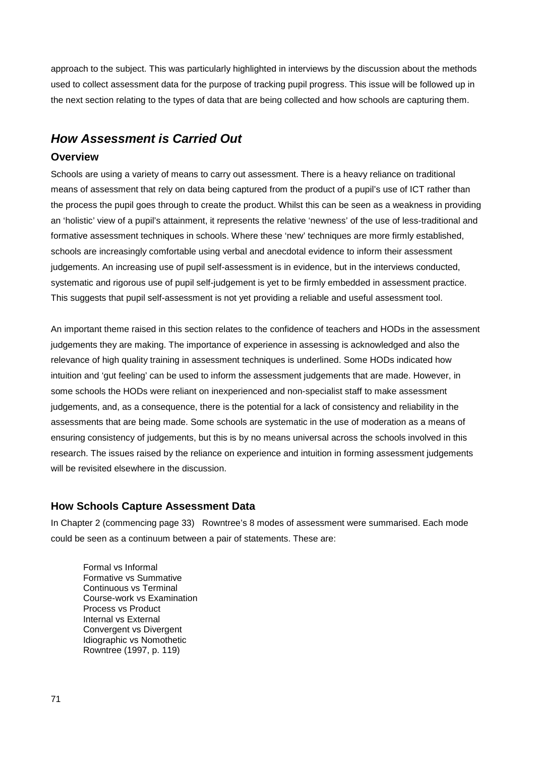approach to the subject. This was particularly highlighted in interviews by the discussion about the methods used to collect assessment data for the purpose of tracking pupil progress. This issue will be followed up in the next section relating to the types of data that are being collected and how schools are capturing them.

## *How Assessment is Carried Out*

### Overview

Schools are using a variety of means to carry out assessment. There is a heavy reliance on traditional means of assessment that rely on data being captured from the product of a pupil's use of ICT rather than the process the pupil goes through to create the product. Whilst this can be seen as a weakness in providing an 'holistic' view of a pupil's attainment, it represents the relative 'newness' of the use of less-traditional and formative assessment techniques in schools. Where these 'new' techniques are more firmly established, schools are increasingly comfortable using verbal and anecdotal evidence to inform their assessment judgements. An increasing use of pupil self-assessment is in evidence, but in the interviews conducted, systematic and rigorous use of pupil self-judgement is yet to be firmly embedded in assessment practice. This suggests that pupil self-assessment is not yet providing a reliable and useful assessment tool.

An important theme raised in this section relates to the confidence of teachers and HODs in the assessment judgements they are making. The importance of experience in assessing is acknowledged and also the relevance of high quality training in assessment techniques is underlined. Some HODs indicated how intuition and 'gut feeling' can be used to inform the assessment judgements that are made. However, in some schools the HODs were reliant on inexperienced and non-specialist staff to make assessment judgements, and, as a consequence, there is the potential for a lack of consistency and reliability in the assessments that are being made. Some schools are systematic in the use of moderation as a means of ensuring consistency of judgements, but this is by no means universal across the schools involved in this research. The issues raised by the reliance on experience and intuition in forming assessment judgements will be revisited elsewhere in the discussion.

### How Schools Capture Assessment Data

In Chapter 2 (commencing page 33) Rowntree's 8 modes of assessment were summarised. Each mode could be seen as a continuum between a pair of statements. These are:

> Formal vs Informal
> Formative vs Summative
> Continuous vs Terminal
> Course-work vs Examination
> Process vs Product
> Internal vs External
> Convergent vs Divergent
> Idiographic vs Nomothetic
> Rowntree (1997, p. 119)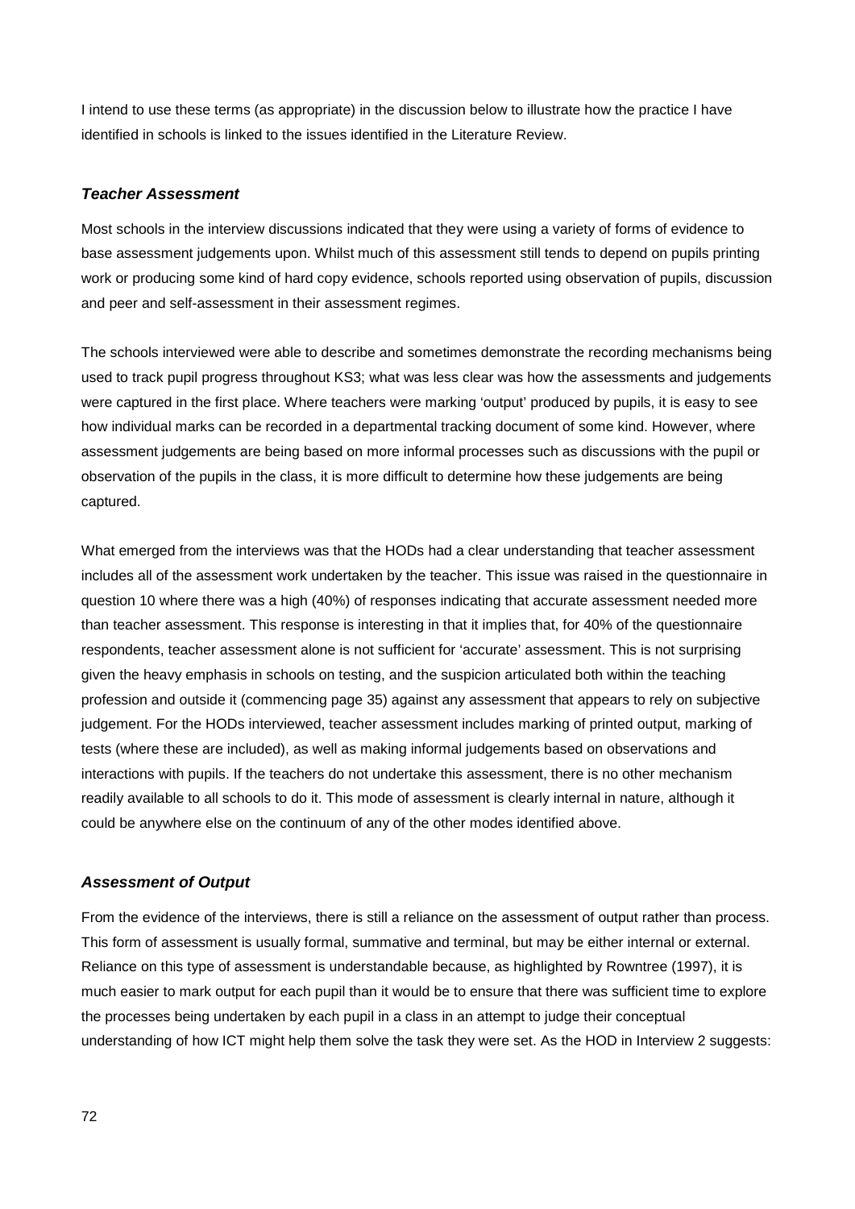I intend to use these terms (as appropriate) in the discussion below to illustrate how the practice I have identified in schools is linked to the issues identified in the Literature Review.

### ***Teacher Assessment***

Most schools in the interview discussions indicated that they were using a variety of forms of evidence to base assessment judgements upon. Whilst much of this assessment still tends to depend on pupils printing work or producing some kind of hard copy evidence, schools reported using observation of pupils, discussion and peer and self-assessment in their assessment regimes.

The schools interviewed were able to describe and sometimes demonstrate the recording mechanisms being used to track pupil progress throughout KS3; what was less clear was how the assessments and judgements were captured in the first place. Where teachers were marking 'output' produced by pupils, it is easy to see how individual marks can be recorded in a departmental tracking document of some kind. However, where assessment judgements are being based on more informal processes such as discussions with the pupil or observation of the pupils in the class, it is more difficult to determine how these judgements are being captured.

What emerged from the interviews was that the HODs had a clear understanding that teacher assessment includes all of the assessment work undertaken by the teacher. This issue was raised in the questionnaire in question 10 where there was a high (40%) of responses indicating that accurate assessment needed more than teacher assessment. This response is interesting in that it implies that, for 40% of the questionnaire respondents, teacher assessment alone is not sufficient for 'accurate' assessment. This is not surprising given the heavy emphasis in schools on testing, and the suspicion articulated both within the teaching profession and outside it (commencing page 35) against any assessment that appears to rely on subjective judgement. For the HODs interviewed, teacher assessment includes marking of printed output, marking of tests (where these are included), as well as making informal judgements based on observations and interactions with pupils. If the teachers do not undertake this assessment, there is no other mechanism readily available to all schools to do it. This mode of assessment is clearly internal in nature, although it could be anywhere else on the continuum of any of the other modes identified above.

### ***Assessment of Output***

From the evidence of the interviews, there is still a reliance on the assessment of output rather than process. This form of assessment is usually formal, summative and terminal, but may be either internal or external. Reliance on this type of assessment is understandable because, as highlighted by Rowntree (1997), it is much easier to mark output for each pupil than it would be to ensure that there was sufficient time to explore the processes being undertaken by each pupil in a class in an attempt to judge their conceptual understanding of how ICT might help them solve the task they were set. As the HOD in Interview 2 suggests: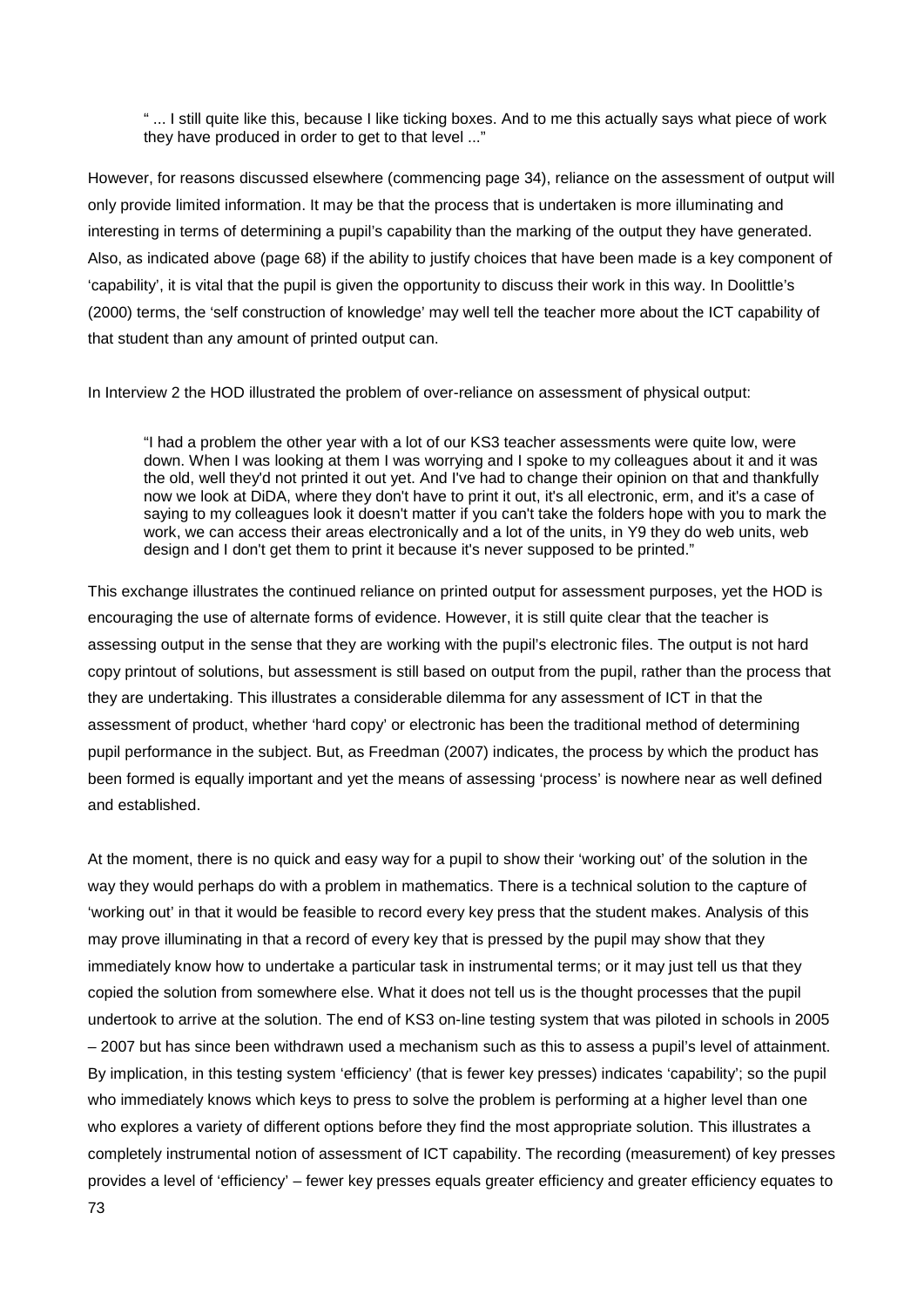> " ... I still quite like this, because I like ticking boxes. And to me this actually says what piece of work they have produced in order to get to that level ..."

However, for reasons discussed elsewhere (commencing page 34), reliance on the assessment of output will only provide limited information. It may be that the process that is undertaken is more illuminating and interesting in terms of determining a pupil's capability than the marking of the output they have generated. Also, as indicated above (page 68) if the ability to justify choices that have been made is a key component of 'capability', it is vital that the pupil is given the opportunity to discuss their work in this way. In Doolittle's (2000) terms, the 'self construction of knowledge' may well tell the teacher more about the ICT capability of that student than any amount of printed output can.

In Interview 2 the HOD illustrated the problem of over-reliance on assessment of physical output:

> "I had a problem the other year with a lot of our KS3 teacher assessments were quite low, were down. When I was looking at them I was worrying and I spoke to my colleagues about it and it was the old, well they'd not printed it out yet. And I've had to change their opinion on that and thankfully now we look at DiDA, where they don't have to print it out, it's all electronic, erm, and it's a case of saying to my colleagues look it doesn't matter if you can't take the folders hope with you to mark the work, we can access their areas electronically and a lot of the units, in Y9 they do web units, web design and I don't get them to print it because it's never supposed to be printed."

This exchange illustrates the continued reliance on printed output for assessment purposes, yet the HOD is encouraging the use of alternate forms of evidence. However, it is still quite clear that the teacher is assessing output in the sense that they are working with the pupil's electronic files. The output is not hard copy printout of solutions, but assessment is still based on output from the pupil, rather than the process that they are undertaking. This illustrates a considerable dilemma for any assessment of ICT in that the assessment of product, whether 'hard copy' or electronic has been the traditional method of determining pupil performance in the subject. But, as Freedman (2007) indicates, the process by which the product has been formed is equally important and yet the means of assessing 'process' is nowhere near as well defined and established.

At the moment, there is no quick and easy way for a pupil to show their 'working out' of the solution in the way they would perhaps do with a problem in mathematics. There is a technical solution to the capture of 'working out' in that it would be feasible to record every key press that the student makes. Analysis of this may prove illuminating in that a record of every key that is pressed by the pupil may show that they immediately know how to undertake a particular task in instrumental terms; or it may just tell us that they copied the solution from somewhere else. What it does not tell us is the thought processes that the pupil undertook to arrive at the solution. The end of KS3 on-line testing system that was piloted in schools in 2005 – 2007 but has since been withdrawn used a mechanism such as this to assess a pupil's level of attainment. By implication, in this testing system 'efficiency' (that is fewer key presses) indicates 'capability'; so the pupil who immediately knows which keys to press to solve the problem is performing at a higher level than one who explores a variety of different options before they find the most appropriate solution. This illustrates a completely instrumental notion of assessment of ICT capability. The recording (measurement) of key presses provides a level of 'efficiency' – fewer key presses equals greater efficiency and greater efficiency equates to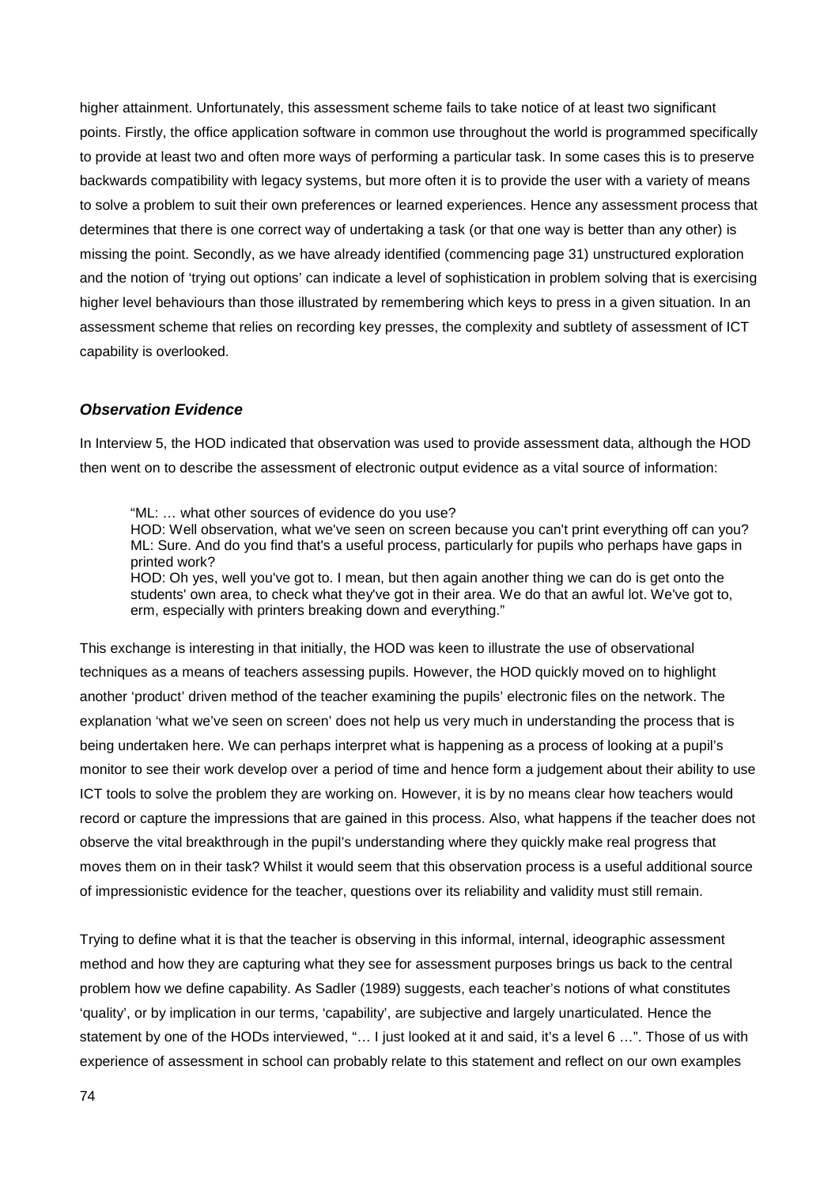higher attainment. Unfortunately, this assessment scheme fails to take notice of at least two significant points. Firstly, the office application software in common use throughout the world is programmed specifically to provide at least two and often more ways of performing a particular task. In some cases this is to preserve backwards compatibility with legacy systems, but more often it is to provide the user with a variety of means to solve a problem to suit their own preferences or learned experiences. Hence any assessment process that determines that there is one correct way of undertaking a task (or that one way is better than any other) is missing the point. Secondly, as we have already identified (commencing page 31) unstructured exploration and the notion of 'trying out options' can indicate a level of sophistication in problem solving that is exercising higher level behaviours than those illustrated by remembering which keys to press in a given situation. In an assessment scheme that relies on recording key presses, the complexity and subtlety of assessment of ICT capability is overlooked.

### *Observation Evidence*

In Interview 5, the HOD indicated that observation was used to provide assessment data, although the HOD then went on to describe the assessment of electronic output evidence as a vital source of information:

> "ML: … what other sources of evidence do you use?
> HOD: Well observation, what we've seen on screen because you can't print everything off can you?
> ML: Sure. And do you find that's a useful process, particularly for pupils who perhaps have gaps in printed work?
> HOD: Oh yes, well you've got to. I mean, but then again another thing we can do is get onto the students' own area, to check what they've got in their area. We do that an awful lot. We've got to, erm, especially with printers breaking down and everything."

This exchange is interesting in that initially, the HOD was keen to illustrate the use of observational techniques as a means of teachers assessing pupils. However, the HOD quickly moved on to highlight another 'product' driven method of the teacher examining the pupils' electronic files on the network. The explanation 'what we've seen on screen' does not help us very much in understanding the process that is being undertaken here. We can perhaps interpret what is happening as a process of looking at a pupil's monitor to see their work develop over a period of time and hence form a judgement about their ability to use ICT tools to solve the problem they are working on. However, it is by no means clear how teachers would record or capture the impressions that are gained in this process. Also, what happens if the teacher does not observe the vital breakthrough in the pupil's understanding where they quickly make real progress that moves them on in their task? Whilst it would seem that this observation process is a useful additional source of impressionistic evidence for the teacher, questions over its reliability and validity must still remain.

Trying to define what it is that the teacher is observing in this informal, internal, ideographic assessment method and how they are capturing what they see for assessment purposes brings us back to the central problem how we define capability. As Sadler (1989) suggests, each teacher's notions of what constitutes 'quality', or by implication in our terms, 'capability', are subjective and largely unarticulated. Hence the statement by one of the HODs interviewed, "… I just looked at it and said, it's a level 6 …". Those of us with experience of assessment in school can probably relate to this statement and reflect on our own examples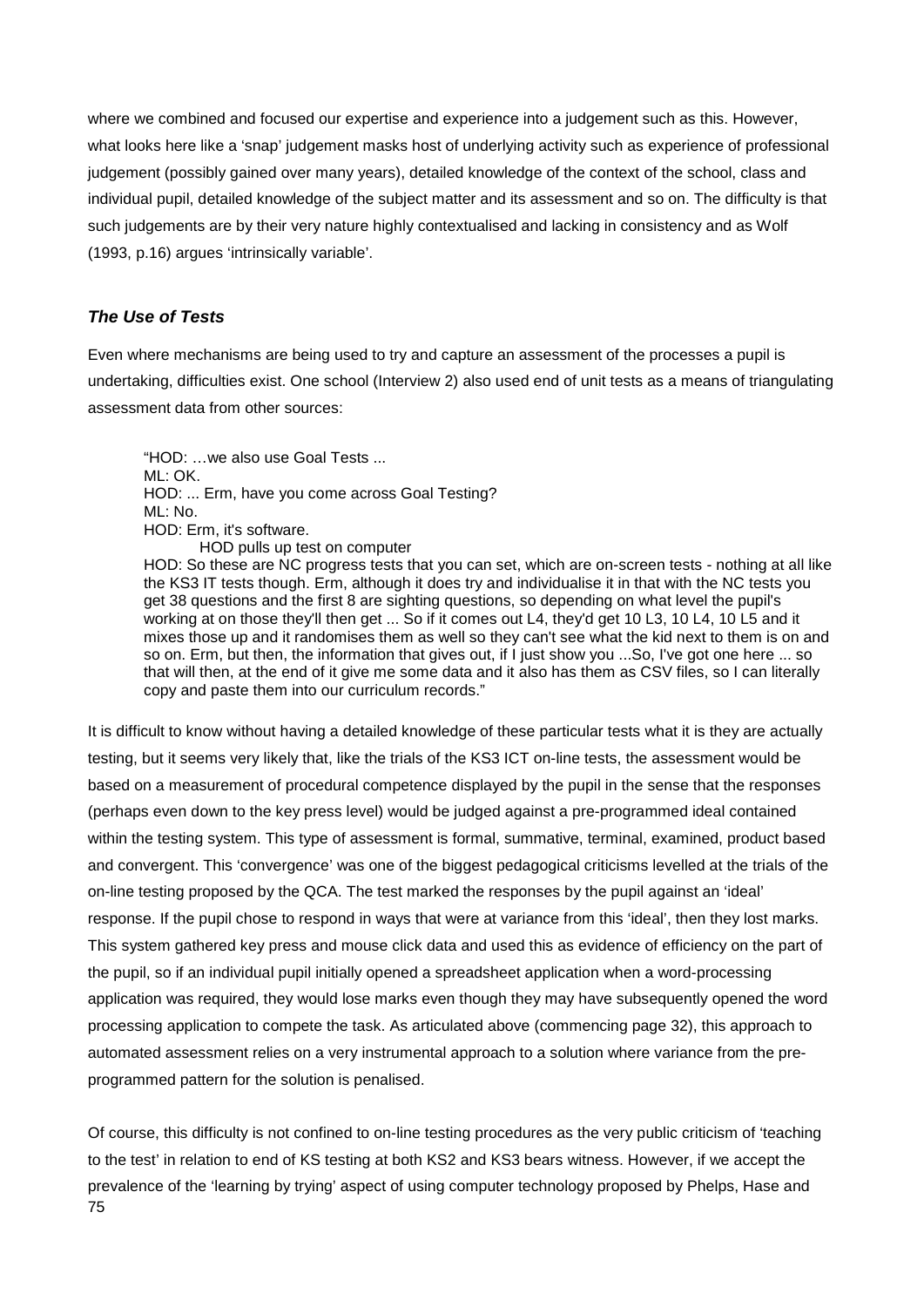where we combined and focused our expertise and experience into a judgement such as this. However, what looks here like a 'snap' judgement masks host of underlying activity such as experience of professional judgement (possibly gained over many years), detailed knowledge of the context of the school, class and individual pupil, detailed knowledge of the subject matter and its assessment and so on. The difficulty is that such judgements are by their very nature highly contextualised and lacking in consistency and as Wolf (1993, p.16) argues 'intrinsically variable'.

### *The Use of Tests*

Even where mechanisms are being used to try and capture an assessment of the processes a pupil is undertaking, difficulties exist. One school (Interview 2) also used end of unit tests as a means of triangulating assessment data from other sources:

> "HOD: …we also use Goal Tests ...
> ML: OK.
> HOD: ... Erm, have you come across Goal Testing?
> ML: No.
> HOD: Erm, it's software.
> HOD pulls up test on computer
> HOD: So these are NC progress tests that you can set, which are on-screen tests - nothing at all like the KS3 IT tests though. Erm, although it does try and individualise it in that with the NC tests you get 38 questions and the first 8 are sighting questions, so depending on what level the pupil's working at on those they'll then get ... So if it comes out L4, they'd get 10 L3, 10 L4, 10 L5 and it mixes those up and it randomises them as well so they can't see what the kid next to them is on and so on. Erm, but then, the information that gives out, if I just show you ...So, I've got one here ... so that will then, at the end of it give me some data and it also has them as CSV files, so I can literally copy and paste them into our curriculum records."

It is difficult to know without having a detailed knowledge of these particular tests what it is they are actually testing, but it seems very likely that, like the trials of the KS3 ICT on-line tests, the assessment would be based on a measurement of procedural competence displayed by the pupil in the sense that the responses (perhaps even down to the key press level) would be judged against a pre-programmed ideal contained within the testing system. This type of assessment is formal, summative, terminal, examined, product based and convergent. This 'convergence' was one of the biggest pedagogical criticisms levelled at the trials of the on-line testing proposed by the QCA. The test marked the responses by the pupil against an 'ideal' response. If the pupil chose to respond in ways that were at variance from this 'ideal', then they lost marks. This system gathered key press and mouse click data and used this as evidence of efficiency on the part of the pupil, so if an individual pupil initially opened a spreadsheet application when a word-processing application was required, they would lose marks even though they may have subsequently opened the word processing application to compete the task. As articulated above (commencing page 32), this approach to automated assessment relies on a very instrumental approach to a solution where variance from the pre-programmed pattern for the solution is penalised.

Of course, this difficulty is not confined to on-line testing procedures as the very public criticism of 'teaching to the test' in relation to end of KS testing at both KS2 and KS3 bears witness. However, if we accept the prevalence of the 'learning by trying' aspect of using computer technology proposed by Phelps, Hase and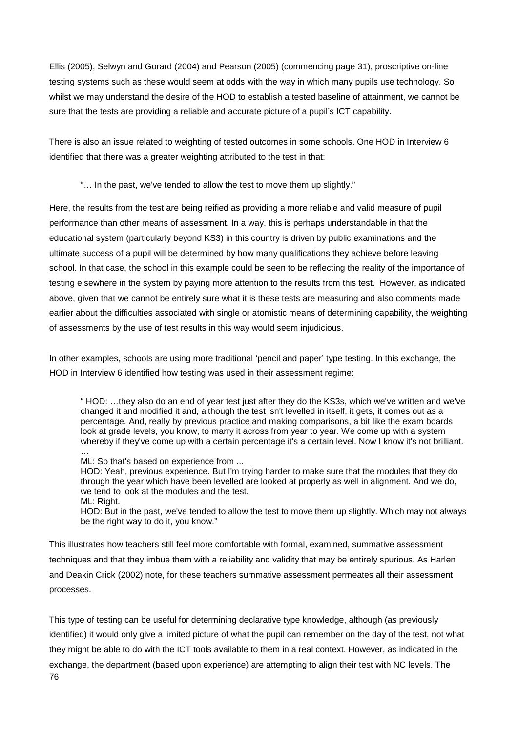Ellis (2005), Selwyn and Gorard (2004) and Pearson (2005) (commencing page 31), proscriptive on-line testing systems such as these would seem at odds with the way in which many pupils use technology. So whilst we may understand the desire of the HOD to establish a tested baseline of attainment, we cannot be sure that the tests are providing a reliable and accurate picture of a pupil's ICT capability.

There is also an issue related to weighting of tested outcomes in some schools. One HOD in Interview 6 identified that there was a greater weighting attributed to the test in that:

> "… In the past, we've tended to allow the test to move them up slightly."

Here, the results from the test are being reified as providing a more reliable and valid measure of pupil performance than other means of assessment. In a way, this is perhaps understandable in that the educational system (particularly beyond KS3) in this country is driven by public examinations and the ultimate success of a pupil will be determined by how many qualifications they achieve before leaving school. In that case, the school in this example could be seen to be reflecting the reality of the importance of testing elsewhere in the system by paying more attention to the results from this test. However, as indicated above, given that we cannot be entirely sure what it is these tests are measuring and also comments made earlier about the difficulties associated with single or atomistic means of determining capability, the weighting of assessments by the use of test results in this way would seem injudicious.

In other examples, schools are using more traditional 'pencil and paper' type testing. In this exchange, the HOD in Interview 6 identified how testing was used in their assessment regime:

> " HOD: …they also do an end of year test just after they do the KS3s, which we've written and we've changed it and modified it and, although the test isn't levelled in itself, it gets, it comes out as a percentage. And, really by previous practice and making comparisons, a bit like the exam boards look at grade levels, you know, to marry it across from year to year. We come up with a system whereby if they've come up with a certain percentage it's a certain level. Now I know it's not brilliant. …
> ML: So that's based on experience from ...
> HOD: Yeah, previous experience. But I'm trying harder to make sure that the modules that they do through the year which have been levelled are looked at properly as well in alignment. And we do, we tend to look at the modules and the test.
> ML: Right.
> HOD: But in the past, we've tended to allow the test to move them up slightly. Which may not always be the right way to do it, you know."

This illustrates how teachers still feel more comfortable with formal, examined, summative assessment techniques and that they imbue them with a reliability and validity that may be entirely spurious. As Harlen and Deakin Crick (2002) note, for these teachers summative assessment permeates all their assessment processes.

This type of testing can be useful for determining declarative type knowledge, although (as previously identified) it would only give a limited picture of what the pupil can remember on the day of the test, not what they might be able to do with the ICT tools available to them in a real context. However, as indicated in the exchange, the department (based upon experience) are attempting to align their test with NC levels. The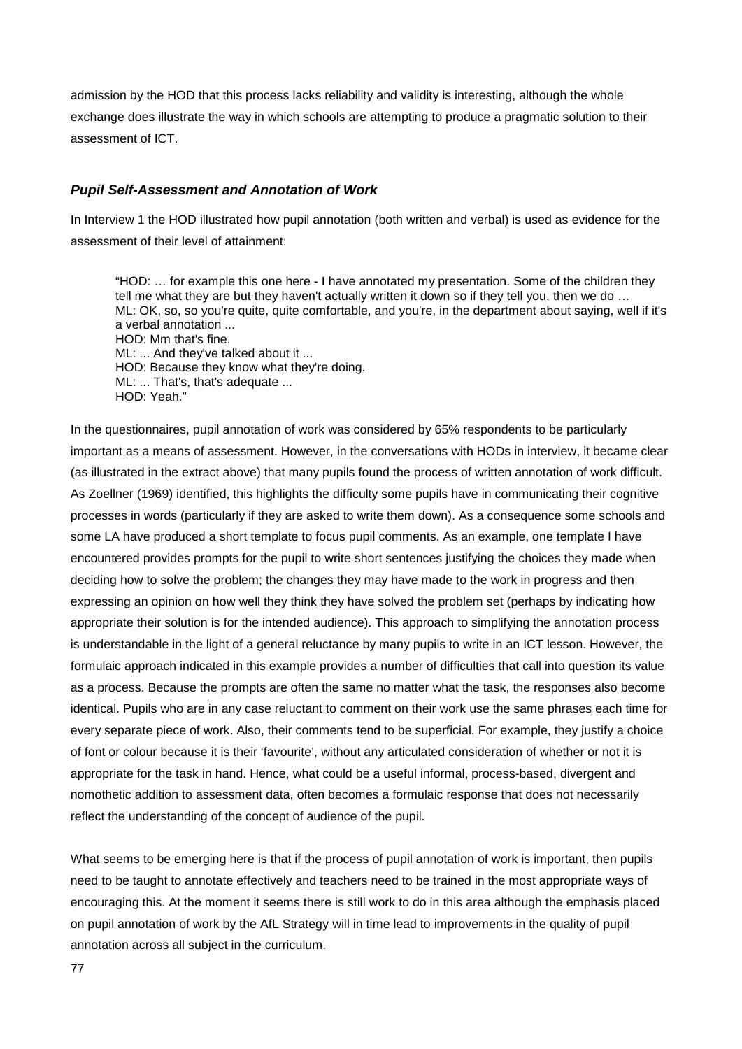admission by the HOD that this process lacks reliability and validity is interesting, although the whole exchange does illustrate the way in which schools are attempting to produce a pragmatic solution to their assessment of ICT.

### *Pupil Self-Assessment and Annotation of Work*

In Interview 1 the HOD illustrated how pupil annotation (both written and verbal) is used as evidence for the assessment of their level of attainment:

> "HOD: … for example this one here - I have annotated my presentation. Some of the children they tell me what they are but they haven't actually written it down so if they tell you, then we do …
> ML: OK, so, so you're quite, quite comfortable, and you're, in the department about saying, well if it's a verbal annotation ...
> HOD: Mm that's fine.
> ML: ... And they've talked about it ...
> HOD: Because they know what they're doing.
> ML: ... That's, that's adequate ...
> HOD: Yeah."

In the questionnaires, pupil annotation of work was considered by 65% respondents to be particularly important as a means of assessment. However, in the conversations with HODs in interview, it became clear (as illustrated in the extract above) that many pupils found the process of written annotation of work difficult. As Zoellner (1969) identified, this highlights the difficulty some pupils have in communicating their cognitive processes in words (particularly if they are asked to write them down). As a consequence some schools and some LA have produced a short template to focus pupil comments. As an example, one template I have encountered provides prompts for the pupil to write short sentences justifying the choices they made when deciding how to solve the problem; the changes they may have made to the work in progress and then expressing an opinion on how well they think they have solved the problem set (perhaps by indicating how appropriate their solution is for the intended audience). This approach to simplifying the annotation process is understandable in the light of a general reluctance by many pupils to write in an ICT lesson. However, the formulaic approach indicated in this example provides a number of difficulties that call into question its value as a process. Because the prompts are often the same no matter what the task, the responses also become identical. Pupils who are in any case reluctant to comment on their work use the same phrases each time for every separate piece of work. Also, their comments tend to be superficial. For example, they justify a choice of font or colour because it is their 'favourite', without any articulated consideration of whether or not it is appropriate for the task in hand. Hence, what could be a useful informal, process-based, divergent and nomothetic addition to assessment data, often becomes a formulaic response that does not necessarily reflect the understanding of the concept of audience of the pupil.

What seems to be emerging here is that if the process of pupil annotation of work is important, then pupils need to be taught to annotate effectively and teachers need to be trained in the most appropriate ways of encouraging this. At the moment it seems there is still work to do in this area although the emphasis placed on pupil annotation of work by the AfL Strategy will in time lead to improvements in the quality of pupil annotation across all subject in the curriculum.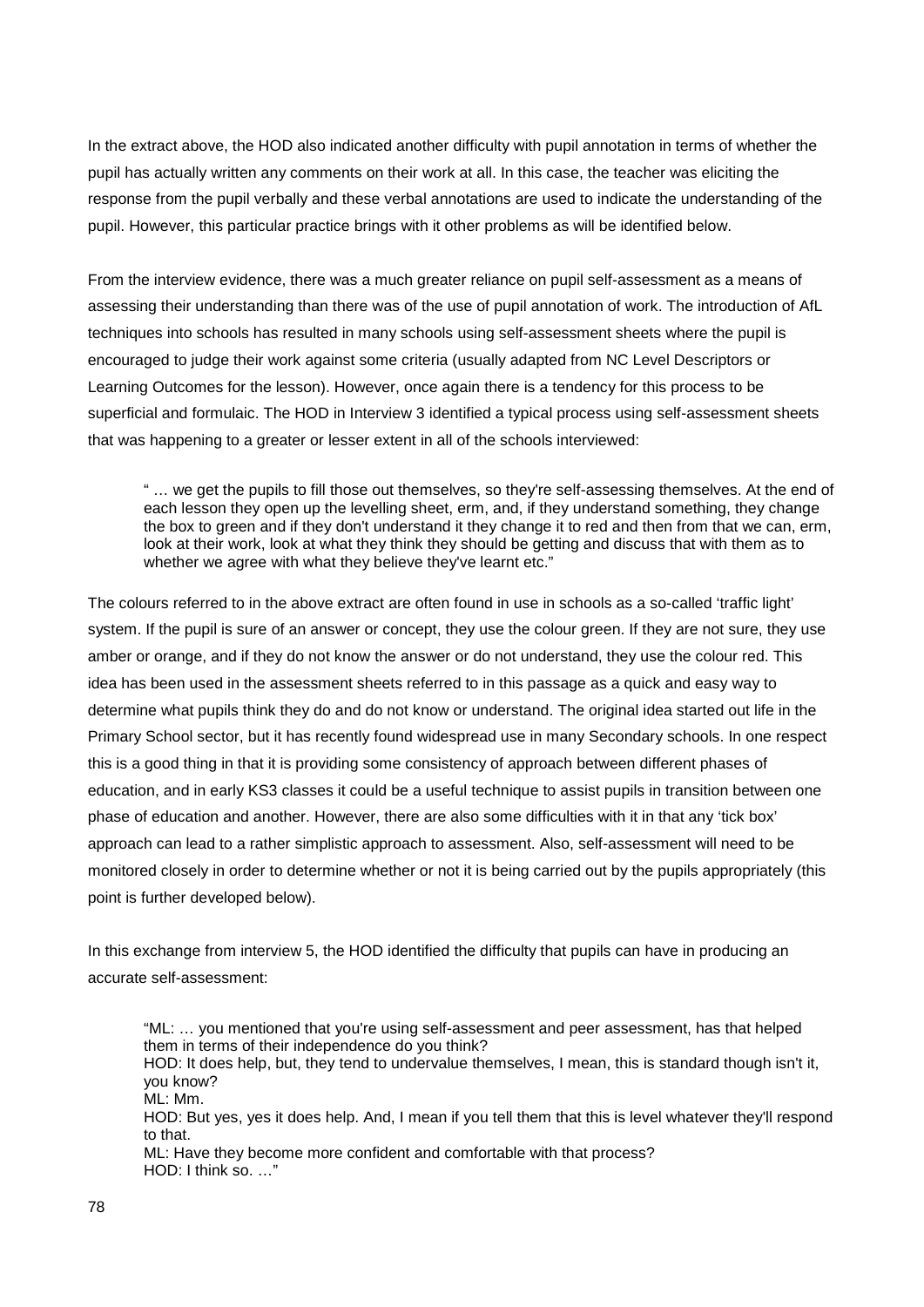In the extract above, the HOD also indicated another difficulty with pupil annotation in terms of whether the pupil has actually written any comments on their work at all. In this case, the teacher was eliciting the response from the pupil verbally and these verbal annotations are used to indicate the understanding of the pupil. However, this particular practice brings with it other problems as will be identified below.

From the interview evidence, there was a much greater reliance on pupil self-assessment as a means of assessing their understanding than there was of the use of pupil annotation of work. The introduction of AfL techniques into schools has resulted in many schools using self-assessment sheets where the pupil is encouraged to judge their work against some criteria (usually adapted from NC Level Descriptors or Learning Outcomes for the lesson). However, once again there is a tendency for this process to be superficial and formulaic. The HOD in Interview 3 identified a typical process using self-assessment sheets that was happening to a greater or lesser extent in all of the schools interviewed:

> " … we get the pupils to fill those out themselves, so they're self-assessing themselves. At the end of each lesson they open up the levelling sheet, erm, and, if they understand something, they change the box to green and if they don't understand it they change it to red and then from that we can, erm, look at their work, look at what they think they should be getting and discuss that with them as to whether we agree with what they believe they've learnt etc."

The colours referred to in the above extract are often found in use in schools as a so-called 'traffic light' system. If the pupil is sure of an answer or concept, they use the colour green. If they are not sure, they use amber or orange, and if they do not know the answer or do not understand, they use the colour red. This idea has been used in the assessment sheets referred to in this passage as a quick and easy way to determine what pupils think they do and do not know or understand. The original idea started out life in the Primary School sector, but it has recently found widespread use in many Secondary schools. In one respect this is a good thing in that it is providing some consistency of approach between different phases of education, and in early KS3 classes it could be a useful technique to assist pupils in transition between one phase of education and another. However, there are also some difficulties with it in that any 'tick box' approach can lead to a rather simplistic approach to assessment. Also, self-assessment will need to be monitored closely in order to determine whether or not it is being carried out by the pupils appropriately (this point is further developed below).

In this exchange from interview 5, the HOD identified the difficulty that pupils can have in producing an accurate self-assessment:

> "ML: … you mentioned that you're using self-assessment and peer assessment, has that helped them in terms of their independence do you think?
> HOD: It does help, but, they tend to undervalue themselves, I mean, this is standard though isn't it, you know?
> ML: Mm.
> HOD: But yes, yes it does help. And, I mean if you tell them that this is level whatever they'll respond to that.
> ML: Have they become more confident and comfortable with that process?
> HOD: I think so. …"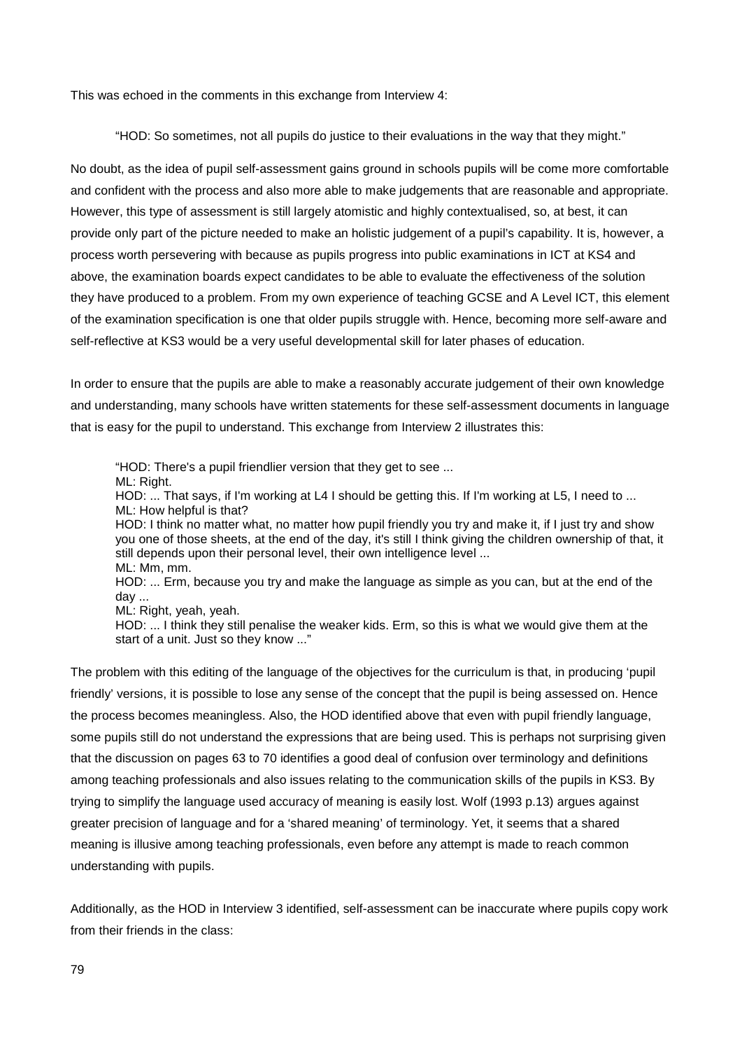This was echoed in the comments in this exchange from Interview 4:

> "HOD: So sometimes, not all pupils do justice to their evaluations in the way that they might."

No doubt, as the idea of pupil self-assessment gains ground in schools pupils will be come more comfortable and confident with the process and also more able to make judgements that are reasonable and appropriate. However, this type of assessment is still largely atomistic and highly contextualised, so, at best, it can provide only part of the picture needed to make an holistic judgement of a pupil's capability. It is, however, a process worth persevering with because as pupils progress into public examinations in ICT at KS4 and above, the examination boards expect candidates to be able to evaluate the effectiveness of the solution they have produced to a problem. From my own experience of teaching GCSE and A Level ICT, this element of the examination specification is one that older pupils struggle with. Hence, becoming more self-aware and self-reflective at KS3 would be a very useful developmental skill for later phases of education.

In order to ensure that the pupils are able to make a reasonably accurate judgement of their own knowledge and understanding, many schools have written statements for these self-assessment documents in language that is easy for the pupil to understand. This exchange from Interview 2 illustrates this:

> "HOD: There's a pupil friendlier version that they get to see ...
> ML: Right.
> HOD: ... That says, if I'm working at L4 I should be getting this. If I'm working at L5, I need to ...
> ML: How helpful is that?
> HOD: I think no matter what, no matter how pupil friendly you try and make it, if I just try and show you one of those sheets, at the end of the day, it's still I think giving the children ownership of that, it still depends upon their personal level, their own intelligence level ...
> ML: Mm, mm.
> HOD: ... Erm, because you try and make the language as simple as you can, but at the end of the day ...
> ML: Right, yeah, yeah.
> HOD: ... I think they still penalise the weaker kids. Erm, so this is what we would give them at the start of a unit. Just so they know ..."

The problem with this editing of the language of the objectives for the curriculum is that, in producing 'pupil friendly' versions, it is possible to lose any sense of the concept that the pupil is being assessed on. Hence the process becomes meaningless. Also, the HOD identified above that even with pupil friendly language, some pupils still do not understand the expressions that are being used. This is perhaps not surprising given that the discussion on pages 63 to 70 identifies a good deal of confusion over terminology and definitions among teaching professionals and also issues relating to the communication skills of the pupils in KS3. By trying to simplify the language used accuracy of meaning is easily lost. Wolf (1993 p.13) argues against greater precision of language and for a 'shared meaning' of terminology. Yet, it seems that a shared meaning is illusive among teaching professionals, even before any attempt is made to reach common understanding with pupils.

Additionally, as the HOD in Interview 3 identified, self-assessment can be inaccurate where pupils copy work from their friends in the class: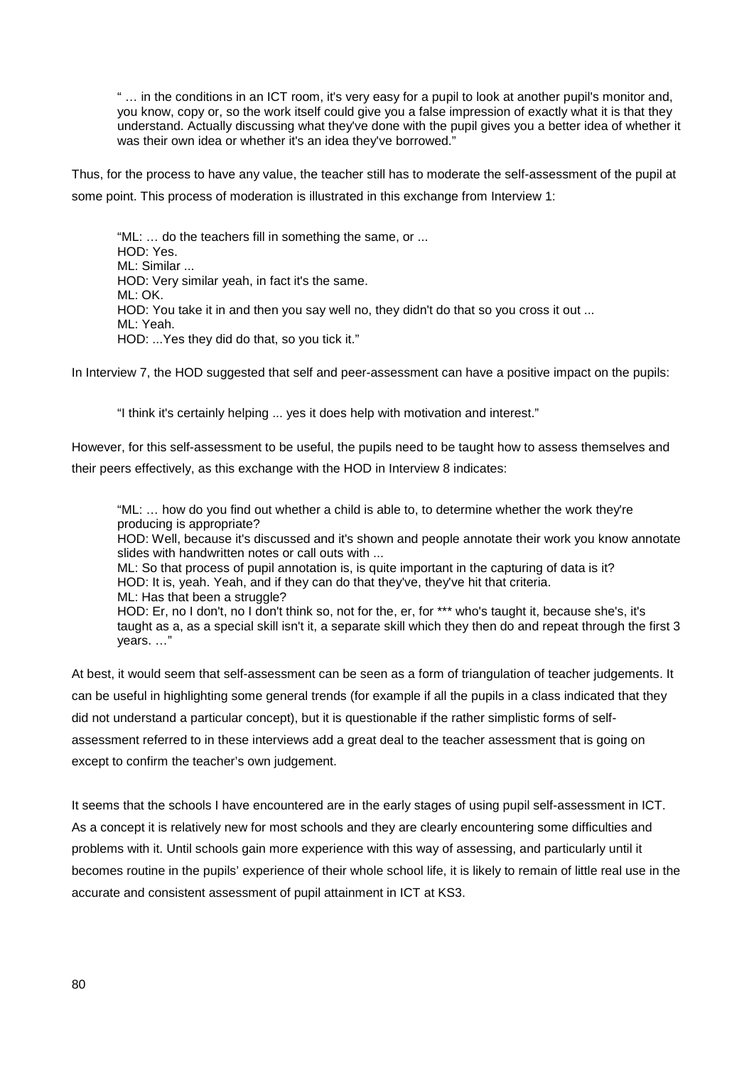" … in the conditions in an ICT room, it's very easy for a pupil to look at another pupil's monitor and, you know, copy or, so the work itself could give you a false impression of exactly what it is that they understand. Actually discussing what they've done with the pupil gives you a better idea of whether it was their own idea or whether it's an idea they've borrowed."

Thus, for the process to have any value, the teacher still has to moderate the self-assessment of the pupil at some point. This process of moderation is illustrated in this exchange from Interview 1:

"ML: … do the teachers fill in something the same, or ...
HOD: Yes.
ML: Similar ...
HOD: Very similar yeah, in fact it's the same.
ML: OK.
HOD: You take it in and then you say well no, they didn't do that so you cross it out ...
ML: Yeah.
HOD: ...Yes they did do that, so you tick it."

In Interview 7, the HOD suggested that self and peer-assessment can have a positive impact on the pupils:

"I think it's certainly helping ... yes it does help with motivation and interest."

However, for this self-assessment to be useful, the pupils need to be taught how to assess themselves and their peers effectively, as this exchange with the HOD in Interview 8 indicates:

"ML: … how do you find out whether a child is able to, to determine whether the work they're producing is appropriate?
HOD: Well, because it's discussed and it's shown and people annotate their work you know annotate slides with handwritten notes or call outs with ...
ML: So that process of pupil annotation is, is quite important in the capturing of data is it?
HOD: It is, yeah. Yeah, and if they can do that they've, they've hit that criteria.
ML: Has that been a struggle?
HOD: Er, no I don't, no I don't think so, not for the, er, for *** who's taught it, because she's, it's taught as a, as a special skill isn't it, a separate skill which they then do and repeat through the first 3 years. …"

At best, it would seem that self-assessment can be seen as a form of triangulation of teacher judgements. It can be useful in highlighting some general trends (for example if all the pupils in a class indicated that they did not understand a particular concept), but it is questionable if the rather simplistic forms of self-assessment referred to in these interviews add a great deal to the teacher assessment that is going on except to confirm the teacher's own judgement.

It seems that the schools I have encountered are in the early stages of using pupil self-assessment in ICT. As a concept it is relatively new for most schools and they are clearly encountering some difficulties and problems with it. Until schools gain more experience with this way of assessing, and particularly until it becomes routine in the pupils' experience of their whole school life, it is likely to remain of little real use in the accurate and consistent assessment of pupil attainment in ICT at KS3.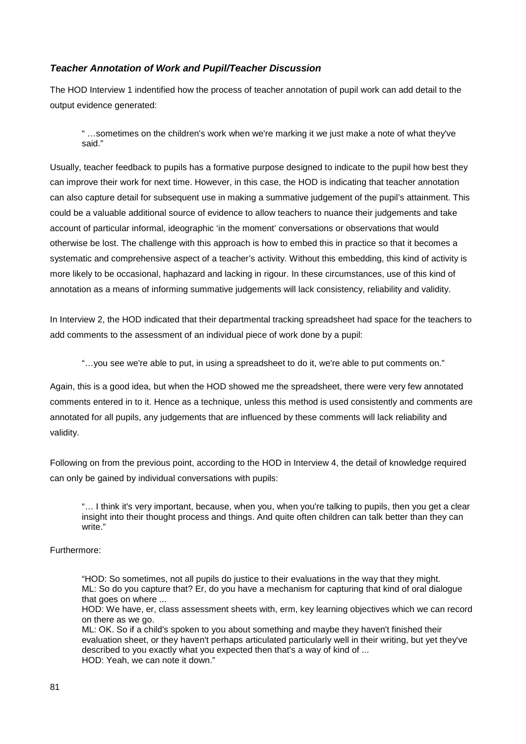### ***Teacher Annotation of Work and Pupil/Teacher Discussion***

The HOD Interview 1 indentified how the process of teacher annotation of pupil work can add detail to the output evidence generated:

> " …sometimes on the children's work when we're marking it we just make a note of what they've said."

Usually, teacher feedback to pupils has a formative purpose designed to indicate to the pupil how best they can improve their work for next time. However, in this case, the HOD is indicating that teacher annotation can also capture detail for subsequent use in making a summative judgement of the pupil's attainment. This could be a valuable additional source of evidence to allow teachers to nuance their judgements and take account of particular informal, ideographic 'in the moment' conversations or observations that would otherwise be lost. The challenge with this approach is how to embed this in practice so that it becomes a systematic and comprehensive aspect of a teacher's activity. Without this embedding, this kind of activity is more likely to be occasional, haphazard and lacking in rigour. In these circumstances, use of this kind of annotation as a means of informing summative judgements will lack consistency, reliability and validity.

In Interview 2, the HOD indicated that their departmental tracking spreadsheet had space for the teachers to add comments to the assessment of an individual piece of work done by a pupil:

> "…you see we're able to put, in using a spreadsheet to do it, we're able to put comments on."

Again, this is a good idea, but when the HOD showed me the spreadsheet, there were very few annotated comments entered in to it. Hence as a technique, unless this method is used consistently and comments are annotated for all pupils, any judgements that are influenced by these comments will lack reliability and validity.

Following on from the previous point, according to the HOD in Interview 4, the detail of knowledge required can only be gained by individual conversations with pupils:

> "… I think it's very important, because, when you, when you're talking to pupils, then you get a clear insight into their thought process and things. And quite often children can talk better than they can write."

Furthermore:

> "HOD: So sometimes, not all pupils do justice to their evaluations in the way that they might.
> ML: So do you capture that? Er, do you have a mechanism for capturing that kind of oral dialogue that goes on where ...
> HOD: We have, er, class assessment sheets with, erm, key learning objectives which we can record on there as we go.
> ML: OK. So if a child's spoken to you about something and maybe they haven't finished their evaluation sheet, or they haven't perhaps articulated particularly well in their writing, but yet they've described to you exactly what you expected then that's a way of kind of ...
> HOD: Yeah, we can note it down."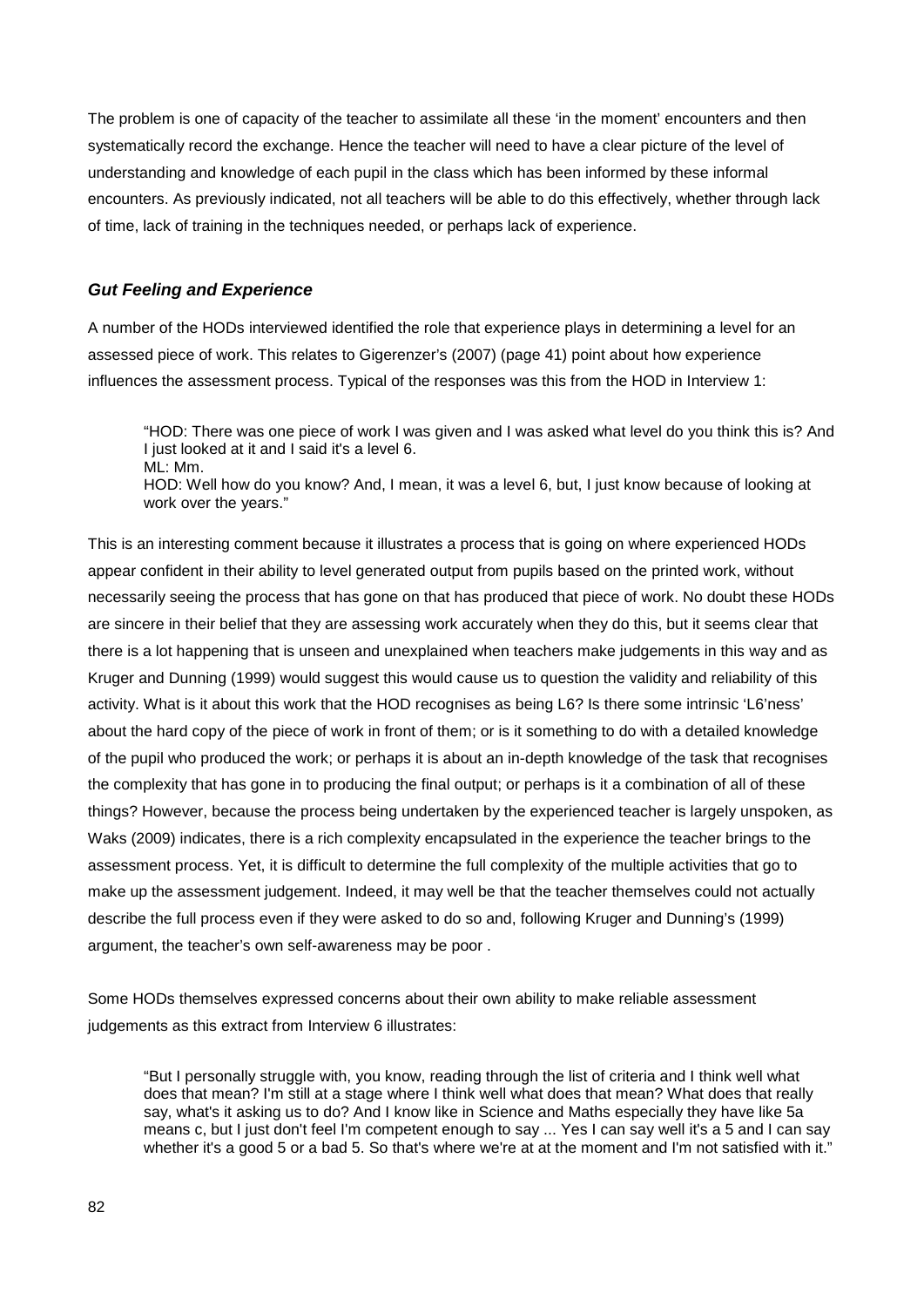The problem is one of capacity of the teacher to assimilate all these 'in the moment' encounters and then systematically record the exchange. Hence the teacher will need to have a clear picture of the level of understanding and knowledge of each pupil in the class which has been informed by these informal encounters. As previously indicated, not all teachers will be able to do this effectively, whether through lack of time, lack of training in the techniques needed, or perhaps lack of experience.

### *Gut Feeling and Experience*

A number of the HODs interviewed identified the role that experience plays in determining a level for an assessed piece of work. This relates to Gigerenzer's (2007) (page 41) point about how experience influences the assessment process. Typical of the responses was this from the HOD in Interview 1:

> "HOD: There was one piece of work I was given and I was asked what level do you think this is? And I just looked at it and I said it's a level 6.
> ML: Mm.
> HOD: Well how do you know? And, I mean, it was a level 6, but, I just know because of looking at work over the years."

This is an interesting comment because it illustrates a process that is going on where experienced HODs appear confident in their ability to level generated output from pupils based on the printed work, without necessarily seeing the process that has gone on that has produced that piece of work. No doubt these HODs are sincere in their belief that they are assessing work accurately when they do this, but it seems clear that there is a lot happening that is unseen and unexplained when teachers make judgements in this way and as Kruger and Dunning (1999) would suggest this would cause us to question the validity and reliability of this activity. What is it about this work that the HOD recognises as being L6? Is there some intrinsic 'L6'ness' about the hard copy of the piece of work in front of them; or is it something to do with a detailed knowledge of the pupil who produced the work; or perhaps it is about an in-depth knowledge of the task that recognises the complexity that has gone in to producing the final output; or perhaps is it a combination of all of these things? However, because the process being undertaken by the experienced teacher is largely unspoken, as Waks (2009) indicates, there is a rich complexity encapsulated in the experience the teacher brings to the assessment process. Yet, it is difficult to determine the full complexity of the multiple activities that go to make up the assessment judgement. Indeed, it may well be that the teacher themselves could not actually describe the full process even if they were asked to do so and, following Kruger and Dunning's (1999) argument, the teacher's own self-awareness may be poor .

Some HODs themselves expressed concerns about their own ability to make reliable assessment judgements as this extract from Interview 6 illustrates:

> "But I personally struggle with, you know, reading through the list of criteria and I think well what does that mean? I'm still at a stage where I think well what does that mean? What does that really say, what's it asking us to do? And I know like in Science and Maths especially they have like 5a means c, but I just don't feel I'm competent enough to say ... Yes I can say well it's a 5 and I can say whether it's a good 5 or a bad 5. So that's where we're at at the moment and I'm not satisfied with it."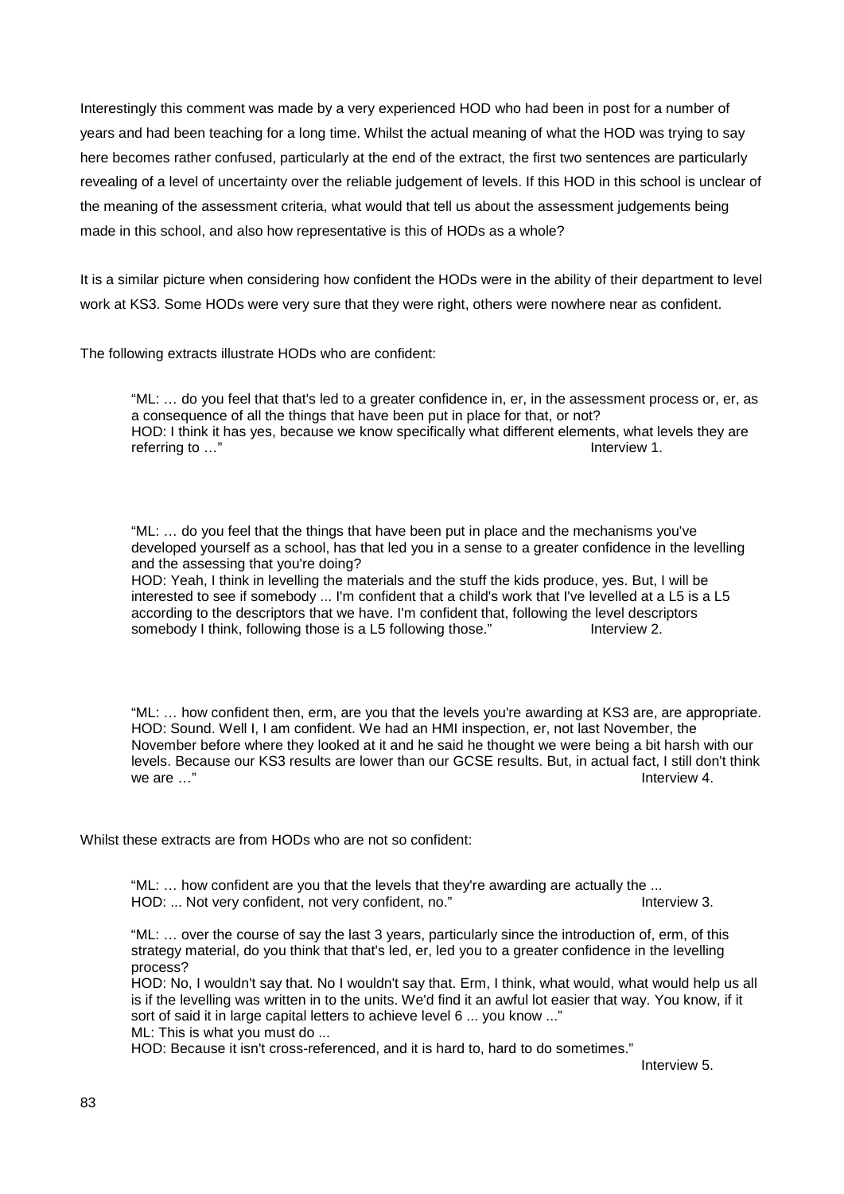Interestingly this comment was made by a very experienced HOD who had been in post for a number of years and had been teaching for a long time. Whilst the actual meaning of what the HOD was trying to say here becomes rather confused, particularly at the end of the extract, the first two sentences are particularly revealing of a level of uncertainty over the reliable judgement of levels. If this HOD in this school is unclear of the meaning of the assessment criteria, what would that tell us about the assessment judgements being made in this school, and also how representative is this of HODs as a whole?

It is a similar picture when considering how confident the HODs were in the ability of their department to level work at KS3. Some HODs were very sure that they were right, others were nowhere near as confident.

The following extracts illustrate HODs who are confident:

> "ML: … do you feel that that's led to a greater confidence in, er, in the assessment process or, er, as a consequence of all the things that have been put in place for that, or not?
> HOD: I think it has yes, because we know specifically what different elements, what levels they are referring to …" Interview 1.

> "ML: … do you feel that the things that have been put in place and the mechanisms you've developed yourself as a school, has that led you in a sense to a greater confidence in the levelling and the assessing that you're doing?
> HOD: Yeah, I think in levelling the materials and the stuff the kids produce, yes. But, I will be interested to see if somebody ... I'm confident that a child's work that I've levelled at a L5 is a L5 according to the descriptors that we have. I'm confident that, following the level descriptors somebody I think, following those is a L5 following those." Interview 2.

> "ML: … how confident then, erm, are you that the levels you're awarding at KS3 are, are appropriate.
> HOD: Sound. Well I, I am confident. We had an HMI inspection, er, not last November, the November before where they looked at it and he said he thought we were being a bit harsh with our levels. Because our KS3 results are lower than our GCSE results. But, in actual fact, I still don't think we are …" Interview 4.

Whilst these extracts are from HODs who are not so confident:

> "ML: … how confident are you that the levels that they're awarding are actually the ...
> HOD: ... Not very confident, not very confident, no." Interview 3.

> "ML: … over the course of say the last 3 years, particularly since the introduction of, erm, of this strategy material, do you think that that's led, er, led you to a greater confidence in the levelling process?
> HOD: No, I wouldn't say that. No I wouldn't say that. Erm, I think, what would, what would help us all is if the levelling was written in to the units. We'd find it an awful lot easier that way. You know, if it sort of said it in large capital letters to achieve level 6 ... you know ..."
> ML: This is what you must do ...
> HOD: Because it isn't cross-referenced, and it is hard to, hard to do sometimes."
> Interview 5.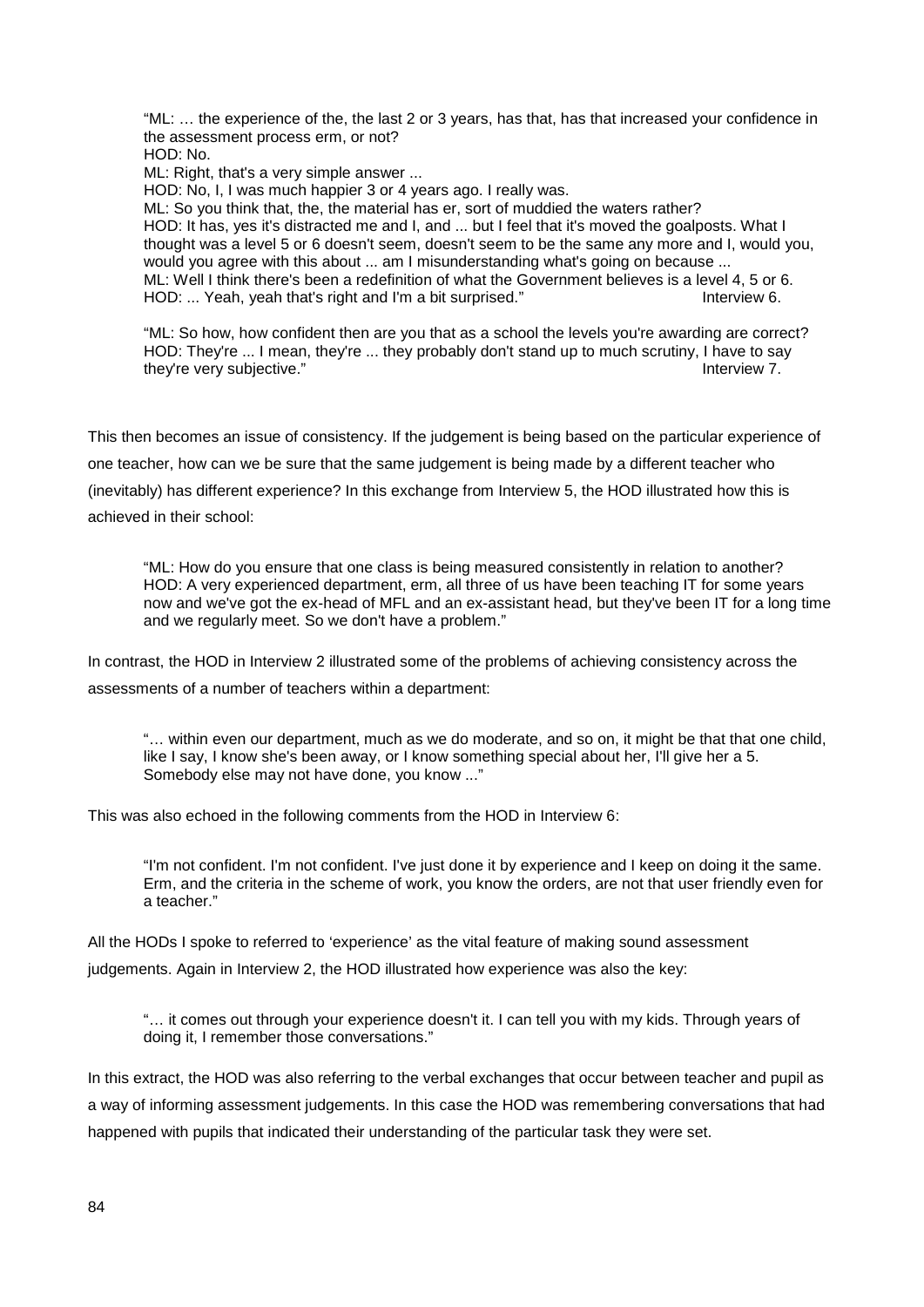> "ML: … the experience of the, the last 2 or 3 years, has that, has that increased your confidence in the assessment process erm, or not?
> HOD: No.
> ML: Right, that's a very simple answer ...
> HOD: No, I, I was much happier 3 or 4 years ago. I really was.
> ML: So you think that, the, the material has er, sort of muddied the waters rather?
> HOD: It has, yes it's distracted me and I, and ... but I feel that it's moved the goalposts. What I thought was a level 5 or 6 doesn't seem, doesn't seem to be the same any more and I, would you, would you agree with this about ... am I misunderstanding what's going on because ...
> ML: Well I think there's been a redefinition of what the Government believes is a level 4, 5 or 6.
> HOD: ... Yeah, yeah that's right and I'm a bit surprised." Interview 6.

> "ML: So how, how confident then are you that as a school the levels you're awarding are correct?
> HOD: They're ... I mean, they're ... they probably don't stand up to much scrutiny, I have to say they're very subjective." Interview 7.

This then becomes an issue of consistency. If the judgement is being based on the particular experience of one teacher, how can we be sure that the same judgement is being made by a different teacher who (inevitably) has different experience? In this exchange from Interview 5, the HOD illustrated how this is achieved in their school:

> "ML: How do you ensure that one class is being measured consistently in relation to another?
> HOD: A very experienced department, erm, all three of us have been teaching IT for some years now and we've got the ex-head of MFL and an ex-assistant head, but they've been IT for a long time and we regularly meet. So we don't have a problem."

In contrast, the HOD in Interview 2 illustrated some of the problems of achieving consistency across the assessments of a number of teachers within a department:

> "… within even our department, much as we do moderate, and so on, it might be that that one child, like I say, I know she's been away, or I know something special about her, I'll give her a 5. Somebody else may not have done, you know ..."

This was also echoed in the following comments from the HOD in Interview 6:

> "I'm not confident. I'm not confident. I've just done it by experience and I keep on doing it the same. Erm, and the criteria in the scheme of work, you know the orders, are not that user friendly even for a teacher."

All the HODs I spoke to referred to 'experience' as the vital feature of making sound assessment judgements. Again in Interview 2, the HOD illustrated how experience was also the key:

> "… it comes out through your experience doesn't it. I can tell you with my kids. Through years of doing it, I remember those conversations."

In this extract, the HOD was also referring to the verbal exchanges that occur between teacher and pupil as a way of informing assessment judgements. In this case the HOD was remembering conversations that had happened with pupils that indicated their understanding of the particular task they were set.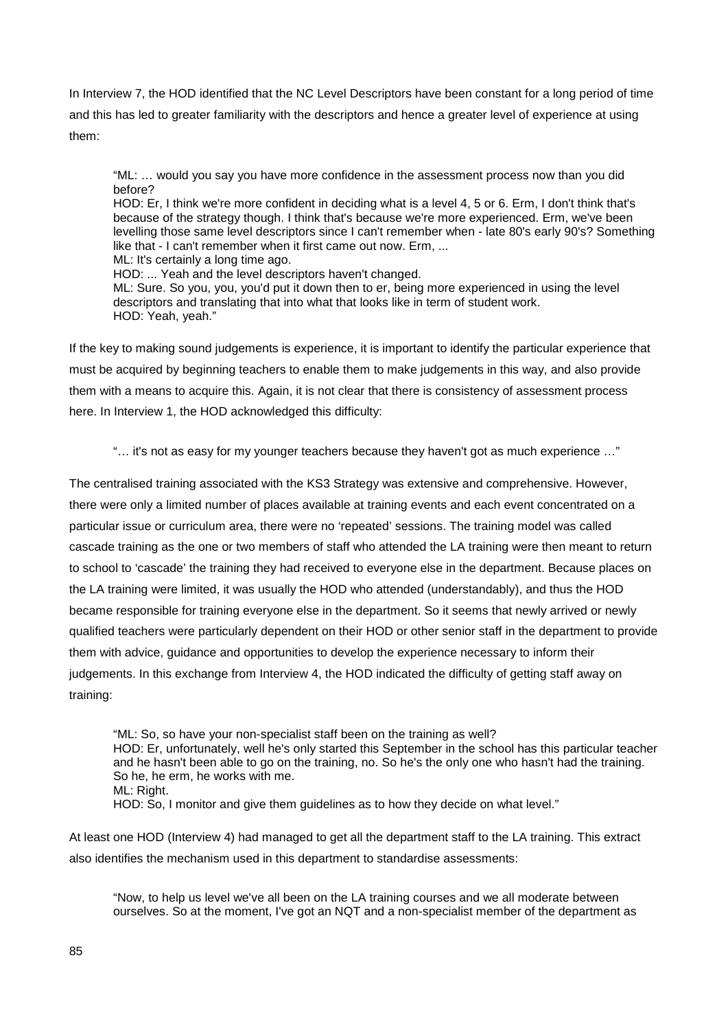In Interview 7, the HOD identified that the NC Level Descriptors have been constant for a long period of time and this has led to greater familiarity with the descriptors and hence a greater level of experience at using them:

> "ML: … would you say you have more confidence in the assessment process now than you did before?
> HOD: Er, I think we're more confident in deciding what is a level 4, 5 or 6. Erm, I don't think that's because of the strategy though. I think that's because we're more experienced. Erm, we've been levelling those same level descriptors since I can't remember when - late 80's early 90's? Something like that - I can't remember when it first came out now. Erm, ...
> ML: It's certainly a long time ago.
> HOD: ... Yeah and the level descriptors haven't changed.
> ML: Sure. So you, you, you'd put it down then to er, being more experienced in using the level descriptors and translating that into what that looks like in term of student work.
> HOD: Yeah, yeah."

If the key to making sound judgements is experience, it is important to identify the particular experience that must be acquired by beginning teachers to enable them to make judgements in this way, and also provide them with a means to acquire this. Again, it is not clear that there is consistency of assessment process here. In Interview 1, the HOD acknowledged this difficulty:

> "… it's not as easy for my younger teachers because they haven't got as much experience …"

The centralised training associated with the KS3 Strategy was extensive and comprehensive. However, there were only a limited number of places available at training events and each event concentrated on a particular issue or curriculum area, there were no 'repeated' sessions. The training model was called cascade training as the one or two members of staff who attended the LA training were then meant to return to school to 'cascade' the training they had received to everyone else in the department. Because places on the LA training were limited, it was usually the HOD who attended (understandably), and thus the HOD became responsible for training everyone else in the department. So it seems that newly arrived or newly qualified teachers were particularly dependent on their HOD or other senior staff in the department to provide them with advice, guidance and opportunities to develop the experience necessary to inform their judgements. In this exchange from Interview 4, the HOD indicated the difficulty of getting staff away on training:

> "ML: So, so have your non-specialist staff been on the training as well?
> HOD: Er, unfortunately, well he's only started this September in the school has this particular teacher and he hasn't been able to go on the training, no. So he's the only one who hasn't had the training. So he, he erm, he works with me.
> ML: Right.
> HOD: So, I monitor and give them guidelines as to how they decide on what level."

At least one HOD (Interview 4) had managed to get all the department staff to the LA training. This extract also identifies the mechanism used in this department to standardise assessments:

> "Now, to help us level we've all been on the LA training courses and we all moderate between ourselves. So at the moment, I've got an NQT and a non-specialist member of the department as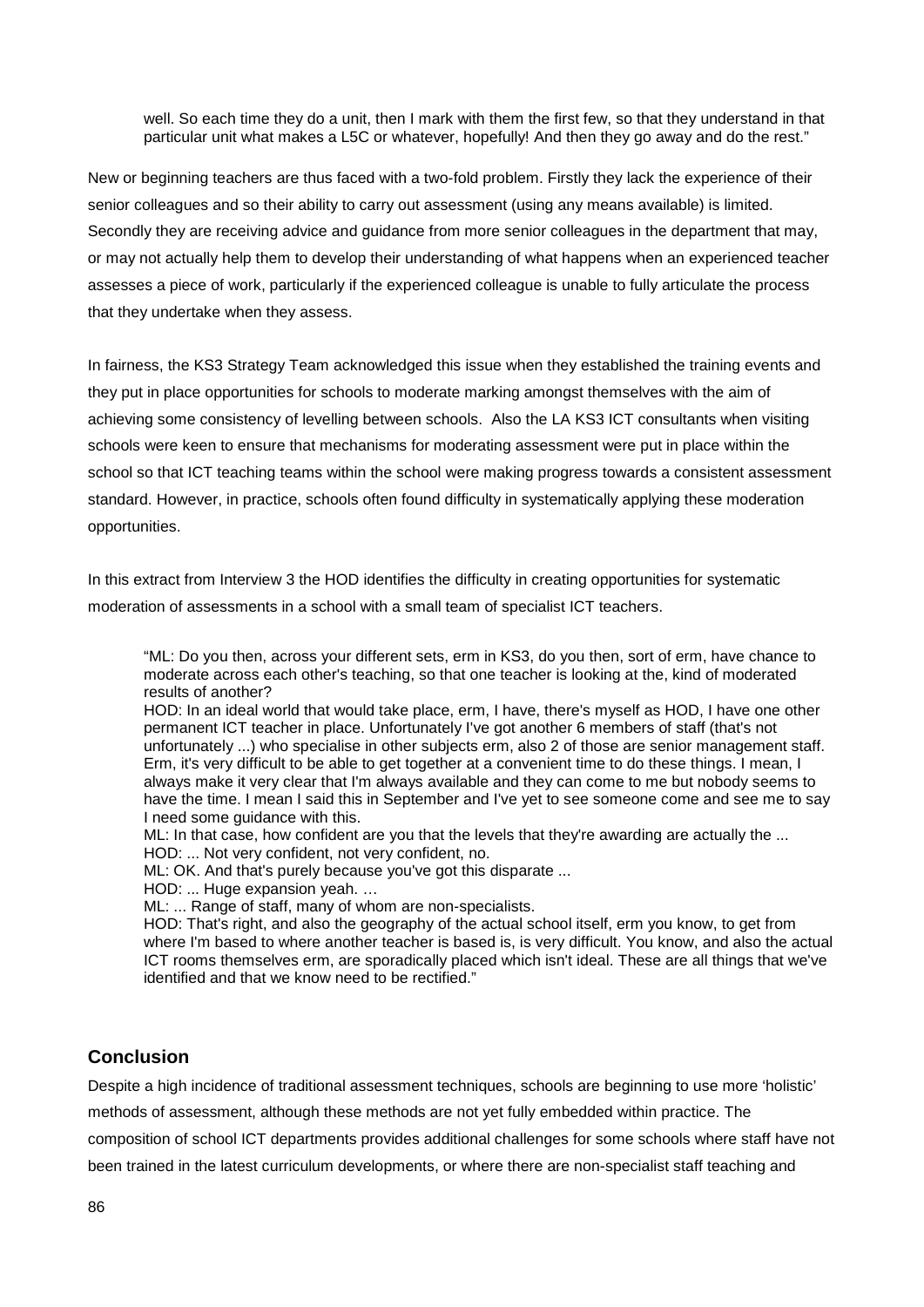> well. So each time they do a unit, then I mark with them the first few, so that they understand in that particular unit what makes a L5C or whatever, hopefully! And then they go away and do the rest."

New or beginning teachers are thus faced with a two-fold problem. Firstly they lack the experience of their senior colleagues and so their ability to carry out assessment (using any means available) is limited. Secondly they are receiving advice and guidance from more senior colleagues in the department that may, or may not actually help them to develop their understanding of what happens when an experienced teacher assesses a piece of work, particularly if the experienced colleague is unable to fully articulate the process that they undertake when they assess.

In fairness, the KS3 Strategy Team acknowledged this issue when they established the training events and they put in place opportunities for schools to moderate marking amongst themselves with the aim of achieving some consistency of levelling between schools. Also the LA KS3 ICT consultants when visiting schools were keen to ensure that mechanisms for moderating assessment were put in place within the school so that ICT teaching teams within the school were making progress towards a consistent assessment standard. However, in practice, schools often found difficulty in systematically applying these moderation opportunities.

In this extract from Interview 3 the HOD identifies the difficulty in creating opportunities for systematic moderation of assessments in a school with a small team of specialist ICT teachers.

> "ML: Do you then, across your different sets, erm in KS3, do you then, sort of erm, have chance to moderate across each other's teaching, so that one teacher is looking at the, kind of moderated results of another?
> HOD: In an ideal world that would take place, erm, I have, there's myself as HOD, I have one other permanent ICT teacher in place. Unfortunately I've got another 6 members of staff (that's not unfortunately ...) who specialise in other subjects erm, also 2 of those are senior management staff. Erm, it's very difficult to be able to get together at a convenient time to do these things. I mean, I always make it very clear that I'm always available and they can come to me but nobody seems to have the time. I mean I said this in September and I've yet to see someone come and see me to say I need some guidance with this.
> ML: In that case, how confident are you that the levels that they're awarding are actually the ...
> HOD: ... Not very confident, not very confident, no.
> ML: OK. And that's purely because you've got this disparate ...
> HOD: ... Huge expansion yeah. …
> ML: ... Range of staff, many of whom are non-specialists.
> HOD: That's right, and also the geography of the actual school itself, erm you know, to get from where I'm based to where another teacher is based is, is very difficult. You know, and also the actual ICT rooms themselves erm, are sporadically placed which isn't ideal. These are all things that we've identified and that we know need to be rectified."

## Conclusion

Despite a high incidence of traditional assessment techniques, schools are beginning to use more 'holistic' methods of assessment, although these methods are not yet fully embedded within practice. The composition of school ICT departments provides additional challenges for some schools where staff have not been trained in the latest curriculum developments, or where there are non-specialist staff teaching and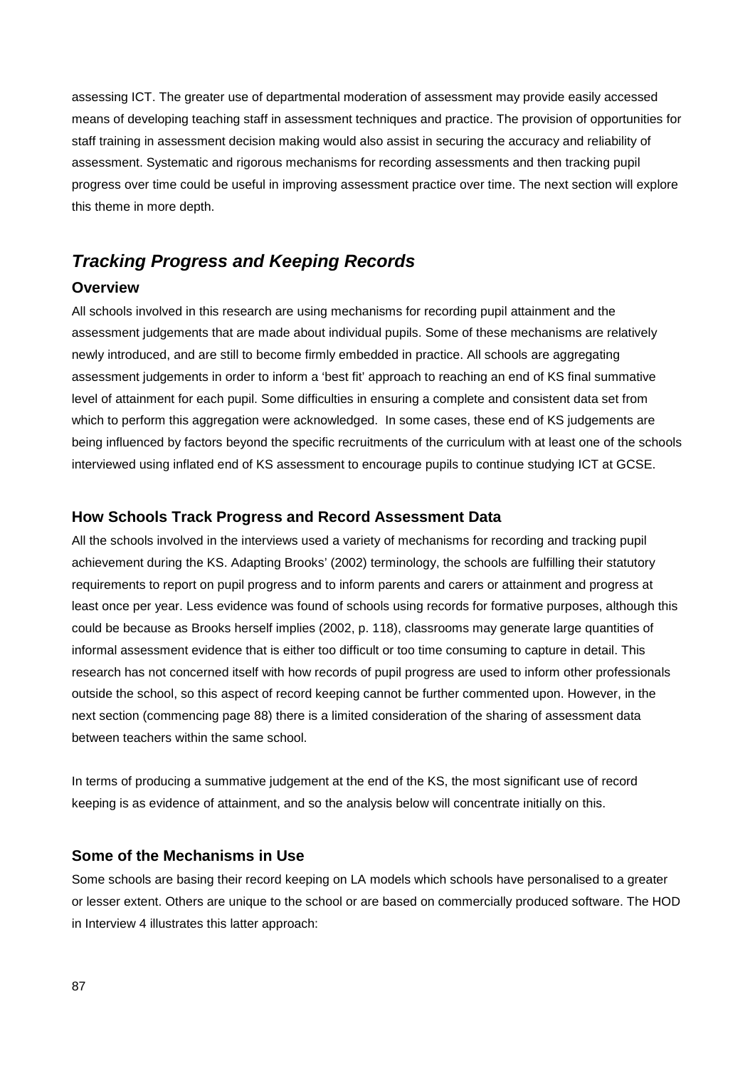assessing ICT. The greater use of departmental moderation of assessment may provide easily accessed means of developing teaching staff in assessment techniques and practice. The provision of opportunities for staff training in assessment decision making would also assist in securing the accuracy and reliability of assessment. Systematic and rigorous mechanisms for recording assessments and then tracking pupil progress over time could be useful in improving assessment practice over time. The next section will explore this theme in more depth.

## *Tracking Progress and Keeping Records*

### Overview

All schools involved in this research are using mechanisms for recording pupil attainment and the assessment judgements that are made about individual pupils. Some of these mechanisms are relatively newly introduced, and are still to become firmly embedded in practice. All schools are aggregating assessment judgements in order to inform a 'best fit' approach to reaching an end of KS final summative level of attainment for each pupil. Some difficulties in ensuring a complete and consistent data set from which to perform this aggregation were acknowledged. In some cases, these end of KS judgements are being influenced by factors beyond the specific recruitments of the curriculum with at least one of the schools interviewed using inflated end of KS assessment to encourage pupils to continue studying ICT at GCSE.

### How Schools Track Progress and Record Assessment Data

All the schools involved in the interviews used a variety of mechanisms for recording and tracking pupil achievement during the KS. Adapting Brooks' (2002) terminology, the schools are fulfilling their statutory requirements to report on pupil progress and to inform parents and carers or attainment and progress at least once per year. Less evidence was found of schools using records for formative purposes, although this could be because as Brooks herself implies (2002, p. 118), classrooms may generate large quantities of informal assessment evidence that is either too difficult or too time consuming to capture in detail. This research has not concerned itself with how records of pupil progress are used to inform other professionals outside the school, so this aspect of record keeping cannot be further commented upon. However, in the next section (commencing page 88) there is a limited consideration of the sharing of assessment data between teachers within the same school.

In terms of producing a summative judgement at the end of the KS, the most significant use of record keeping is as evidence of attainment, and so the analysis below will concentrate initially on this.

### Some of the Mechanisms in Use

Some schools are basing their record keeping on LA models which schools have personalised to a greater or lesser extent. Others are unique to the school or are based on commercially produced software. The HOD in Interview 4 illustrates this latter approach: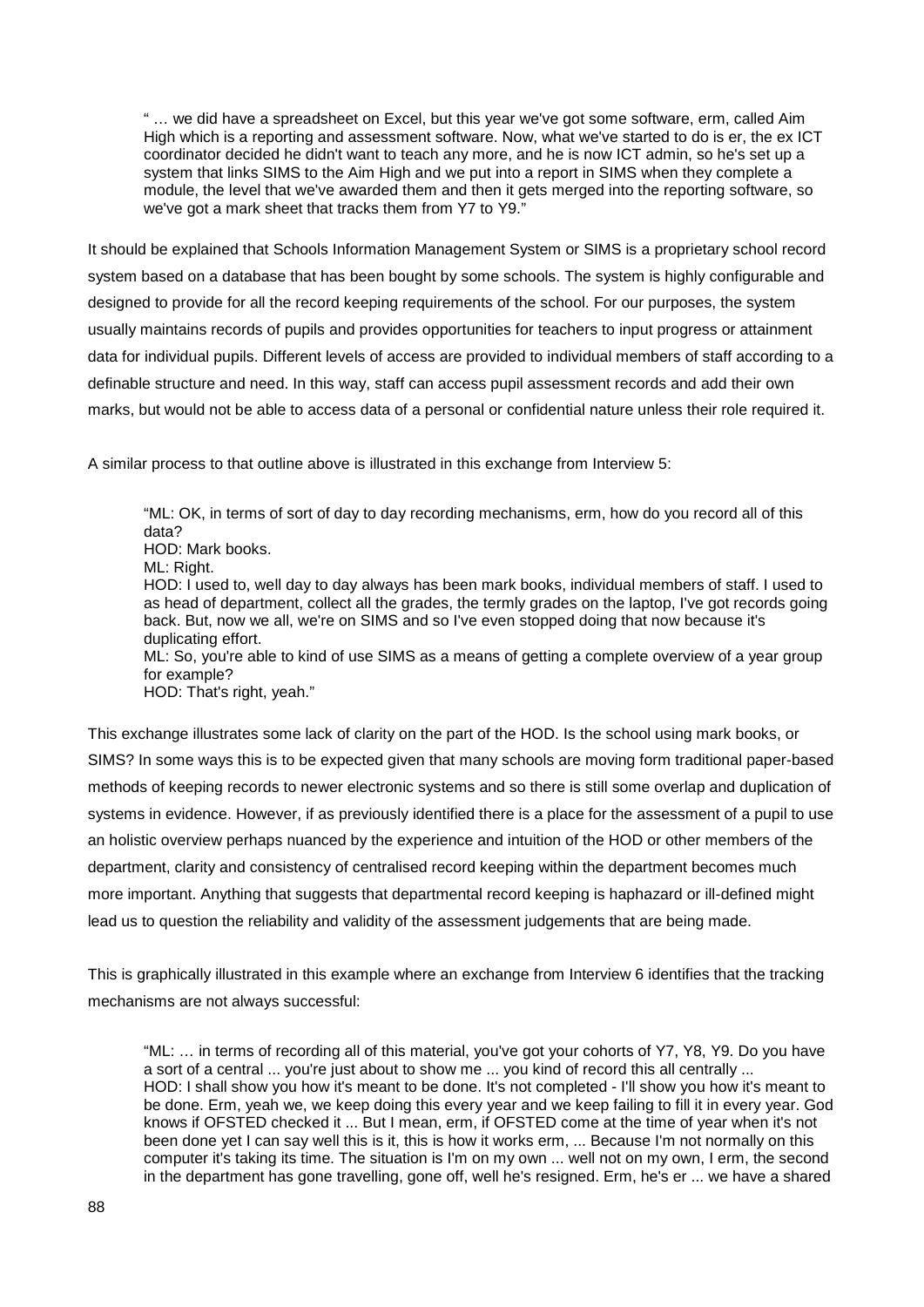> " … we did have a spreadsheet on Excel, but this year we've got some software, erm, called Aim High which is a reporting and assessment software. Now, what we've started to do is er, the ex ICT coordinator decided he didn't want to teach any more, and he is now ICT admin, so he's set up a system that links SIMS to the Aim High and we put into a report in SIMS when they complete a module, the level that we've awarded them and then it gets merged into the reporting software, so we've got a mark sheet that tracks them from Y7 to Y9."

It should be explained that Schools Information Management System or SIMS is a proprietary school record system based on a database that has been bought by some schools. The system is highly configurable and designed to provide for all the record keeping requirements of the school. For our purposes, the system usually maintains records of pupils and provides opportunities for teachers to input progress or attainment data for individual pupils. Different levels of access are provided to individual members of staff according to a definable structure and need. In this way, staff can access pupil assessment records and add their own marks, but would not be able to access data of a personal or confidential nature unless their role required it.

A similar process to that outline above is illustrated in this exchange from Interview 5:

> "ML: OK, in terms of sort of day to day recording mechanisms, erm, how do you record all of this data?
> HOD: Mark books.
> ML: Right.
> HOD: I used to, well day to day always has been mark books, individual members of staff. I used to as head of department, collect all the grades, the termly grades on the laptop, I've got records going back. But, now we all, we're on SIMS and so I've even stopped doing that now because it's duplicating effort.
> ML: So, you're able to kind of use SIMS as a means of getting a complete overview of a year group for example?
> HOD: That's right, yeah."

This exchange illustrates some lack of clarity on the part of the HOD. Is the school using mark books, or SIMS? In some ways this is to be expected given that many schools are moving form traditional paper-based methods of keeping records to newer electronic systems and so there is still some overlap and duplication of systems in evidence. However, if as previously identified there is a place for the assessment of a pupil to use an holistic overview perhaps nuanced by the experience and intuition of the HOD or other members of the department, clarity and consistency of centralised record keeping within the department becomes much more important. Anything that suggests that departmental record keeping is haphazard or ill-defined might lead us to question the reliability and validity of the assessment judgements that are being made.

This is graphically illustrated in this example where an exchange from Interview 6 identifies that the tracking mechanisms are not always successful:

> "ML: … in terms of recording all of this material, you've got your cohorts of Y7, Y8, Y9. Do you have a sort of a central ... you're just about to show me ... you kind of record this all centrally ...
> HOD: I shall show you how it's meant to be done. It's not completed - I'll show you how it's meant to be done. Erm, yeah we, we keep doing this every year and we keep failing to fill it in every year. God knows if OFSTED checked it ... But I mean, erm, if OFSTED come at the time of year when it's not been done yet I can say well this is it, this is how it works erm, ... Because I'm not normally on this computer it's taking its time. The situation is I'm on my own ... well not on my own, I erm, the second in the department has gone travelling, gone off, well he's resigned. Erm, he's er ... we have a shared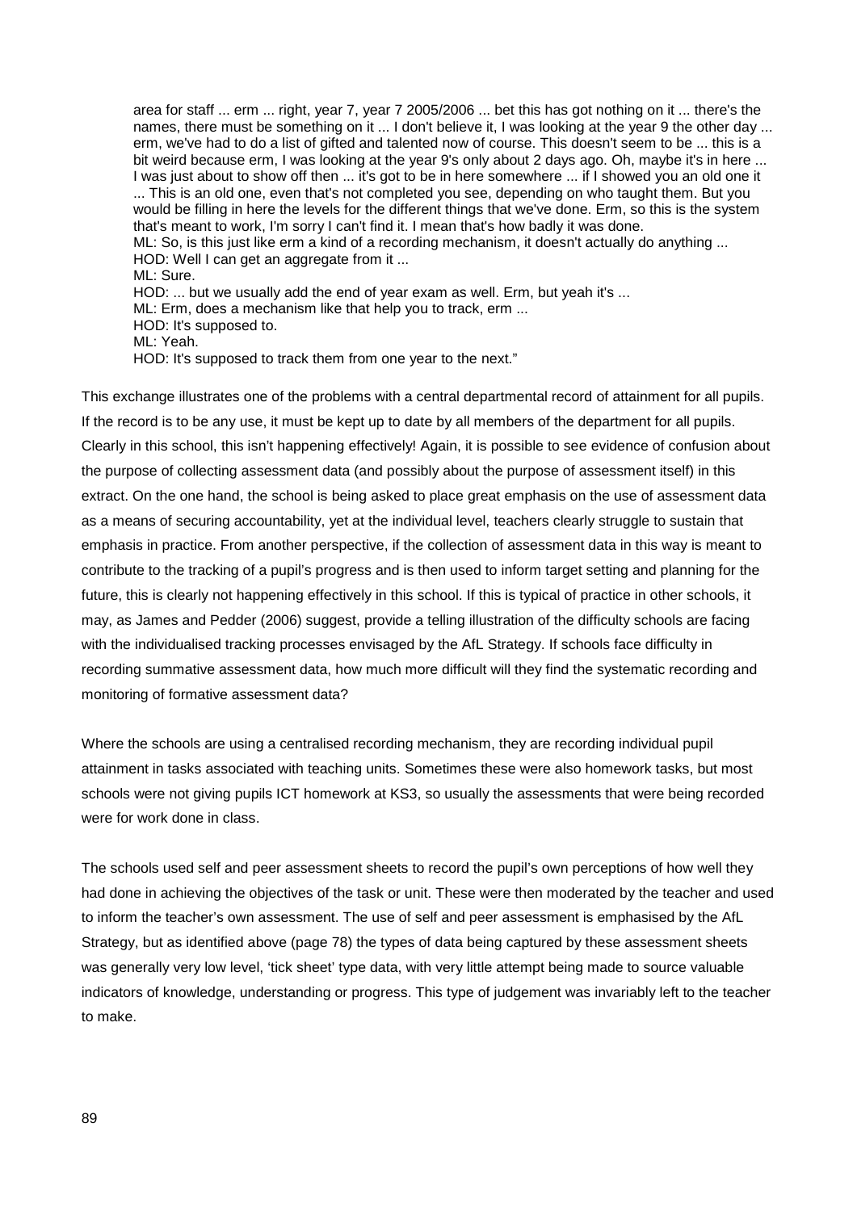> area for staff ... erm ... right, year 7, year 7 2005/2006 ... bet this has got nothing on it ... there's the names, there must be something on it ... I don't believe it, I was looking at the year 9 the other day ... erm, we've had to do a list of gifted and talented now of course. This doesn't seem to be ... this is a bit weird because erm, I was looking at the year 9's only about 2 days ago. Oh, maybe it's in here ... I was just about to show off then ... it's got to be in here somewhere ... if I showed you an old one it ... This is an old one, even that's not completed you see, depending on who taught them. But you would be filling in here the levels for the different things that we've done. Erm, so this is the system that's meant to work, I'm sorry I can't find it. I mean that's how badly it was done.
> ML: So, is this just like erm a kind of a recording mechanism, it doesn't actually do anything ...
> HOD: Well I can get an aggregate from it ...
> ML: Sure.
> HOD: ... but we usually add the end of year exam as well. Erm, but yeah it's ...
> ML: Erm, does a mechanism like that help you to track, erm ...
> HOD: It's supposed to.
> ML: Yeah.
> HOD: It's supposed to track them from one year to the next."

This exchange illustrates one of the problems with a central departmental record of attainment for all pupils. If the record is to be any use, it must be kept up to date by all members of the department for all pupils. Clearly in this school, this isn't happening effectively! Again, it is possible to see evidence of confusion about the purpose of collecting assessment data (and possibly about the purpose of assessment itself) in this extract. On the one hand, the school is being asked to place great emphasis on the use of assessment data as a means of securing accountability, yet at the individual level, teachers clearly struggle to sustain that emphasis in practice. From another perspective, if the collection of assessment data in this way is meant to contribute to the tracking of a pupil's progress and is then used to inform target setting and planning for the future, this is clearly not happening effectively in this school. If this is typical of practice in other schools, it may, as James and Pedder (2006) suggest, provide a telling illustration of the difficulty schools are facing with the individualised tracking processes envisaged by the AfL Strategy. If schools face difficulty in recording summative assessment data, how much more difficult will they find the systematic recording and monitoring of formative assessment data?

Where the schools are using a centralised recording mechanism, they are recording individual pupil attainment in tasks associated with teaching units. Sometimes these were also homework tasks, but most schools were not giving pupils ICT homework at KS3, so usually the assessments that were being recorded were for work done in class.

The schools used self and peer assessment sheets to record the pupil's own perceptions of how well they had done in achieving the objectives of the task or unit. These were then moderated by the teacher and used to inform the teacher's own assessment. The use of self and peer assessment is emphasised by the AfL Strategy, but as identified above (page 78) the types of data being captured by these assessment sheets was generally very low level, 'tick sheet' type data, with very little attempt being made to source valuable indicators of knowledge, understanding or progress. This type of judgement was invariably left to the teacher to make.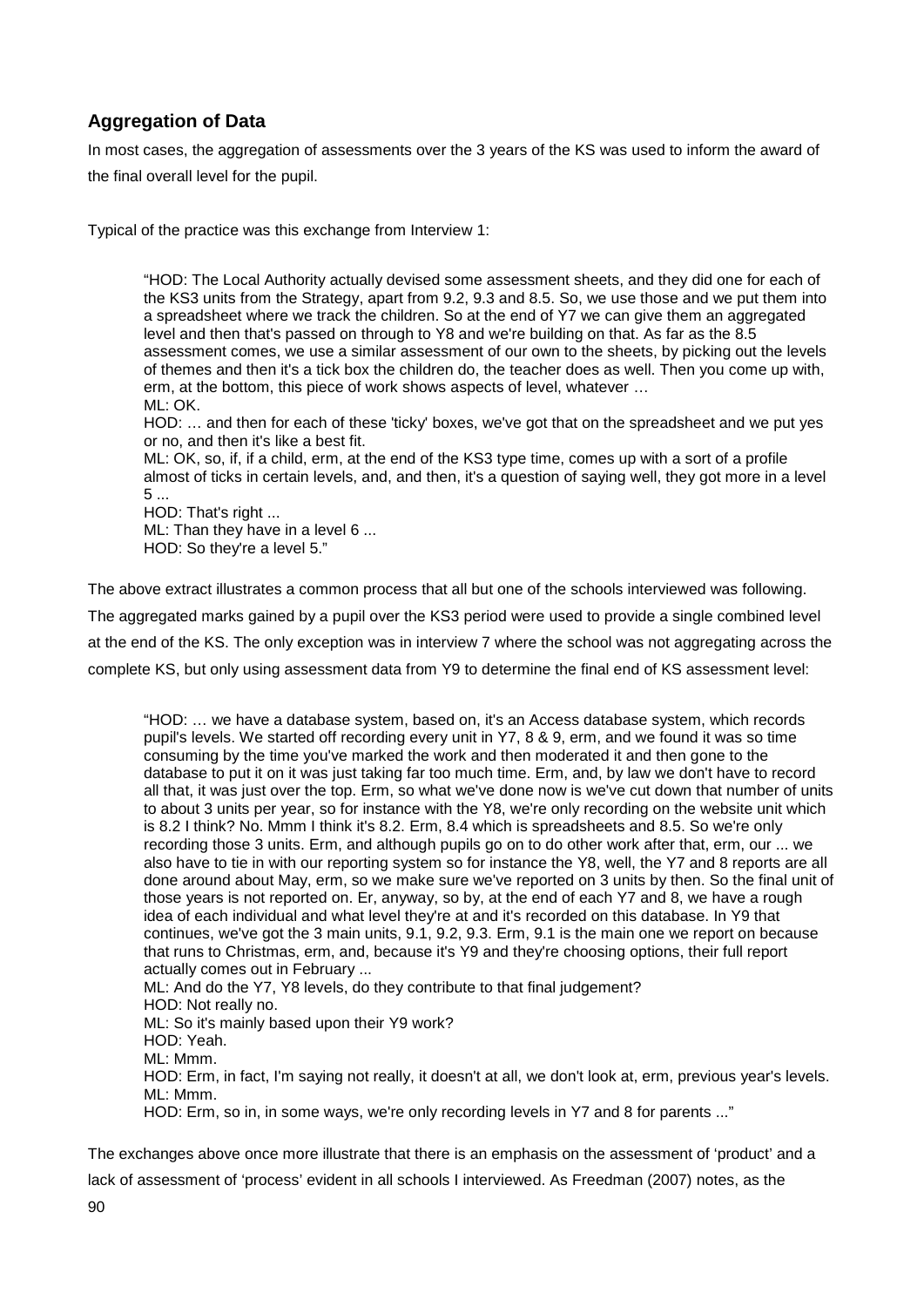### Aggregation of Data

In most cases, the aggregation of assessments over the 3 years of the KS was used to inform the award of the final overall level for the pupil.

Typical of the practice was this exchange from Interview 1:

> "HOD: The Local Authority actually devised some assessment sheets, and they did one for each of the KS3 units from the Strategy, apart from 9.2, 9.3 and 8.5. So, we use those and we put them into a spreadsheet where we track the children. So at the end of Y7 we can give them an aggregated level and then that's passed on through to Y8 and we're building on that. As far as the 8.5 assessment comes, we use a similar assessment of our own to the sheets, by picking out the levels of themes and then it's a tick box the children do, the teacher does as well. Then you come up with, erm, at the bottom, this piece of work shows aspects of level, whatever …
> ML: OK.
> HOD: … and then for each of these 'ticky' boxes, we've got that on the spreadsheet and we put yes or no, and then it's like a best fit.
> ML: OK, so, if, if a child, erm, at the end of the KS3 type time, comes up with a sort of a profile almost of ticks in certain levels, and, and then, it's a question of saying well, they got more in a level 5 ...
> HOD: That's right ...
> ML: Than they have in a level 6 ...
> HOD: So they're a level 5."

The above extract illustrates a common process that all but one of the schools interviewed was following. The aggregated marks gained by a pupil over the KS3 period were used to provide a single combined level at the end of the KS. The only exception was in interview 7 where the school was not aggregating across the complete KS, but only using assessment data from Y9 to determine the final end of KS assessment level:

> "HOD: … we have a database system, based on, it's an Access database system, which records pupil's levels. We started off recording every unit in Y7, 8 & 9, erm, and we found it was so time consuming by the time you've marked the work and then moderated it and then gone to the database to put it on it was just taking far too much time. Erm, and, by law we don't have to record all that, it was just over the top. Erm, so what we've done now is we've cut down that number of units to about 3 units per year, so for instance with the Y8, we're only recording on the website unit which is 8.2 I think? No. Mmm I think it's 8.2. Erm, 8.4 which is spreadsheets and 8.5. So we're only recording those 3 units. Erm, and although pupils go on to do other work after that, erm, our ... we also have to tie in with our reporting system so for instance the Y8, well, the Y7 and 8 reports are all done around about May, erm, so we make sure we've reported on 3 units by then. So the final unit of those years is not reported on. Er, anyway, so by, at the end of each Y7 and 8, we have a rough idea of each individual and what level they're at and it's recorded on this database. In Y9 that continues, we've got the 3 main units, 9.1, 9.2, 9.3. Erm, 9.1 is the main one we report on because that runs to Christmas, erm, and, because it's Y9 and they're choosing options, their full report actually comes out in February ...
> ML: And do the Y7, Y8 levels, do they contribute to that final judgement?
> HOD: Not really no.
> ML: So it's mainly based upon their Y9 work?
> HOD: Yeah.
> ML: Mmm.
> HOD: Erm, in fact, I'm saying not really, it doesn't at all, we don't look at, erm, previous year's levels.
> ML: Mmm.
> HOD: Erm, so in, in some ways, we're only recording levels in Y7 and 8 for parents ..."

The exchanges above once more illustrate that there is an emphasis on the assessment of 'product' and a lack of assessment of 'process' evident in all schools I interviewed. As Freedman (2007) notes, as the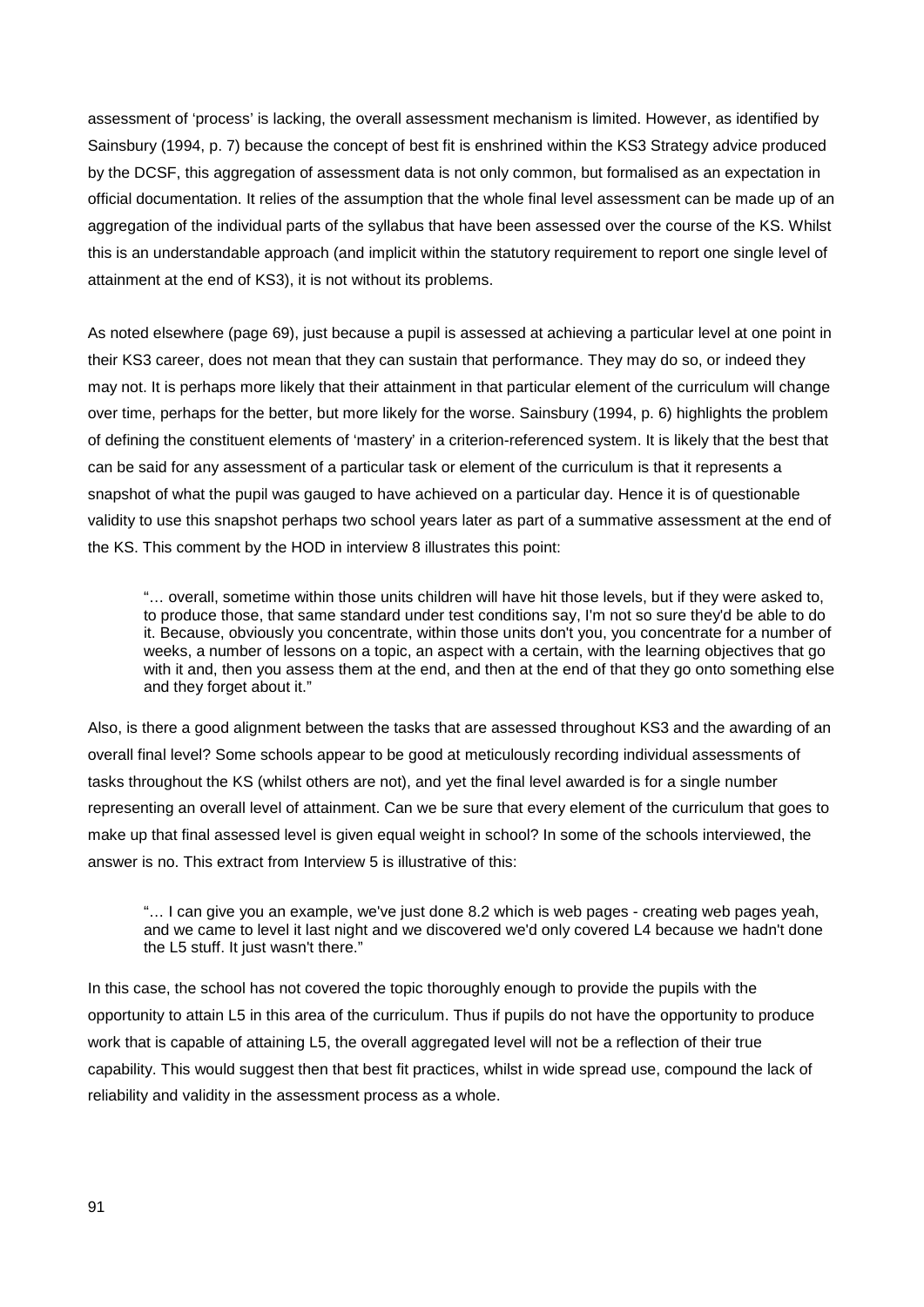assessment of 'process' is lacking, the overall assessment mechanism is limited. However, as identified by Sainsbury (1994, p. 7) because the concept of best fit is enshrined within the KS3 Strategy advice produced by the DCSF, this aggregation of assessment data is not only common, but formalised as an expectation in official documentation. It relies of the assumption that the whole final level assessment can be made up of an aggregation of the individual parts of the syllabus that have been assessed over the course of the KS. Whilst this is an understandable approach (and implicit within the statutory requirement to report one single level of attainment at the end of KS3), it is not without its problems.

As noted elsewhere (page 69), just because a pupil is assessed at achieving a particular level at one point in their KS3 career, does not mean that they can sustain that performance. They may do so, or indeed they may not. It is perhaps more likely that their attainment in that particular element of the curriculum will change over time, perhaps for the better, but more likely for the worse. Sainsbury (1994, p. 6) highlights the problem of defining the constituent elements of 'mastery' in a criterion-referenced system. It is likely that the best that can be said for any assessment of a particular task or element of the curriculum is that it represents a snapshot of what the pupil was gauged to have achieved on a particular day. Hence it is of questionable validity to use this snapshot perhaps two school years later as part of a summative assessment at the end of the KS. This comment by the HOD in interview 8 illustrates this point:

> "… overall, sometime within those units children will have hit those levels, but if they were asked to, to produce those, that same standard under test conditions say, I'm not so sure they'd be able to do it. Because, obviously you concentrate, within those units don't you, you concentrate for a number of weeks, a number of lessons on a topic, an aspect with a certain, with the learning objectives that go with it and, then you assess them at the end, and then at the end of that they go onto something else and they forget about it."

Also, is there a good alignment between the tasks that are assessed throughout KS3 and the awarding of an overall final level? Some schools appear to be good at meticulously recording individual assessments of tasks throughout the KS (whilst others are not), and yet the final level awarded is for a single number representing an overall level of attainment. Can we be sure that every element of the curriculum that goes to make up that final assessed level is given equal weight in school? In some of the schools interviewed, the answer is no. This extract from Interview 5 is illustrative of this:

> "… I can give you an example, we've just done 8.2 which is web pages - creating web pages yeah, and we came to level it last night and we discovered we'd only covered L4 because we hadn't done the L5 stuff. It just wasn't there."

In this case, the school has not covered the topic thoroughly enough to provide the pupils with the opportunity to attain L5 in this area of the curriculum. Thus if pupils do not have the opportunity to produce work that is capable of attaining L5, the overall aggregated level will not be a reflection of their true capability. This would suggest then that best fit practices, whilst in wide spread use, compound the lack of reliability and validity in the assessment process as a whole.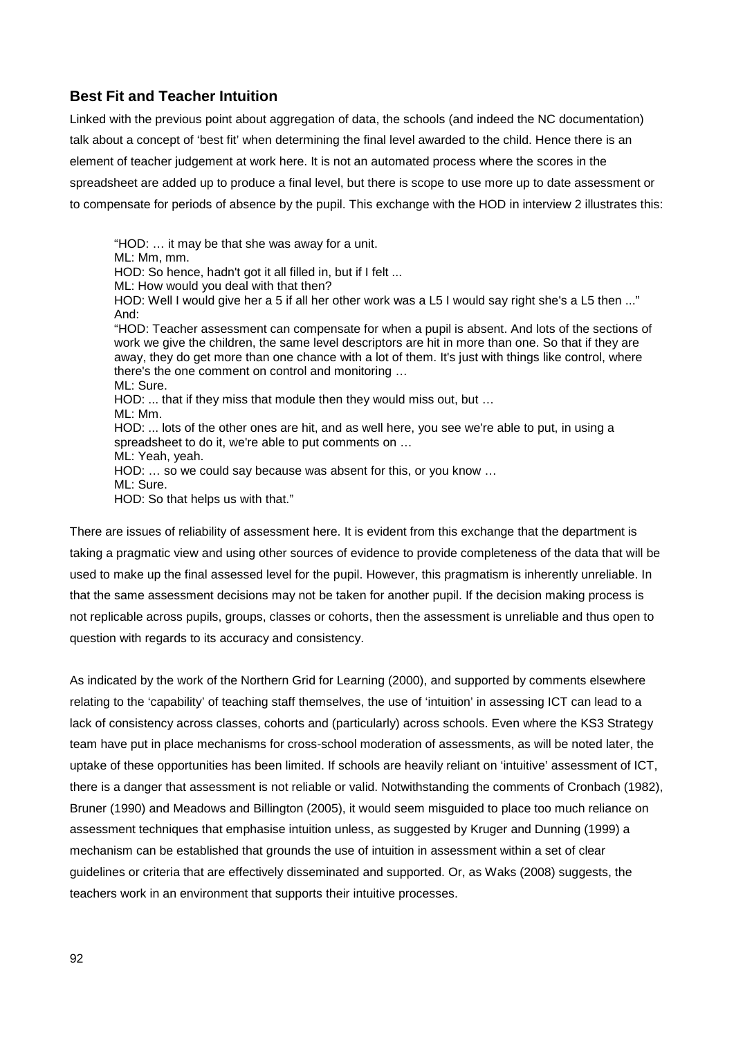### Best Fit and Teacher Intuition

Linked with the previous point about aggregation of data, the schools (and indeed the NC documentation) talk about a concept of 'best fit' when determining the final level awarded to the child. Hence there is an element of teacher judgement at work here. It is not an automated process where the scores in the spreadsheet are added up to produce a final level, but there is scope to use more up to date assessment or to compensate for periods of absence by the pupil. This exchange with the HOD in interview 2 illustrates this:

> "HOD: … it may be that she was away for a unit.
> ML: Mm, mm.
> HOD: So hence, hadn't got it all filled in, but if I felt ...
> ML: How would you deal with that then?
> HOD: Well I would give her a 5 if all her other work was a L5 I would say right she's a L5 then ..."
> And:
> "HOD: Teacher assessment can compensate for when a pupil is absent. And lots of the sections of work we give the children, the same level descriptors are hit in more than one. So that if they are away, they do get more than one chance with a lot of them. It's just with things like control, where there's the one comment on control and monitoring …
> ML: Sure.
> HOD: ... that if they miss that module then they would miss out, but …
> ML: Mm.
> HOD: ... lots of the other ones are hit, and as well here, you see we're able to put, in using a spreadsheet to do it, we're able to put comments on …
> ML: Yeah, yeah.
> HOD: … so we could say because was absent for this, or you know …
> ML: Sure.
> HOD: So that helps us with that."

There are issues of reliability of assessment here. It is evident from this exchange that the department is taking a pragmatic view and using other sources of evidence to provide completeness of the data that will be used to make up the final assessed level for the pupil. However, this pragmatism is inherently unreliable. In that the same assessment decisions may not be taken for another pupil. If the decision making process is not replicable across pupils, groups, classes or cohorts, then the assessment is unreliable and thus open to question with regards to its accuracy and consistency.

As indicated by the work of the Northern Grid for Learning (2000), and supported by comments elsewhere relating to the 'capability' of teaching staff themselves, the use of 'intuition' in assessing ICT can lead to a lack of consistency across classes, cohorts and (particularly) across schools. Even where the KS3 Strategy team have put in place mechanisms for cross-school moderation of assessments, as will be noted later, the uptake of these opportunities has been limited. If schools are heavily reliant on 'intuitive' assessment of ICT, there is a danger that assessment is not reliable or valid. Notwithstanding the comments of Cronbach (1982), Bruner (1990) and Meadows and Billington (2005), it would seem misguided to place too much reliance on assessment techniques that emphasise intuition unless, as suggested by Kruger and Dunning (1999) a mechanism can be established that grounds the use of intuition in assessment within a set of clear guidelines or criteria that are effectively disseminated and supported. Or, as Waks (2008) suggests, the teachers work in an environment that supports their intuitive processes.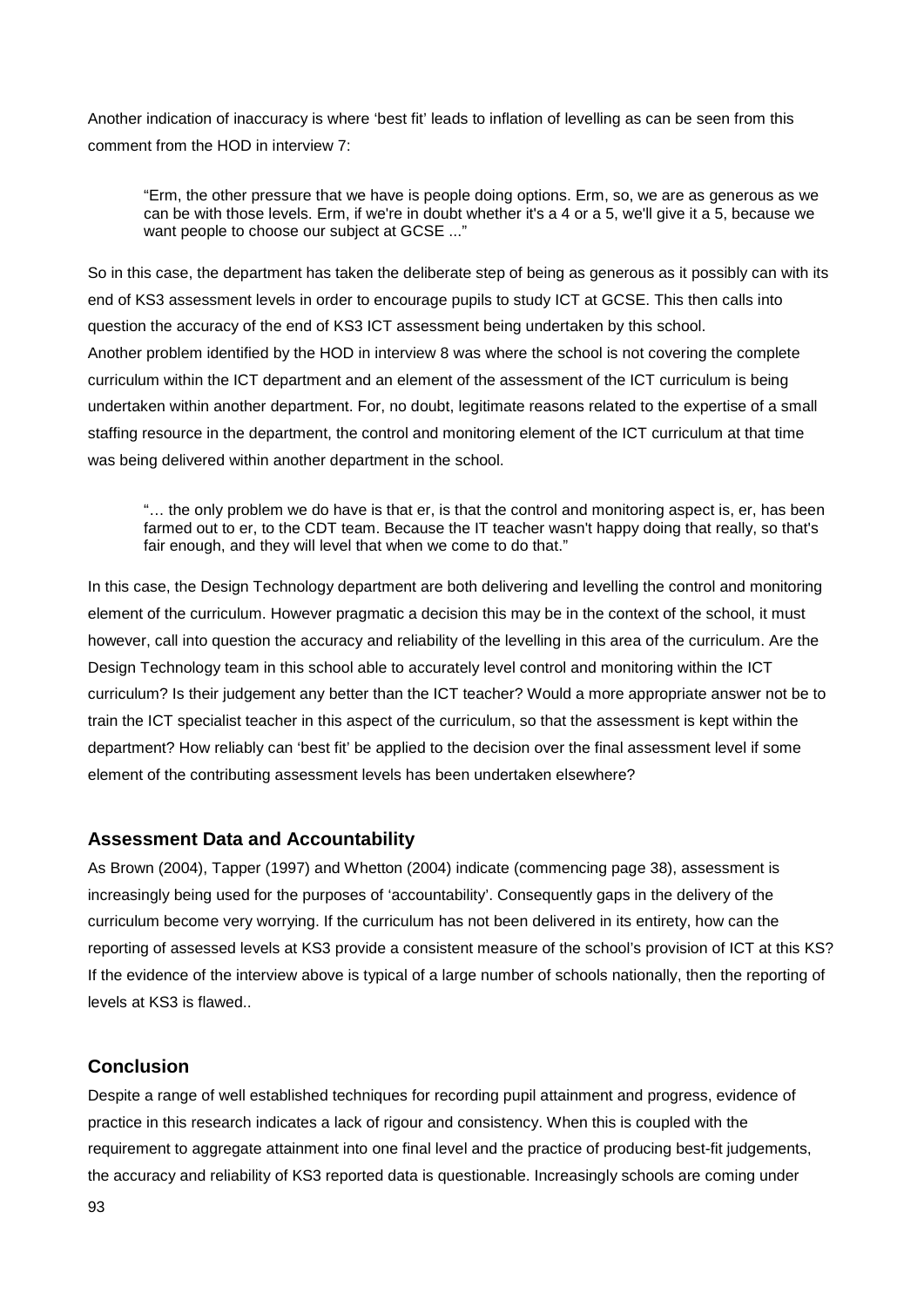Another indication of inaccuracy is where 'best fit' leads to inflation of levelling as can be seen from this comment from the HOD in interview 7:

> "Erm, the other pressure that we have is people doing options. Erm, so, we are as generous as we can be with those levels. Erm, if we're in doubt whether it's a 4 or a 5, we'll give it a 5, because we want people to choose our subject at GCSE ..."

So in this case, the department has taken the deliberate step of being as generous as it possibly can with its end of KS3 assessment levels in order to encourage pupils to study ICT at GCSE. This then calls into question the accuracy of the end of KS3 ICT assessment being undertaken by this school.

Another problem identified by the HOD in interview 8 was where the school is not covering the complete curriculum within the ICT department and an element of the assessment of the ICT curriculum is being undertaken within another department. For, no doubt, legitimate reasons related to the expertise of a small staffing resource in the department, the control and monitoring element of the ICT curriculum at that time was being delivered within another department in the school.

> "… the only problem we do have is that er, is that the control and monitoring aspect is, er, has been farmed out to er, to the CDT team. Because the IT teacher wasn't happy doing that really, so that's fair enough, and they will level that when we come to do that."

In this case, the Design Technology department are both delivering and levelling the control and monitoring element of the curriculum. However pragmatic a decision this may be in the context of the school, it must however, call into question the accuracy and reliability of the levelling in this area of the curriculum. Are the Design Technology team in this school able to accurately level control and monitoring within the ICT curriculum? Is their judgement any better than the ICT teacher? Would a more appropriate answer not be to train the ICT specialist teacher in this aspect of the curriculum, so that the assessment is kept within the department? How reliably can 'best fit' be applied to the decision over the final assessment level if some element of the contributing assessment levels has been undertaken elsewhere?

### Assessment Data and Accountability

As Brown (2004), Tapper (1997) and Whetton (2004) indicate (commencing page 38), assessment is increasingly being used for the purposes of 'accountability'. Consequently gaps in the delivery of the curriculum become very worrying. If the curriculum has not been delivered in its entirety, how can the reporting of assessed levels at KS3 provide a consistent measure of the school's provision of ICT at this KS? If the evidence of the interview above is typical of a large number of schools nationally, then the reporting of levels at KS3 is flawed..

### Conclusion

Despite a range of well established techniques for recording pupil attainment and progress, evidence of practice in this research indicates a lack of rigour and consistency. When this is coupled with the requirement to aggregate attainment into one final level and the practice of producing best-fit judgements, the accuracy and reliability of KS3 reported data is questionable. Increasingly schools are coming under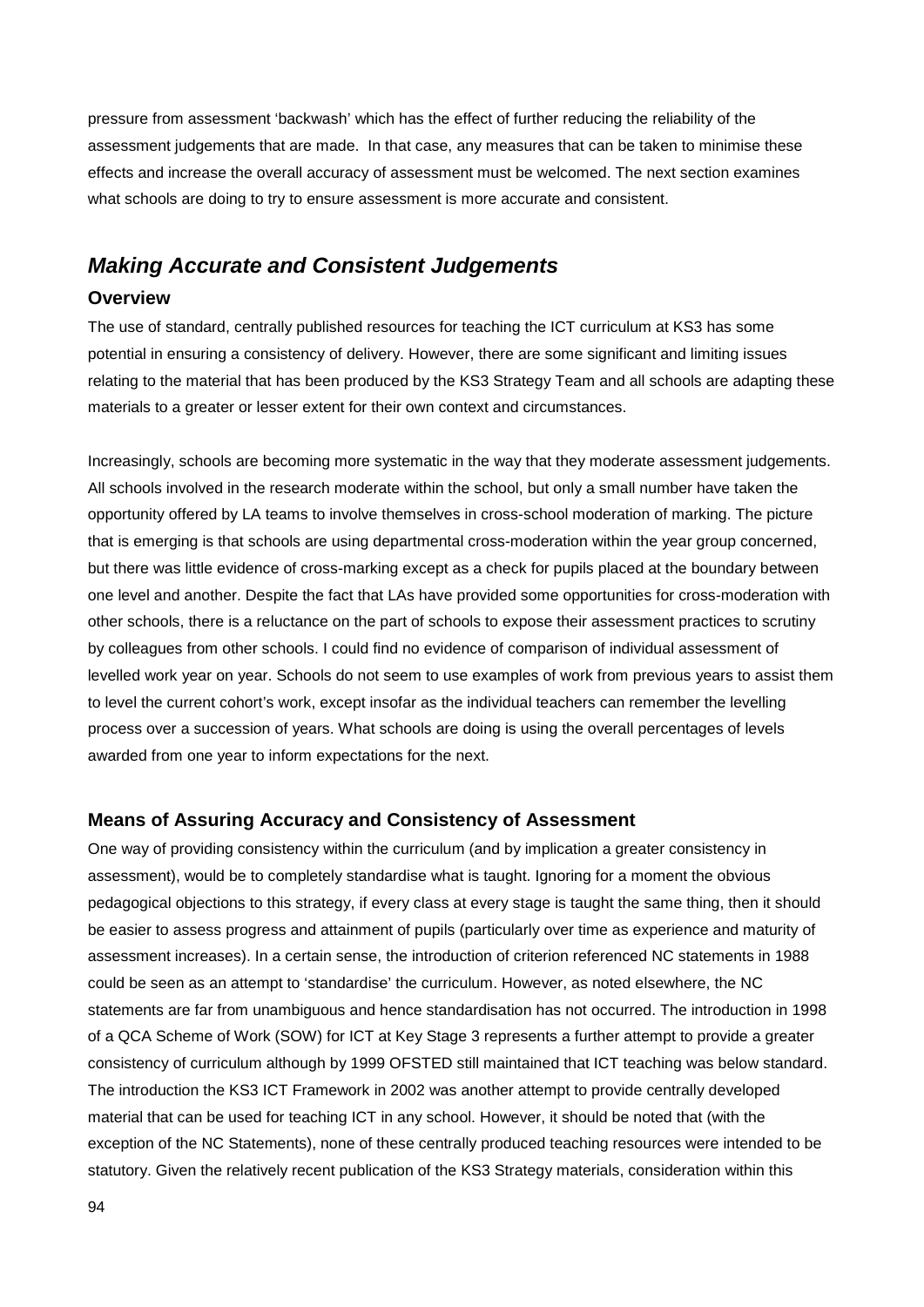pressure from assessment 'backwash' which has the effect of further reducing the reliability of the assessment judgements that are made. In that case, any measures that can be taken to minimise these effects and increase the overall accuracy of assessment must be welcomed. The next section examines what schools are doing to try to ensure assessment is more accurate and consistent.

## *Making Accurate and Consistent Judgements*

### Overview

The use of standard, centrally published resources for teaching the ICT curriculum at KS3 has some potential in ensuring a consistency of delivery. However, there are some significant and limiting issues relating to the material that has been produced by the KS3 Strategy Team and all schools are adapting these materials to a greater or lesser extent for their own context and circumstances.

Increasingly, schools are becoming more systematic in the way that they moderate assessment judgements. All schools involved in the research moderate within the school, but only a small number have taken the opportunity offered by LA teams to involve themselves in cross-school moderation of marking. The picture that is emerging is that schools are using departmental cross-moderation within the year group concerned, but there was little evidence of cross-marking except as a check for pupils placed at the boundary between one level and another. Despite the fact that LAs have provided some opportunities for cross-moderation with other schools, there is a reluctance on the part of schools to expose their assessment practices to scrutiny by colleagues from other schools. I could find no evidence of comparison of individual assessment of levelled work year on year. Schools do not seem to use examples of work from previous years to assist them to level the current cohort's work, except insofar as the individual teachers can remember the levelling process over a succession of years. What schools are doing is using the overall percentages of levels awarded from one year to inform expectations for the next.

### Means of Assuring Accuracy and Consistency of Assessment

One way of providing consistency within the curriculum (and by implication a greater consistency in assessment), would be to completely standardise what is taught. Ignoring for a moment the obvious pedagogical objections to this strategy, if every class at every stage is taught the same thing, then it should be easier to assess progress and attainment of pupils (particularly over time as experience and maturity of assessment increases). In a certain sense, the introduction of criterion referenced NC statements in 1988 could be seen as an attempt to 'standardise' the curriculum. However, as noted elsewhere, the NC statements are far from unambiguous and hence standardisation has not occurred. The introduction in 1998 of a QCA Scheme of Work (SOW) for ICT at Key Stage 3 represents a further attempt to provide a greater consistency of curriculum although by 1999 OFSTED still maintained that ICT teaching was below standard. The introduction the KS3 ICT Framework in 2002 was another attempt to provide centrally developed material that can be used for teaching ICT in any school. However, it should be noted that (with the exception of the NC Statements), none of these centrally produced teaching resources were intended to be statutory. Given the relatively recent publication of the KS3 Strategy materials, consideration within this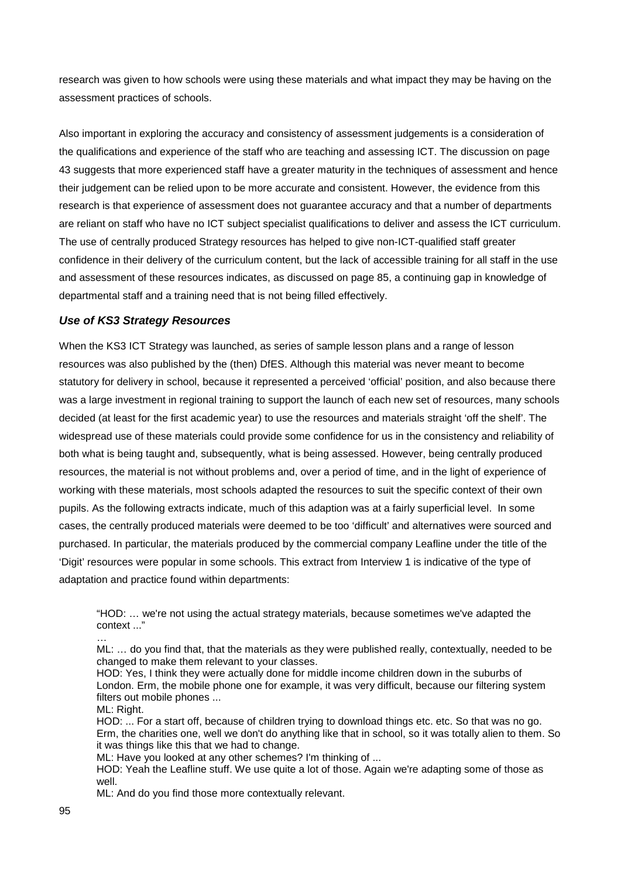research was given to how schools were using these materials and what impact they may be having on the assessment practices of schools.

Also important in exploring the accuracy and consistency of assessment judgements is a consideration of the qualifications and experience of the staff who are teaching and assessing ICT. The discussion on page 43 suggests that more experienced staff have a greater maturity in the techniques of assessment and hence their judgement can be relied upon to be more accurate and consistent. However, the evidence from this research is that experience of assessment does not guarantee accuracy and that a number of departments are reliant on staff who have no ICT subject specialist qualifications to deliver and assess the ICT curriculum. The use of centrally produced Strategy resources has helped to give non-ICT-qualified staff greater confidence in their delivery of the curriculum content, but the lack of accessible training for all staff in the use and assessment of these resources indicates, as discussed on page 85, a continuing gap in knowledge of departmental staff and a training need that is not being filled effectively.

### *Use of KS3 Strategy Resources*

When the KS3 ICT Strategy was launched, as series of sample lesson plans and a range of lesson resources was also published by the (then) DfES. Although this material was never meant to become statutory for delivery in school, because it represented a perceived 'official' position, and also because there was a large investment in regional training to support the launch of each new set of resources, many schools decided (at least for the first academic year) to use the resources and materials straight 'off the shelf'. The widespread use of these materials could provide some confidence for us in the consistency and reliability of both what is being taught and, subsequently, what is being assessed. However, being centrally produced resources, the material is not without problems and, over a period of time, and in the light of experience of working with these materials, most schools adapted the resources to suit the specific context of their own pupils. As the following extracts indicate, much of this adaption was at a fairly superficial level. In some cases, the centrally produced materials were deemed to be too 'difficult' and alternatives were sourced and purchased. In particular, the materials produced by the commercial company Leafline under the title of the 'Digit' resources were popular in some schools. This extract from Interview 1 is indicative of the type of adaptation and practice found within departments:

> "HOD: … we're not using the actual strategy materials, because sometimes we've adapted the context ..."
>
> …
>
> ML: … do you find that, that the materials as they were published really, contextually, needed to be changed to make them relevant to your classes.
>
> HOD: Yes, I think they were actually done for middle income children down in the suburbs of London. Erm, the mobile phone one for example, it was very difficult, because our filtering system filters out mobile phones ...
>
> ML: Right.
>
> HOD: ... For a start off, because of children trying to download things etc. etc. So that was no go. Erm, the charities one, well we don't do anything like that in school, so it was totally alien to them. So it was things like this that we had to change.
>
> ML: Have you looked at any other schemes? I'm thinking of ...
>
> HOD: Yeah the Leafline stuff. We use quite a lot of those. Again we're adapting some of those as well.
>
> ML: And do you find those more contextually relevant.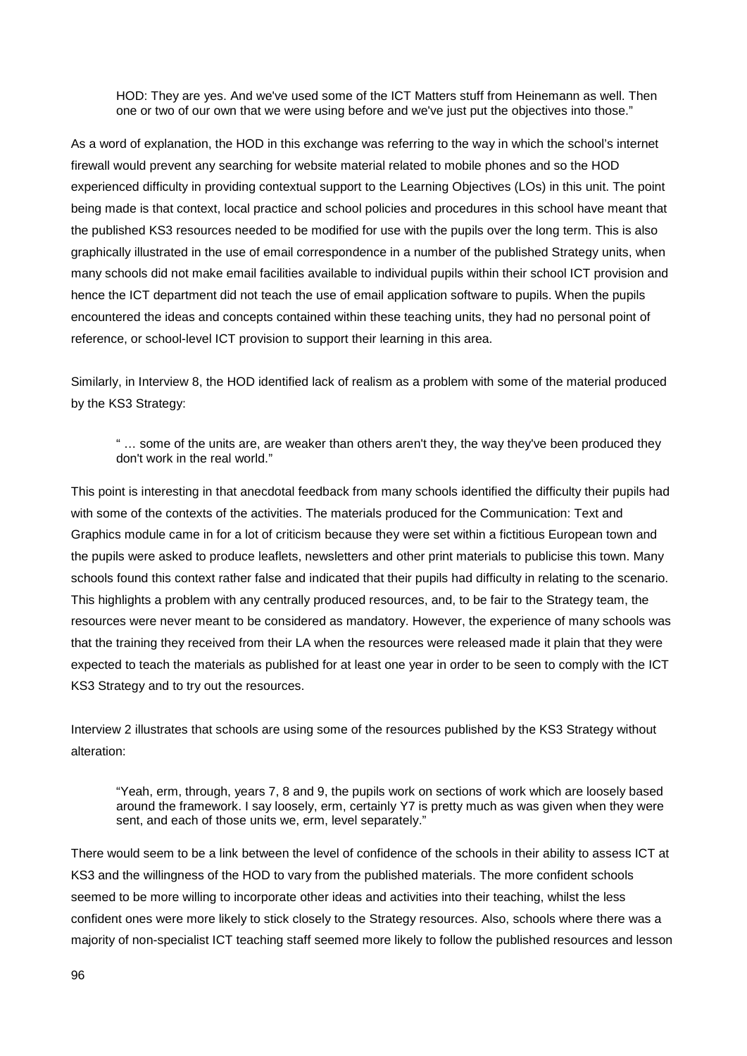> HOD: They are yes. And we've used some of the ICT Matters stuff from Heinemann as well. Then one or two of our own that we were using before and we've just put the objectives into those."

As a word of explanation, the HOD in this exchange was referring to the way in which the school's internet firewall would prevent any searching for website material related to mobile phones and so the HOD experienced difficulty in providing contextual support to the Learning Objectives (LOs) in this unit. The point being made is that context, local practice and school policies and procedures in this school have meant that the published KS3 resources needed to be modified for use with the pupils over the long term. This is also graphically illustrated in the use of email correspondence in a number of the published Strategy units, when many schools did not make email facilities available to individual pupils within their school ICT provision and hence the ICT department did not teach the use of email application software to pupils. When the pupils encountered the ideas and concepts contained within these teaching units, they had no personal point of reference, or school-level ICT provision to support their learning in this area.

Similarly, in Interview 8, the HOD identified lack of realism as a problem with some of the material produced by the KS3 Strategy:

> " … some of the units are, are weaker than others aren't they, the way they've been produced they don't work in the real world."

This point is interesting in that anecdotal feedback from many schools identified the difficulty their pupils had with some of the contexts of the activities. The materials produced for the Communication: Text and Graphics module came in for a lot of criticism because they were set within a fictitious European town and the pupils were asked to produce leaflets, newsletters and other print materials to publicise this town. Many schools found this context rather false and indicated that their pupils had difficulty in relating to the scenario. This highlights a problem with any centrally produced resources, and, to be fair to the Strategy team, the resources were never meant to be considered as mandatory. However, the experience of many schools was that the training they received from their LA when the resources were released made it plain that they were expected to teach the materials as published for at least one year in order to be seen to comply with the ICT KS3 Strategy and to try out the resources.

Interview 2 illustrates that schools are using some of the resources published by the KS3 Strategy without alteration:

> "Yeah, erm, through, years 7, 8 and 9, the pupils work on sections of work which are loosely based around the framework. I say loosely, erm, certainly Y7 is pretty much as was given when they were sent, and each of those units we, erm, level separately."

There would seem to be a link between the level of confidence of the schools in their ability to assess ICT at KS3 and the willingness of the HOD to vary from the published materials. The more confident schools seemed to be more willing to incorporate other ideas and activities into their teaching, whilst the less confident ones were more likely to stick closely to the Strategy resources. Also, schools where there was a majority of non-specialist ICT teaching staff seemed more likely to follow the published resources and lesson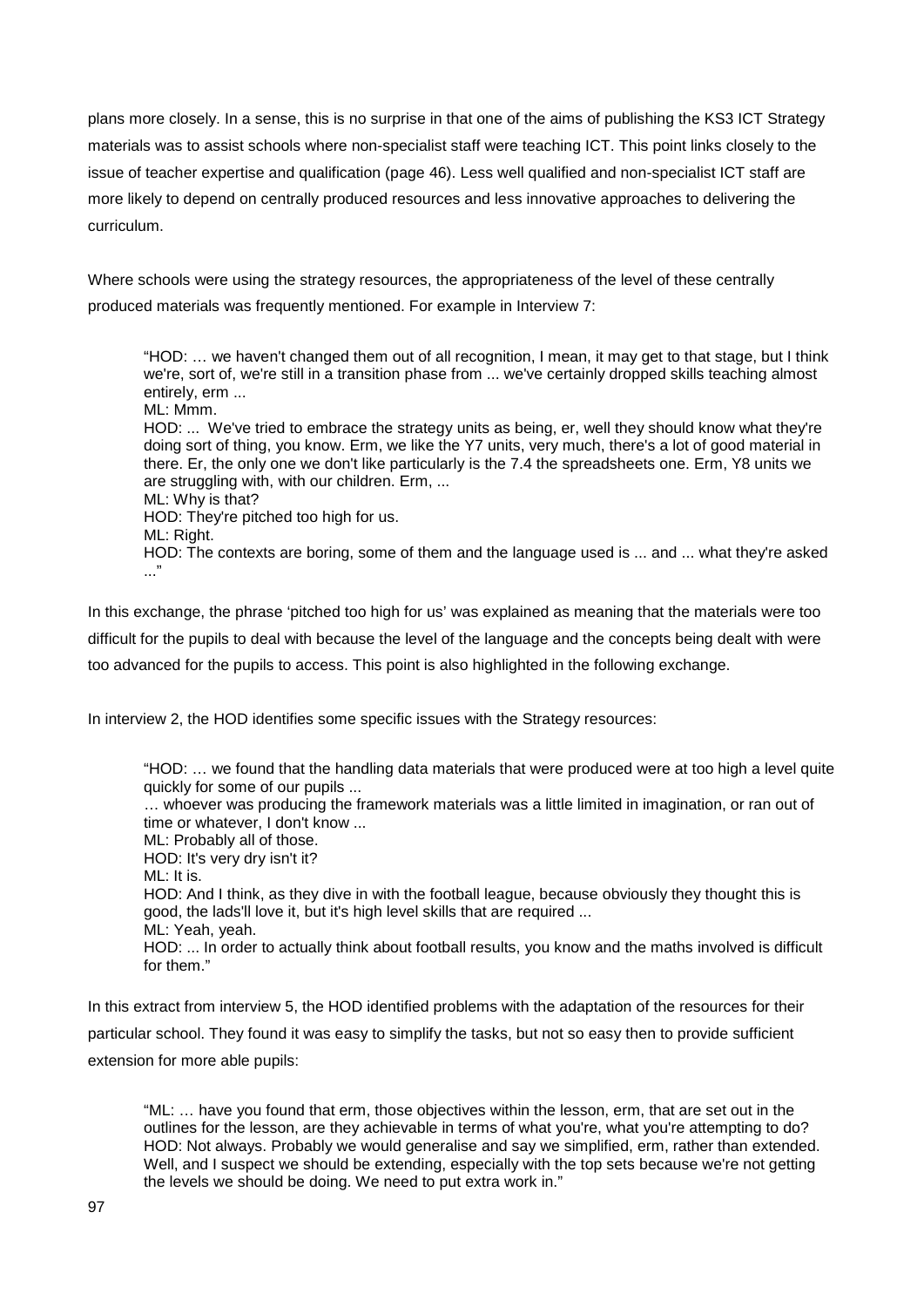plans more closely. In a sense, this is no surprise in that one of the aims of publishing the KS3 ICT Strategy materials was to assist schools where non-specialist staff were teaching ICT. This point links closely to the issue of teacher expertise and qualification (page 46). Less well qualified and non-specialist ICT staff are more likely to depend on centrally produced resources and less innovative approaches to delivering the curriculum.

Where schools were using the strategy resources, the appropriateness of the level of these centrally produced materials was frequently mentioned. For example in Interview 7:

> "HOD: … we haven't changed them out of all recognition, I mean, it may get to that stage, but I think we're, sort of, we're still in a transition phase from ... we've certainly dropped skills teaching almost entirely, erm ...
> ML: Mmm.
> HOD: ... We've tried to embrace the strategy units as being, er, well they should know what they're doing sort of thing, you know. Erm, we like the Y7 units, very much, there's a lot of good material in there. Er, the only one we don't like particularly is the 7.4 the spreadsheets one. Erm, Y8 units we are struggling with, with our children. Erm, ...
> ML: Why is that?
> HOD: They're pitched too high for us.
> ML: Right.
> HOD: The contexts are boring, some of them and the language used is ... and ... what they're asked ..."

In this exchange, the phrase 'pitched too high for us' was explained as meaning that the materials were too difficult for the pupils to deal with because the level of the language and the concepts being dealt with were too advanced for the pupils to access. This point is also highlighted in the following exchange.

In interview 2, the HOD identifies some specific issues with the Strategy resources:

> "HOD: … we found that the handling data materials that were produced were at too high a level quite quickly for some of our pupils ...
> … whoever was producing the framework materials was a little limited in imagination, or ran out of time or whatever, I don't know ...
> ML: Probably all of those.
> HOD: It's very dry isn't it?
> ML: It is.
> HOD: And I think, as they dive in with the football league, because obviously they thought this is good, the lads'll love it, but it's high level skills that are required ...
> ML: Yeah, yeah.
> HOD: ... In order to actually think about football results, you know and the maths involved is difficult for them."

In this extract from interview 5, the HOD identified problems with the adaptation of the resources for their particular school. They found it was easy to simplify the tasks, but not so easy then to provide sufficient extension for more able pupils:

> "ML: … have you found that erm, those objectives within the lesson, erm, that are set out in the outlines for the lesson, are they achievable in terms of what you're, what you're attempting to do?
> HOD: Not always. Probably we would generalise and say we simplified, erm, rather than extended. Well, and I suspect we should be extending, especially with the top sets because we're not getting the levels we should be doing. We need to put extra work in."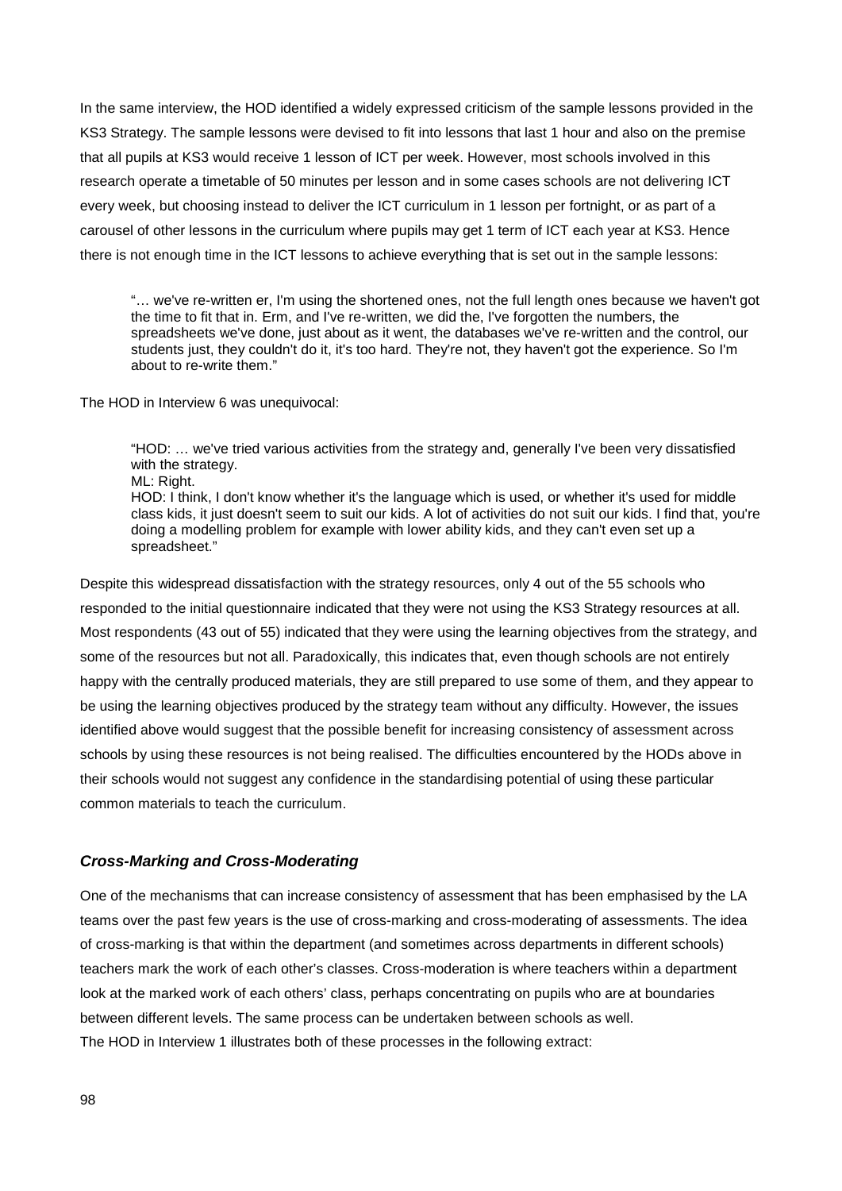In the same interview, the HOD identified a widely expressed criticism of the sample lessons provided in the KS3 Strategy. The sample lessons were devised to fit into lessons that last 1 hour and also on the premise that all pupils at KS3 would receive 1 lesson of ICT per week. However, most schools involved in this research operate a timetable of 50 minutes per lesson and in some cases schools are not delivering ICT every week, but choosing instead to deliver the ICT curriculum in 1 lesson per fortnight, or as part of a carousel of other lessons in the curriculum where pupils may get 1 term of ICT each year at KS3. Hence there is not enough time in the ICT lessons to achieve everything that is set out in the sample lessons:

> "… we've re-written er, I'm using the shortened ones, not the full length ones because we haven't got the time to fit that in. Erm, and I've re-written, we did the, I've forgotten the numbers, the spreadsheets we've done, just about as it went, the databases we've re-written and the control, our students just, they couldn't do it, it's too hard. They're not, they haven't got the experience. So I'm about to re-write them."

The HOD in Interview 6 was unequivocal:

> "HOD: … we've tried various activities from the strategy and, generally I've been very dissatisfied with the strategy.
> ML: Right.
> HOD: I think, I don't know whether it's the language which is used, or whether it's used for middle class kids, it just doesn't seem to suit our kids. A lot of activities do not suit our kids. I find that, you're doing a modelling problem for example with lower ability kids, and they can't even set up a spreadsheet."

Despite this widespread dissatisfaction with the strategy resources, only 4 out of the 55 schools who responded to the initial questionnaire indicated that they were not using the KS3 Strategy resources at all. Most respondents (43 out of 55) indicated that they were using the learning objectives from the strategy, and some of the resources but not all. Paradoxically, this indicates that, even though schools are not entirely happy with the centrally produced materials, they are still prepared to use some of them, and they appear to be using the learning objectives produced by the strategy team without any difficulty. However, the issues identified above would suggest that the possible benefit for increasing consistency of assessment across schools by using these resources is not being realised. The difficulties encountered by the HODs above in their schools would not suggest any confidence in the standardising potential of using these particular common materials to teach the curriculum.

### *Cross-Marking and Cross-Moderating*

One of the mechanisms that can increase consistency of assessment that has been emphasised by the LA teams over the past few years is the use of cross-marking and cross-moderating of assessments. The idea of cross-marking is that within the department (and sometimes across departments in different schools) teachers mark the work of each other's classes. Cross-moderation is where teachers within a department look at the marked work of each others' class, perhaps concentrating on pupils who are at boundaries between different levels. The same process can be undertaken between schools as well.
The HOD in Interview 1 illustrates both of these processes in the following extract: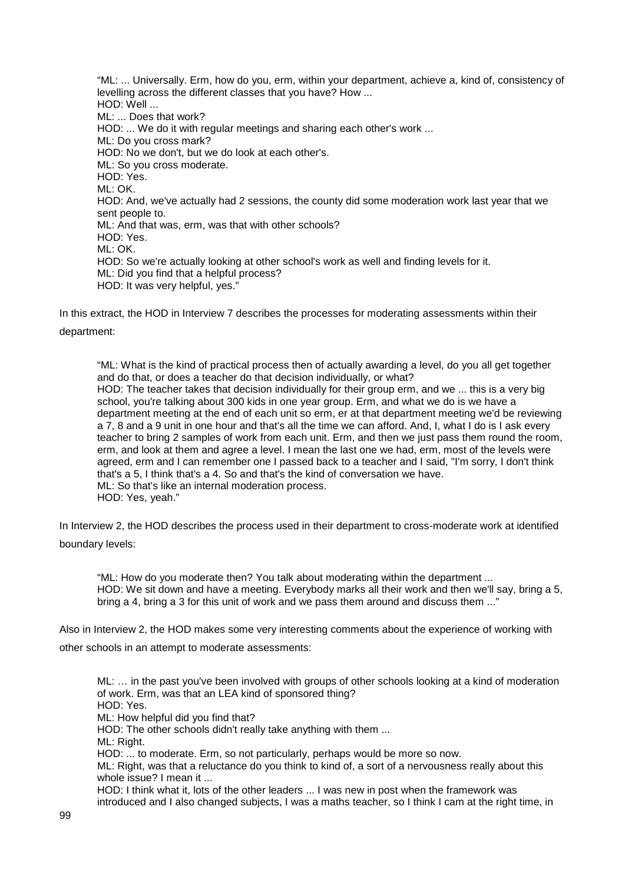> "ML: ... Universally. Erm, how do you, erm, within your department, achieve a, kind of, consistency of levelling across the different classes that you have? How ...
> HOD: Well ...
> ML: ... Does that work?
> HOD: ... We do it with regular meetings and sharing each other's work ...
> ML: Do you cross mark?
> HOD: No we don't, but we do look at each other's.
> ML: So you cross moderate.
> HOD: Yes.
> ML: OK.
> HOD: And, we've actually had 2 sessions, the county did some moderation work last year that we sent people to.
> ML: And that was, erm, was that with other schools?
> HOD: Yes.
> ML: OK.
> HOD: So we're actually looking at other school's work as well and finding levels for it.
> ML: Did you find that a helpful process?
> HOD: It was very helpful, yes."

In this extract, the HOD in Interview 7 describes the processes for moderating assessments within their department:

> "ML: What is the kind of practical process then of actually awarding a level, do you all get together and do that, or does a teacher do that decision individually, or what?
> HOD: The teacher takes that decision individually for their group erm, and we ... this is a very big school, you're talking about 300 kids in one year group. Erm, and what we do is we have a department meeting at the end of each unit so erm, er at that department meeting we'd be reviewing a 7, 8 and a 9 unit in one hour and that's all the time we can afford. And, I, what I do is I ask every teacher to bring 2 samples of work from each unit. Erm, and then we just pass them round the room, erm, and look at them and agree a level. I mean the last one we had, erm, most of the levels were agreed, erm and I can remember one I passed back to a teacher and I said, "I'm sorry, I don't think that's a 5, I think that's a 4. So and that's the kind of conversation we have.
> ML: So that's like an internal moderation process.
> HOD: Yes, yeah."

In Interview 2, the HOD describes the process used in their department to cross-moderate work at identified boundary levels:

> "ML: How do you moderate then? You talk about moderating within the department ...
> HOD: We sit down and have a meeting. Everybody marks all their work and then we'll say, bring a 5, bring a 4, bring a 3 for this unit of work and we pass them around and discuss them ..."

Also in Interview 2, the HOD makes some very interesting comments about the experience of working with other schools in an attempt to moderate assessments:

> ML: … in the past you've been involved with groups of other schools looking at a kind of moderation of work. Erm, was that an LEA kind of sponsored thing?
> HOD: Yes.
> ML: How helpful did you find that?
> HOD: The other schools didn't really take anything with them ...
> ML: Right.
> HOD: ... to moderate. Erm, so not particularly, perhaps would be more so now.
> ML: Right, was that a reluctance do you think to kind of, a sort of a nervousness really about this whole issue? I mean it ...
> HOD: I think what it, lots of the other leaders ... I was new in post when the framework was introduced and I also changed subjects, I was a maths teacher, so I think I cam at the right time, in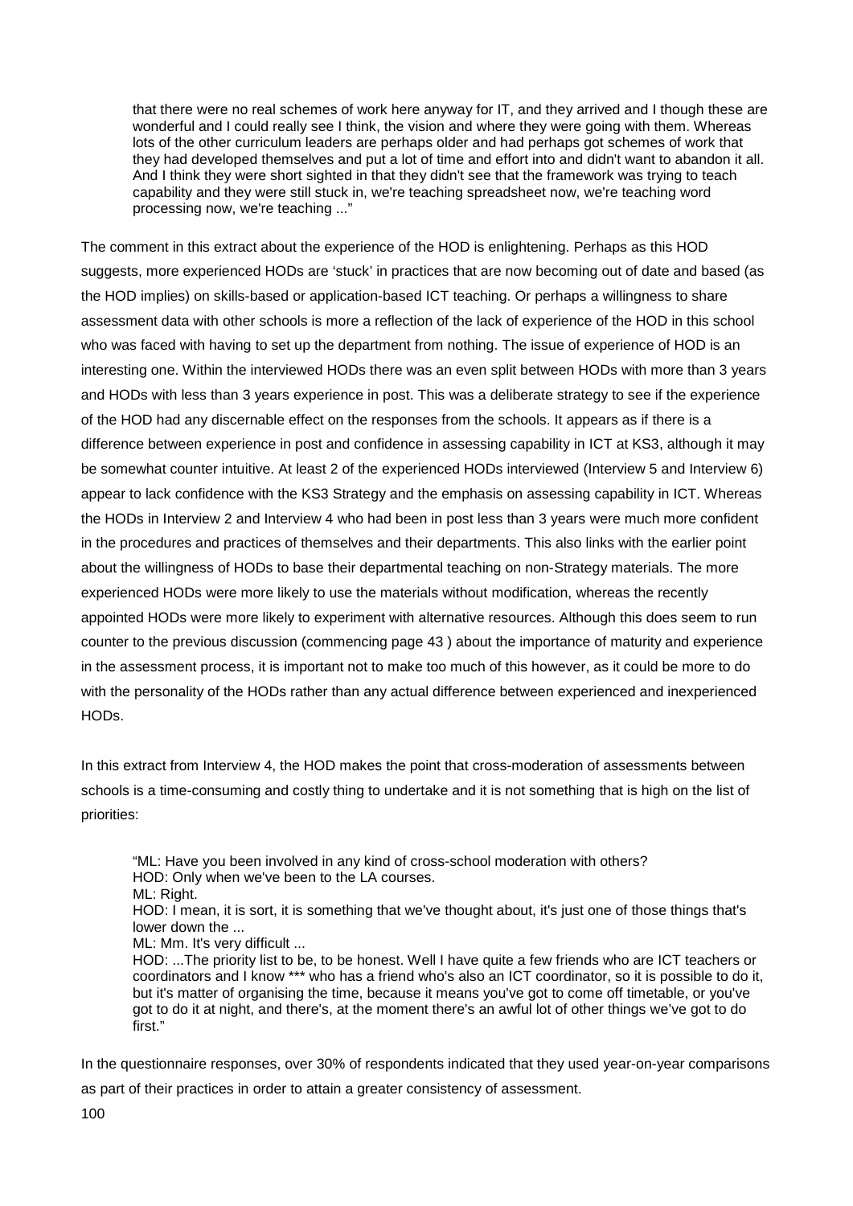> that there were no real schemes of work here anyway for IT, and they arrived and I though these are wonderful and I could really see I think, the vision and where they were going with them. Whereas lots of the other curriculum leaders are perhaps older and had perhaps got schemes of work that they had developed themselves and put a lot of time and effort into and didn't want to abandon it all. And I think they were short sighted in that they didn't see that the framework was trying to teach capability and they were still stuck in, we're teaching spreadsheet now, we're teaching word processing now, we're teaching ..."

The comment in this extract about the experience of the HOD is enlightening. Perhaps as this HOD suggests, more experienced HODs are 'stuck' in practices that are now becoming out of date and based (as the HOD implies) on skills-based or application-based ICT teaching. Or perhaps a willingness to share assessment data with other schools is more a reflection of the lack of experience of the HOD in this school who was faced with having to set up the department from nothing. The issue of experience of HOD is an interesting one. Within the interviewed HODs there was an even split between HODs with more than 3 years and HODs with less than 3 years experience in post. This was a deliberate strategy to see if the experience of the HOD had any discernable effect on the responses from the schools. It appears as if there is a difference between experience in post and confidence in assessing capability in ICT at KS3, although it may be somewhat counter intuitive. At least 2 of the experienced HODs interviewed (Interview 5 and Interview 6) appear to lack confidence with the KS3 Strategy and the emphasis on assessing capability in ICT. Whereas the HODs in Interview 2 and Interview 4 who had been in post less than 3 years were much more confident in the procedures and practices of themselves and their departments. This also links with the earlier point about the willingness of HODs to base their departmental teaching on non-Strategy materials. The more experienced HODs were more likely to use the materials without modification, whereas the recently appointed HODs were more likely to experiment with alternative resources. Although this does seem to run counter to the previous discussion (commencing page 43 ) about the importance of maturity and experience in the assessment process, it is important not to make too much of this however, as it could be more to do with the personality of the HODs rather than any actual difference between experienced and inexperienced HODs.

In this extract from Interview 4, the HOD makes the point that cross-moderation of assessments between schools is a time-consuming and costly thing to undertake and it is not something that is high on the list of priorities:

> "ML: Have you been involved in any kind of cross-school moderation with others?
> HOD: Only when we've been to the LA courses.
> ML: Right.
> HOD: I mean, it is sort, it is something that we've thought about, it's just one of those things that's lower down the ...
> ML: Mm. It's very difficult ...
> HOD: ...The priority list to be, to be honest. Well I have quite a few friends who are ICT teachers or coordinators and I know *** who has a friend who's also an ICT coordinator, so it is possible to do it, but it's matter of organising the time, because it means you've got to come off timetable, or you've got to do it at night, and there's, at the moment there's an awful lot of other things we've got to do first."

In the questionnaire responses, over 30% of respondents indicated that they used year-on-year comparisons as part of their practices in order to attain a greater consistency of assessment.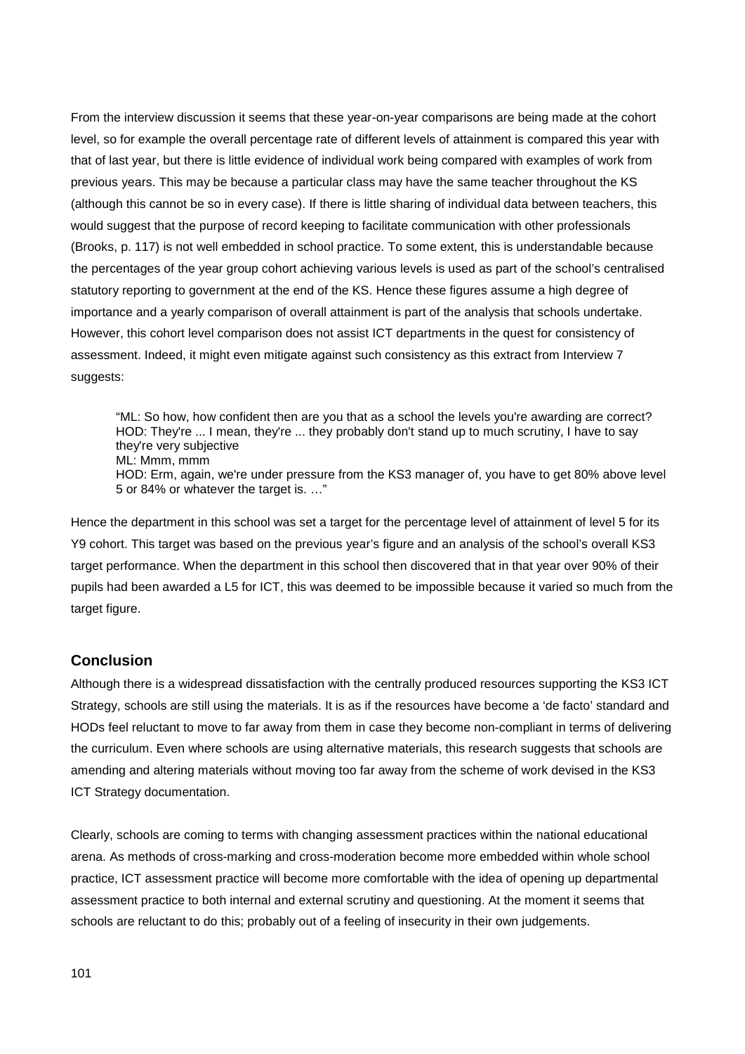From the interview discussion it seems that these year-on-year comparisons are being made at the cohort level, so for example the overall percentage rate of different levels of attainment is compared this year with that of last year, but there is little evidence of individual work being compared with examples of work from previous years. This may be because a particular class may have the same teacher throughout the KS (although this cannot be so in every case). If there is little sharing of individual data between teachers, this would suggest that the purpose of record keeping to facilitate communication with other professionals (Brooks, p. 117) is not well embedded in school practice. To some extent, this is understandable because the percentages of the year group cohort achieving various levels is used as part of the school's centralised statutory reporting to government at the end of the KS. Hence these figures assume a high degree of importance and a yearly comparison of overall attainment is part of the analysis that schools undertake. However, this cohort level comparison does not assist ICT departments in the quest for consistency of assessment. Indeed, it might even mitigate against such consistency as this extract from Interview 7 suggests:

> "ML: So how, how confident then are you that as a school the levels you're awarding are correct?
> HOD: They're ... I mean, they're ... they probably don't stand up to much scrutiny, I have to say they're very subjective
> ML: Mmm, mmm
> HOD: Erm, again, we're under pressure from the KS3 manager of, you have to get 80% above level 5 or 84% or whatever the target is. …"

Hence the department in this school was set a target for the percentage level of attainment of level 5 for its Y9 cohort. This target was based on the previous year's figure and an analysis of the school's overall KS3 target performance. When the department in this school then discovered that in that year over 90% of their pupils had been awarded a L5 for ICT, this was deemed to be impossible because it varied so much from the target figure.

## Conclusion

Although there is a widespread dissatisfaction with the centrally produced resources supporting the KS3 ICT Strategy, schools are still using the materials. It is as if the resources have become a 'de facto' standard and HODs feel reluctant to move to far away from them in case they become non-compliant in terms of delivering the curriculum. Even where schools are using alternative materials, this research suggests that schools are amending and altering materials without moving too far away from the scheme of work devised in the KS3 ICT Strategy documentation.

Clearly, schools are coming to terms with changing assessment practices within the national educational arena. As methods of cross-marking and cross-moderation become more embedded within whole school practice, ICT assessment practice will become more comfortable with the idea of opening up departmental assessment practice to both internal and external scrutiny and questioning. At the moment it seems that schools are reluctant to do this; probably out of a feeling of insecurity in their own judgements.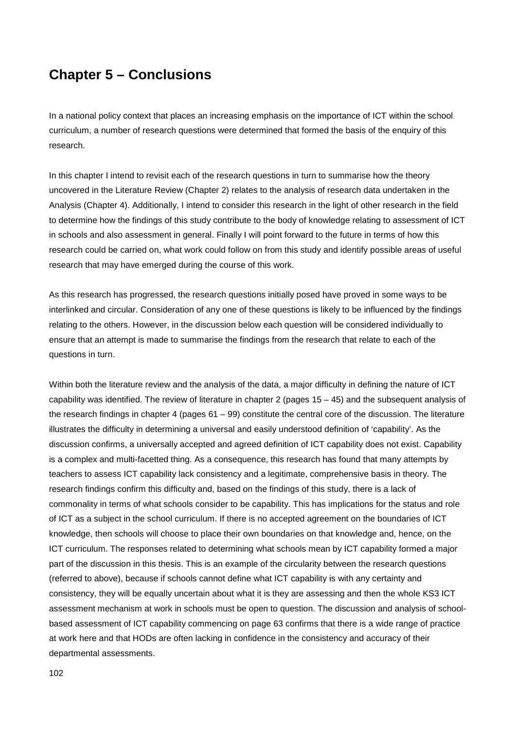# Chapter 5 – Conclusions

In a national policy context that places an increasing emphasis on the importance of ICT within the school curriculum, a number of research questions were determined that formed the basis of the enquiry of this research.

In this chapter I intend to revisit each of the research questions in turn to summarise how the theory uncovered in the Literature Review (Chapter 2) relates to the analysis of research data undertaken in the Analysis (Chapter 4). Additionally, I intend to consider this research in the light of other research in the field to determine how the findings of this study contribute to the body of knowledge relating to assessment of ICT in schools and also assessment in general. Finally I will point forward to the future in terms of how this research could be carried on, what work could follow on from this study and identify possible areas of useful research that may have emerged during the course of this work.

As this research has progressed, the research questions initially posed have proved in some ways to be interlinked and circular. Consideration of any one of these questions is likely to be influenced by the findings relating to the others. However, in the discussion below each question will be considered individually to ensure that an attempt is made to summarise the findings from the research that relate to each of the questions in turn.

Within both the literature review and the analysis of the data, a major difficulty in defining the nature of ICT capability was identified. The review of literature in chapter 2 (pages 15 – 45) and the subsequent analysis of the research findings in chapter 4 (pages 61 – 99) constitute the central core of the discussion. The literature illustrates the difficulty in determining a universal and easily understood definition of 'capability'. As the discussion confirms, a universally accepted and agreed definition of ICT capability does not exist. Capability is a complex and multi-facetted thing. As a consequence, this research has found that many attempts by teachers to assess ICT capability lack consistency and a legitimate, comprehensive basis in theory. The research findings confirm this difficulty and, based on the findings of this study, there is a lack of commonality in terms of what schools consider to be capability. This has implications for the status and role of ICT as a subject in the school curriculum. If there is no accepted agreement on the boundaries of ICT knowledge, then schools will choose to place their own boundaries on that knowledge and, hence, on the ICT curriculum. The responses related to determining what schools mean by ICT capability formed a major part of the discussion in this thesis. This is an example of the circularity between the research questions (referred to above), because if schools cannot define what ICT capability is with any certainty and consistency, they will be equally uncertain about what it is they are assessing and then the whole KS3 ICT assessment mechanism at work in schools must be open to question. The discussion and analysis of school-based assessment of ICT capability commencing on page 63 confirms that there is a wide range of practice at work here and that HODs are often lacking in confidence in the consistency and accuracy of their departmental assessments.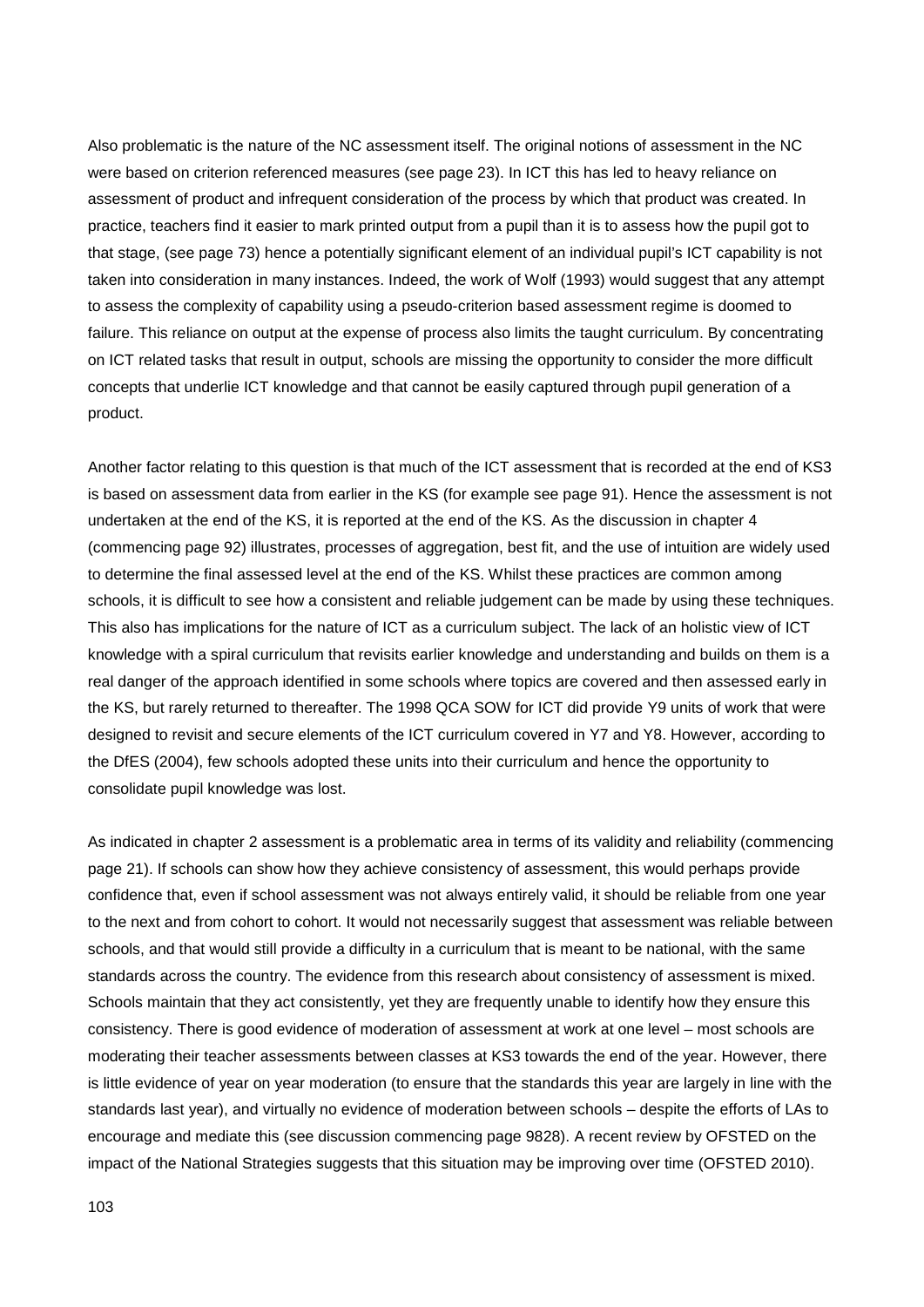Also problematic is the nature of the NC assessment itself. The original notions of assessment in the NC were based on criterion referenced measures (see page 23). In ICT this has led to heavy reliance on assessment of product and infrequent consideration of the process by which that product was created. In practice, teachers find it easier to mark printed output from a pupil than it is to assess how the pupil got to that stage, (see page 73) hence a potentially significant element of an individual pupil's ICT capability is not taken into consideration in many instances. Indeed, the work of Wolf (1993) would suggest that any attempt to assess the complexity of capability using a pseudo-criterion based assessment regime is doomed to failure. This reliance on output at the expense of process also limits the taught curriculum. By concentrating on ICT related tasks that result in output, schools are missing the opportunity to consider the more difficult concepts that underlie ICT knowledge and that cannot be easily captured through pupil generation of a product.

Another factor relating to this question is that much of the ICT assessment that is recorded at the end of KS3 is based on assessment data from earlier in the KS (for example see page 91). Hence the assessment is not undertaken at the end of the KS, it is reported at the end of the KS. As the discussion in chapter 4 (commencing page 92) illustrates, processes of aggregation, best fit, and the use of intuition are widely used to determine the final assessed level at the end of the KS. Whilst these practices are common among schools, it is difficult to see how a consistent and reliable judgement can be made by using these techniques. This also has implications for the nature of ICT as a curriculum subject. The lack of an holistic view of ICT knowledge with a spiral curriculum that revisits earlier knowledge and understanding and builds on them is a real danger of the approach identified in some schools where topics are covered and then assessed early in the KS, but rarely returned to thereafter. The 1998 QCA SOW for ICT did provide Y9 units of work that were designed to revisit and secure elements of the ICT curriculum covered in Y7 and Y8. However, according to the DfES (2004), few schools adopted these units into their curriculum and hence the opportunity to consolidate pupil knowledge was lost.

As indicated in chapter 2 assessment is a problematic area in terms of its validity and reliability (commencing page 21). If schools can show how they achieve consistency of assessment, this would perhaps provide confidence that, even if school assessment was not always entirely valid, it should be reliable from one year to the next and from cohort to cohort. It would not necessarily suggest that assessment was reliable between schools, and that would still provide a difficulty in a curriculum that is meant to be national, with the same standards across the country. The evidence from this research about consistency of assessment is mixed. Schools maintain that they act consistently, yet they are frequently unable to identify how they ensure this consistency. There is good evidence of moderation of assessment at work at one level – most schools are moderating their teacher assessments between classes at KS3 towards the end of the year. However, there is little evidence of year on year moderation (to ensure that the standards this year are largely in line with the standards last year), and virtually no evidence of moderation between schools – despite the efforts of LAs to encourage and mediate this (see discussion commencing page 9828). A recent review by OFSTED on the impact of the National Strategies suggests that this situation may be improving over time (OFSTED 2010).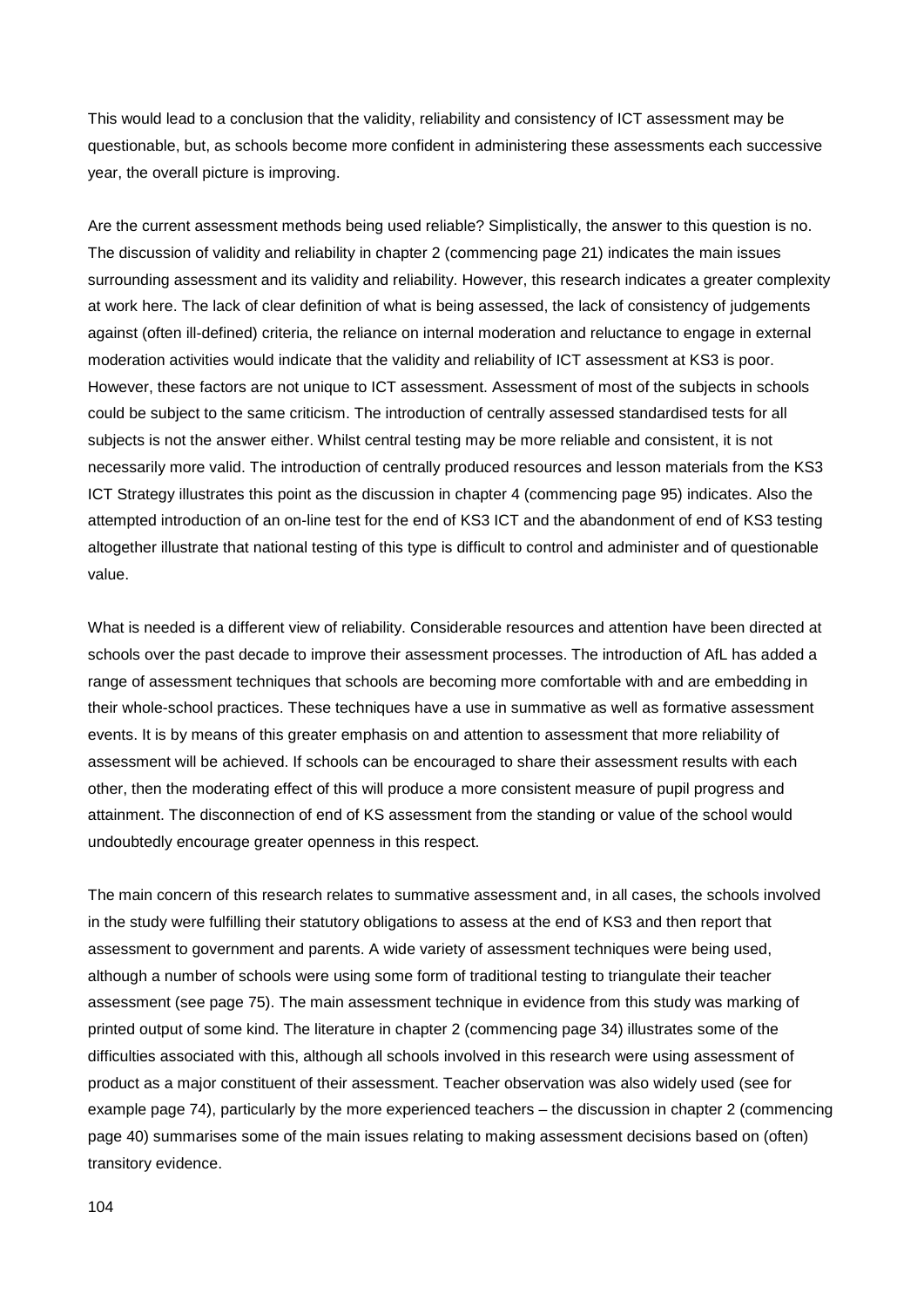This would lead to a conclusion that the validity, reliability and consistency of ICT assessment may be questionable, but, as schools become more confident in administering these assessments each successive year, the overall picture is improving.

Are the current assessment methods being used reliable? Simplistically, the answer to this question is no. The discussion of validity and reliability in chapter 2 (commencing page 21) indicates the main issues surrounding assessment and its validity and reliability. However, this research indicates a greater complexity at work here. The lack of clear definition of what is being assessed, the lack of consistency of judgements against (often ill-defined) criteria, the reliance on internal moderation and reluctance to engage in external moderation activities would indicate that the validity and reliability of ICT assessment at KS3 is poor. However, these factors are not unique to ICT assessment. Assessment of most of the subjects in schools could be subject to the same criticism. The introduction of centrally assessed standardised tests for all subjects is not the answer either. Whilst central testing may be more reliable and consistent, it is not necessarily more valid. The introduction of centrally produced resources and lesson materials from the KS3 ICT Strategy illustrates this point as the discussion in chapter 4 (commencing page 95) indicates. Also the attempted introduction of an on-line test for the end of KS3 ICT and the abandonment of end of KS3 testing altogether illustrate that national testing of this type is difficult to control and administer and of questionable value.

What is needed is a different view of reliability. Considerable resources and attention have been directed at schools over the past decade to improve their assessment processes. The introduction of AfL has added a range of assessment techniques that schools are becoming more comfortable with and are embedding in their whole-school practices. These techniques have a use in summative as well as formative assessment events. It is by means of this greater emphasis on and attention to assessment that more reliability of assessment will be achieved. If schools can be encouraged to share their assessment results with each other, then the moderating effect of this will produce a more consistent measure of pupil progress and attainment. The disconnection of end of KS assessment from the standing or value of the school would undoubtedly encourage greater openness in this respect.

The main concern of this research relates to summative assessment and, in all cases, the schools involved in the study were fulfilling their statutory obligations to assess at the end of KS3 and then report that assessment to government and parents. A wide variety of assessment techniques were being used, although a number of schools were using some form of traditional testing to triangulate their teacher assessment (see page 75). The main assessment technique in evidence from this study was marking of printed output of some kind. The literature in chapter 2 (commencing page 34) illustrates some of the difficulties associated with this, although all schools involved in this research were using assessment of product as a major constituent of their assessment. Teacher observation was also widely used (see for example page 74), particularly by the more experienced teachers – the discussion in chapter 2 (commencing page 40) summarises some of the main issues relating to making assessment decisions based on (often) transitory evidence.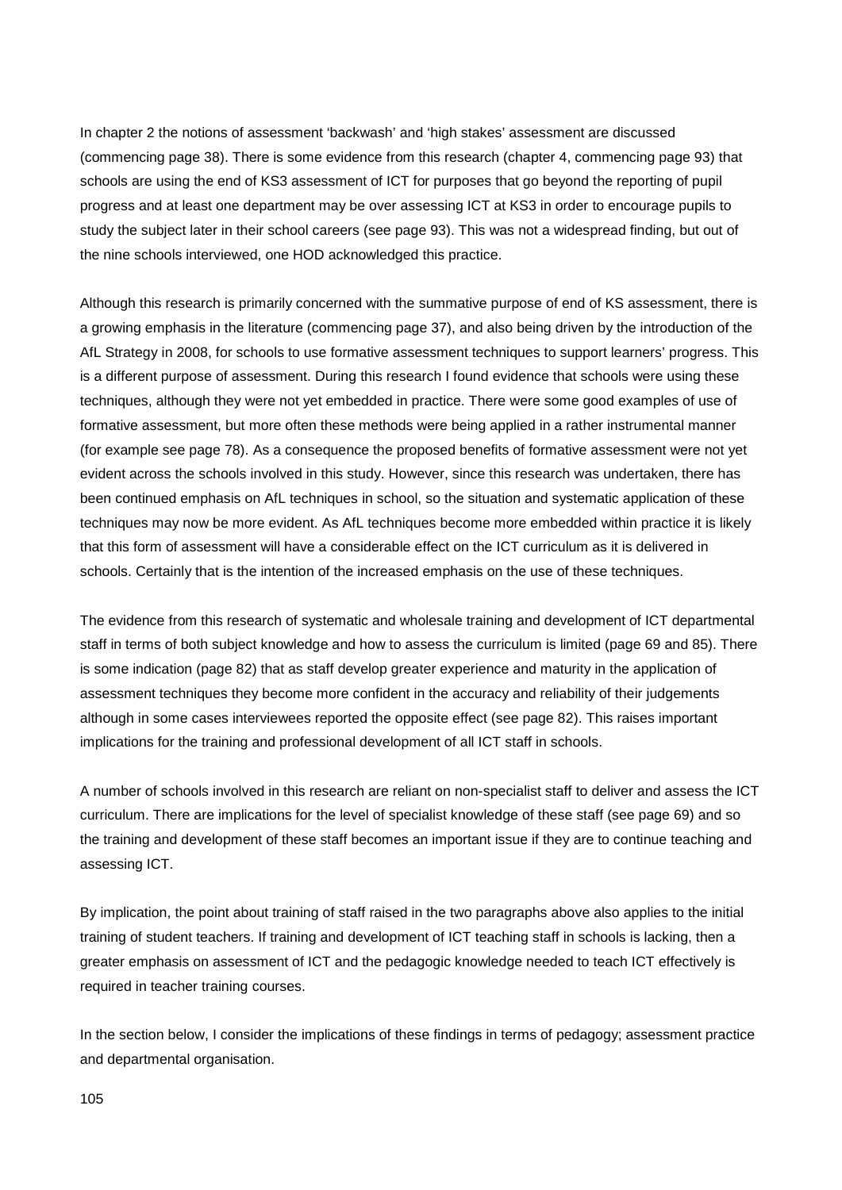In chapter 2 the notions of assessment 'backwash' and 'high stakes' assessment are discussed (commencing page 38). There is some evidence from this research (chapter 4, commencing page 93) that schools are using the end of KS3 assessment of ICT for purposes that go beyond the reporting of pupil progress and at least one department may be over assessing ICT at KS3 in order to encourage pupils to study the subject later in their school careers (see page 93). This was not a widespread finding, but out of the nine schools interviewed, one HOD acknowledged this practice.

Although this research is primarily concerned with the summative purpose of end of KS assessment, there is a growing emphasis in the literature (commencing page 37), and also being driven by the introduction of the AfL Strategy in 2008, for schools to use formative assessment techniques to support learners' progress. This is a different purpose of assessment. During this research I found evidence that schools were using these techniques, although they were not yet embedded in practice. There were some good examples of use of formative assessment, but more often these methods were being applied in a rather instrumental manner (for example see page 78). As a consequence the proposed benefits of formative assessment were not yet evident across the schools involved in this study. However, since this research was undertaken, there has been continued emphasis on AfL techniques in school, so the situation and systematic application of these techniques may now be more evident. As AfL techniques become more embedded within practice it is likely that this form of assessment will have a considerable effect on the ICT curriculum as it is delivered in schools. Certainly that is the intention of the increased emphasis on the use of these techniques.

The evidence from this research of systematic and wholesale training and development of ICT departmental staff in terms of both subject knowledge and how to assess the curriculum is limited (page 69 and 85). There is some indication (page 82) that as staff develop greater experience and maturity in the application of assessment techniques they become more confident in the accuracy and reliability of their judgements although in some cases interviewees reported the opposite effect (see page 82). This raises important implications for the training and professional development of all ICT staff in schools.

A number of schools involved in this research are reliant on non-specialist staff to deliver and assess the ICT curriculum. There are implications for the level of specialist knowledge of these staff (see page 69) and so the training and development of these staff becomes an important issue if they are to continue teaching and assessing ICT.

By implication, the point about training of staff raised in the two paragraphs above also applies to the initial training of student teachers. If training and development of ICT teaching staff in schools is lacking, then a greater emphasis on assessment of ICT and the pedagogic knowledge needed to teach ICT effectively is required in teacher training courses.

In the section below, I consider the implications of these findings in terms of pedagogy; assessment practice and departmental organisation.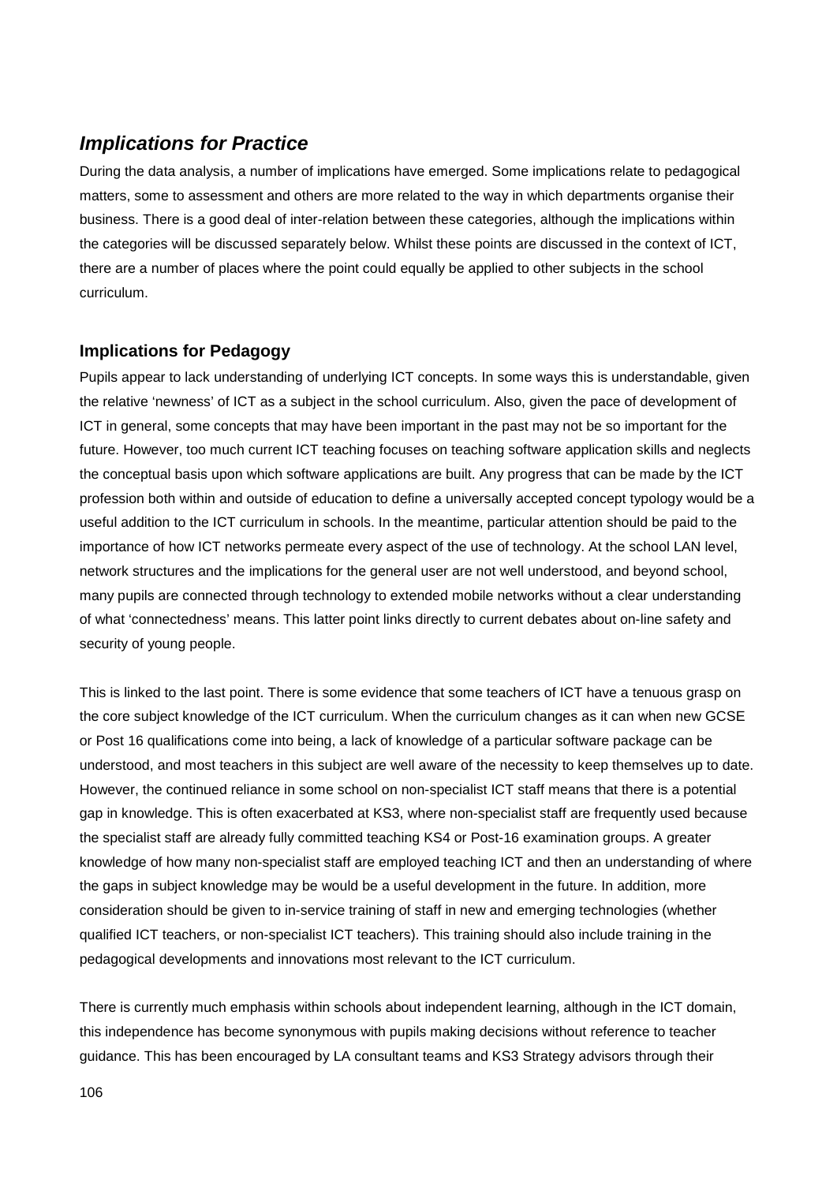## *Implications for Practice*

During the data analysis, a number of implications have emerged. Some implications relate to pedagogical matters, some to assessment and others are more related to the way in which departments organise their business. There is a good deal of inter-relation between these categories, although the implications within the categories will be discussed separately below. Whilst these points are discussed in the context of ICT, there are a number of places where the point could equally be applied to other subjects in the school curriculum.

### Implications for Pedagogy

Pupils appear to lack understanding of underlying ICT concepts. In some ways this is understandable, given the relative 'newness' of ICT as a subject in the school curriculum. Also, given the pace of development of ICT in general, some concepts that may have been important in the past may not be so important for the future. However, too much current ICT teaching focuses on teaching software application skills and neglects the conceptual basis upon which software applications are built. Any progress that can be made by the ICT profession both within and outside of education to define a universally accepted concept typology would be a useful addition to the ICT curriculum in schools. In the meantime, particular attention should be paid to the importance of how ICT networks permeate every aspect of the use of technology. At the school LAN level, network structures and the implications for the general user are not well understood, and beyond school, many pupils are connected through technology to extended mobile networks without a clear understanding of what 'connectedness' means. This latter point links directly to current debates about on-line safety and security of young people.

This is linked to the last point. There is some evidence that some teachers of ICT have a tenuous grasp on the core subject knowledge of the ICT curriculum. When the curriculum changes as it can when new GCSE or Post 16 qualifications come into being, a lack of knowledge of a particular software package can be understood, and most teachers in this subject are well aware of the necessity to keep themselves up to date. However, the continued reliance in some school on non-specialist ICT staff means that there is a potential gap in knowledge. This is often exacerbated at KS3, where non-specialist staff are frequently used because the specialist staff are already fully committed teaching KS4 or Post-16 examination groups. A greater knowledge of how many non-specialist staff are employed teaching ICT and then an understanding of where the gaps in subject knowledge may be would be a useful development in the future. In addition, more consideration should be given to in-service training of staff in new and emerging technologies (whether qualified ICT teachers, or non-specialist ICT teachers). This training should also include training in the pedagogical developments and innovations most relevant to the ICT curriculum.

There is currently much emphasis within schools about independent learning, although in the ICT domain, this independence has become synonymous with pupils making decisions without reference to teacher guidance. This has been encouraged by LA consultant teams and KS3 Strategy advisors through their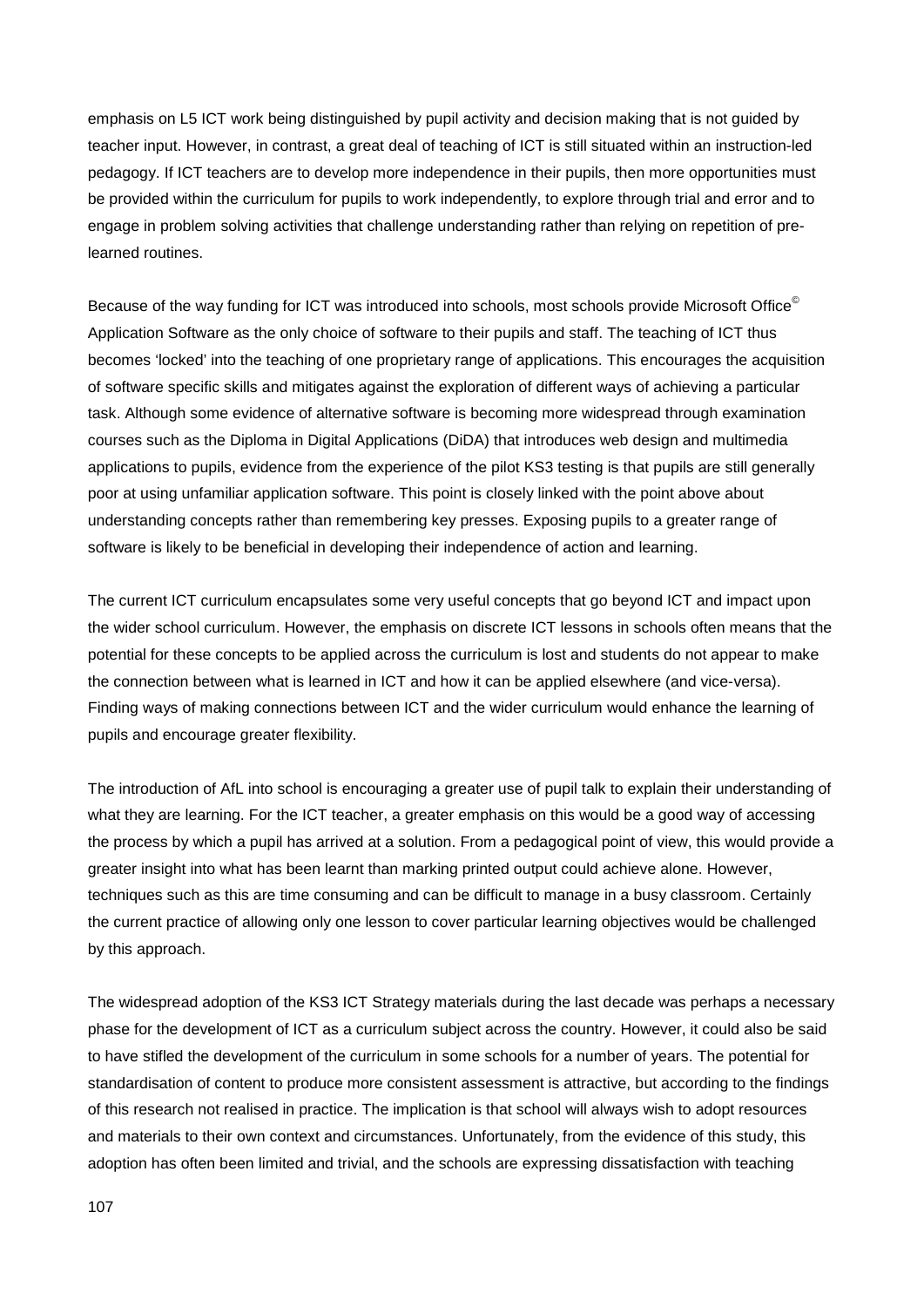emphasis on L5 ICT work being distinguished by pupil activity and decision making that is not guided by teacher input. However, in contrast, a great deal of teaching of ICT is still situated within an instruction-led pedagogy. If ICT teachers are to develop more independence in their pupils, then more opportunities must be provided within the curriculum for pupils to work independently, to explore through trial and error and to engage in problem solving activities that challenge understanding rather than relying on repetition of pre-learned routines.

Because of the way funding for ICT was introduced into schools, most schools provide Microsoft Office© Application Software as the only choice of software to their pupils and staff. The teaching of ICT thus becomes 'locked' into the teaching of one proprietary range of applications. This encourages the acquisition of software specific skills and mitigates against the exploration of different ways of achieving a particular task. Although some evidence of alternative software is becoming more widespread through examination courses such as the Diploma in Digital Applications (DiDA) that introduces web design and multimedia applications to pupils, evidence from the experience of the pilot KS3 testing is that pupils are still generally poor at using unfamiliar application software. This point is closely linked with the point above about understanding concepts rather than remembering key presses. Exposing pupils to a greater range of software is likely to be beneficial in developing their independence of action and learning.

The current ICT curriculum encapsulates some very useful concepts that go beyond ICT and impact upon the wider school curriculum. However, the emphasis on discrete ICT lessons in schools often means that the potential for these concepts to be applied across the curriculum is lost and students do not appear to make the connection between what is learned in ICT and how it can be applied elsewhere (and vice-versa). Finding ways of making connections between ICT and the wider curriculum would enhance the learning of pupils and encourage greater flexibility.

The introduction of AfL into school is encouraging a greater use of pupil talk to explain their understanding of what they are learning. For the ICT teacher, a greater emphasis on this would be a good way of accessing the process by which a pupil has arrived at a solution. From a pedagogical point of view, this would provide a greater insight into what has been learnt than marking printed output could achieve alone. However, techniques such as this are time consuming and can be difficult to manage in a busy classroom. Certainly the current practice of allowing only one lesson to cover particular learning objectives would be challenged by this approach.

The widespread adoption of the KS3 ICT Strategy materials during the last decade was perhaps a necessary phase for the development of ICT as a curriculum subject across the country. However, it could also be said to have stifled the development of the curriculum in some schools for a number of years. The potential for standardisation of content to produce more consistent assessment is attractive, but according to the findings of this research not realised in practice. The implication is that school will always wish to adopt resources and materials to their own context and circumstances. Unfortunately, from the evidence of this study, this adoption has often been limited and trivial, and the schools are expressing dissatisfaction with teaching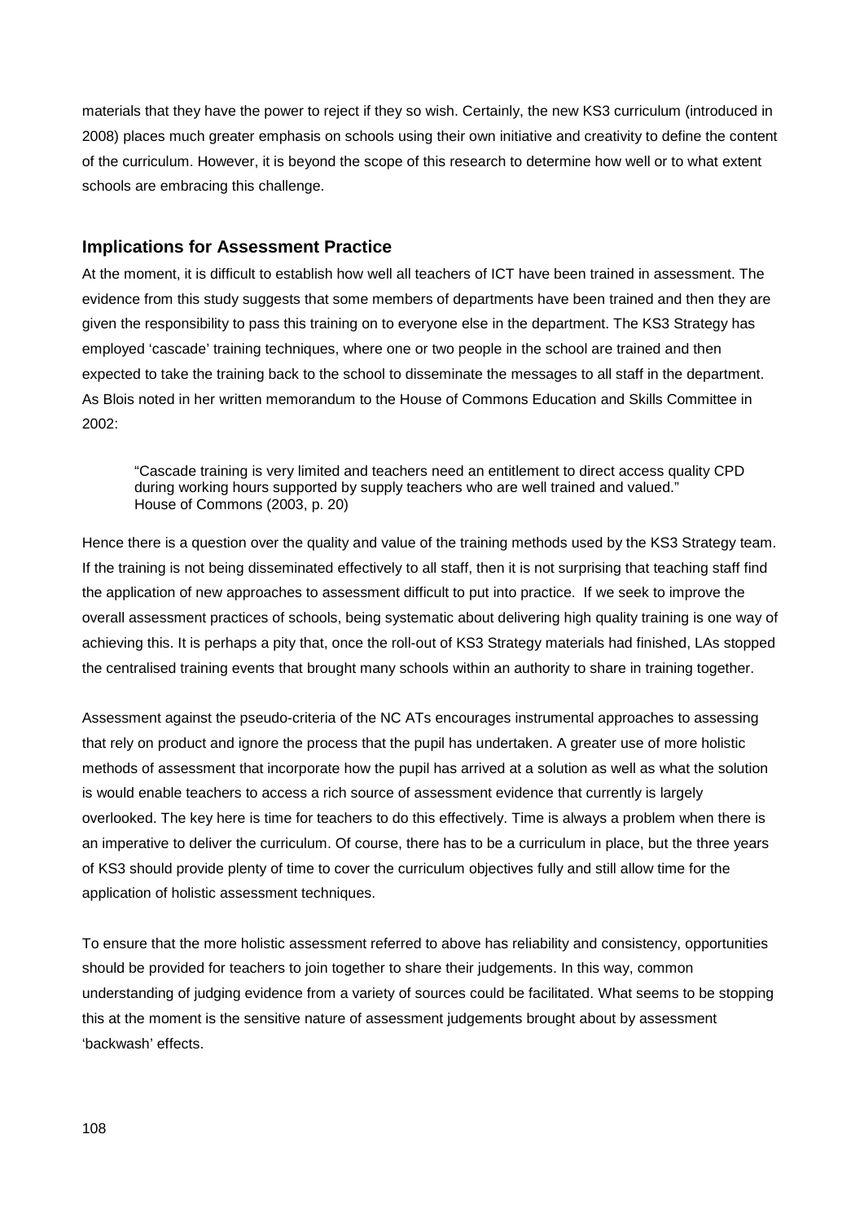materials that they have the power to reject if they so wish. Certainly, the new KS3 curriculum (introduced in 2008) places much greater emphasis on schools using their own initiative and creativity to define the content of the curriculum. However, it is beyond the scope of this research to determine how well or to what extent schools are embracing this challenge.

## Implications for Assessment Practice

At the moment, it is difficult to establish how well all teachers of ICT have been trained in assessment. The evidence from this study suggests that some members of departments have been trained and then they are given the responsibility to pass this training on to everyone else in the department. The KS3 Strategy has employed 'cascade' training techniques, where one or two people in the school are trained and then expected to take the training back to the school to disseminate the messages to all staff in the department. As Blois noted in her written memorandum to the House of Commons Education and Skills Committee in 2002:

> "Cascade training is very limited and teachers need an entitlement to direct access quality CPD during working hours supported by supply teachers who are well trained and valued."
> House of Commons (2003, p. 20)

Hence there is a question over the quality and value of the training methods used by the KS3 Strategy team. If the training is not being disseminated effectively to all staff, then it is not surprising that teaching staff find the application of new approaches to assessment difficult to put into practice. If we seek to improve the overall assessment practices of schools, being systematic about delivering high quality training is one way of achieving this. It is perhaps a pity that, once the roll-out of KS3 Strategy materials had finished, LAs stopped the centralised training events that brought many schools within an authority to share in training together.

Assessment against the pseudo-criteria of the NC ATs encourages instrumental approaches to assessing that rely on product and ignore the process that the pupil has undertaken. A greater use of more holistic methods of assessment that incorporate how the pupil has arrived at a solution as well as what the solution is would enable teachers to access a rich source of assessment evidence that currently is largely overlooked. The key here is time for teachers to do this effectively. Time is always a problem when there is an imperative to deliver the curriculum. Of course, there has to be a curriculum in place, but the three years of KS3 should provide plenty of time to cover the curriculum objectives fully and still allow time for the application of holistic assessment techniques.

To ensure that the more holistic assessment referred to above has reliability and consistency, opportunities should be provided for teachers to join together to share their judgements. In this way, common understanding of judging evidence from a variety of sources could be facilitated. What seems to be stopping this at the moment is the sensitive nature of assessment judgements brought about by assessment 'backwash' effects.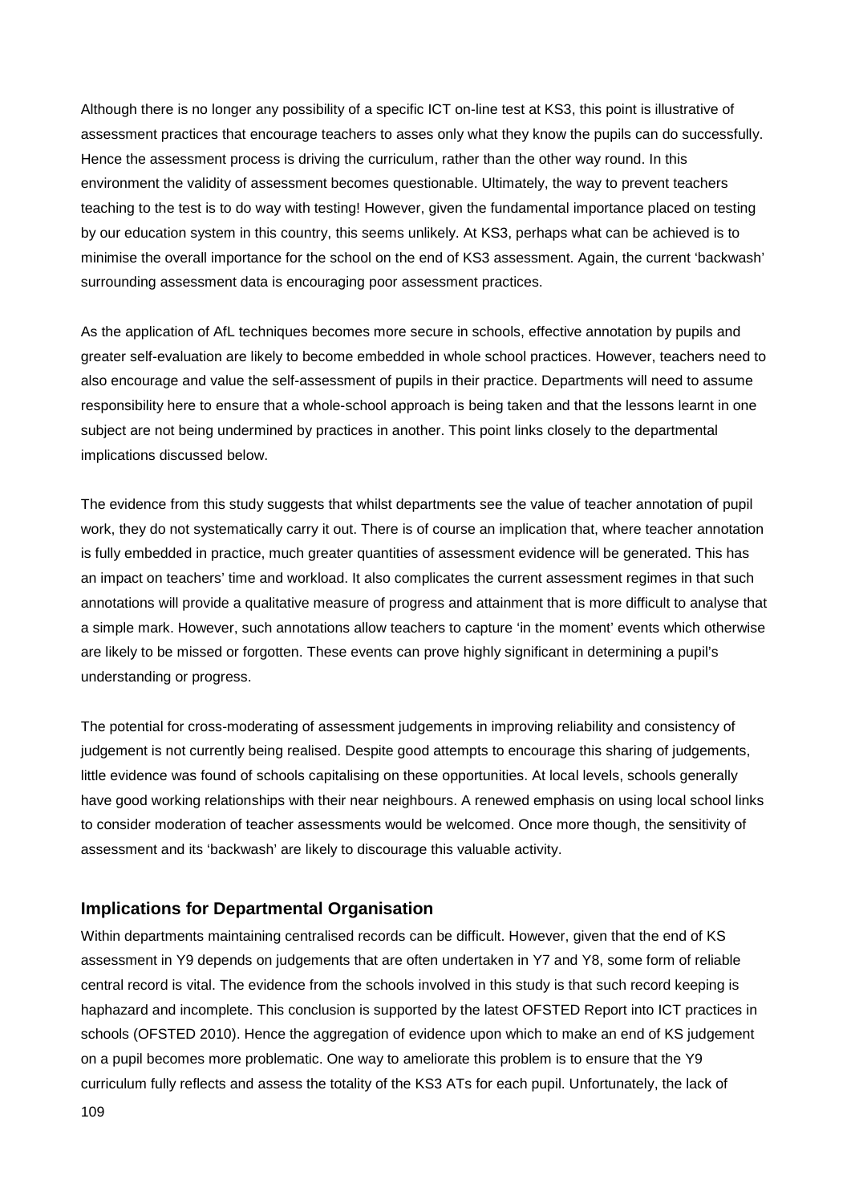Although there is no longer any possibility of a specific ICT on-line test at KS3, this point is illustrative of assessment practices that encourage teachers to asses only what they know the pupils can do successfully. Hence the assessment process is driving the curriculum, rather than the other way round. In this environment the validity of assessment becomes questionable. Ultimately, the way to prevent teachers teaching to the test is to do way with testing! However, given the fundamental importance placed on testing by our education system in this country, this seems unlikely. At KS3, perhaps what can be achieved is to minimise the overall importance for the school on the end of KS3 assessment. Again, the current 'backwash' surrounding assessment data is encouraging poor assessment practices.

As the application of AfL techniques becomes more secure in schools, effective annotation by pupils and greater self-evaluation are likely to become embedded in whole school practices. However, teachers need to also encourage and value the self-assessment of pupils in their practice. Departments will need to assume responsibility here to ensure that a whole-school approach is being taken and that the lessons learnt in one subject are not being undermined by practices in another. This point links closely to the departmental implications discussed below.

The evidence from this study suggests that whilst departments see the value of teacher annotation of pupil work, they do not systematically carry it out. There is of course an implication that, where teacher annotation is fully embedded in practice, much greater quantities of assessment evidence will be generated. This has an impact on teachers' time and workload. It also complicates the current assessment regimes in that such annotations will provide a qualitative measure of progress and attainment that is more difficult to analyse that a simple mark. However, such annotations allow teachers to capture 'in the moment' events which otherwise are likely to be missed or forgotten. These events can prove highly significant in determining a pupil's understanding or progress.

The potential for cross-moderating of assessment judgements in improving reliability and consistency of judgement is not currently being realised. Despite good attempts to encourage this sharing of judgements, little evidence was found of schools capitalising on these opportunities. At local levels, schools generally have good working relationships with their near neighbours. A renewed emphasis on using local school links to consider moderation of teacher assessments would be welcomed. Once more though, the sensitivity of assessment and its 'backwash' are likely to discourage this valuable activity.

### Implications for Departmental Organisation

Within departments maintaining centralised records can be difficult. However, given that the end of KS assessment in Y9 depends on judgements that are often undertaken in Y7 and Y8, some form of reliable central record is vital. The evidence from the schools involved in this study is that such record keeping is haphazard and incomplete. This conclusion is supported by the latest OFSTED Report into ICT practices in schools (OFSTED 2010). Hence the aggregation of evidence upon which to make an end of KS judgement on a pupil becomes more problematic. One way to ameliorate this problem is to ensure that the Y9 curriculum fully reflects and assess the totality of the KS3 ATs for each pupil. Unfortunately, the lack of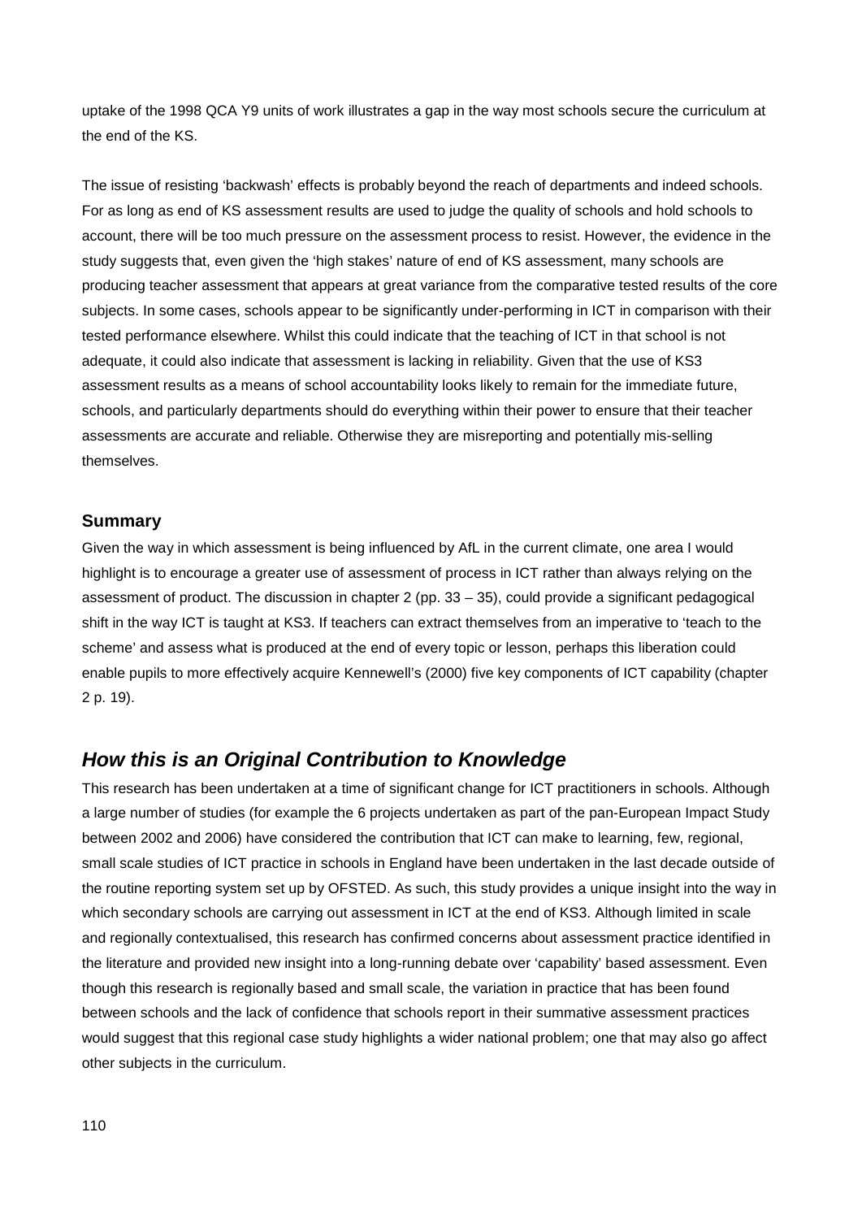uptake of the 1998 QCA Y9 units of work illustrates a gap in the way most schools secure the curriculum at the end of the KS.

The issue of resisting 'backwash' effects is probably beyond the reach of departments and indeed schools. For as long as end of KS assessment results are used to judge the quality of schools and hold schools to account, there will be too much pressure on the assessment process to resist. However, the evidence in the study suggests that, even given the 'high stakes' nature of end of KS assessment, many schools are producing teacher assessment that appears at great variance from the comparative tested results of the core subjects. In some cases, schools appear to be significantly under-performing in ICT in comparison with their tested performance elsewhere. Whilst this could indicate that the teaching of ICT in that school is not adequate, it could also indicate that assessment is lacking in reliability. Given that the use of KS3 assessment results as a means of school accountability looks likely to remain for the immediate future, schools, and particularly departments should do everything within their power to ensure that their teacher assessments are accurate and reliable. Otherwise they are misreporting and potentially mis-selling themselves.

### Summary

Given the way in which assessment is being influenced by AfL in the current climate, one area I would highlight is to encourage a greater use of assessment of process in ICT rather than always relying on the assessment of product. The discussion in chapter 2 (pp. 33 – 35), could provide a significant pedagogical shift in the way ICT is taught at KS3. If teachers can extract themselves from an imperative to 'teach to the scheme' and assess what is produced at the end of every topic or lesson, perhaps this liberation could enable pupils to more effectively acquire Kennewell's (2000) five key components of ICT capability (chapter 2 p. 19).

## *How this is an Original Contribution to Knowledge*

This research has been undertaken at a time of significant change for ICT practitioners in schools. Although a large number of studies (for example the 6 projects undertaken as part of the pan-European Impact Study between 2002 and 2006) have considered the contribution that ICT can make to learning, few, regional, small scale studies of ICT practice in schools in England have been undertaken in the last decade outside of the routine reporting system set up by OFSTED. As such, this study provides a unique insight into the way in which secondary schools are carrying out assessment in ICT at the end of KS3. Although limited in scale and regionally contextualised, this research has confirmed concerns about assessment practice identified in the literature and provided new insight into a long-running debate over 'capability' based assessment. Even though this research is regionally based and small scale, the variation in practice that has been found between schools and the lack of confidence that schools report in their summative assessment practices would suggest that this regional case study highlights a wider national problem; one that may also go affect other subjects in the curriculum.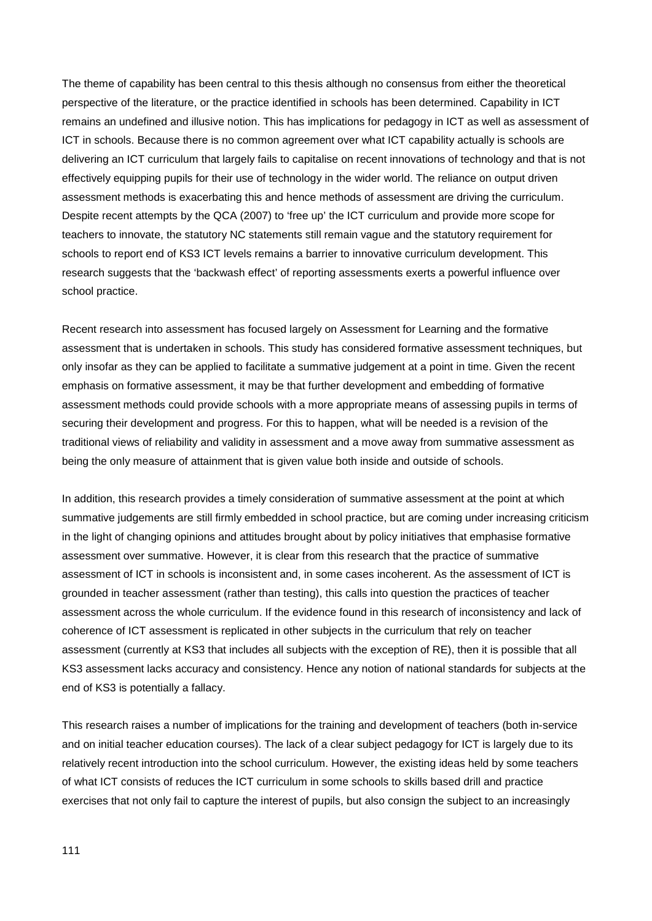The theme of capability has been central to this thesis although no consensus from either the theoretical perspective of the literature, or the practice identified in schools has been determined. Capability in ICT remains an undefined and illusive notion. This has implications for pedagogy in ICT as well as assessment of ICT in schools. Because there is no common agreement over what ICT capability actually is schools are delivering an ICT curriculum that largely fails to capitalise on recent innovations of technology and that is not effectively equipping pupils for their use of technology in the wider world. The reliance on output driven assessment methods is exacerbating this and hence methods of assessment are driving the curriculum. Despite recent attempts by the QCA (2007) to 'free up' the ICT curriculum and provide more scope for teachers to innovate, the statutory NC statements still remain vague and the statutory requirement for schools to report end of KS3 ICT levels remains a barrier to innovative curriculum development. This research suggests that the 'backwash effect' of reporting assessments exerts a powerful influence over school practice.

Recent research into assessment has focused largely on Assessment for Learning and the formative assessment that is undertaken in schools. This study has considered formative assessment techniques, but only insofar as they can be applied to facilitate a summative judgement at a point in time. Given the recent emphasis on formative assessment, it may be that further development and embedding of formative assessment methods could provide schools with a more appropriate means of assessing pupils in terms of securing their development and progress. For this to happen, what will be needed is a revision of the traditional views of reliability and validity in assessment and a move away from summative assessment as being the only measure of attainment that is given value both inside and outside of schools.

In addition, this research provides a timely consideration of summative assessment at the point at which summative judgements are still firmly embedded in school practice, but are coming under increasing criticism in the light of changing opinions and attitudes brought about by policy initiatives that emphasise formative assessment over summative. However, it is clear from this research that the practice of summative assessment of ICT in schools is inconsistent and, in some cases incoherent. As the assessment of ICT is grounded in teacher assessment (rather than testing), this calls into question the practices of teacher assessment across the whole curriculum. If the evidence found in this research of inconsistency and lack of coherence of ICT assessment is replicated in other subjects in the curriculum that rely on teacher assessment (currently at KS3 that includes all subjects with the exception of RE), then it is possible that all KS3 assessment lacks accuracy and consistency. Hence any notion of national standards for subjects at the end of KS3 is potentially a fallacy.

This research raises a number of implications for the training and development of teachers (both in-service and on initial teacher education courses). The lack of a clear subject pedagogy for ICT is largely due to its relatively recent introduction into the school curriculum. However, the existing ideas held by some teachers of what ICT consists of reduces the ICT curriculum in some schools to skills based drill and practice exercises that not only fail to capture the interest of pupils, but also consign the subject to an increasingly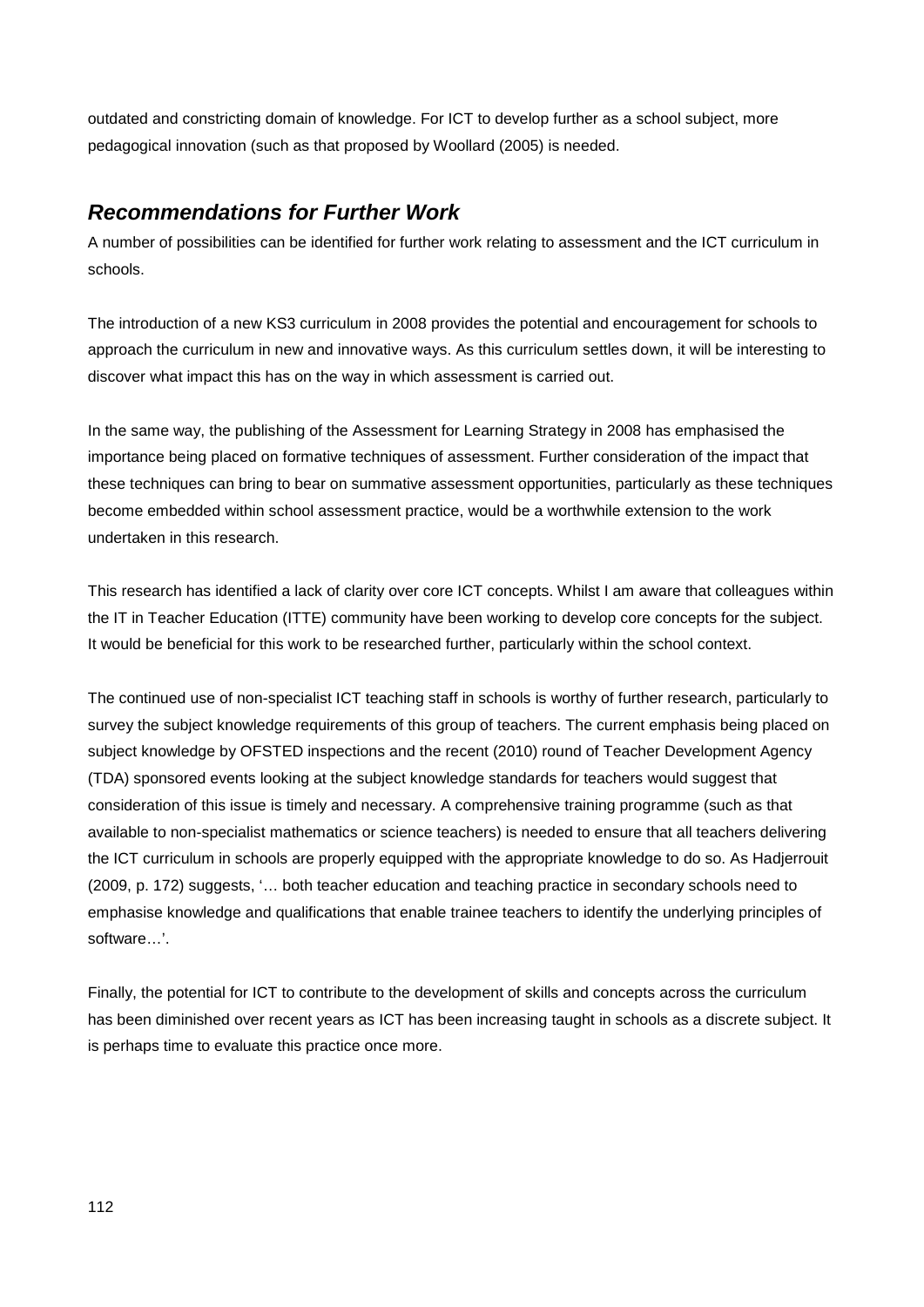outdated and constricting domain of knowledge. For ICT to develop further as a school subject, more pedagogical innovation (such as that proposed by Woollard (2005) is needed.

## *Recommendations for Further Work*

A number of possibilities can be identified for further work relating to assessment and the ICT curriculum in schools.

The introduction of a new KS3 curriculum in 2008 provides the potential and encouragement for schools to approach the curriculum in new and innovative ways. As this curriculum settles down, it will be interesting to discover what impact this has on the way in which assessment is carried out.

In the same way, the publishing of the Assessment for Learning Strategy in 2008 has emphasised the importance being placed on formative techniques of assessment. Further consideration of the impact that these techniques can bring to bear on summative assessment opportunities, particularly as these techniques become embedded within school assessment practice, would be a worthwhile extension to the work undertaken in this research.

This research has identified a lack of clarity over core ICT concepts. Whilst I am aware that colleagues within the IT in Teacher Education (ITTE) community have been working to develop core concepts for the subject. It would be beneficial for this work to be researched further, particularly within the school context.

The continued use of non-specialist ICT teaching staff in schools is worthy of further research, particularly to survey the subject knowledge requirements of this group of teachers. The current emphasis being placed on subject knowledge by OFSTED inspections and the recent (2010) round of Teacher Development Agency (TDA) sponsored events looking at the subject knowledge standards for teachers would suggest that consideration of this issue is timely and necessary. A comprehensive training programme (such as that available to non-specialist mathematics or science teachers) is needed to ensure that all teachers delivering the ICT curriculum in schools are properly equipped with the appropriate knowledge to do so. As Hadjerrouit (2009, p. 172) suggests, '… both teacher education and teaching practice in secondary schools need to emphasise knowledge and qualifications that enable trainee teachers to identify the underlying principles of software…'.

Finally, the potential for ICT to contribute to the development of skills and concepts across the curriculum has been diminished over recent years as ICT has been increasing taught in schools as a discrete subject. It is perhaps time to evaluate this practice once more.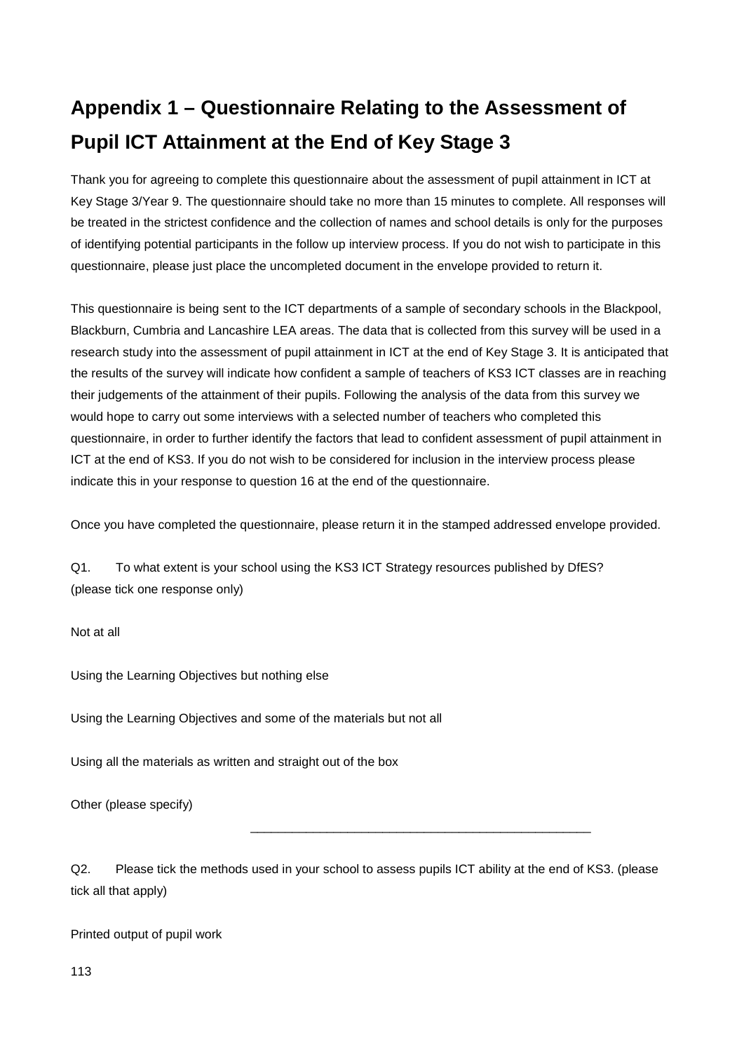# Appendix 1 – Questionnaire Relating to the Assessment of Pupil ICT Attainment at the End of Key Stage 3

Thank you for agreeing to complete this questionnaire about the assessment of pupil attainment in ICT at Key Stage 3/Year 9. The questionnaire should take no more than 15 minutes to complete. All responses will be treated in the strictest confidence and the collection of names and school details is only for the purposes of identifying potential participants in the follow up interview process. If you do not wish to participate in this questionnaire, please just place the uncompleted document in the envelope provided to return it.

This questionnaire is being sent to the ICT departments of a sample of secondary schools in the Blackpool, Blackburn, Cumbria and Lancashire LEA areas. The data that is collected from this survey will be used in a research study into the assessment of pupil attainment in ICT at the end of Key Stage 3. It is anticipated that the results of the survey will indicate how confident a sample of teachers of KS3 ICT classes are in reaching their judgements of the attainment of their pupils. Following the analysis of the data from this survey we would hope to carry out some interviews with a selected number of teachers who completed this questionnaire, in order to further identify the factors that lead to confident assessment of pupil attainment in ICT at the end of KS3. If you do not wish to be considered for inclusion in the interview process please indicate this in your response to question 16 at the end of the questionnaire.

Once you have completed the questionnaire, please return it in the stamped addressed envelope provided.

Q1. To what extent is your school using the KS3 ICT Strategy resources published by DfES? (please tick one response only)

Not at all

Using the Learning Objectives but nothing else

Using the Learning Objectives and some of the materials but not all

Using all the materials as written and straight out of the box

Other (please specify)

\_\_\_\_\_\_\_\_\_\_\_\_\_\_\_\_\_\_\_\_\_\_\_\_\_\_\_\_\_\_\_\_\_\_\_\_\_\_\_\_\_\_\_\_\_\_\_\_

Q2. Please tick the methods used in your school to assess pupils ICT ability at the end of KS3. (please tick all that apply)

Printed output of pupil work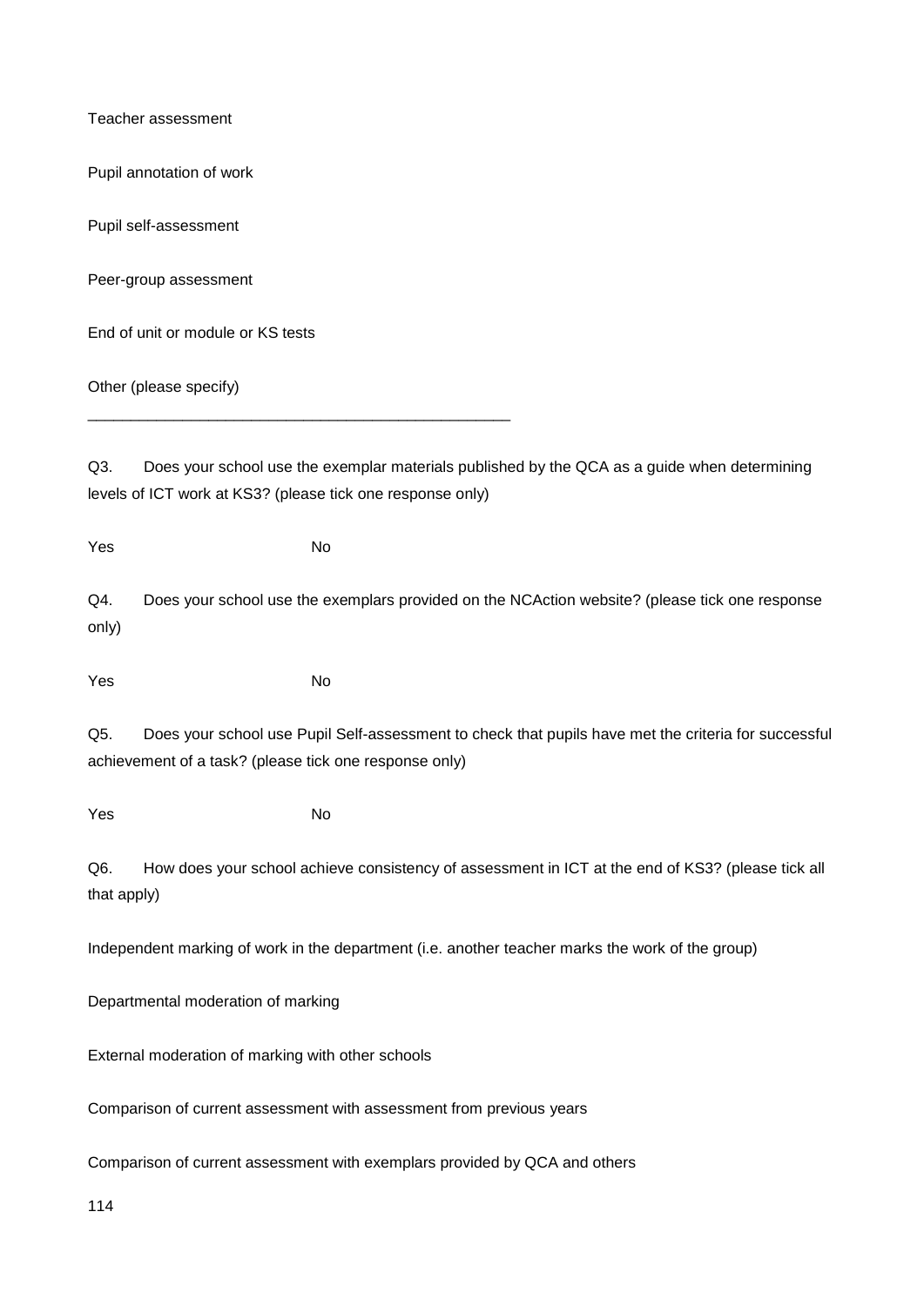Teacher assessment

Pupil annotation of work

Pupil self-assessment

Peer-group assessment

End of unit or module or KS tests

Other (please specify)

_________________________________________________

Q3. Does your school use the exemplar materials published by the QCA as a guide when determining levels of ICT work at KS3? (please tick one response only)

Yes No

Q4. Does your school use the exemplars provided on the NCAction website? (please tick one response only)

Yes No

Q5. Does your school use Pupil Self-assessment to check that pupils have met the criteria for successful achievement of a task? (please tick one response only)

Yes No

Q6. How does your school achieve consistency of assessment in ICT at the end of KS3? (please tick all that apply)

Independent marking of work in the department (i.e. another teacher marks the work of the group)

Departmental moderation of marking

External moderation of marking with other schools

Comparison of current assessment with assessment from previous years

Comparison of current assessment with exemplars provided by QCA and others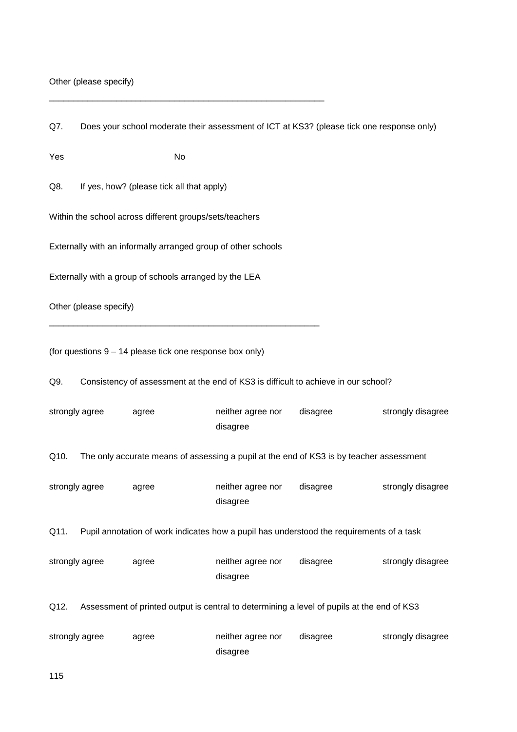Other (please specify)

___________________________________________________________

Q7. Does your school moderate their assessment of ICT at KS3? (please tick one response only)

Yes No

Q8. If yes, how? (please tick all that apply)

Within the school across different groups/sets/teachers

Externally with an informally arranged group of other schools

Externally with a group of schools arranged by the LEA

Other (please specify)

__________________________________________________________

(for questions 9 – 14 please tick one response box only)

Q9. Consistency of assessment at the end of KS3 is difficult to achieve in our school?

| strongly agree | agree | neither agree nor disagree | disagree | strongly disagree |
|---|---|---|---|---|

Q10. The only accurate means of assessing a pupil at the end of KS3 is by teacher assessment

| strongly agree | agree | neither agree nor disagree | disagree | strongly disagree |
|---|---|---|---|---|

Q11. Pupil annotation of work indicates how a pupil has understood the requirements of a task

| strongly agree | agree | neither agree nor disagree | disagree | strongly disagree |
|---|---|---|---|---|

Q12. Assessment of printed output is central to determining a level of pupils at the end of KS3

| strongly agree | agree | neither agree nor disagree | disagree | strongly disagree |
|---|---|---|---|---|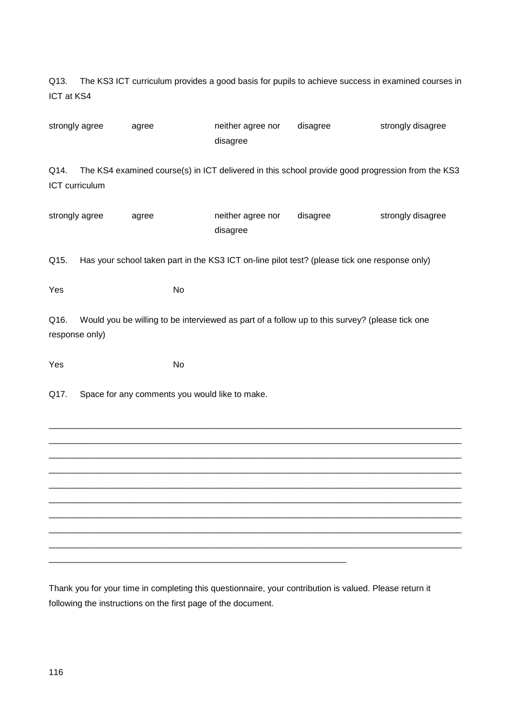Q13. The KS3 ICT curriculum provides a good basis for pupils to achieve success in examined courses in ICT at KS4

| strongly agree | agree | neither agree nor disagree | disagree | strongly disagree |
|---|---|---|---|---|

Q14. The KS4 examined course(s) in ICT delivered in this school provide good progression from the KS3 ICT curriculum

| strongly agree | agree | neither agree nor disagree | disagree | strongly disagree |
|---|---|---|---|---|

Q15. Has your school taken part in the KS3 ICT on-line pilot test? (please tick one response only)

Yes No

Q16. Would you be willing to be interviewed as part of a follow up to this survey? (please tick one response only)

Yes No

Q17. Space for any comments you would like to make.

_____________________________________________________________________________________
_____________________________________________________________________________________
_____________________________________________________________________________________
_____________________________________________________________________________________
_____________________________________________________________________________________
_____________________________________________________________________________________
_____________________________________________________________________________________
_____________________________________________________________________________________
_____________________________________________________________________________________
_____________________________________________________________

Thank you for your time in completing this questionnaire, your contribution is valued. Please return it following the instructions on the first page of the document.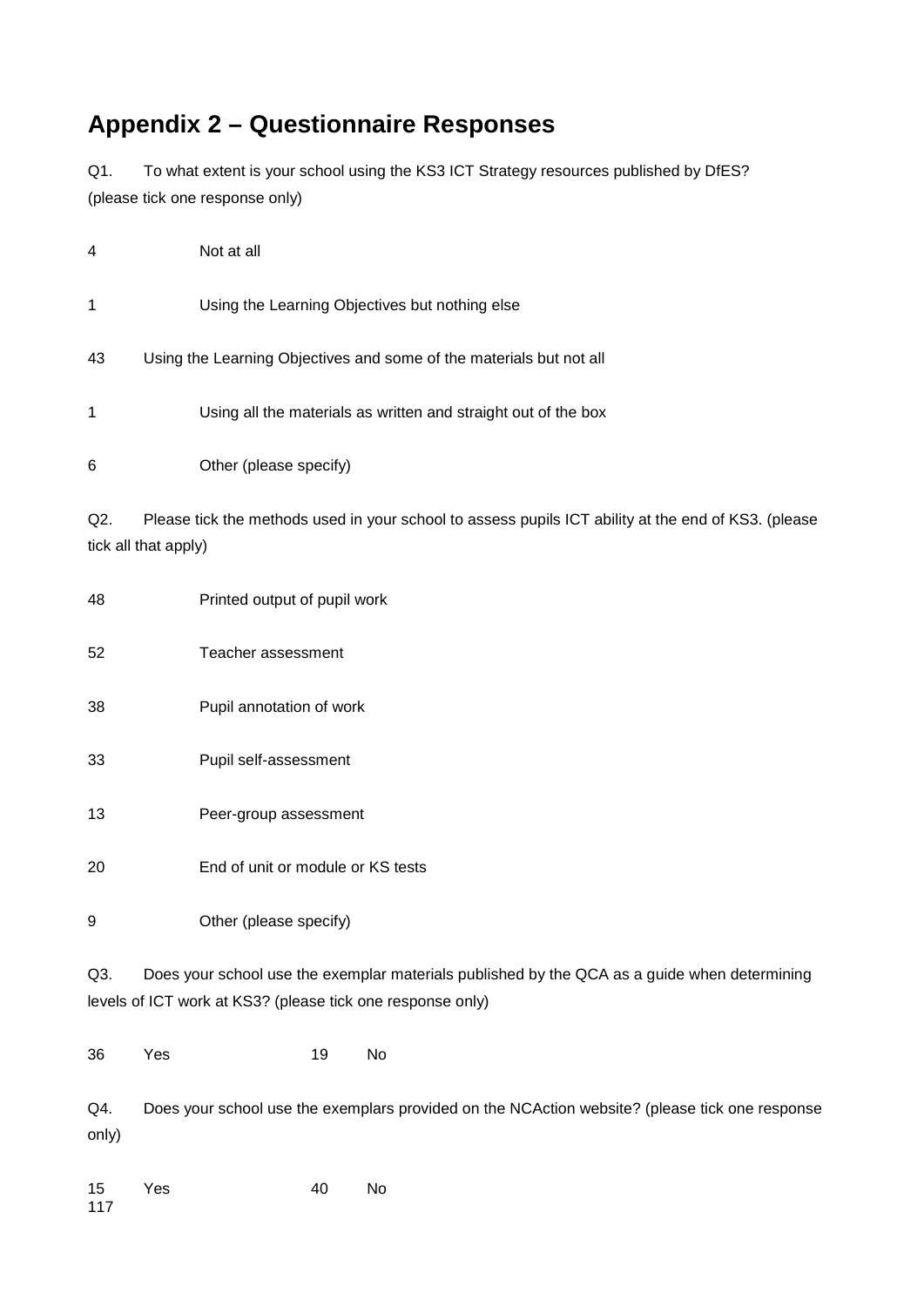## Appendix 2 – Questionnaire Responses

Q1. To what extent is your school using the KS3 ICT Strategy resources published by DfES? (please tick one response only)

4 Not at all

1 Using the Learning Objectives but nothing else

43 Using the Learning Objectives and some of the materials but not all

1 Using all the materials as written and straight out of the box

6 Other (please specify)

Q2. Please tick the methods used in your school to assess pupils ICT ability at the end of KS3. (please tick all that apply)

48 Printed output of pupil work

52 Teacher assessment

38 Pupil annotation of work

33 Pupil self-assessment

13 Peer-group assessment

20 End of unit or module or KS tests

9 Other (please specify)

Q3. Does your school use the exemplar materials published by the QCA as a guide when determining levels of ICT work at KS3? (please tick one response only)

36 Yes 19 No

Q4. Does your school use the exemplars provided on the NCAction website? (please tick one response only)

15 Yes 40 No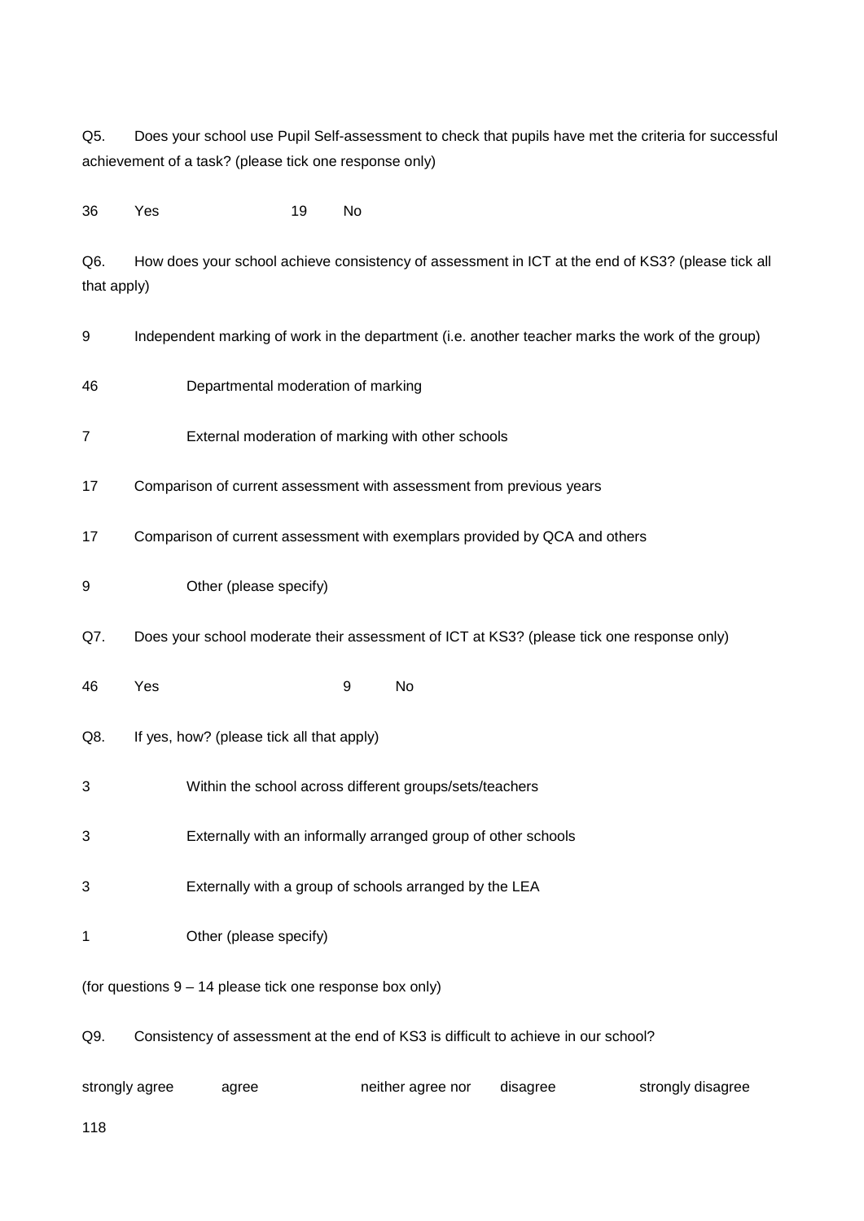Q5. Does your school use Pupil Self-assessment to check that pupils have met the criteria for successful achievement of a task? (please tick one response only)

36 Yes 19 No

Q6. How does your school achieve consistency of assessment in ICT at the end of KS3? (please tick all that apply)

9 Independent marking of work in the department (i.e. another teacher marks the work of the group)

46 Departmental moderation of marking

7 External moderation of marking with other schools

17 Comparison of current assessment with assessment from previous years

17 Comparison of current assessment with exemplars provided by QCA and others

9 Other (please specify)

Q7. Does your school moderate their assessment of ICT at KS3? (please tick one response only)

46 Yes 9 No

Q8. If yes, how? (please tick all that apply)

3 Within the school across different groups/sets/teachers

3 Externally with an informally arranged group of other schools

3 Externally with a group of schools arranged by the LEA

1 Other (please specify)

(for questions 9 – 14 please tick one response box only)

Q9. Consistency of assessment at the end of KS3 is difficult to achieve in our school?

strongly agree agree neither agree nor disagree strongly disagree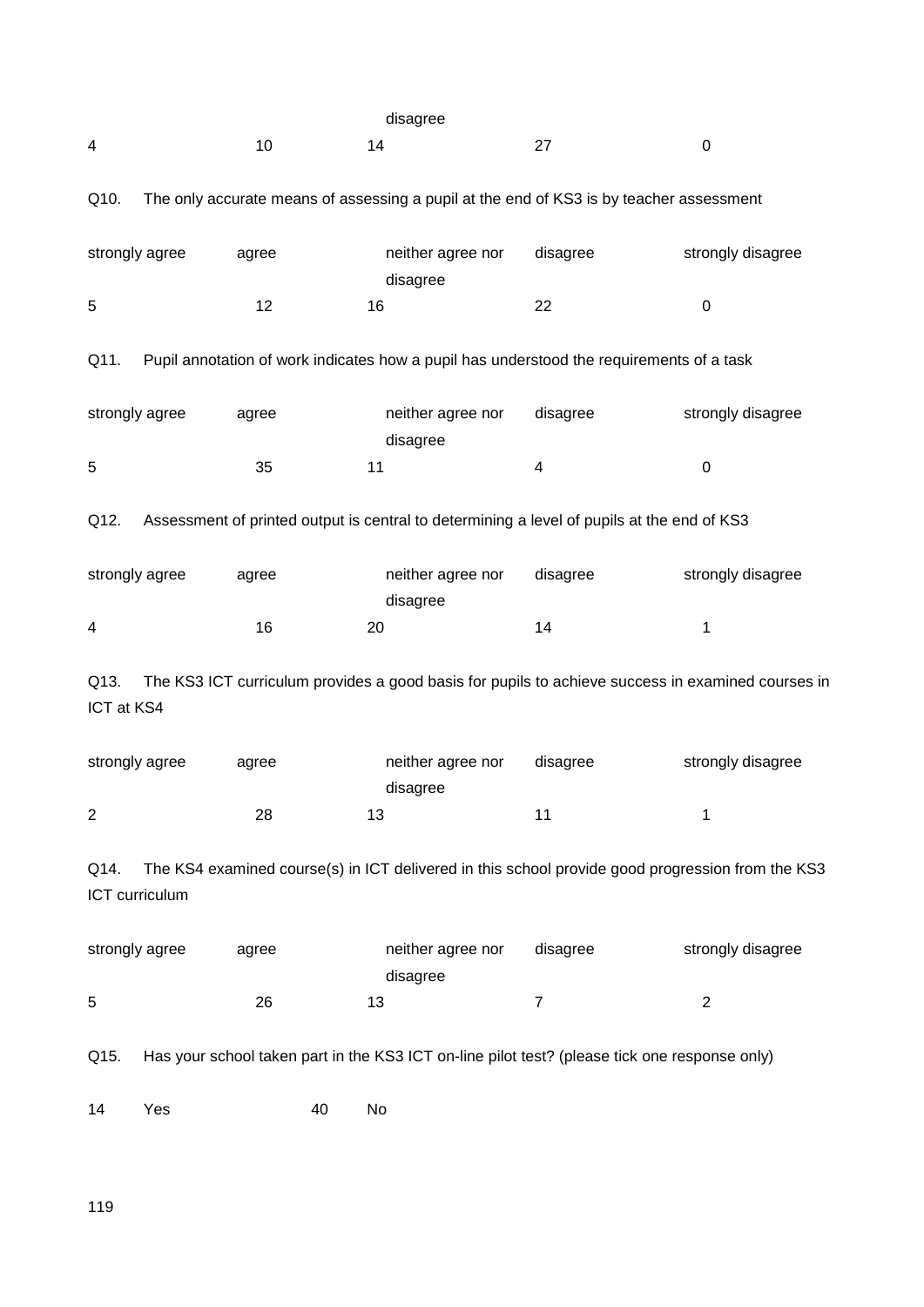| | | disagree | | |
|---|---|---|---|---|
| 4 | 10 | 14 | 27 | 0 |

Q10. The only accurate means of assessing a pupil at the end of KS3 is by teacher assessment

| strongly agree | agree | neither agree nor disagree | disagree | strongly disagree |
|---|---|---|---|---|
| 5 | 12 | 16 | 22 | 0 |

Q11. Pupil annotation of work indicates how a pupil has understood the requirements of a task

| strongly agree | agree | neither agree nor disagree | disagree | strongly disagree |
|---|---|---|---|---|
| 5 | 35 | 11 | 4 | 0 |

Q12. Assessment of printed output is central to determining a level of pupils at the end of KS3

| strongly agree | agree | neither agree nor disagree | disagree | strongly disagree |
|---|---|---|---|---|
| 4 | 16 | 20 | 14 | 1 |

Q13. The KS3 ICT curriculum provides a good basis for pupils to achieve success in examined courses in ICT at KS4

| strongly agree | agree | neither agree nor disagree | disagree | strongly disagree |
|---|---|---|---|---|
| 2 | 28 | 13 | 11 | 1 |

Q14. The KS4 examined course(s) in ICT delivered in this school provide good progression from the KS3 ICT curriculum

| strongly agree | agree | neither agree nor disagree | disagree | strongly disagree |
|---|---|---|---|---|
| 5 | 26 | 13 | 7 | 2 |

Q15. Has your school taken part in the KS3 ICT on-line pilot test? (please tick one response only)

14 Yes 40 No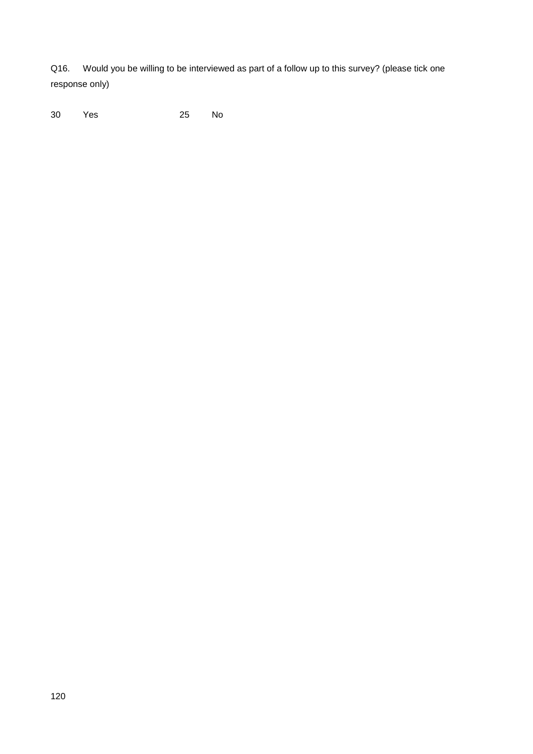Q16. Would you be willing to be interviewed as part of a follow up to this survey? (please tick one response only)

30 Yes 25 No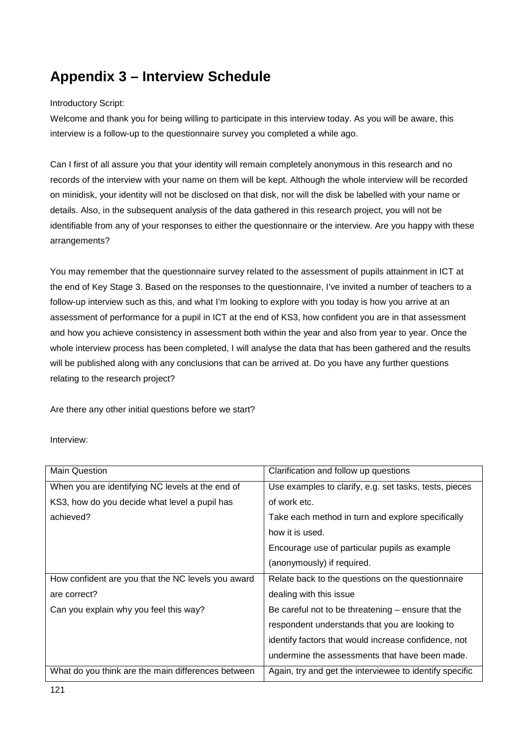# Appendix 3 – Interview Schedule

Introductory Script:

Welcome and thank you for being willing to participate in this interview today. As you will be aware, this interview is a follow-up to the questionnaire survey you completed a while ago.

Can I first of all assure you that your identity will remain completely anonymous in this research and no records of the interview with your name on them will be kept. Although the whole interview will be recorded on minidisk, your identity will not be disclosed on that disk, nor will the disk be labelled with your name or details. Also, in the subsequent analysis of the data gathered in this research project, you will not be identifiable from any of your responses to either the questionnaire or the interview. Are you happy with these arrangements?

You may remember that the questionnaire survey related to the assessment of pupils attainment in ICT at the end of Key Stage 3. Based on the responses to the questionnaire, I've invited a number of teachers to a follow-up interview such as this, and what I'm looking to explore with you today is how you arrive at an assessment of performance for a pupil in ICT at the end of KS3, how confident you are in that assessment and how you achieve consistency in assessment both within the year and also from year to year. Once the whole interview process has been completed, I will analyse the data that has been gathered and the results will be published along with any conclusions that can be arrived at. Do you have any further questions relating to the research project?

Are there any other initial questions before we start?

Interview:

| Main Question | Clarification and follow up questions |
|---|---|
| When you are identifying NC levels at the end of KS3, how do you decide what level a pupil has achieved? | Use examples to clarify, e.g. set tasks, tests, pieces of work etc.<br>Take each method in turn and explore specifically how it is used.<br>Encourage use of particular pupils as example (anonymously) if required. |
| How confident are you that the NC levels you award are correct?<br>Can you explain why you feel this way? | Relate back to the questions on the questionnaire dealing with this issue<br>Be careful not to be threatening – ensure that the respondent understands that you are looking to identify factors that would increase confidence, not undermine the assessments that have been made. |
| What do you think are the main differences between | Again, try and get the interviewee to identify specific |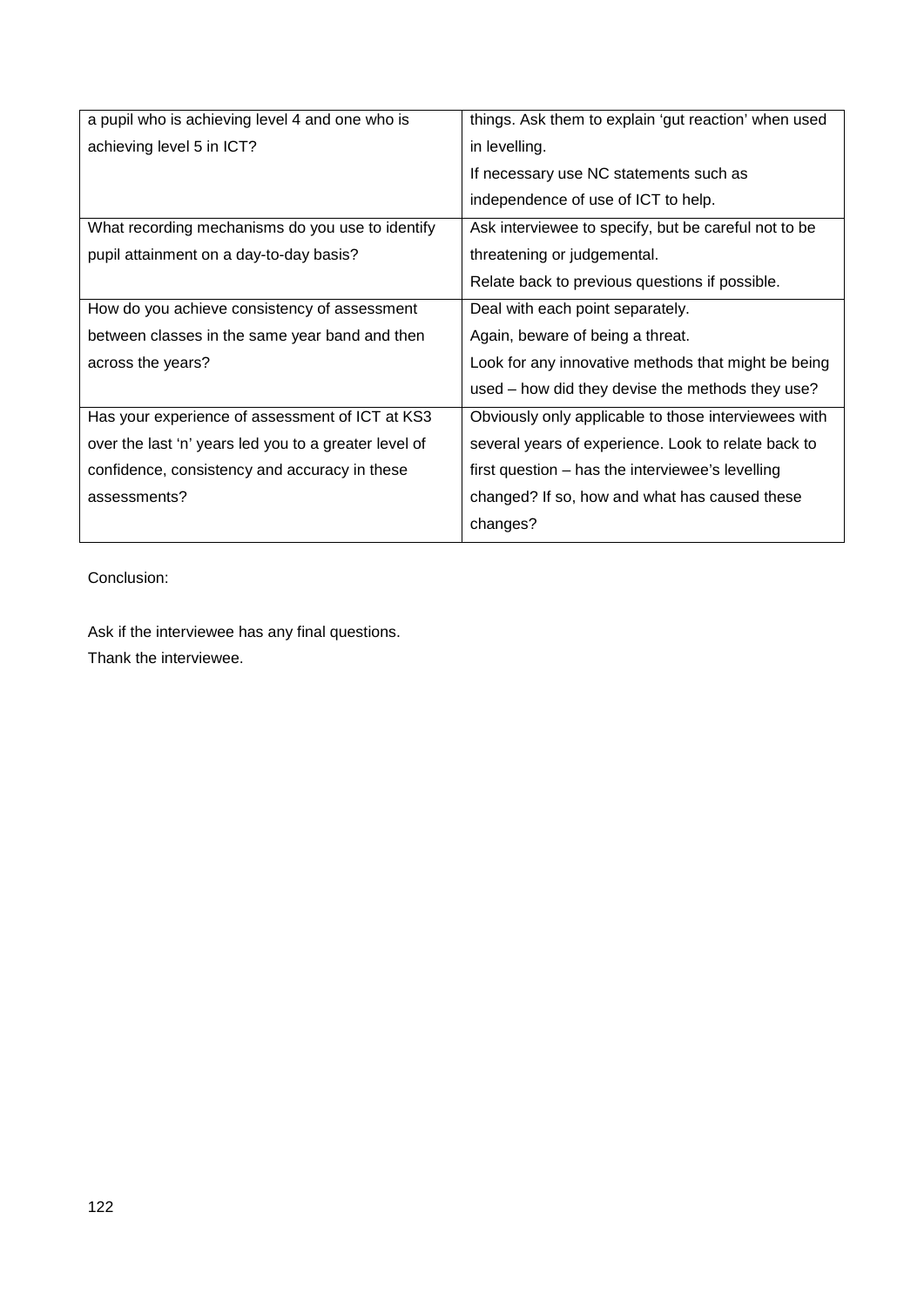| | |
|---|---|
| a pupil who is achieving level 4 and one who is achieving level 5 in ICT? | things. Ask them to explain 'gut reaction' when used in levelling.<br>If necessary use NC statements such as independence of use of ICT to help. |
| What recording mechanisms do you use to identify pupil attainment on a day-to-day basis? | Ask interviewee to specify, but be careful not to be threatening or judgemental.<br>Relate back to previous questions if possible. |
| How do you achieve consistency of assessment between classes in the same year band and then across the years? | Deal with each point separately.<br>Again, beware of being a threat.<br>Look for any innovative methods that might be being used – how did they devise the methods they use? |
| Has your experience of assessment of ICT at KS3 over the last 'n' years led you to a greater level of confidence, consistency and accuracy in these assessments? | Obviously only applicable to those interviewees with several years of experience. Look to relate back to first question – has the interviewee's levelling changed? If so, how and what has caused these changes? |

Conclusion:

Ask if the interviewee has any final questions.
Thank the interviewee.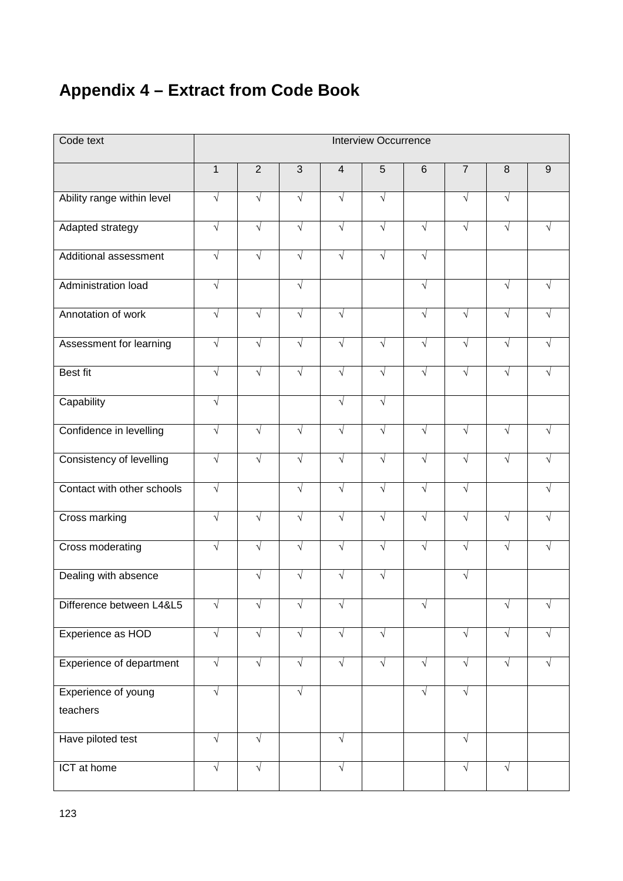# Appendix 4 – Extract from Code Book

| Code text | Interview Occurrence | | | | | | | | |
|---|---|---|---|---|---|---|---|---|---|
| | 1 | 2 | 3 | 4 | 5 | 6 | 7 | 8 | 9 |
| Ability range within level | √ | √ | √ | √ | √ | | √ | √ | |
| Adapted strategy | √ | √ | √ | √ | √ | √ | √ | √ | √ |
| Additional assessment | √ | √ | √ | √ | √ | √ | | | |
| Administration load | √ | | √ | | | √ | | √ | √ |
| Annotation of work | √ | √ | √ | √ | | √ | √ | √ | √ |
| Assessment for learning | √ | √ | √ | √ | √ | √ | √ | √ | √ |
| Best fit | √ | √ | √ | √ | √ | √ | √ | √ | √ |
| Capability | √ | | | √ | √ | | | | |
| Confidence in levelling | √ | √ | √ | √ | √ | √ | √ | √ | √ |
| Consistency of levelling | √ | √ | √ | √ | √ | √ | √ | √ | √ |
| Contact with other schools | √ | | √ | √ | √ | √ | √ | | √ |
| Cross marking | √ | √ | √ | √ | √ | √ | √ | √ | √ |
| Cross moderating | √ | √ | √ | √ | √ | √ | √ | √ | √ |
| Dealing with absence | | √ | √ | √ | √ | | √ | | |
| Difference between L4&L5 | √ | √ | √ | √ | | √ | | √ | √ |
| Experience as HOD | √ | √ | √ | √ | √ | | √ | √ | √ |
| Experience of department | √ | √ | √ | √ | √ | √ | √ | √ | √ |
| Experience of young teachers | √ | | √ | | | √ | √ | | |
| Have piloted test | √ | √ | | √ | | | √ | | |
| ICT at home | √ | √ | | √ | | | √ | √ | |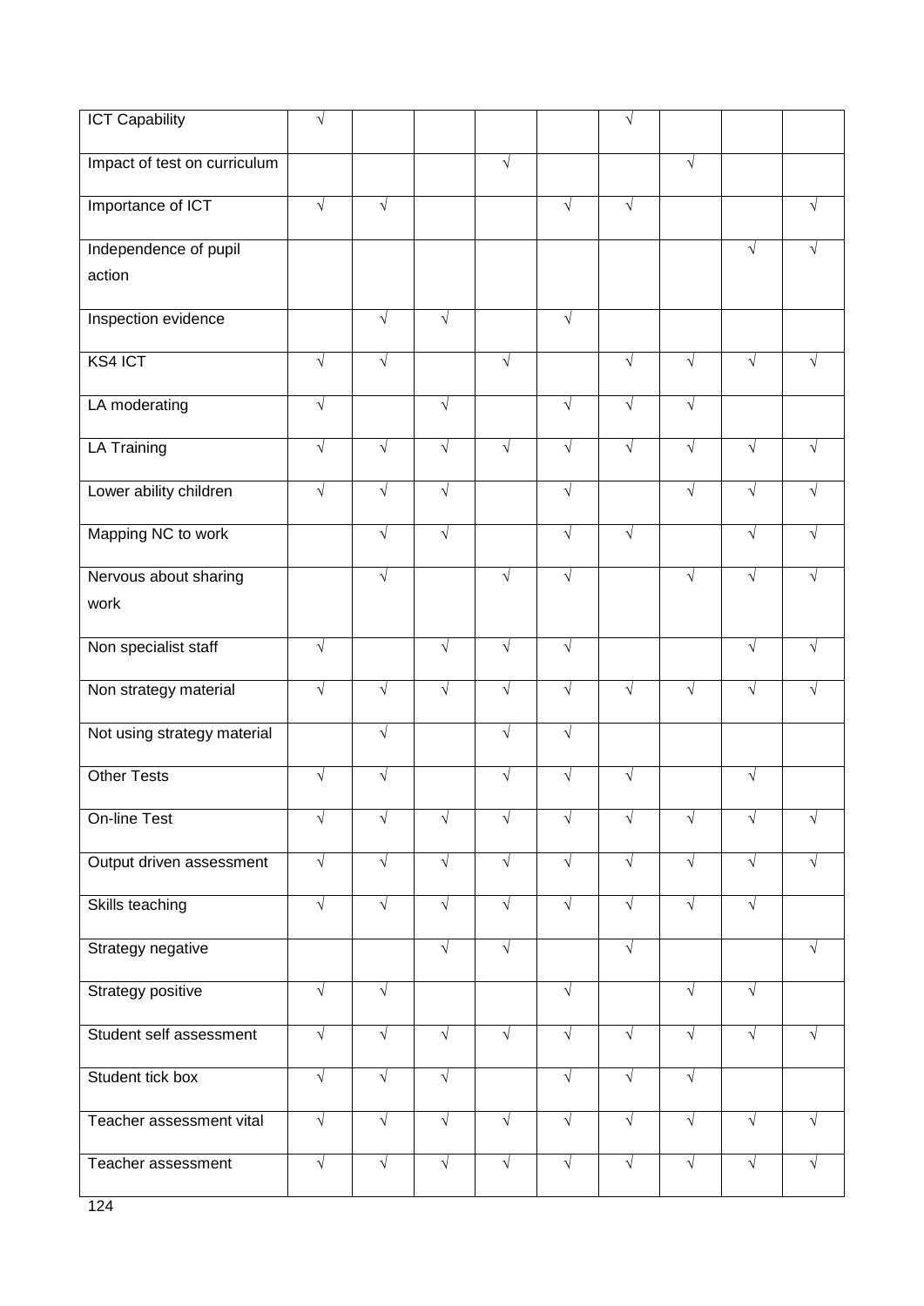| | | | | | | | | | |
|---|---|---|---|---|---|---|---|---|---|
| ICT Capability | √ | | | | | √ | | | |
| Impact of test on curriculum | | | | √ | | | √ | | |
| Importance of ICT | √ | √ | | | √ | √ | | | √ |
| Independence of pupil action | | | | | | | | √ | √ |
| Inspection evidence | | √ | √ | | √ | | | | |
| KS4 ICT | √ | √ | | √ | | √ | √ | √ | √ |
| LA moderating | √ | | √ | | √ | √ | √ | | |
| LA Training | √ | √ | √ | √ | √ | √ | √ | √ | √ |
| Lower ability children | √ | √ | √ | | √ | | √ | √ | √ |
| Mapping NC to work | | √ | √ | | √ | √ | | √ | √ |
| Nervous about sharing work | | √ | | √ | √ | | √ | √ | √ |
| Non specialist staff | √ | | √ | √ | √ | | | √ | √ |
| Non strategy material | √ | √ | √ | √ | √ | √ | √ | √ | √ |
| Not using strategy material | | √ | | √ | √ | | | | |
| Other Tests | √ | √ | | √ | √ | √ | | √ | |
| On-line Test | √ | √ | √ | √ | √ | √ | √ | √ | √ |
| Output driven assessment | √ | √ | √ | √ | √ | √ | √ | √ | √ |
| Skills teaching | √ | √ | √ | √ | √ | √ | √ | √ | |
| Strategy negative | | | √ | √ | | √ | | | √ |
| Strategy positive | √ | √ | | | √ | | √ | √ | |
| Student self assessment | √ | √ | √ | √ | √ | √ | √ | √ | √ |
| Student tick box | √ | √ | √ | | √ | √ | √ | | |
| Teacher assessment vital | √ | √ | √ | √ | √ | √ | √ | √ | √ |
| Teacher assessment | √ | √ | √ | √ | √ | √ | √ | √ | √ |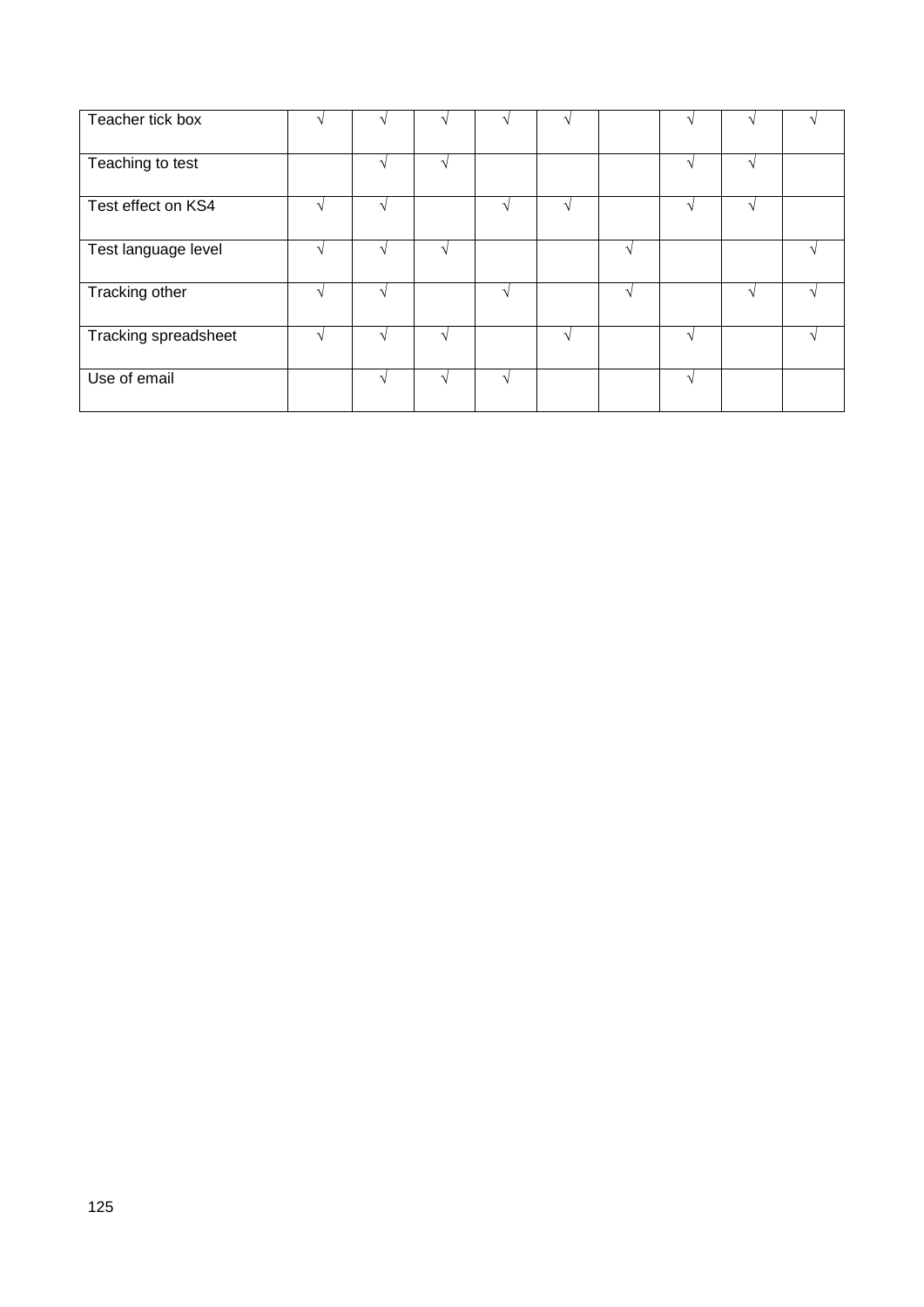| | | | | | | | | | |
|---|---|---|---|---|---|---|---|---|---|
| Teacher tick box | √ | √ | √ | √ | √ | | √ | √ | √ |
| Teaching to test | | √ | √ | | | | √ | √ | |
| Test effect on KS4 | √ | √ | | √ | √ | | √ | √ | |
| Test language level | √ | √ | √ | | | √ | | | √ |
| Tracking other | √ | √ | | √ | | √ | | √ | √ |
| Tracking spreadsheet | √ | √ | √ | | √ | | √ | | √ |
| Use of email | | √ | √ | √ | | | √ | | |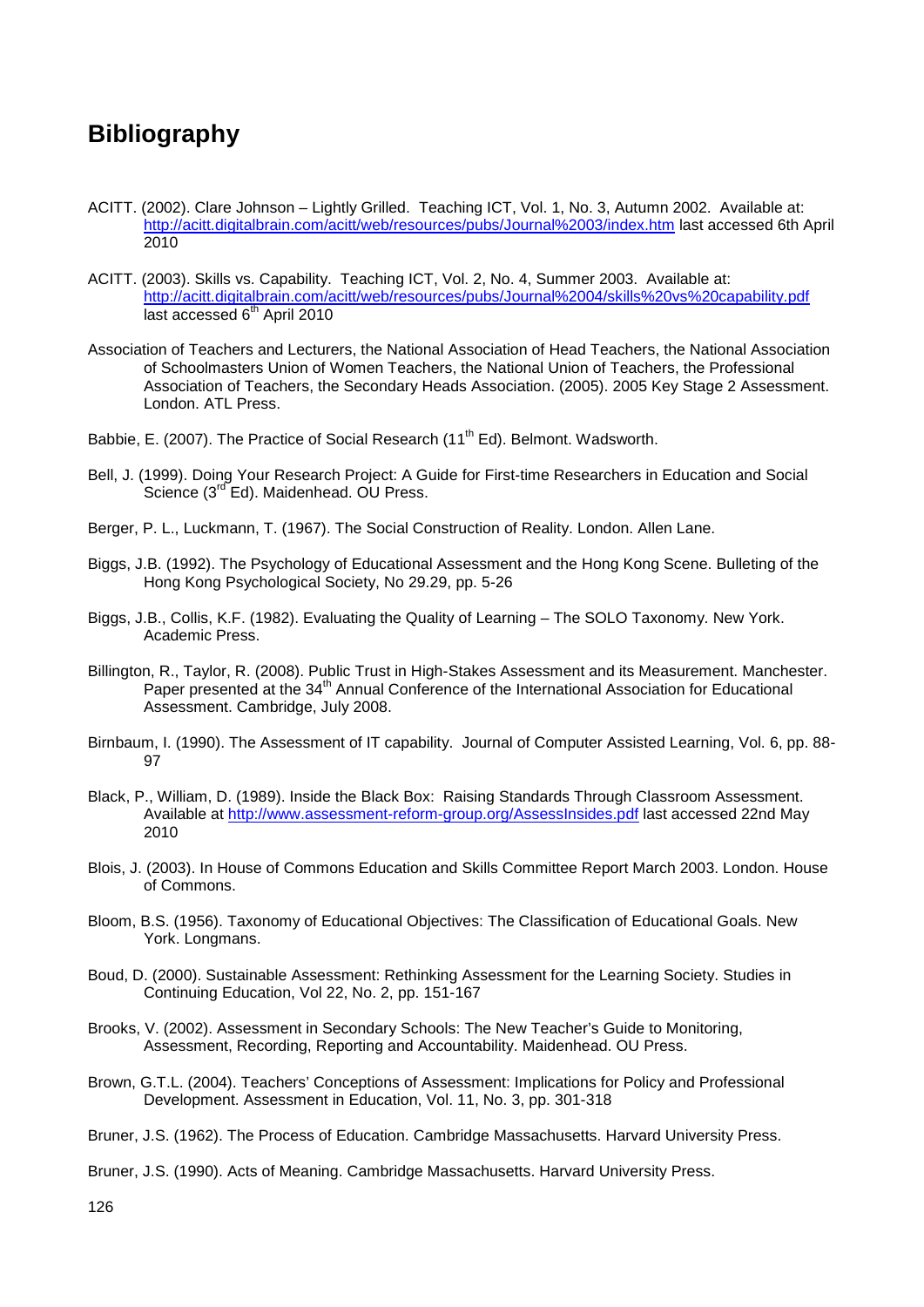# Bibliography

ACITT. (2002). Clare Johnson – Lightly Grilled. Teaching ICT, Vol. 1, No. 3, Autumn 2002. Available at: http://acitt.digitalbrain.com/acitt/web/resources/pubs/Journal%2003/index.htm last accessed 6th April 2010

ACITT. (2003). Skills vs. Capability. Teaching ICT, Vol. 2, No. 4, Summer 2003. Available at: http://acitt.digitalbrain.com/acitt/web/resources/pubs/Journal%2004/skills%20vs%20capability.pdf last accessed 6th April 2010

Association of Teachers and Lecturers, the National Association of Head Teachers, the National Association of Schoolmasters Union of Women Teachers, the National Union of Teachers, the Professional Association of Teachers, the Secondary Heads Association. (2005). 2005 Key Stage 2 Assessment. London. ATL Press.

Babbie, E. (2007). The Practice of Social Research (11th Ed). Belmont. Wadsworth.

Bell, J. (1999). Doing Your Research Project: A Guide for First-time Researchers in Education and Social Science (3rd Ed). Maidenhead. OU Press.

Berger, P. L., Luckmann, T. (1967). The Social Construction of Reality. London. Allen Lane.

Biggs, J.B. (1992). The Psychology of Educational Assessment and the Hong Kong Scene. Bulleting of the Hong Kong Psychological Society, No 29.29, pp. 5-26

Biggs, J.B., Collis, K.F. (1982). Evaluating the Quality of Learning – The SOLO Taxonomy. New York. Academic Press.

Billington, R., Taylor, R. (2008). Public Trust in High-Stakes Assessment and its Measurement. Manchester. Paper presented at the 34th Annual Conference of the International Association for Educational Assessment. Cambridge, July 2008.

Birnbaum, I. (1990). The Assessment of IT capability. Journal of Computer Assisted Learning, Vol. 6, pp. 88-97

Black, P., William, D. (1989). Inside the Black Box: Raising Standards Through Classroom Assessment. Available at http://www.assessment-reform-group.org/AssessInsides.pdf last accessed 22nd May 2010

Blois, J. (2003). In House of Commons Education and Skills Committee Report March 2003. London. House of Commons.

Bloom, B.S. (1956). Taxonomy of Educational Objectives: The Classification of Educational Goals. New York. Longmans.

Boud, D. (2000). Sustainable Assessment: Rethinking Assessment for the Learning Society. Studies in Continuing Education, Vol 22, No. 2, pp. 151-167

Brooks, V. (2002). Assessment in Secondary Schools: The New Teacher's Guide to Monitoring, Assessment, Recording, Reporting and Accountability. Maidenhead. OU Press.

Brown, G.T.L. (2004). Teachers' Conceptions of Assessment: Implications for Policy and Professional Development. Assessment in Education, Vol. 11, No. 3, pp. 301-318

Bruner, J.S. (1962). The Process of Education. Cambridge Massachusetts. Harvard University Press.

Bruner, J.S. (1990). Acts of Meaning. Cambridge Massachusetts. Harvard University Press.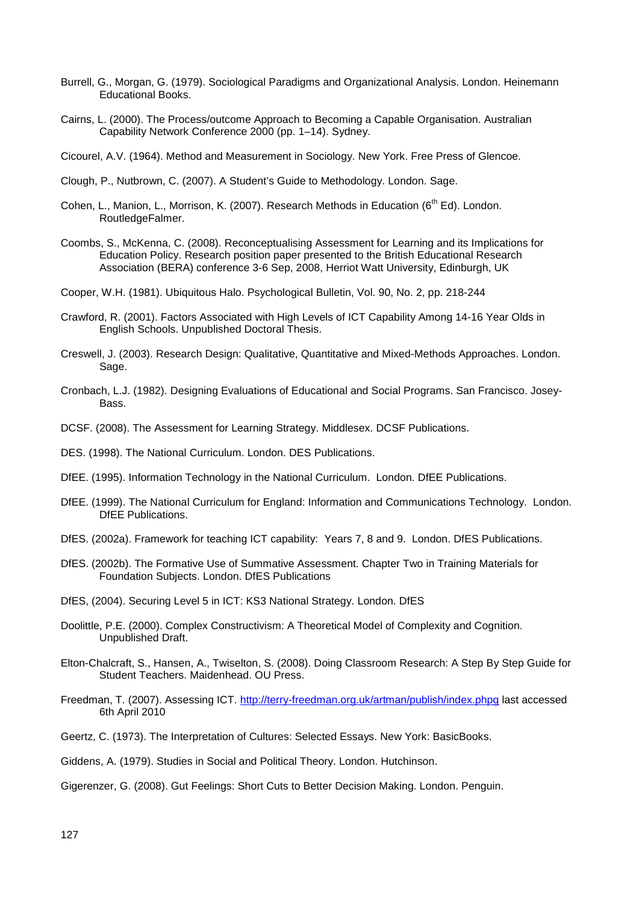Burrell, G., Morgan, G. (1979). Sociological Paradigms and Organizational Analysis. London. Heinemann Educational Books.

Cairns, L. (2000). The Process/outcome Approach to Becoming a Capable Organisation. Australian Capability Network Conference 2000 (pp. 1–14). Sydney.

Cicourel, A.V. (1964). Method and Measurement in Sociology. New York. Free Press of Glencoe.

Clough, P., Nutbrown, C. (2007). A Student's Guide to Methodology. London. Sage.

Cohen, L., Manion, L., Morrison, K. (2007). Research Methods in Education (6th Ed). London. RoutledgeFalmer.

Coombs, S., McKenna, C. (2008). Reconceptualising Assessment for Learning and its Implications for Education Policy. Research position paper presented to the British Educational Research Association (BERA) conference 3-6 Sep, 2008, Herriot Watt University, Edinburgh, UK

Cooper, W.H. (1981). Ubiquitous Halo. Psychological Bulletin, Vol. 90, No. 2, pp. 218-244

Crawford, R. (2001). Factors Associated with High Levels of ICT Capability Among 14-16 Year Olds in English Schools. Unpublished Doctoral Thesis.

Creswell, J. (2003). Research Design: Qualitative, Quantitative and Mixed-Methods Approaches. London. Sage.

Cronbach, L.J. (1982). Designing Evaluations of Educational and Social Programs. San Francisco. Josey-Bass.

DCSF. (2008). The Assessment for Learning Strategy. Middlesex. DCSF Publications.

DES. (1998). The National Curriculum. London. DES Publications.

DfEE. (1995). Information Technology in the National Curriculum. London. DfEE Publications.

DfEE. (1999). The National Curriculum for England: Information and Communications Technology. London. DfEE Publications.

DfES. (2002a). Framework for teaching ICT capability: Years 7, 8 and 9. London. DfES Publications.

DfES. (2002b). The Formative Use of Summative Assessment. Chapter Two in Training Materials for Foundation Subjects. London. DfES Publications

DfES, (2004). Securing Level 5 in ICT: KS3 National Strategy. London. DfES

Doolittle, P.E. (2000). Complex Constructivism: A Theoretical Model of Complexity and Cognition. Unpublished Draft.

Elton-Chalcraft, S., Hansen, A., Twiselton, S. (2008). Doing Classroom Research: A Step By Step Guide for Student Teachers. Maidenhead. OU Press.

Freedman, T. (2007). Assessing ICT. http://terry-freedman.org.uk/artman/publish/index.phpg last accessed 6th April 2010

Geertz, C. (1973). The Interpretation of Cultures: Selected Essays. New York: BasicBooks.

Giddens, A. (1979). Studies in Social and Political Theory. London. Hutchinson.

Gigerenzer, G. (2008). Gut Feelings: Short Cuts to Better Decision Making. London. Penguin.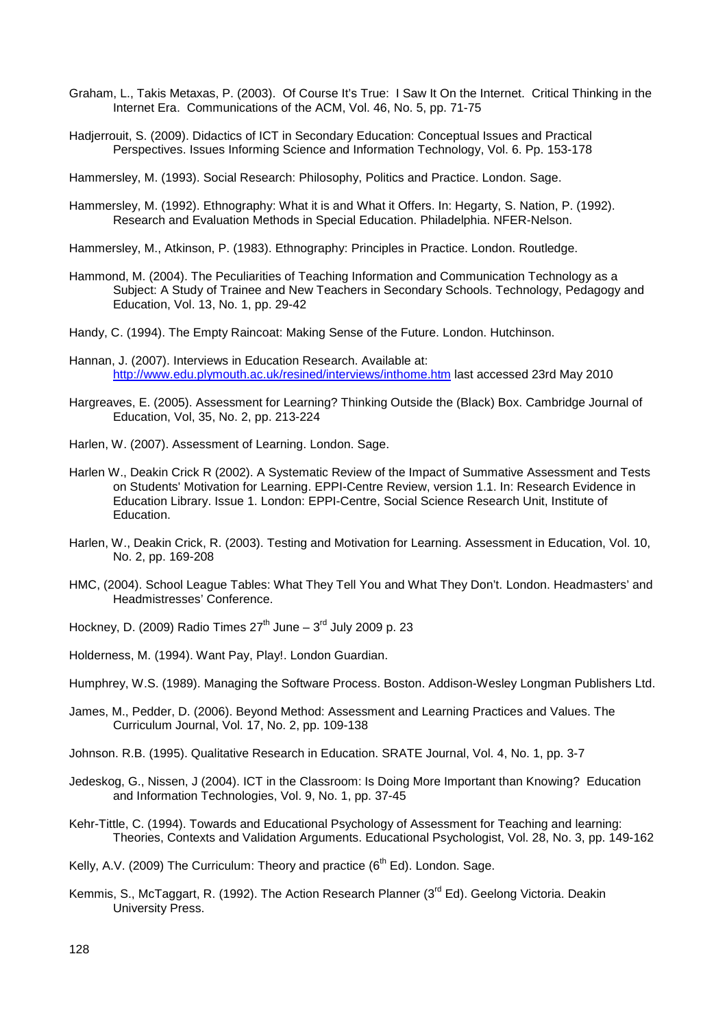Graham, L., Takis Metaxas, P. (2003). Of Course It's True: I Saw It On the Internet. Critical Thinking in the Internet Era. Communications of the ACM, Vol. 46, No. 5, pp. 71-75

Hadjerrouit, S. (2009). Didactics of ICT in Secondary Education: Conceptual Issues and Practical Perspectives. Issues Informing Science and Information Technology, Vol. 6. Pp. 153-178

Hammersley, M. (1993). Social Research: Philosophy, Politics and Practice. London. Sage.

Hammersley, M. (1992). Ethnography: What it is and What it Offers. In: Hegarty, S. Nation, P. (1992). Research and Evaluation Methods in Special Education. Philadelphia. NFER-Nelson.

Hammersley, M., Atkinson, P. (1983). Ethnography: Principles in Practice. London. Routledge.

Hammond, M. (2004). The Peculiarities of Teaching Information and Communication Technology as a Subject: A Study of Trainee and New Teachers in Secondary Schools. Technology, Pedagogy and Education, Vol. 13, No. 1, pp. 29-42

Handy, C. (1994). The Empty Raincoat: Making Sense of the Future. London. Hutchinson.

Hannan, J. (2007). Interviews in Education Research. Available at: http://www.edu.plymouth.ac.uk/resined/interviews/inthome.htm last accessed 23rd May 2010

Hargreaves, E. (2005). Assessment for Learning? Thinking Outside the (Black) Box. Cambridge Journal of Education, Vol, 35, No. 2, pp. 213-224

Harlen, W. (2007). Assessment of Learning. London. Sage.

Harlen W., Deakin Crick R (2002). A Systematic Review of the Impact of Summative Assessment and Tests on Students' Motivation for Learning. EPPI-Centre Review, version 1.1. In: Research Evidence in Education Library. Issue 1. London: EPPI-Centre, Social Science Research Unit, Institute of Education.

Harlen, W., Deakin Crick, R. (2003). Testing and Motivation for Learning. Assessment in Education, Vol. 10, No. 2, pp. 169-208

HMC, (2004). School League Tables: What They Tell You and What They Don't. London. Headmasters' and Headmistresses' Conference.

Hockney, D. (2009) Radio Times 27th June – 3rd July 2009 p. 23

Holderness, M. (1994). Want Pay, Play!. London Guardian.

Humphrey, W.S. (1989). Managing the Software Process. Boston. Addison-Wesley Longman Publishers Ltd.

James, M., Pedder, D. (2006). Beyond Method: Assessment and Learning Practices and Values. The Curriculum Journal, Vol. 17, No. 2, pp. 109-138

Johnson. R.B. (1995). Qualitative Research in Education. SRATE Journal, Vol. 4, No. 1, pp. 3-7

Jedeskog, G., Nissen, J (2004). ICT in the Classroom: Is Doing More Important than Knowing? Education and Information Technologies, Vol. 9, No. 1, pp. 37-45

Kehr-Tittle, C. (1994). Towards and Educational Psychology of Assessment for Teaching and learning: Theories, Contexts and Validation Arguments. Educational Psychologist, Vol. 28, No. 3, pp. 149-162

Kelly, A.V. (2009) The Curriculum: Theory and practice (6th Ed). London. Sage.

Kemmis, S., McTaggart, R. (1992). The Action Research Planner (3rd Ed). Geelong Victoria. Deakin University Press.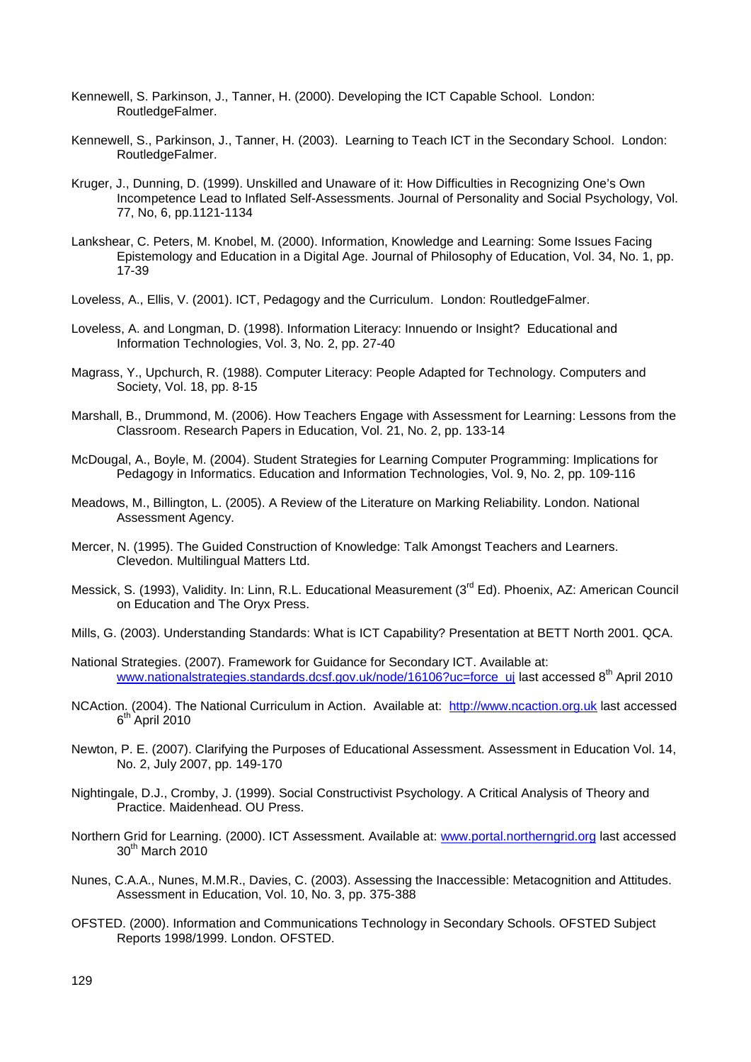Kennewell, S. Parkinson, J., Tanner, H. (2000). Developing the ICT Capable School. London: RoutledgeFalmer.

Kennewell, S., Parkinson, J., Tanner, H. (2003). Learning to Teach ICT in the Secondary School. London: RoutledgeFalmer.

Kruger, J., Dunning, D. (1999). Unskilled and Unaware of it: How Difficulties in Recognizing One's Own Incompetence Lead to Inflated Self-Assessments. Journal of Personality and Social Psychology, Vol. 77, No, 6, pp.1121-1134

Lankshear, C. Peters, M. Knobel, M. (2000). Information, Knowledge and Learning: Some Issues Facing Epistemology and Education in a Digital Age. Journal of Philosophy of Education, Vol. 34, No. 1, pp. 17-39

Loveless, A., Ellis, V. (2001). ICT, Pedagogy and the Curriculum. London: RoutledgeFalmer.

Loveless, A. and Longman, D. (1998). Information Literacy: Innuendo or Insight? Educational and Information Technologies, Vol. 3, No. 2, pp. 27-40

Magrass, Y., Upchurch, R. (1988). Computer Literacy: People Adapted for Technology. Computers and Society, Vol. 18, pp. 8-15

Marshall, B., Drummond, M. (2006). How Teachers Engage with Assessment for Learning: Lessons from the Classroom. Research Papers in Education, Vol. 21, No. 2, pp. 133-14

McDougal, A., Boyle, M. (2004). Student Strategies for Learning Computer Programming: Implications for Pedagogy in Informatics. Education and Information Technologies, Vol. 9, No. 2, pp. 109-116

Meadows, M., Billington, L. (2005). A Review of the Literature on Marking Reliability. London. National Assessment Agency.

Mercer, N. (1995). The Guided Construction of Knowledge: Talk Amongst Teachers and Learners. Clevedon. Multilingual Matters Ltd.

Messick, S. (1993), Validity. In: Linn, R.L. Educational Measurement (3rd Ed). Phoenix, AZ: American Council on Education and The Oryx Press.

Mills, G. (2003). Understanding Standards: What is ICT Capability? Presentation at BETT North 2001. QCA.

National Strategies. (2007). Framework for Guidance for Secondary ICT. Available at: www.nationalstrategies.standards.dcsf.gov.uk/node/16106?uc=force_uj last accessed 8th April 2010

NCAction. (2004). The National Curriculum in Action. Available at: http://www.ncaction.org.uk last accessed 6th April 2010

Newton, P. E. (2007). Clarifying the Purposes of Educational Assessment. Assessment in Education Vol. 14, No. 2, July 2007, pp. 149-170

Nightingale, D.J., Cromby, J. (1999). Social Constructivist Psychology. A Critical Analysis of Theory and Practice. Maidenhead. OU Press.

Northern Grid for Learning. (2000). ICT Assessment. Available at: www.portal.northerngrid.org last accessed 30th March 2010

Nunes, C.A.A., Nunes, M.M.R., Davies, C. (2003). Assessing the Inaccessible: Metacognition and Attitudes. Assessment in Education, Vol. 10, No. 3, pp. 375-388

OFSTED. (2000). Information and Communications Technology in Secondary Schools. OFSTED Subject Reports 1998/1999. London. OFSTED.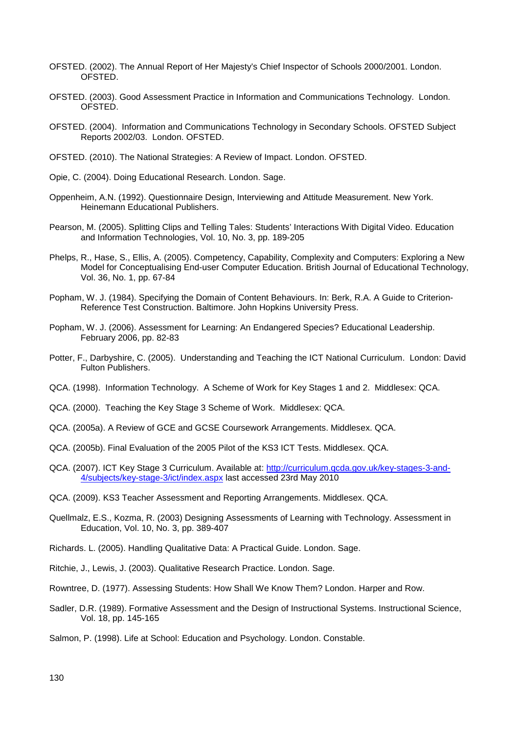OFSTED. (2002). The Annual Report of Her Majesty's Chief Inspector of Schools 2000/2001. London. OFSTED.

OFSTED. (2003). Good Assessment Practice in Information and Communications Technology. London. OFSTED.

OFSTED. (2004). Information and Communications Technology in Secondary Schools. OFSTED Subject Reports 2002/03. London. OFSTED.

OFSTED. (2010). The National Strategies: A Review of Impact. London. OFSTED.

Opie, C. (2004). Doing Educational Research. London. Sage.

Oppenheim, A.N. (1992). Questionnaire Design, Interviewing and Attitude Measurement. New York. Heinemann Educational Publishers.

Pearson, M. (2005). Splitting Clips and Telling Tales: Students' Interactions With Digital Video. Education and Information Technologies, Vol. 10, No. 3, pp. 189-205

Phelps, R., Hase, S., Ellis, A. (2005). Competency, Capability, Complexity and Computers: Exploring a New Model for Conceptualising End-user Computer Education. British Journal of Educational Technology, Vol. 36, No. 1, pp. 67-84

Popham, W. J. (1984). Specifying the Domain of Content Behaviours. In: Berk, R.A. A Guide to Criterion-Reference Test Construction. Baltimore. John Hopkins University Press.

Popham, W. J. (2006). Assessment for Learning: An Endangered Species? Educational Leadership. February 2006, pp. 82-83

Potter, F., Darbyshire, C. (2005). Understanding and Teaching the ICT National Curriculum. London: David Fulton Publishers.

QCA. (1998). Information Technology. A Scheme of Work for Key Stages 1 and 2. Middlesex: QCA.

QCA. (2000). Teaching the Key Stage 3 Scheme of Work. Middlesex: QCA.

QCA. (2005a). A Review of GCE and GCSE Coursework Arrangements. Middlesex. QCA.

QCA. (2005b). Final Evaluation of the 2005 Pilot of the KS3 ICT Tests. Middlesex. QCA.

QCA. (2007). ICT Key Stage 3 Curriculum. Available at: http://curriculum.qcda.gov.uk/key-stages-3-and-4/subjects/key-stage-3/ict/index.aspx last accessed 23rd May 2010

QCA. (2009). KS3 Teacher Assessment and Reporting Arrangements. Middlesex. QCA.

Quellmalz, E.S., Kozma, R. (2003) Designing Assessments of Learning with Technology. Assessment in Education, Vol. 10, No. 3, pp. 389-407

Richards. L. (2005). Handling Qualitative Data: A Practical Guide. London. Sage.

Ritchie, J., Lewis, J. (2003). Qualitative Research Practice. London. Sage.

Rowntree, D. (1977). Assessing Students: How Shall We Know Them? London. Harper and Row.

Sadler, D.R. (1989). Formative Assessment and the Design of Instructional Systems. Instructional Science, Vol. 18, pp. 145-165

Salmon, P. (1998). Life at School: Education and Psychology. London. Constable.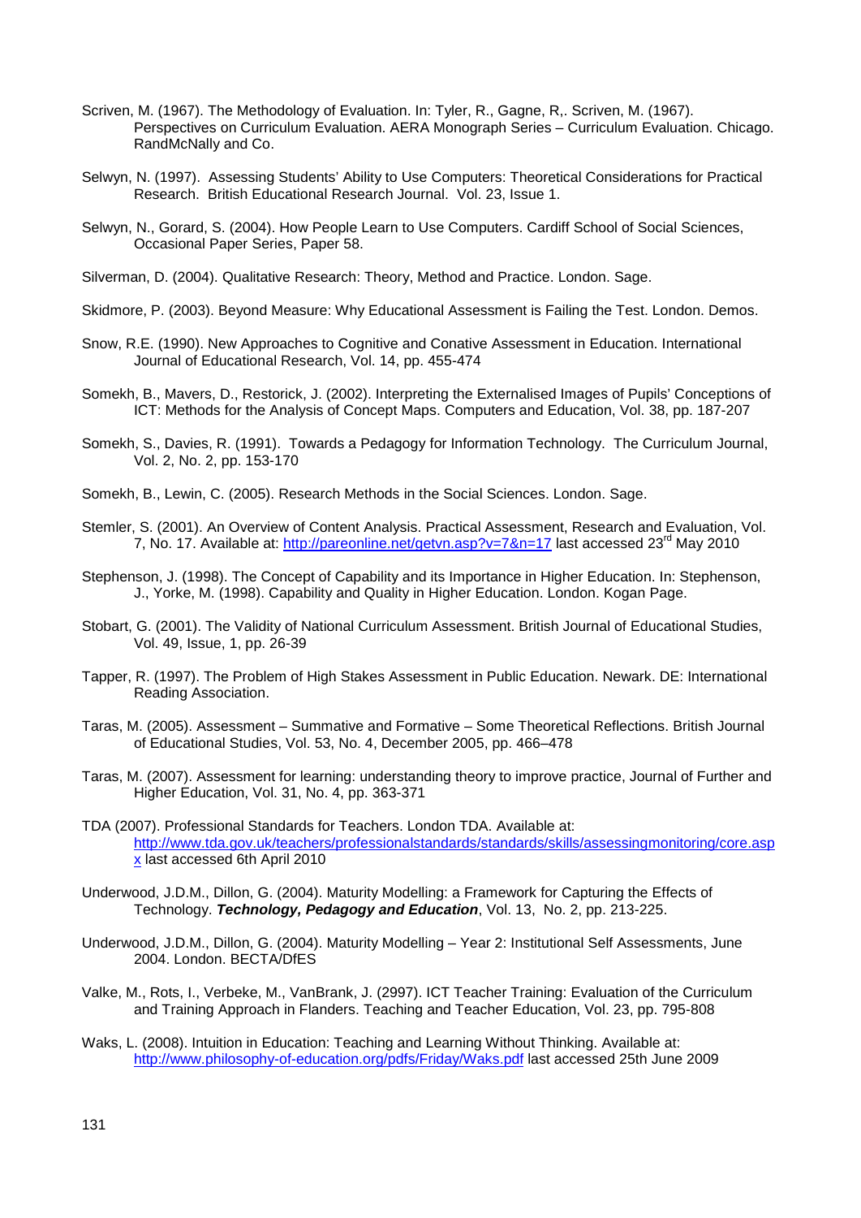Scriven, M. (1967). The Methodology of Evaluation. In: Tyler, R., Gagne, R,. Scriven, M. (1967). Perspectives on Curriculum Evaluation. AERA Monograph Series – Curriculum Evaluation. Chicago. RandMcNally and Co.

Selwyn, N. (1997). Assessing Students' Ability to Use Computers: Theoretical Considerations for Practical Research. British Educational Research Journal. Vol. 23, Issue 1.

Selwyn, N., Gorard, S. (2004). How People Learn to Use Computers. Cardiff School of Social Sciences, Occasional Paper Series, Paper 58.

Silverman, D. (2004). Qualitative Research: Theory, Method and Practice. London. Sage.

Skidmore, P. (2003). Beyond Measure: Why Educational Assessment is Failing the Test. London. Demos.

Snow, R.E. (1990). New Approaches to Cognitive and Conative Assessment in Education. International Journal of Educational Research, Vol. 14, pp. 455-474

Somekh, B., Mavers, D., Restorick, J. (2002). Interpreting the Externalised Images of Pupils' Conceptions of ICT: Methods for the Analysis of Concept Maps. Computers and Education, Vol. 38, pp. 187-207

Somekh, S., Davies, R. (1991). Towards a Pedagogy for Information Technology. The Curriculum Journal, Vol. 2, No. 2, pp. 153-170

Somekh, B., Lewin, C. (2005). Research Methods in the Social Sciences. London. Sage.

Stemler, S. (2001). An Overview of Content Analysis. Practical Assessment, Research and Evaluation, Vol. 7, No. 17. Available at: http://pareonline.net/getvn.asp?v=7&n=17 last accessed 23rd May 2010

Stephenson, J. (1998). The Concept of Capability and its Importance in Higher Education. In: Stephenson, J., Yorke, M. (1998). Capability and Quality in Higher Education. London. Kogan Page.

Stobart, G. (2001). The Validity of National Curriculum Assessment. British Journal of Educational Studies, Vol. 49, Issue, 1, pp. 26-39

Tapper, R. (1997). The Problem of High Stakes Assessment in Public Education. Newark. DE: International Reading Association.

Taras, M. (2005). Assessment – Summative and Formative – Some Theoretical Reflections. British Journal of Educational Studies, Vol. 53, No. 4, December 2005, pp. 466–478

Taras, M. (2007). Assessment for learning: understanding theory to improve practice, Journal of Further and Higher Education, Vol. 31, No. 4, pp. 363-371

TDA (2007). Professional Standards for Teachers. London TDA. Available at: http://www.tda.gov.uk/teachers/professionalstandards/standards/skills/assessingmonitoring/core.aspx last accessed 6th April 2010

Underwood, J.D.M., Dillon, G. (2004). Maturity Modelling: a Framework for Capturing the Effects of Technology. ***Technology, Pedagogy and Education***, Vol. 13, No. 2, pp. 213-225.

Underwood, J.D.M., Dillon, G. (2004). Maturity Modelling – Year 2: Institutional Self Assessments, June 2004. London. BECTA/DfES

Valke, M., Rots, I., Verbeke, M., VanBrank, J. (2997). ICT Teacher Training: Evaluation of the Curriculum and Training Approach in Flanders. Teaching and Teacher Education, Vol. 23, pp. 795-808

Waks, L. (2008). Intuition in Education: Teaching and Learning Without Thinking. Available at: http://www.philosophy-of-education.org/pdfs/Friday/Waks.pdf last accessed 25th June 2009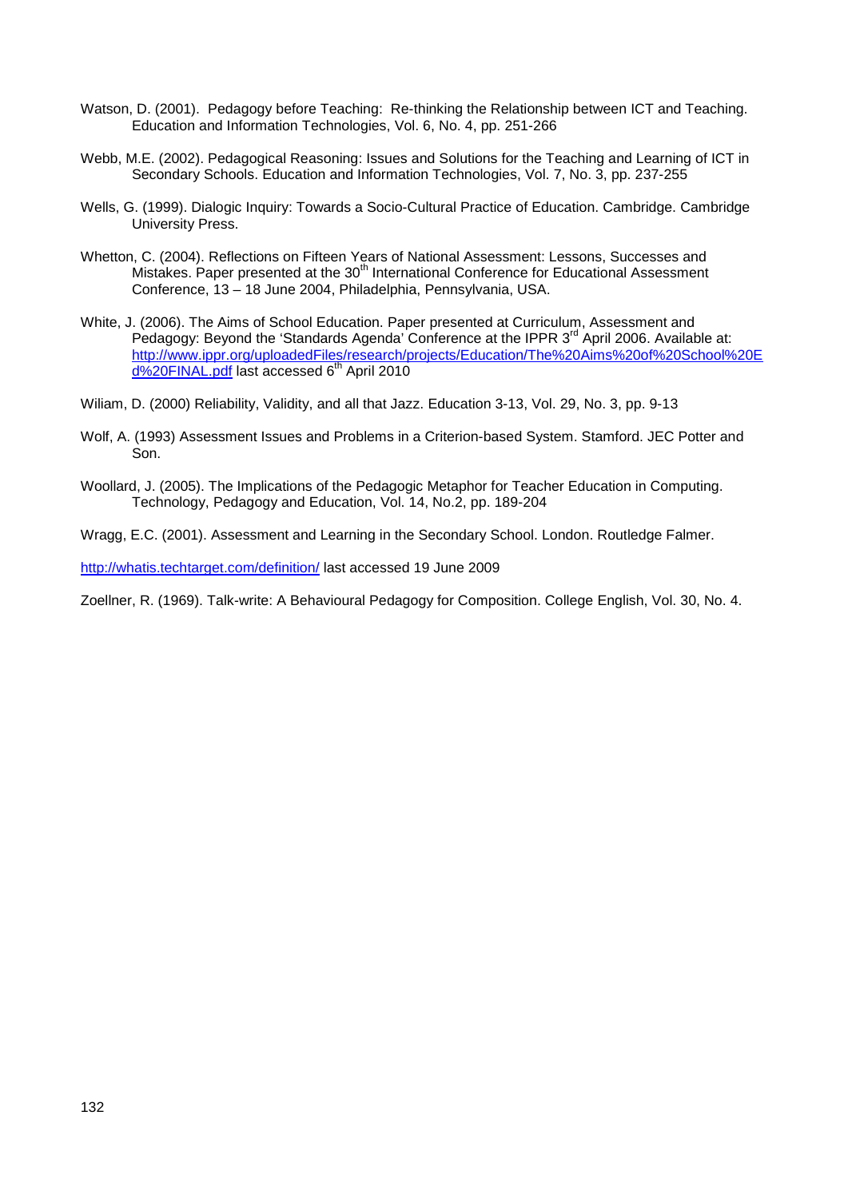Watson, D. (2001). Pedagogy before Teaching: Re-thinking the Relationship between ICT and Teaching. Education and Information Technologies, Vol. 6, No. 4, pp. 251-266

Webb, M.E. (2002). Pedagogical Reasoning: Issues and Solutions for the Teaching and Learning of ICT in Secondary Schools. Education and Information Technologies, Vol. 7, No. 3, pp. 237-255

Wells, G. (1999). Dialogic Inquiry: Towards a Socio-Cultural Practice of Education. Cambridge. Cambridge University Press.

Whetton, C. (2004). Reflections on Fifteen Years of National Assessment: Lessons, Successes and Mistakes. Paper presented at the 30th International Conference for Educational Assessment Conference, 13 – 18 June 2004, Philadelphia, Pennsylvania, USA.

White, J. (2006). The Aims of School Education. Paper presented at Curriculum, Assessment and Pedagogy: Beyond the 'Standards Agenda' Conference at the IPPR 3rd April 2006. Available at: http://www.ippr.org/uploadedFiles/research/projects/Education/The%20Aims%20of%20School%20Ed%20FINAL.pdf last accessed 6th April 2010

Wiliam, D. (2000) Reliability, Validity, and all that Jazz. Education 3-13, Vol. 29, No. 3, pp. 9-13

Wolf, A. (1993) Assessment Issues and Problems in a Criterion-based System. Stamford. JEC Potter and Son.

Woollard, J. (2005). The Implications of the Pedagogic Metaphor for Teacher Education in Computing. Technology, Pedagogy and Education, Vol. 14, No.2, pp. 189-204

Wragg, E.C. (2001). Assessment and Learning in the Secondary School. London. Routledge Falmer.

http://whatis.techtarget.com/definition/ last accessed 19 June 2009

Zoellner, R. (1969). Talk-write: A Behavioural Pedagogy for Composition. College English, Vol. 30, No. 4.